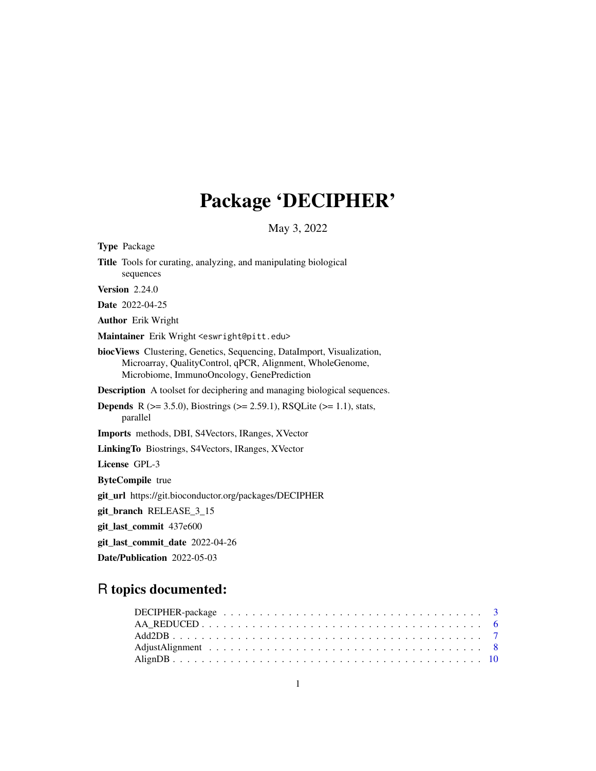# Package 'DECIPHER'

May 3, 2022

**Type** Package

**Title** Tools for curating, analyzing, and manipulating biological sequences

**Version** 2.24.0

**Date** 2022-04-25

**Author** Erik Wright

**Maintainer** Erik Wright <eswright@pitt.edu>

**biocViews** Clustering, Genetics, Sequencing, DataImport, Visualization, Microarray, QualityControl, qPCR, Alignment, WholeGenome, Microbiome, ImmunoOncology, GenePrediction

**Description** A toolset for deciphering and managing biological sequences.

**Depends** R (>= 3.5.0), Biostrings (>= 2.59.1), RSQLite (>= 1.1), stats, parallel

**Imports** methods, DBI, S4Vectors, IRanges, XVector

**LinkingTo** Biostrings, S4Vectors, IRanges, XVector

**License** GPL-3

**ByteCompile** true

**git_url** https://git.bioconductor.org/packages/DECIPHER

**git_branch** RELEASE_3_15

**git_last_commit** 437e600

**git_last_commit_date** 2022-04-26

**Date/Publication** 2022-05-03

## R topics documented:

DECIPHER-package . . . . . . . . . . . . . . . . . . . . . . . . . . . . . . . . . . . . . 3
AA_REDUCED . . . . . . . . . . . . . . . . . . . . . . . . . . . . . . . . . . . . . . . . 6
Add2DB . . . . . . . . . . . . . . . . . . . . . . . . . . . . . . . . . . . . . . . . . . . 7
AdjustAlignment . . . . . . . . . . . . . . . . . . . . . . . . . . . . . . . . . . . . . . 8
AlignDB . . . . . . . . . . . . . . . . . . . . . . . . . . . . . . . . . . . . . . . . . . 10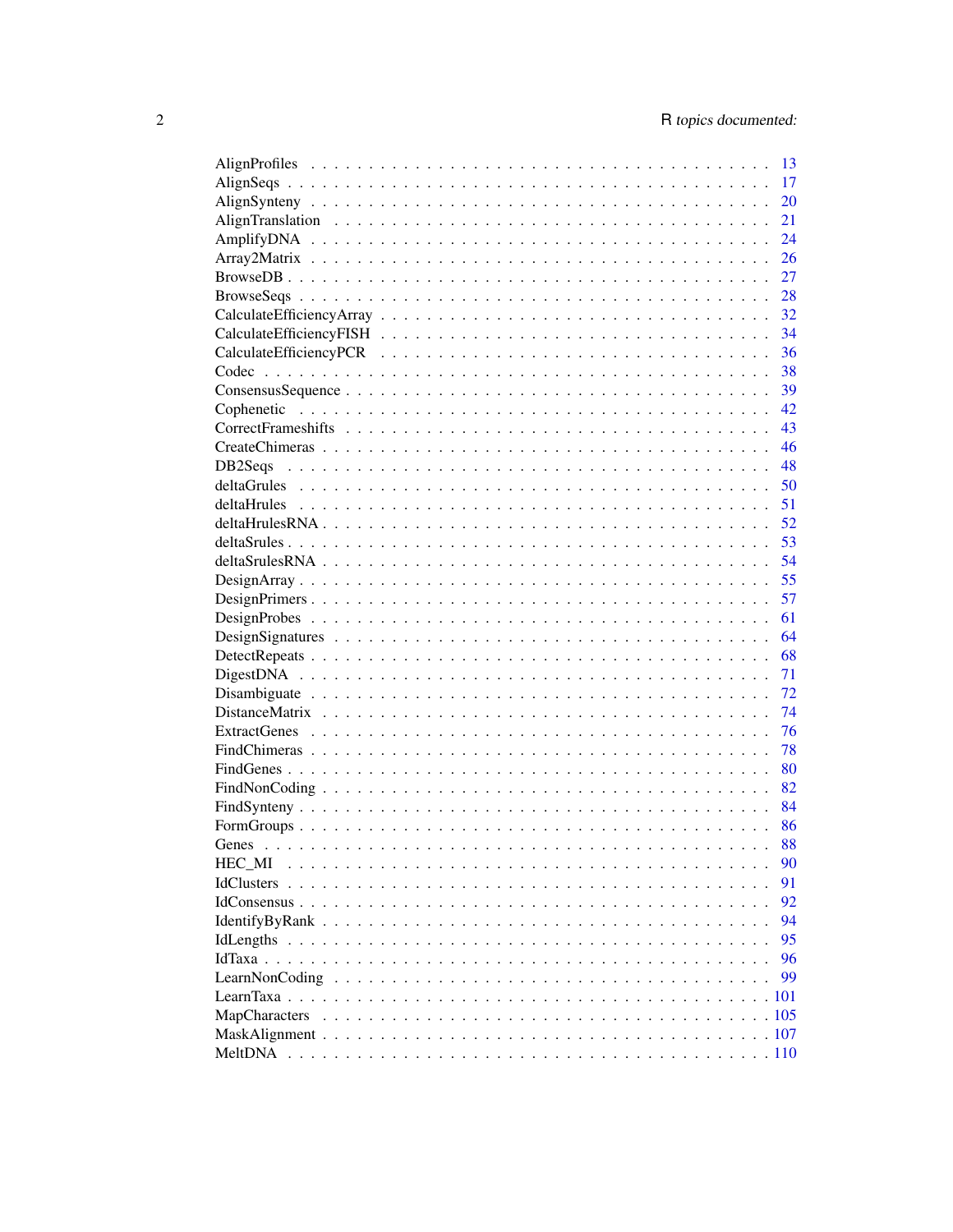| | |
|---|---|
| AlignProfiles | 13 |
| AlignSeqs | 17 |
| AlignSynteny | 20 |
| AlignTranslation | 21 |
| AmplifyDNA | 24 |
| Array2Matrix | 26 |
| BrowseDB | 27 |
| BrowseSeqs | 28 |
| CalculateEfficiencyArray | 32 |
| CalculateEfficiencyFISH | 34 |
| CalculateEfficiencyPCR | 36 |
| Codec | 38 |
| ConsensusSequence | 39 |
| Cophenetic | 42 |
| CorrectFrameshifts | 43 |
| CreateChimeras | 46 |
| DB2Seqs | 48 |
| deltaGrules | 50 |
| deltaHrules | 51 |
| deltaHrulesRNA | 52 |
| deltaSrules | 53 |
| deltaSrulesRNA | 54 |
| DesignArray | 55 |
| DesignPrimers | 57 |
| DesignProbes | 61 |
| DesignSignatures | 64 |
| DetectRepeats | 68 |
| DigestDNA | 71 |
| Disambiguate | 72 |
| DistanceMatrix | 74 |
| ExtractGenes | 76 |
| FindChimeras | 78 |
| FindGenes | 80 |
| FindNonCoding | 82 |
| FindSynteny | 84 |
| FormGroups | 86 |
| Genes | 88 |
| HEC_MI | 90 |
| IdClusters | 91 |
| IdConsensus | 92 |
| IdentifyByRank | 94 |
| IdLengths | 95 |
| IdTaxa | 96 |
| LearnNonCoding | 99 |
| LearnTaxa | 101 |
| MapCharacters | 105 |
| MaskAlignment | 107 |
| MeltDNA | 110 |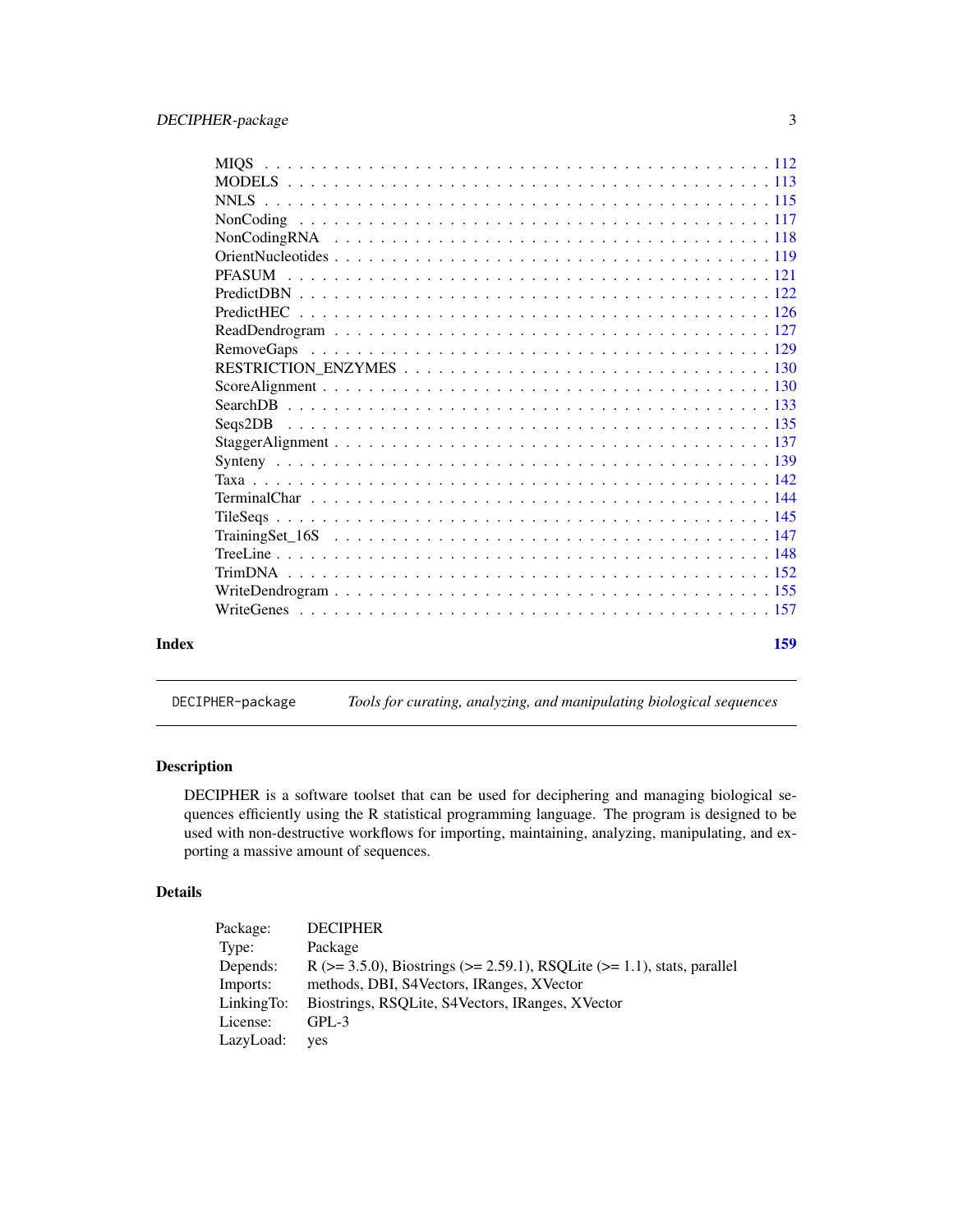MIQS . . . . . . . . . . . . . . . . . . . . . . . . . . . . . . . . . . . . . . . . 112
MODELS . . . . . . . . . . . . . . . . . . . . . . . . . . . . . . . . . . . . . . . 113
NNLS . . . . . . . . . . . . . . . . . . . . . . . . . . . . . . . . . . . . . . . . 115
NonCoding . . . . . . . . . . . . . . . . . . . . . . . . . . . . . . . . . . . . . . 117
NonCodingRNA . . . . . . . . . . . . . . . . . . . . . . . . . . . . . . . . . . . . 118
OrientNucleotides . . . . . . . . . . . . . . . . . . . . . . . . . . . . . . . . . . 119
PFASUM . . . . . . . . . . . . . . . . . . . . . . . . . . . . . . . . . . . . . . . 121
PredictDBN . . . . . . . . . . . . . . . . . . . . . . . . . . . . . . . . . . . . . 122
PredictHEC . . . . . . . . . . . . . . . . . . . . . . . . . . . . . . . . . . . . . 126
ReadDendrogram . . . . . . . . . . . . . . . . . . . . . . . . . . . . . . . . . . . 127
RemoveGaps . . . . . . . . . . . . . . . . . . . . . . . . . . . . . . . . . . . . . 129
RESTRICTION_ENZYMES . . . . . . . . . . . . . . . . . . . . . . . . . . . . . . . . 130
ScoreAlignment . . . . . . . . . . . . . . . . . . . . . . . . . . . . . . . . . . . 130
SearchDB . . . . . . . . . . . . . . . . . . . . . . . . . . . . . . . . . . . . . . 133
Seqs2DB . . . . . . . . . . . . . . . . . . . . . . . . . . . . . . . . . . . . . . . 135
StaggerAlignment . . . . . . . . . . . . . . . . . . . . . . . . . . . . . . . . . . 137
Synteny . . . . . . . . . . . . . . . . . . . . . . . . . . . . . . . . . . . . . . . 139
Taxa . . . . . . . . . . . . . . . . . . . . . . . . . . . . . . . . . . . . . . . . . 142
TerminalChar . . . . . . . . . . . . . . . . . . . . . . . . . . . . . . . . . . . . 144
TileSeqs . . . . . . . . . . . . . . . . . . . . . . . . . . . . . . . . . . . . . . . 145
TrainingSet_16S . . . . . . . . . . . . . . . . . . . . . . . . . . . . . . . . . . . 147
TreeLine . . . . . . . . . . . . . . . . . . . . . . . . . . . . . . . . . . . . . . . 148
TrimDNA . . . . . . . . . . . . . . . . . . . . . . . . . . . . . . . . . . . . . . . 152
WriteDendrogram . . . . . . . . . . . . . . . . . . . . . . . . . . . . . . . . . . . 155
WriteGenes . . . . . . . . . . . . . . . . . . . . . . . . . . . . . . . . . . . . . . 157

**Index** **159**

---

DECIPHER-package *Tools for curating, analyzing, and manipulating biological sequences*

---

## Description

DECIPHER is a software toolset that can be used for deciphering and managing biological sequences efficiently using the R statistical programming language. The program is designed to be used with non-destructive workflows for importing, maintaining, analyzing, manipulating, and exporting a massive amount of sequences.

## Details

| | |
|---|---|
| Package: | DECIPHER |
| Type: | Package |
| Depends: | R (>= 3.5.0), Biostrings (>= 2.59.1), RSQLite (>= 1.1), stats, parallel |
| Imports: | methods, DBI, S4Vectors, IRanges, XVector |
| LinkingTo: | Biostrings, RSQLite, S4Vectors, IRanges, XVector |
| License: | GPL-3 |
| LazyLoad: | yes |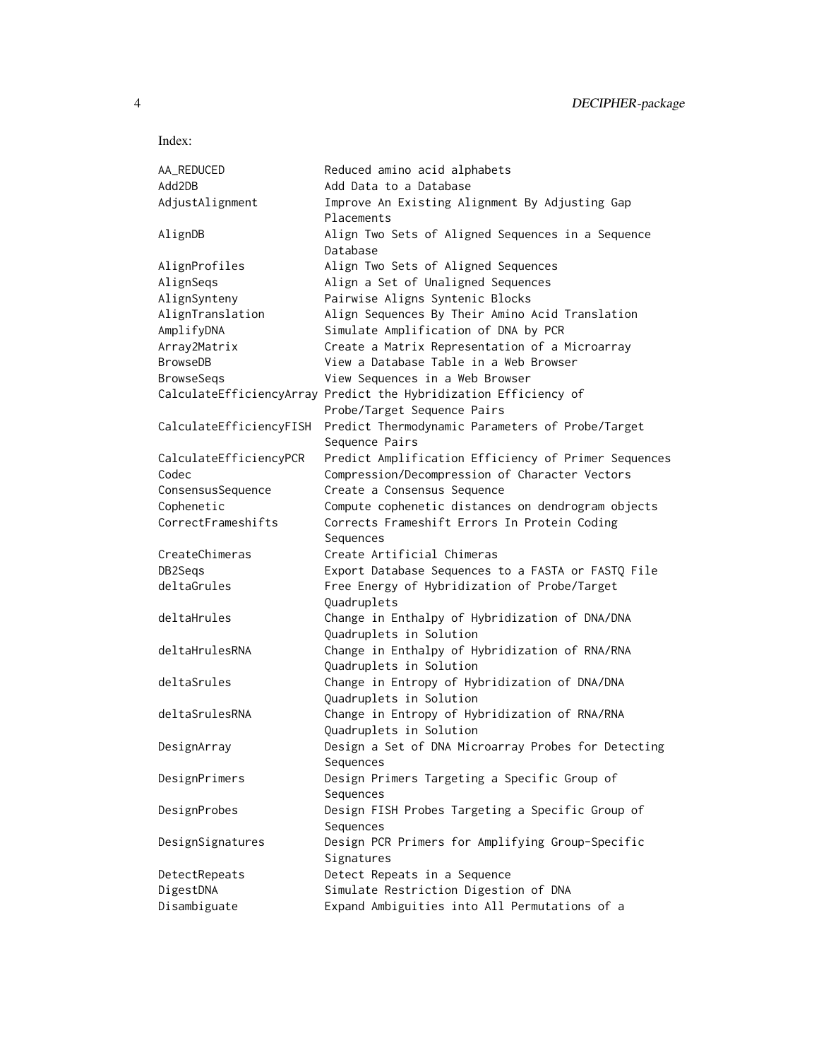Index:

```
AA_REDUCED              Reduced amino acid alphabets
Add2DB                  Add Data to a Database
AdjustAlignment         Improve An Existing Alignment By Adjusting Gap
                        Placements
AlignDB                 Align Two Sets of Aligned Sequences in a Sequence
                        Database
AlignProfiles           Align Two Sets of Aligned Sequences
AlignSeqs               Align a Set of Unaligned Sequences
AlignSynteny            Pairwise Aligns Syntenic Blocks
AlignTranslation        Align Sequences By Their Amino Acid Translation
AmplifyDNA              Simulate Amplification of DNA by PCR
Array2Matrix            Create a Matrix Representation of a Microarray
BrowseDB                View a Database Table in a Web Browser
BrowseSeqs              View Sequences in a Web Browser
CalculateEfficiencyArray Predict the Hybridization Efficiency of
                        Probe/Target Sequence Pairs
CalculateEfficiencyFISH Predict Thermodynamic Parameters of Probe/Target
                        Sequence Pairs
CalculateEfficiencyPCR  Predict Amplification Efficiency of Primer Sequences
Codec                   Compression/Decompression of Character Vectors
ConsensusSequence       Create a Consensus Sequence
Cophenetic              Compute cophenetic distances on dendrogram objects
CorrectFrameshifts      Corrects Frameshift Errors In Protein Coding
                        Sequences
CreateChimeras          Create Artificial Chimeras
DB2Seqs                 Export Database Sequences to a FASTA or FASTQ File
deltaGrules             Free Energy of Hybridization of Probe/Target
                        Quadruplets
deltaHrules             Change in Enthalpy of Hybridization of DNA/DNA
                        Quadruplets in Solution
deltaHrulesRNA          Change in Enthalpy of Hybridization of RNA/RNA
                        Quadruplets in Solution
deltaSrules             Change in Entropy of Hybridization of DNA/DNA
                        Quadruplets in Solution
deltaSrulesRNA          Change in Entropy of Hybridization of RNA/RNA
                        Quadruplets in Solution
DesignArray             Design a Set of DNA Microarray Probes for Detecting
                        Sequences
DesignPrimers           Design Primers Targeting a Specific Group of
                        Sequences
DesignProbes            Design FISH Probes Targeting a Specific Group of
                        Sequences
DesignSignatures        Design PCR Primers for Amplifying Group-Specific
                        Signatures
DetectRepeats           Detect Repeats in a Sequence
DigestDNA               Simulate Restriction Digestion of DNA
Disambiguate            Expand Ambiguities into All Permutations of a
```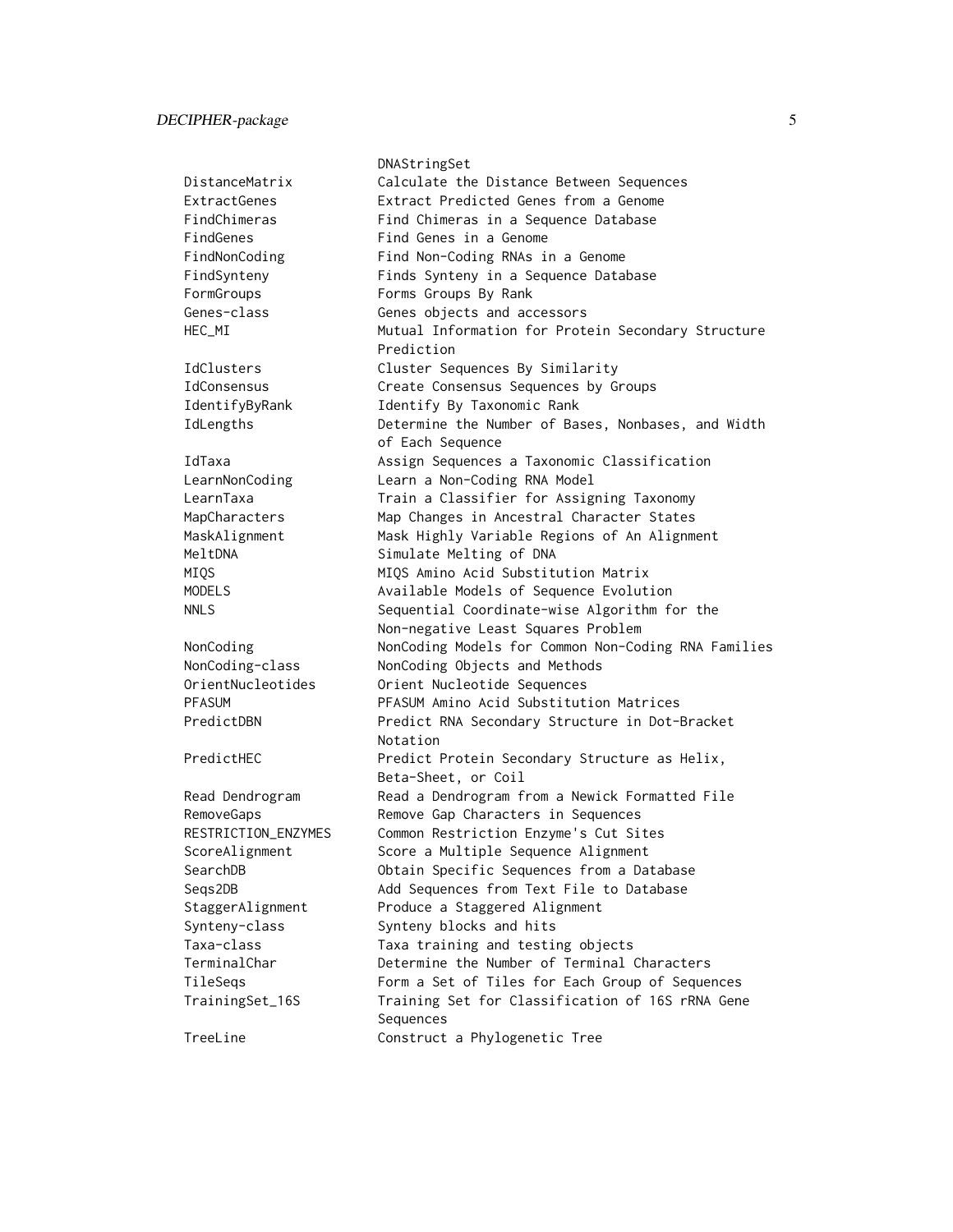```
                     DNAStringSet
DistanceMatrix       Calculate the Distance Between Sequences
ExtractGenes         Extract Predicted Genes from a Genome
FindChimeras         Find Chimeras in a Sequence Database
FindGenes            Find Genes in a Genome
FindNonCoding        Find Non-Coding RNAs in a Genome
FindSynteny          Finds Synteny in a Sequence Database
FormGroups           Forms Groups By Rank
Genes-class          Genes objects and accessors
HEC_MI               Mutual Information for Protein Secondary Structure
                     Prediction
IdClusters           Cluster Sequences By Similarity
IdConsensus          Create Consensus Sequences by Groups
IdentifyByRank       Identify By Taxonomic Rank
IdLengths            Determine the Number of Bases, Nonbases, and Width
                     of Each Sequence
IdTaxa               Assign Sequences a Taxonomic Classification
LearnNonCoding       Learn a Non-Coding RNA Model
LearnTaxa            Train a Classifier for Assigning Taxonomy
MapCharacters        Map Changes in Ancestral Character States
MaskAlignment        Mask Highly Variable Regions of An Alignment
MeltDNA              Simulate Melting of DNA
MIQS                 MIQS Amino Acid Substitution Matrix
MODELS               Available Models of Sequence Evolution
NNLS                 Sequential Coordinate-wise Algorithm for the
                     Non-negative Least Squares Problem
NonCoding            NonCoding Models for Common Non-Coding RNA Families
NonCoding-class      NonCoding Objects and Methods
OrientNucleotides    Orient Nucleotide Sequences
PFASUM               PFASUM Amino Acid Substitution Matrices
PredictDBN           Predict RNA Secondary Structure in Dot-Bracket
                     Notation
PredictHEC           Predict Protein Secondary Structure as Helix,
                     Beta-Sheet, or Coil
Read Dendrogram      Read a Dendrogram from a Newick Formatted File
RemoveGaps           Remove Gap Characters in Sequences
RESTRICTION_ENZYMES  Common Restriction Enzyme's Cut Sites
ScoreAlignment       Score a Multiple Sequence Alignment
SearchDB             Obtain Specific Sequences from a Database
Seqs2DB              Add Sequences from Text File to Database
StaggerAlignment     Produce a Staggered Alignment
Synteny-class        Synteny blocks and hits
Taxa-class           Taxa training and testing objects
TerminalChar         Determine the Number of Terminal Characters
TileSeqs             Form a Set of Tiles for Each Group of Sequences
TrainingSet_16S      Training Set for Classification of 16S rRNA Gene
                     Sequences
TreeLine             Construct a Phylogenetic Tree
```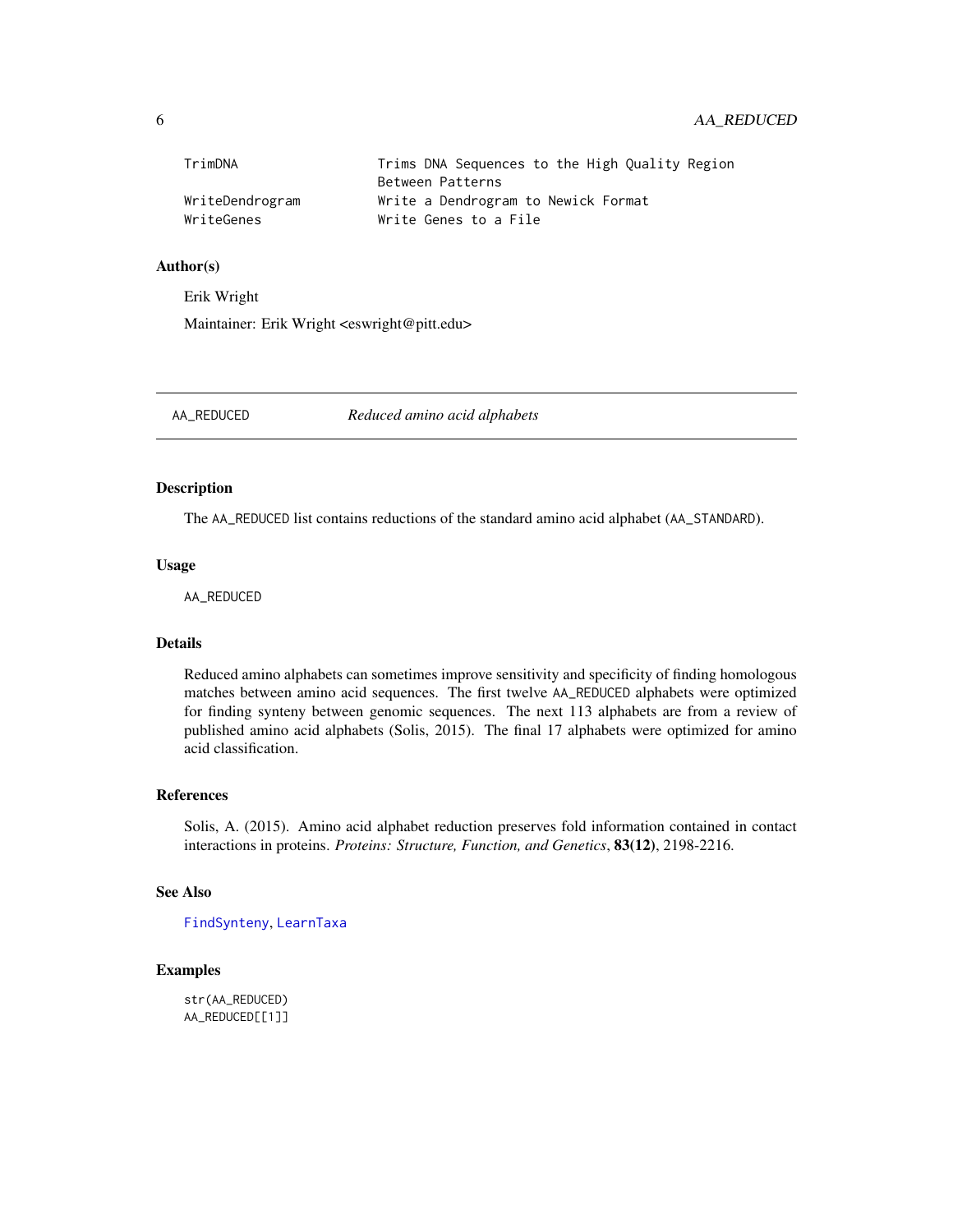```
TrimDNA                  Trims DNA Sequences to the High Quality Region
                         Between Patterns
WriteDendrogram          Write a Dendrogram to Newick Format
WriteGenes               Write Genes to a File
```

### Author(s)

Erik Wright

Maintainer: Erik Wright <eswright@pitt.edu>

---

## AA_REDUCED — *Reduced amino acid alphabets*

---

### Description

The AA_REDUCED list contains reductions of the standard amino acid alphabet (AA_STANDARD).

### Usage

```
AA_REDUCED
```

### Details

Reduced amino alphabets can sometimes improve sensitivity and specificity of finding homologous matches between amino acid sequences. The first twelve AA_REDUCED alphabets were optimized for finding synteny between genomic sequences. The next 113 alphabets are from a review of published amino acid alphabets (Solis, 2015). The final 17 alphabets were optimized for amino acid classification.

### References

Solis, A. (2015). Amino acid alphabet reduction preserves fold information contained in contact interactions in proteins. *Proteins: Structure, Function, and Genetics*, **83(12)**, 2198-2216.

### See Also

FindSynteny, LearnTaxa

### Examples

```
str(AA_REDUCED)
AA_REDUCED[[1]]
```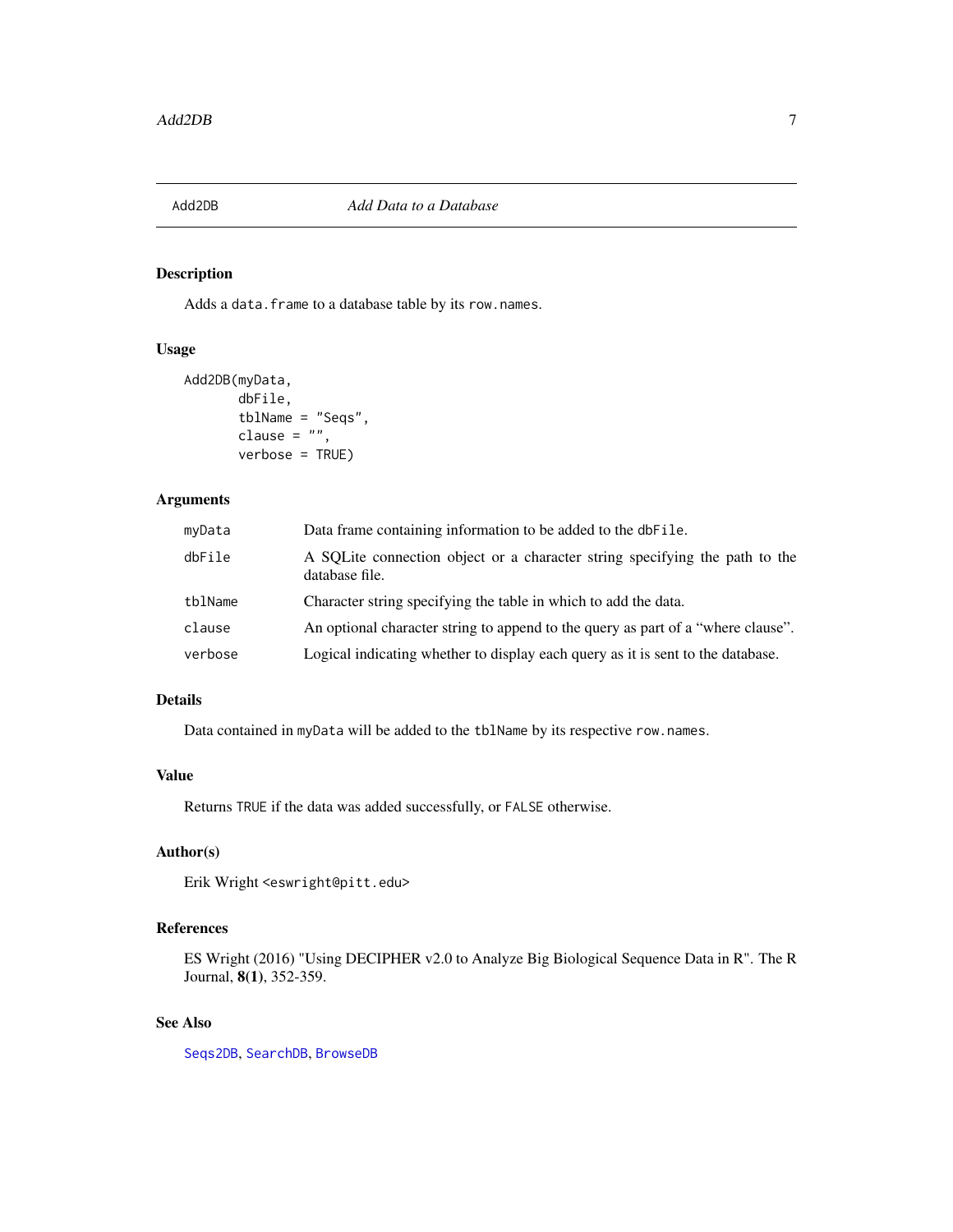# Add2DB — *Add Data to a Database*

## Description

Adds a `data.frame` to a database table by its `row.names`.

## Usage

```
Add2DB(myData,
       dbFile,
       tblName = "Seqs",
       clause = "",
       verbose = TRUE)
```

## Arguments

| | |
|---|---|
| `myData` | Data frame containing information to be added to the `dbFile`. |
| `dbFile` | A SQLite connection object or a character string specifying the path to the database file. |
| `tblName` | Character string specifying the table in which to add the data. |
| `clause` | An optional character string to append to the query as part of a "where clause". |
| `verbose` | Logical indicating whether to display each query as it is sent to the database. |

## Details

Data contained in `myData` will be added to the `tblName` by its respective `row.names`.

## Value

Returns `TRUE` if the data was added successfully, or `FALSE` otherwise.

## Author(s)

Erik Wright <eswright@pitt.edu>

## References

ES Wright (2016) "Using DECIPHER v2.0 to Analyze Big Biological Sequence Data in R". The R Journal, **8(1)**, 352-359.

## See Also

`Seqs2DB`, `SearchDB`, `BrowseDB`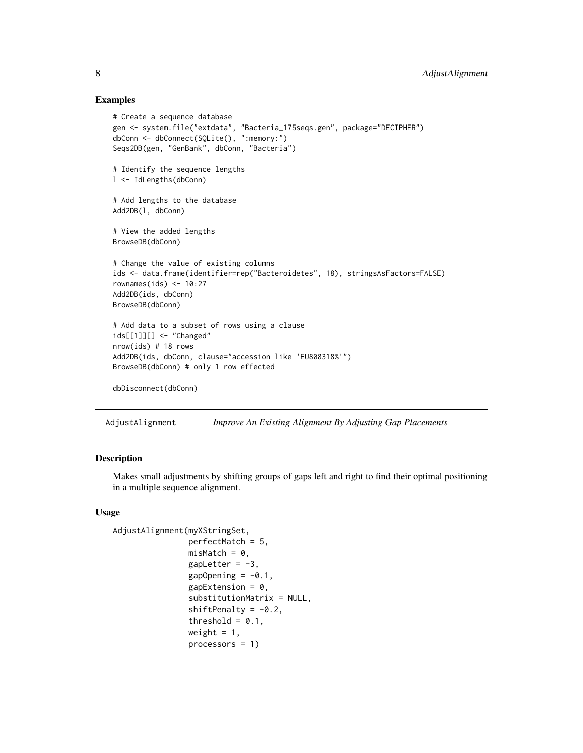### Examples

```
# Create a sequence database
gen <- system.file("extdata", "Bacteria_175seqs.gen", package="DECIPHER")
dbConn <- dbConnect(SQLite(), ":memory:")
Seqs2DB(gen, "GenBank", dbConn, "Bacteria")

# Identify the sequence lengths
l <- IdLengths(dbConn)

# Add lengths to the database
Add2DB(l, dbConn)

# View the added lengths
BrowseDB(dbConn)

# Change the value of existing columns
ids <- data.frame(identifier=rep("Bacteroidetes", 18), stringsAsFactors=FALSE)
rownames(ids) <- 10:27
Add2DB(ids, dbConn)
BrowseDB(dbConn)

# Add data to a subset of rows using a clause
ids[[1]][] <- "Changed"
nrow(ids) # 18 rows
Add2DB(ids, dbConn, clause="accession like 'EU808318%'")
BrowseDB(dbConn) # only 1 row effected

dbDisconnect(dbConn)
```

---

## AdjustAlignment *Improve An Existing Alignment By Adjusting Gap Placements*

### Description

Makes small adjustments by shifting groups of gaps left and right to find their optimal positioning in a multiple sequence alignment.

### Usage

```
AdjustAlignment(myXStringSet,
                perfectMatch = 5,
                misMatch = 0,
                gapLetter = -3,
                gapOpening = -0.1,
                gapExtension = 0,
                substitutionMatrix = NULL,
                shiftPenalty = -0.2,
                threshold = 0.1,
                weight = 1,
                processors = 1)
```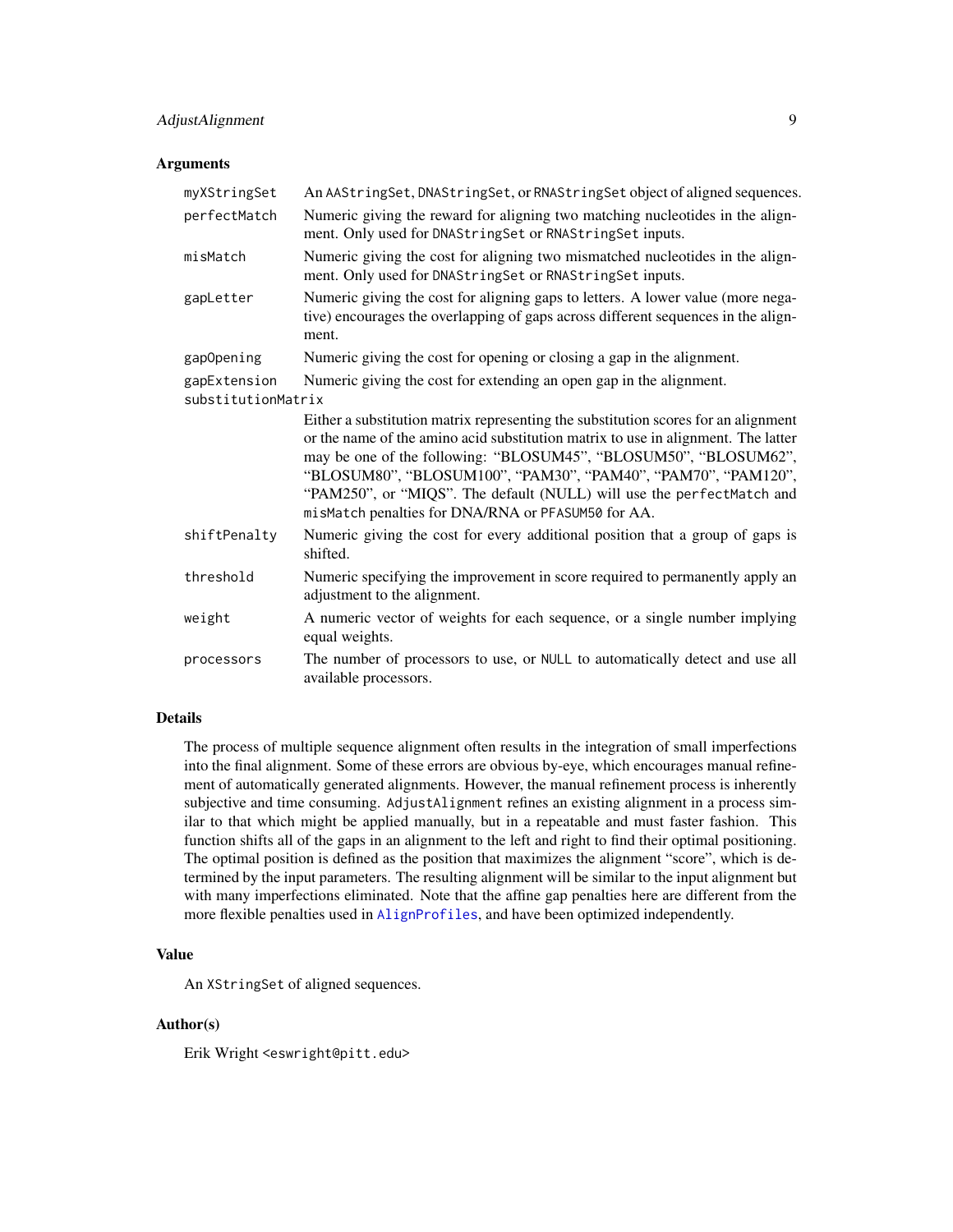## Arguments

| | |
|---|---|
| `myXStringSet` | An `AAStringSet`, `DNAStringSet`, or `RNAStringSet` object of aligned sequences. |
| `perfectMatch` | Numeric giving the reward for aligning two matching nucleotides in the alignment. Only used for `DNAStringSet` or `RNAStringSet` inputs. |
| `misMatch` | Numeric giving the cost for aligning two mismatched nucleotides in the alignment. Only used for `DNAStringSet` or `RNAStringSet` inputs. |
| `gapLetter` | Numeric giving the cost for aligning gaps to letters. A lower value (more negative) encourages the overlapping of gaps across different sequences in the alignment. |
| `gapOpening` | Numeric giving the cost for opening or closing a gap in the alignment. |
| `gapExtension` | Numeric giving the cost for extending an open gap in the alignment. |
| `substitutionMatrix` | Either a substitution matrix representing the substitution scores for an alignment or the name of the amino acid substitution matrix to use in alignment. The latter may be one of the following: "BLOSUM45", "BLOSUM50", "BLOSUM62", "BLOSUM80", "BLOSUM100", "PAM30", "PAM40", "PAM70", "PAM120", "PAM250", or "MIQS". The default (NULL) will use the `perfectMatch` and `misMatch` penalties for DNA/RNA or `PFASUM50` for AA. |
| `shiftPenalty` | Numeric giving the cost for every additional position that a group of gaps is shifted. |
| `threshold` | Numeric specifying the improvement in score required to permanently apply an adjustment to the alignment. |
| `weight` | A numeric vector of weights for each sequence, or a single number implying equal weights. |
| `processors` | The number of processors to use, or `NULL` to automatically detect and use all available processors. |

## Details

The process of multiple sequence alignment often results in the integration of small imperfections into the final alignment. Some of these errors are obvious by-eye, which encourages manual refinement of automatically generated alignments. However, the manual refinement process is inherently subjective and time consuming. `AdjustAlignment` refines an existing alignment in a process similar to that which might be applied manually, but in a repeatable and must faster fashion. This function shifts all of the gaps in an alignment to the left and right to find their optimal positioning. The optimal position is defined as the position that maximizes the alignment "score", which is determined by the input parameters. The resulting alignment will be similar to the input alignment but with many imperfections eliminated. Note that the affine gap penalties here are different from the more flexible penalties used in `AlignProfiles`, and have been optimized independently.

## Value

An `XStringSet` of aligned sequences.

## Author(s)

Erik Wright <eswright@pitt.edu>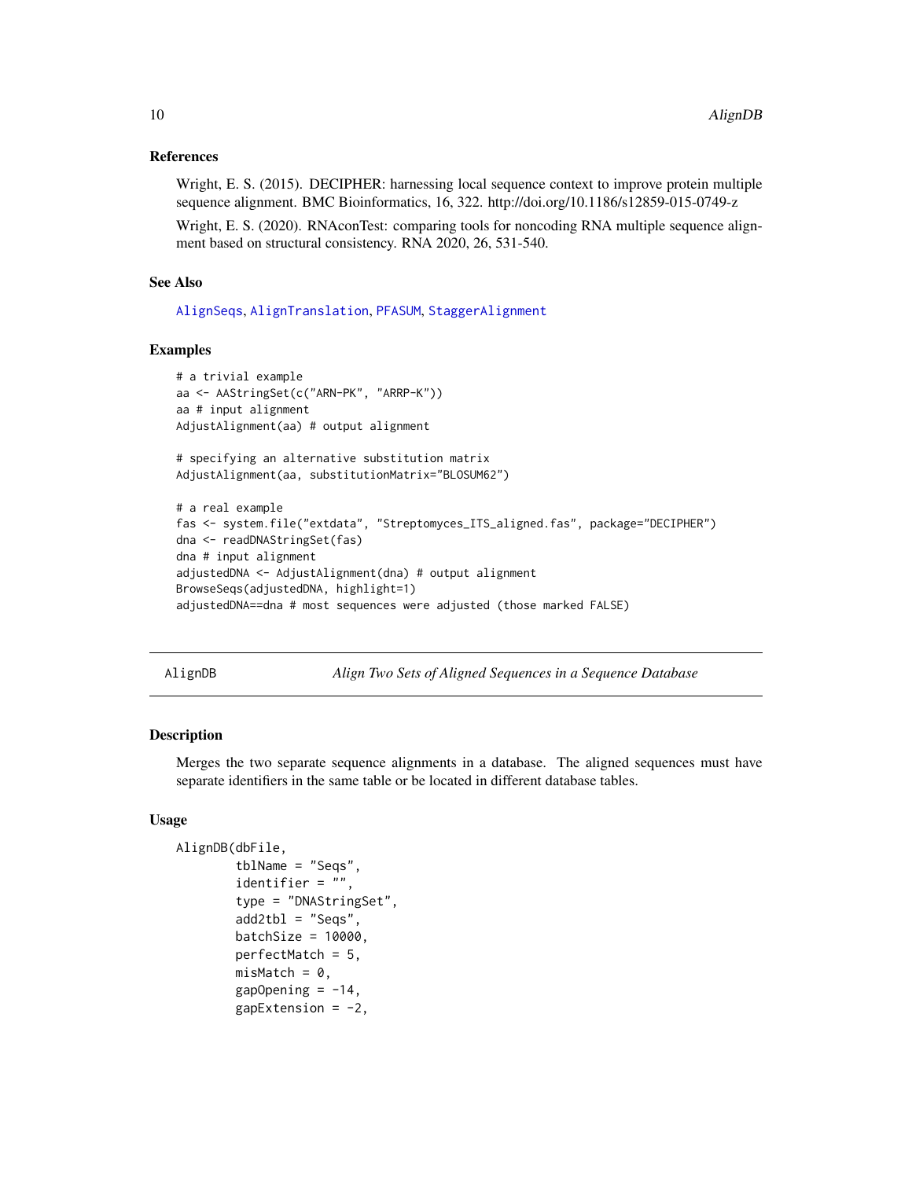### References

Wright, E. S. (2015). DECIPHER: harnessing local sequence context to improve protein multiple sequence alignment. BMC Bioinformatics, 16, 322. http://doi.org/10.1186/s12859-015-0749-z

Wright, E. S. (2020). RNAconTest: comparing tools for noncoding RNA multiple sequence alignment based on structural consistency. RNA 2020, 26, 531-540.

### See Also

AlignSeqs, AlignTranslation, PFASUM, StaggerAlignment

### Examples

```
# a trivial example
aa <- AAStringSet(c("ARN-PK", "ARRP-K"))
aa # input alignment
AdjustAlignment(aa) # output alignment

# specifying an alternative substitution matrix
AdjustAlignment(aa, substitutionMatrix="BLOSUM62")

# a real example
fas <- system.file("extdata", "Streptomyces_ITS_aligned.fas", package="DECIPHER")
dna <- readDNAStringSet(fas)
dna # input alignment
adjustedDNA <- AdjustAlignment(dna) # output alignment
BrowseSeqs(adjustedDNA, highlight=1)
adjustedDNA==dna # most sequences were adjusted (those marked FALSE)
```

---

## AlignDB — *Align Two Sets of Aligned Sequences in a Sequence Database*

### Description

Merges the two separate sequence alignments in a database. The aligned sequences must have separate identifiers in the same table or be located in different database tables.

### Usage

```
AlignDB(dbFile,
        tblName = "Seqs",
        identifier = "",
        type = "DNAStringSet",
        add2tbl = "Seqs",
        batchSize = 10000,
        perfectMatch = 5,
        misMatch = 0,
        gapOpening = -14,
        gapExtension = -2,
```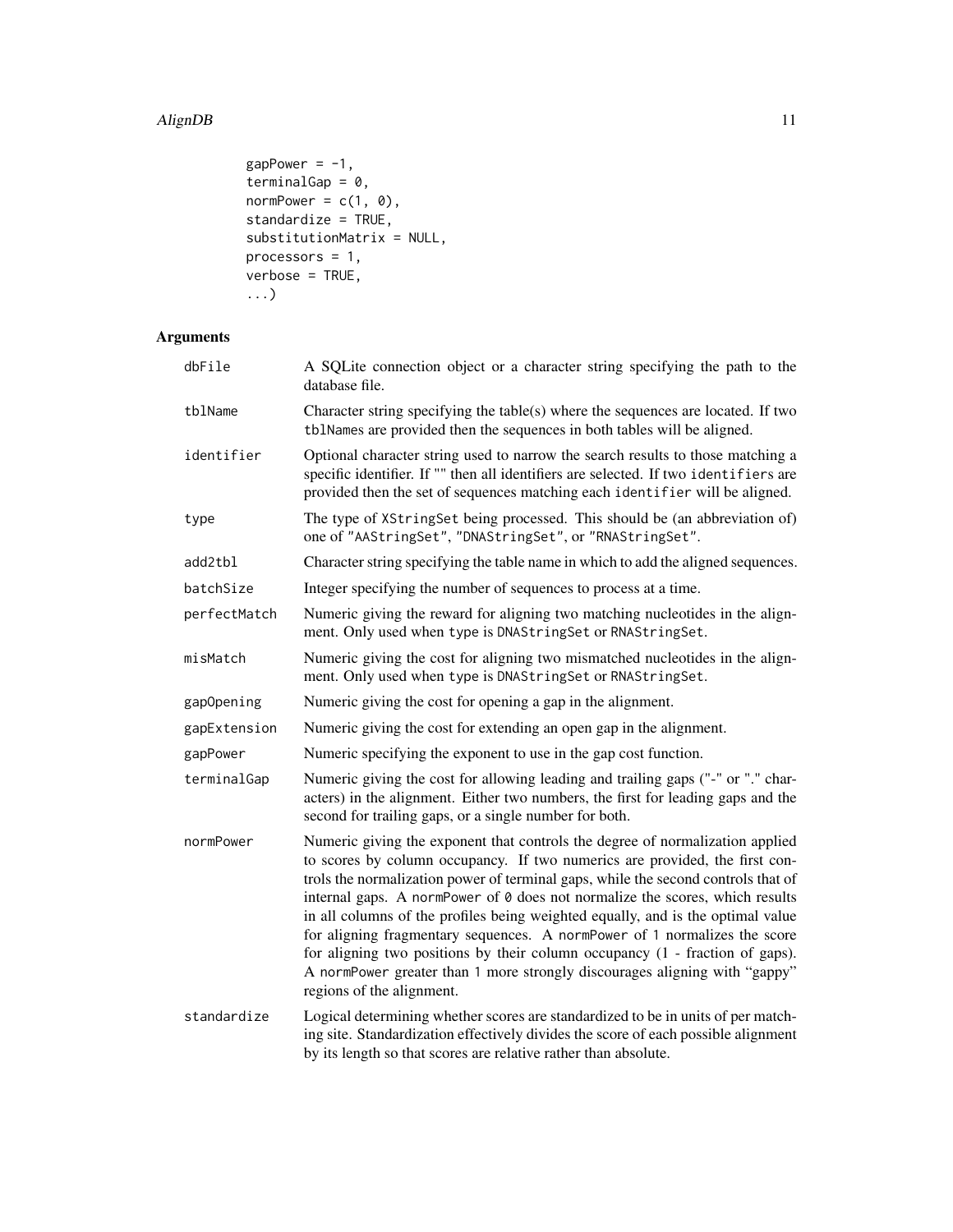```
gapPower = -1,
terminalGap = 0,
normPower = c(1, 0),
standardize = TRUE,
substitutionMatrix = NULL,
processors = 1,
verbose = TRUE,
...)
```

## Arguments

| | |
|---|---|
| `dbFile` | A SQLite connection object or a character string specifying the path to the database file. |
| `tblName` | Character string specifying the table(s) where the sequences are located. If two `tblName`s are provided then the sequences in both tables will be aligned. |
| `identifier` | Optional character string used to narrow the search results to those matching a specific identifier. If "" then all identifiers are selected. If two `identifier`s are provided then the set of sequences matching each `identifier` will be aligned. |
| `type` | The type of `XStringSet` being processed. This should be (an abbreviation of) one of `"AAStringSet"`, `"DNAStringSet"`, or `"RNAStringSet"`. |
| `add2tbl` | Character string specifying the table name in which to add the aligned sequences. |
| `batchSize` | Integer specifying the number of sequences to process at a time. |
| `perfectMatch` | Numeric giving the reward for aligning two matching nucleotides in the alignment. Only used when `type` is `DNAStringSet` or `RNAStringSet`. |
| `misMatch` | Numeric giving the cost for aligning two mismatched nucleotides in the alignment. Only used when `type` is `DNAStringSet` or `RNAStringSet`. |
| `gapOpening` | Numeric giving the cost for opening a gap in the alignment. |
| `gapExtension` | Numeric giving the cost for extending an open gap in the alignment. |
| `gapPower` | Numeric specifying the exponent to use in the gap cost function. |
| `terminalGap` | Numeric giving the cost for allowing leading and trailing gaps ("-" or "." characters) in the alignment. Either two numbers, the first for leading gaps and the second for trailing gaps, or a single number for both. |
| `normPower` | Numeric giving the exponent that controls the degree of normalization applied to scores by column occupancy. If two numerics are provided, the first controls the normalization power of terminal gaps, while the second controls that of internal gaps. A `normPower` of `0` does not normalize the scores, which results in all columns of the profiles being weighted equally, and is the optimal value for aligning fragmentary sequences. A `normPower` of `1` normalizes the score for aligning two positions by their column occupancy (1 - fraction of gaps). A `normPower` greater than `1` more strongly discourages aligning with "gappy" regions of the alignment. |
| `standardize` | Logical determining whether scores are standardized to be in units of per matching site. Standardization effectively divides the score of each possible alignment by its length so that scores are relative rather than absolute. |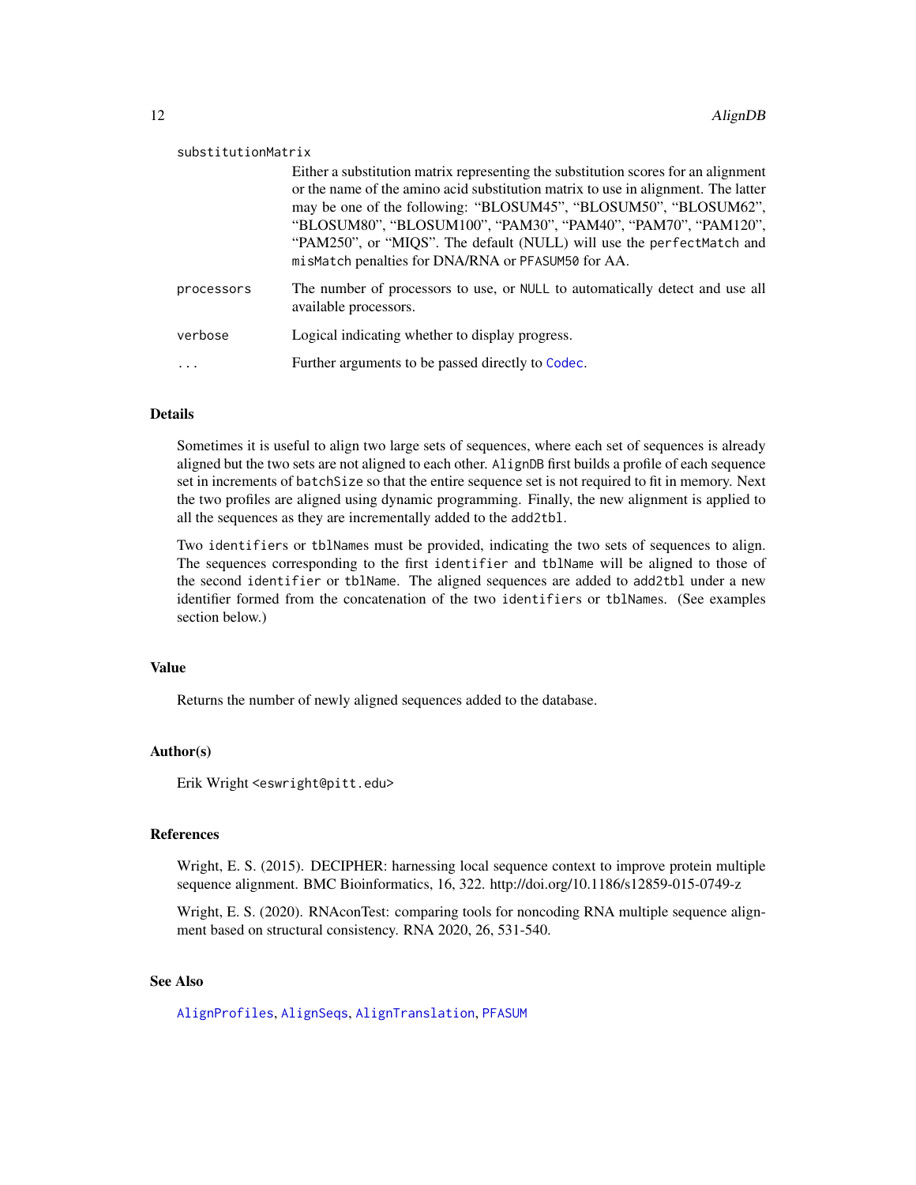`substitutionMatrix`
: Either a substitution matrix representing the substitution scores for an alignment or the name of the amino acid substitution matrix to use in alignment. The latter may be one of the following: "BLOSUM45", "BLOSUM50", "BLOSUM62", "BLOSUM80", "BLOSUM100", "PAM30", "PAM40", "PAM70", "PAM120", "PAM250", or "MIQS". The default (NULL) will use the `perfectMatch` and `misMatch` penalties for DNA/RNA or `PFASUM50` for AA.

`processors`
: The number of processors to use, or `NULL` to automatically detect and use all available processors.

`verbose`
: Logical indicating whether to display progress.

`...`
: Further arguments to be passed directly to `Codec`.

### Details

Sometimes it is useful to align two large sets of sequences, where each set of sequences is already aligned but the two sets are not aligned to each other. `AlignDB` first builds a profile of each sequence set in increments of `batchSize` so that the entire sequence set is not required to fit in memory. Next the two profiles are aligned using dynamic programming. Finally, the new alignment is applied to all the sequences as they are incrementally added to the `add2tbl`.

Two `identifiers` or `tblNames` must be provided, indicating the two sets of sequences to align. The sequences corresponding to the first `identifier` and `tblName` will be aligned to those of the second `identifier` or `tblName`. The aligned sequences are added to `add2tbl` under a new identifier formed from the concatenation of the two `identifiers` or `tblNames`. (See examples section below.)

### Value

Returns the number of newly aligned sequences added to the database.

### Author(s)

Erik Wright <eswright@pitt.edu>

### References

Wright, E. S. (2015). DECIPHER: harnessing local sequence context to improve protein multiple sequence alignment. BMC Bioinformatics, 16, 322. http://doi.org/10.1186/s12859-015-0749-z

Wright, E. S. (2020). RNAconTest: comparing tools for noncoding RNA multiple sequence alignment based on structural consistency. RNA 2020, 26, 531-540.

### See Also

`AlignProfiles`, `AlignSeqs`, `AlignTranslation`, `PFASUM`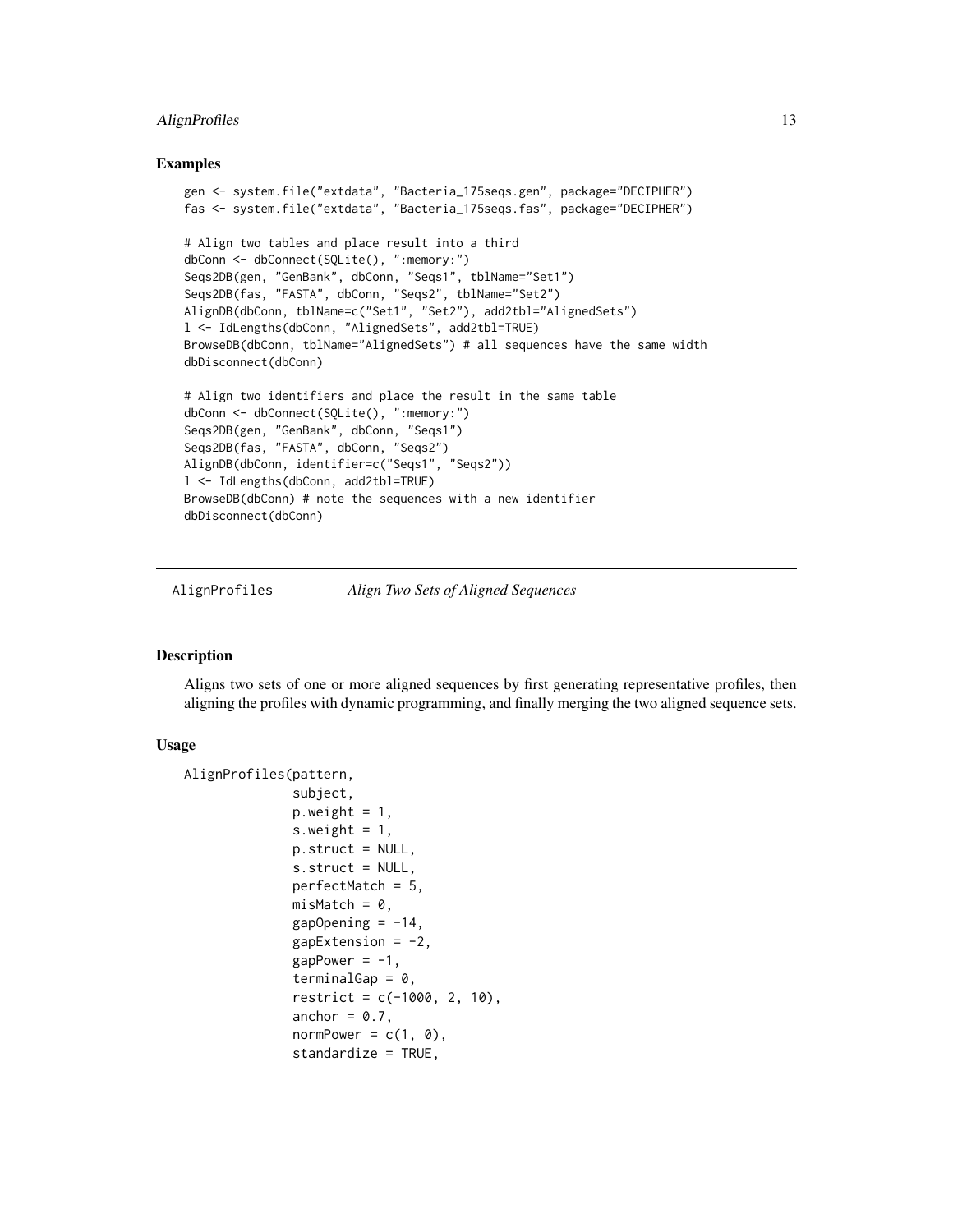## Examples

```
gen <- system.file("extdata", "Bacteria_175seqs.gen", package="DECIPHER")
fas <- system.file("extdata", "Bacteria_175seqs.fas", package="DECIPHER")

# Align two tables and place result into a third
dbConn <- dbConnect(SQLite(), ":memory:")
Seqs2DB(gen, "GenBank", dbConn, "Seqs1", tblName="Set1")
Seqs2DB(fas, "FASTA", dbConn, "Seqs2", tblName="Set2")
AlignDB(dbConn, tblName=c("Set1", "Set2"), add2tbl="AlignedSets")
l <- IdLengths(dbConn, "AlignedSets", add2tbl=TRUE)
BrowseDB(dbConn, tblName="AlignedSets") # all sequences have the same width
dbDisconnect(dbConn)

# Align two identifiers and place the result in the same table
dbConn <- dbConnect(SQLite(), ":memory:")
Seqs2DB(gen, "GenBank", dbConn, "Seqs1")
Seqs2DB(fas, "FASTA", dbConn, "Seqs2")
AlignDB(dbConn, identifier=c("Seqs1", "Seqs2"))
l <- IdLengths(dbConn, add2tbl=TRUE)
BrowseDB(dbConn) # note the sequences with a new identifier
dbDisconnect(dbConn)
```

---

# AlignProfiles *Align Two Sets of Aligned Sequences*

---

## Description

Aligns two sets of one or more aligned sequences by first generating representative profiles, then aligning the profiles with dynamic programming, and finally merging the two aligned sequence sets.

## Usage

```
AlignProfiles(pattern,
              subject,
              p.weight = 1,
              s.weight = 1,
              p.struct = NULL,
              s.struct = NULL,
              perfectMatch = 5,
              misMatch = 0,
              gapOpening = -14,
              gapExtension = -2,
              gapPower = -1,
              terminalGap = 0,
              restrict = c(-1000, 2, 10),
              anchor = 0.7,
              normPower = c(1, 0),
              standardize = TRUE,
```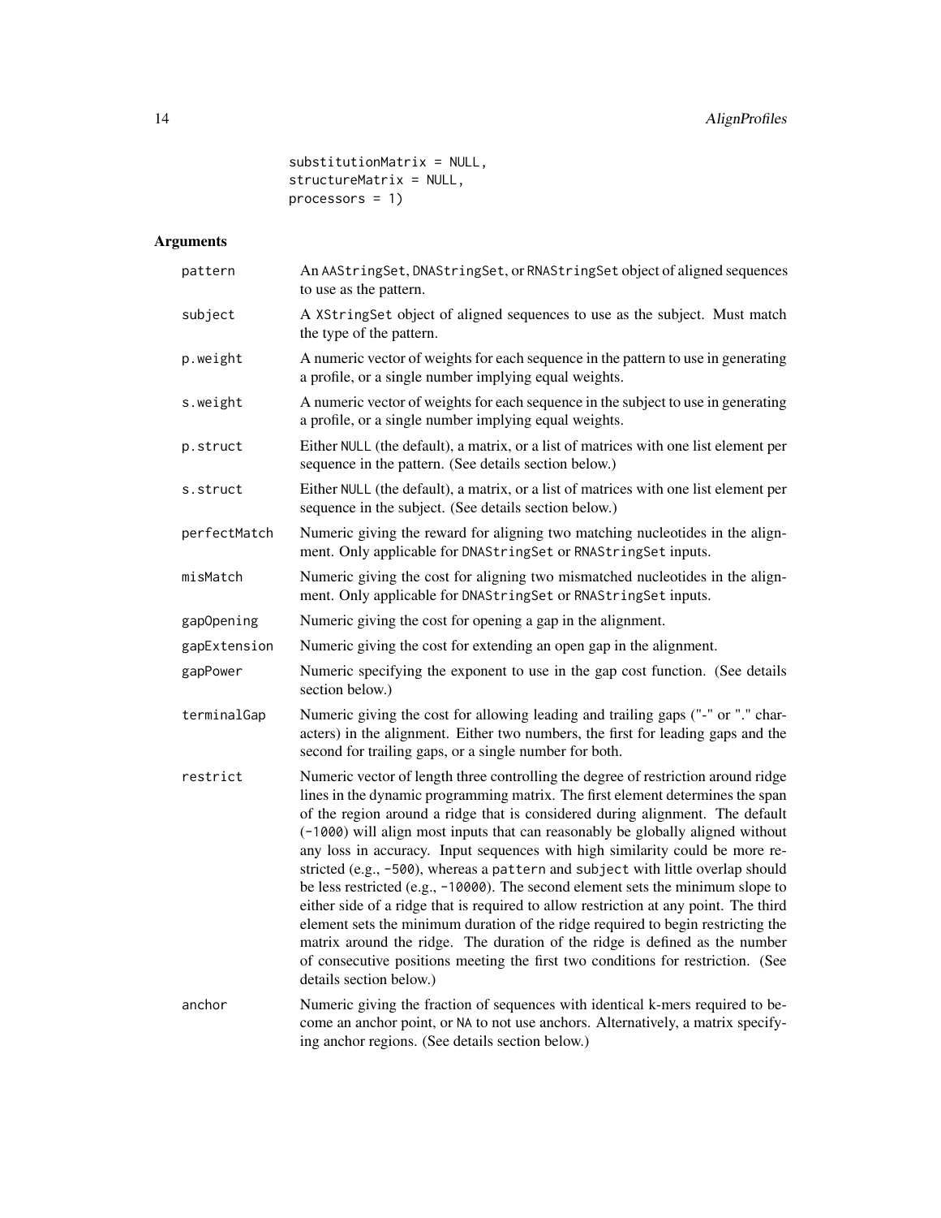```
             substitutionMatrix = NULL,
             structureMatrix = NULL,
             processors = 1)
```

## Arguments

| | |
|---|---|
| pattern | An AAStringSet, DNAStringSet, or RNAStringSet object of aligned sequences to use as the pattern. |
| subject | A XStringSet object of aligned sequences to use as the subject. Must match the type of the pattern. |
| p.weight | A numeric vector of weights for each sequence in the pattern to use in generating a profile, or a single number implying equal weights. |
| s.weight | A numeric vector of weights for each sequence in the subject to use in generating a profile, or a single number implying equal weights. |
| p.struct | Either NULL (the default), a matrix, or a list of matrices with one list element per sequence in the pattern. (See details section below.) |
| s.struct | Either NULL (the default), a matrix, or a list of matrices with one list element per sequence in the subject. (See details section below.) |
| perfectMatch | Numeric giving the reward for aligning two matching nucleotides in the alignment. Only applicable for DNAStringSet or RNAStringSet inputs. |
| misMatch | Numeric giving the cost for aligning two mismatched nucleotides in the alignment. Only applicable for DNAStringSet or RNAStringSet inputs. |
| gapOpening | Numeric giving the cost for opening a gap in the alignment. |
| gapExtension | Numeric giving the cost for extending an open gap in the alignment. |
| gapPower | Numeric specifying the exponent to use in the gap cost function. (See details section below.) |
| terminalGap | Numeric giving the cost for allowing leading and trailing gaps ("-" or "." characters) in the alignment. Either two numbers, the first for leading gaps and the second for trailing gaps, or a single number for both. |
| restrict | Numeric vector of length three controlling the degree of restriction around ridge lines in the dynamic programming matrix. The first element determines the span of the region around a ridge that is considered during alignment. The default (-1000) will align most inputs that can reasonably be globally aligned without any loss in accuracy. Input sequences with high similarity could be more restricted (e.g., -500), whereas a pattern and subject with little overlap should be less restricted (e.g., -10000). The second element sets the minimum slope to either side of a ridge that is required to allow restriction at any point. The third element sets the minimum duration of the ridge required to begin restricting the matrix around the ridge. The duration of the ridge is defined as the number of consecutive positions meeting the first two conditions for restriction. (See details section below.) |
| anchor | Numeric giving the fraction of sequences with identical k-mers required to become an anchor point, or NA to not use anchors. Alternatively, a matrix specifying anchor regions. (See details section below.) |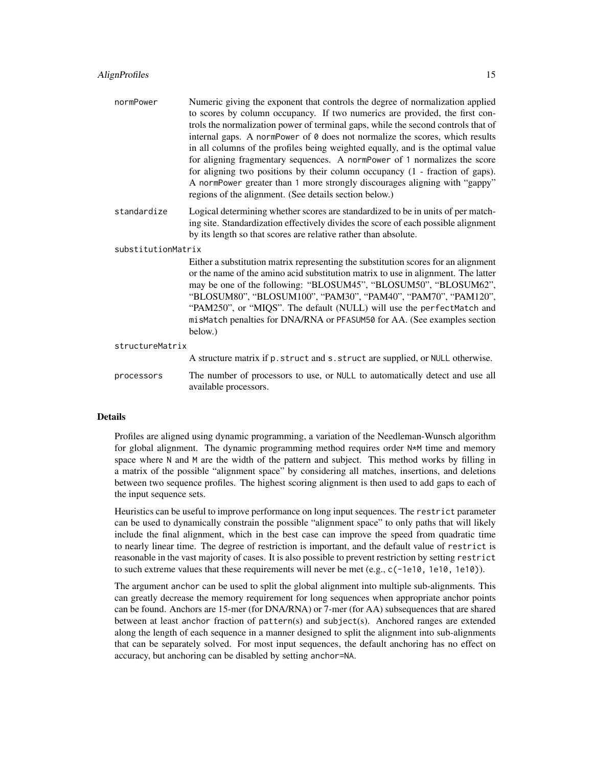normPower — Numeric giving the exponent that controls the degree of normalization applied to scores by column occupancy. If two numerics are provided, the first controls the normalization power of terminal gaps, while the second controls that of internal gaps. A `normPower` of `0` does not normalize the scores, which results in all columns of the profiles being weighted equally, and is the optimal value for aligning fragmentary sequences. A `normPower` of `1` normalizes the score for aligning two positions by their column occupancy (1 - fraction of gaps). A `normPower` greater than `1` more strongly discourages aligning with "gappy" regions of the alignment. (See details section below.)

standardize — Logical determining whether scores are standardized to be in units of per matching site. Standardization effectively divides the score of each possible alignment by its length so that scores are relative rather than absolute.

substitutionMatrix — Either a substitution matrix representing the substitution scores for an alignment or the name of the amino acid substitution matrix to use in alignment. The latter may be one of the following: "BLOSUM45", "BLOSUM50", "BLOSUM62", "BLOSUM80", "BLOSUM100", "PAM30", "PAM40", "PAM70", "PAM120", "PAM250", or "MIQS". The default (NULL) will use the `perfectMatch` and `misMatch` penalties for DNA/RNA or `PFASUM50` for AA. (See examples section below.)

structureMatrix — A structure matrix if `p.struct` and `s.struct` are supplied, or `NULL` otherwise.

processors — The number of processors to use, or `NULL` to automatically detect and use all available processors.

## Details

Profiles are aligned using dynamic programming, a variation of the Needleman-Wunsch algorithm for global alignment. The dynamic programming method requires order `N*M` time and memory space where `N` and `M` are the width of the pattern and subject. This method works by filling in a matrix of the possible "alignment space" by considering all matches, insertions, and deletions between two sequence profiles. The highest scoring alignment is then used to add gaps to each of the input sequence sets.

Heuristics can be useful to improve performance on long input sequences. The `restrict` parameter can be used to dynamically constrain the possible "alignment space" to only paths that will likely include the final alignment, which in the best case can improve the speed from quadratic time to nearly linear time. The degree of restriction is important, and the default value of `restrict` is reasonable in the vast majority of cases. It is also possible to prevent restriction by setting `restrict` to such extreme values that these requirements will never be met (e.g., `c(-1e10, 1e10, 1e10)`).

The argument `anchor` can be used to split the global alignment into multiple sub-alignments. This can greatly decrease the memory requirement for long sequences when appropriate anchor points can be found. Anchors are 15-mer (for DNA/RNA) or 7-mer (for AA) subsequences that are shared between at least `anchor` fraction of `pattern(s)` and `subject(s)`. Anchored ranges are extended along the length of each sequence in a manner designed to split the alignment into sub-alignments that can be separately solved. For most input sequences, the default anchoring has no effect on accuracy, but anchoring can be disabled by setting `anchor=NA`.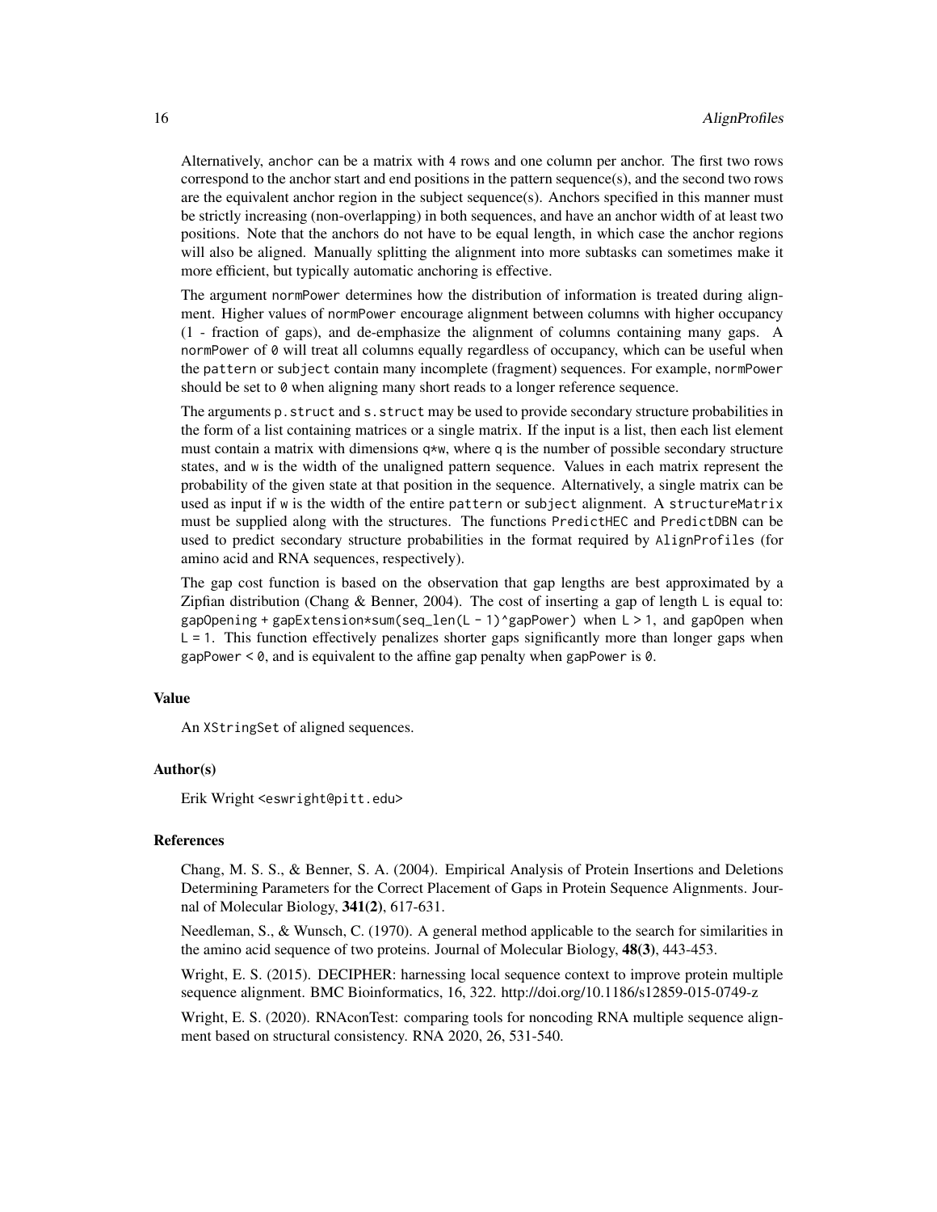Alternatively, anchor can be a matrix with 4 rows and one column per anchor. The first two rows correspond to the anchor start and end positions in the pattern sequence(s), and the second two rows are the equivalent anchor region in the subject sequence(s). Anchors specified in this manner must be strictly increasing (non-overlapping) in both sequences, and have an anchor width of at least two positions. Note that the anchors do not have to be equal length, in which case the anchor regions will also be aligned. Manually splitting the alignment into more subtasks can sometimes make it more efficient, but typically automatic anchoring is effective.

The argument normPower determines how the distribution of information is treated during alignment. Higher values of normPower encourage alignment between columns with higher occupancy (1 - fraction of gaps), and de-emphasize the alignment of columns containing many gaps. A normPower of 0 will treat all columns equally regardless of occupancy, which can be useful when the pattern or subject contain many incomplete (fragment) sequences. For example, normPower should be set to 0 when aligning many short reads to a longer reference sequence.

The arguments p.struct and s.struct may be used to provide secondary structure probabilities in the form of a list containing matrices or a single matrix. If the input is a list, then each list element must contain a matrix with dimensions q*w, where q is the number of possible secondary structure states, and w is the width of the unaligned pattern sequence. Values in each matrix represent the probability of the given state at that position in the sequence. Alternatively, a single matrix can be used as input if w is the width of the entire pattern or subject alignment. A structureMatrix must be supplied along with the structures. The functions PredictHEC and PredictDBN can be used to predict secondary structure probabilities in the format required by AlignProfiles (for amino acid and RNA sequences, respectively).

The gap cost function is based on the observation that gap lengths are best approximated by a Zipfian distribution (Chang & Benner, 2004). The cost of inserting a gap of length L is equal to: gapOpening + gapExtension*sum(seq_len(L - 1)^gapPower) when L > 1, and gapOpen when L = 1. This function effectively penalizes shorter gaps significantly more than longer gaps when gapPower < 0, and is equivalent to the affine gap penalty when gapPower is 0.

### Value

An XStringSet of aligned sequences.

### Author(s)

Erik Wright <eswright@pitt.edu>

### References

Chang, M. S. S., & Benner, S. A. (2004). Empirical Analysis of Protein Insertions and Deletions Determining Parameters for the Correct Placement of Gaps in Protein Sequence Alignments. Journal of Molecular Biology, **341(2)**, 617-631.

Needleman, S., & Wunsch, C. (1970). A general method applicable to the search for similarities in the amino acid sequence of two proteins. Journal of Molecular Biology, **48(3)**, 443-453.

Wright, E. S. (2015). DECIPHER: harnessing local sequence context to improve protein multiple sequence alignment. BMC Bioinformatics, 16, 322. http://doi.org/10.1186/s12859-015-0749-z

Wright, E. S. (2020). RNAconTest: comparing tools for noncoding RNA multiple sequence alignment based on structural consistency. RNA 2020, 26, 531-540.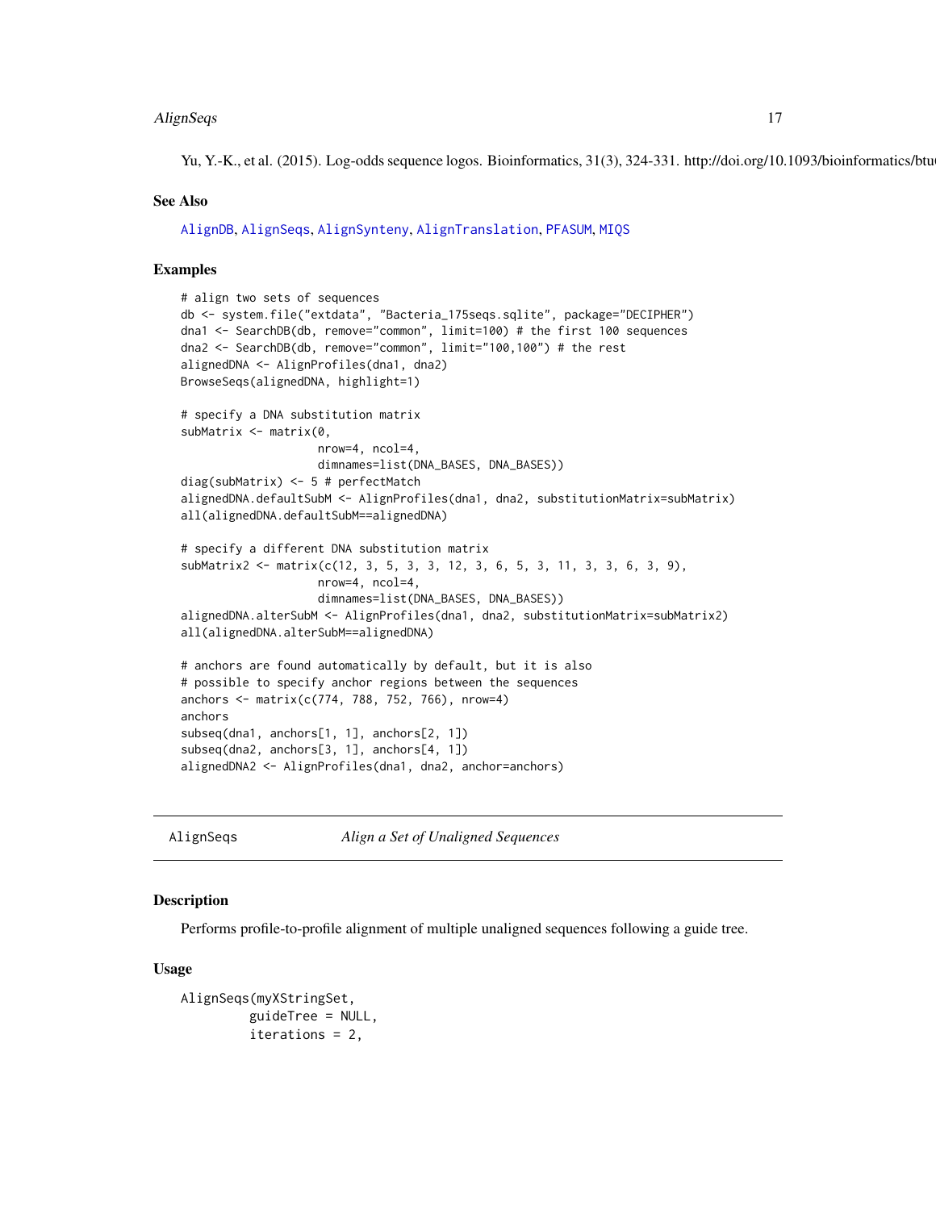Yu, Y.-K., et al. (2015). Log-odds sequence logos. Bioinformatics, 31(3), 324-331. http://doi.org/10.1093/bioinformatics/btu

## See Also

AlignDB, AlignSeqs, AlignSynteny, AlignTranslation, PFASUM, MIQS

## Examples

```
# align two sets of sequences
db <- system.file("extdata", "Bacteria_175seqs.sqlite", package="DECIPHER")
dna1 <- SearchDB(db, remove="common", limit=100) # the first 100 sequences
dna2 <- SearchDB(db, remove="common", limit="100,100") # the rest
alignedDNA <- AlignProfiles(dna1, dna2)
BrowseSeqs(alignedDNA, highlight=1)

# specify a DNA substitution matrix
subMatrix <- matrix(0,
                    nrow=4, ncol=4,
                    dimnames=list(DNA_BASES, DNA_BASES))
diag(subMatrix) <- 5 # perfectMatch
alignedDNA.defaultSubM <- AlignProfiles(dna1, dna2, substitutionMatrix=subMatrix)
all(alignedDNA.defaultSubM==alignedDNA)

# specify a different DNA substitution matrix
subMatrix2 <- matrix(c(12, 3, 5, 3, 3, 12, 3, 6, 5, 3, 11, 3, 3, 6, 3, 9),
                    nrow=4, ncol=4,
                    dimnames=list(DNA_BASES, DNA_BASES))
alignedDNA.alterSubM <- AlignProfiles(dna1, dna2, substitutionMatrix=subMatrix2)
all(alignedDNA.alterSubM==alignedDNA)

# anchors are found automatically by default, but it is also
# possible to specify anchor regions between the sequences
anchors <- matrix(c(774, 788, 752, 766), nrow=4)
anchors
subseq(dna1, anchors[1, 1], anchors[2, 1])
subseq(dna2, anchors[3, 1], anchors[4, 1])
alignedDNA2 <- AlignProfiles(dna1, dna2, anchor=anchors)
```

---

# AlignSeqs *Align a Set of Unaligned Sequences*

---

## Description

Performs profile-to-profile alignment of multiple unaligned sequences following a guide tree.

## Usage

```
AlignSeqs(myXStringSet,
          guideTree = NULL,
          iterations = 2,
```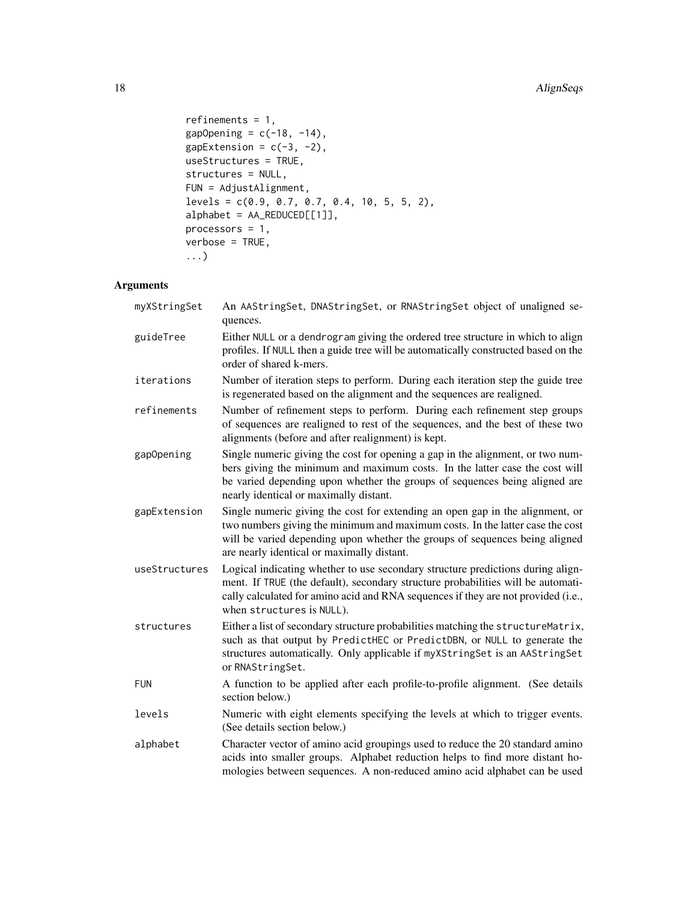```
refinements = 1,
gapOpening = c(-18, -14),
gapExtension = c(-3, -2),
useStructures = TRUE,
structures = NULL,
FUN = AdjustAlignment,
levels = c(0.9, 0.7, 0.7, 0.4, 10, 5, 5, 2),
alphabet = AA_REDUCED[[1]],
processors = 1,
verbose = TRUE,
...)
```

## Arguments

| | |
|---|---|
| myXStringSet | An AAStringSet, DNAStringSet, or RNAStringSet object of unaligned sequences. |
| guideTree | Either NULL or a dendrogram giving the ordered tree structure in which to align profiles. If NULL then a guide tree will be automatically constructed based on the order of shared k-mers. |
| iterations | Number of iteration steps to perform. During each iteration step the guide tree is regenerated based on the alignment and the sequences are realigned. |
| refinements | Number of refinement steps to perform. During each refinement step groups of sequences are realigned to rest of the sequences, and the best of these two alignments (before and after realignment) is kept. |
| gapOpening | Single numeric giving the cost for opening a gap in the alignment, or two numbers giving the minimum and maximum costs. In the latter case the cost will be varied depending upon whether the groups of sequences being aligned are nearly identical or maximally distant. |
| gapExtension | Single numeric giving the cost for extending an open gap in the alignment, or two numbers giving the minimum and maximum costs. In the latter case the cost will be varied depending upon whether the groups of sequences being aligned are nearly identical or maximally distant. |
| useStructures | Logical indicating whether to use secondary structure predictions during alignment. If TRUE (the default), secondary structure probabilities will be automatically calculated for amino acid and RNA sequences if they are not provided (i.e., when structures is NULL). |
| structures | Either a list of secondary structure probabilities matching the structureMatrix, such as that output by PredictHEC or PredictDBN, or NULL to generate the structures automatically. Only applicable if myXStringSet is an AAStringSet or RNAStringSet. |
| FUN | A function to be applied after each profile-to-profile alignment. (See details section below.) |
| levels | Numeric with eight elements specifying the levels at which to trigger events. (See details section below.) |
| alphabet | Character vector of amino acid groupings used to reduce the 20 standard amino acids into smaller groups. Alphabet reduction helps to find more distant homologies between sequences. A non-reduced amino acid alphabet can be used |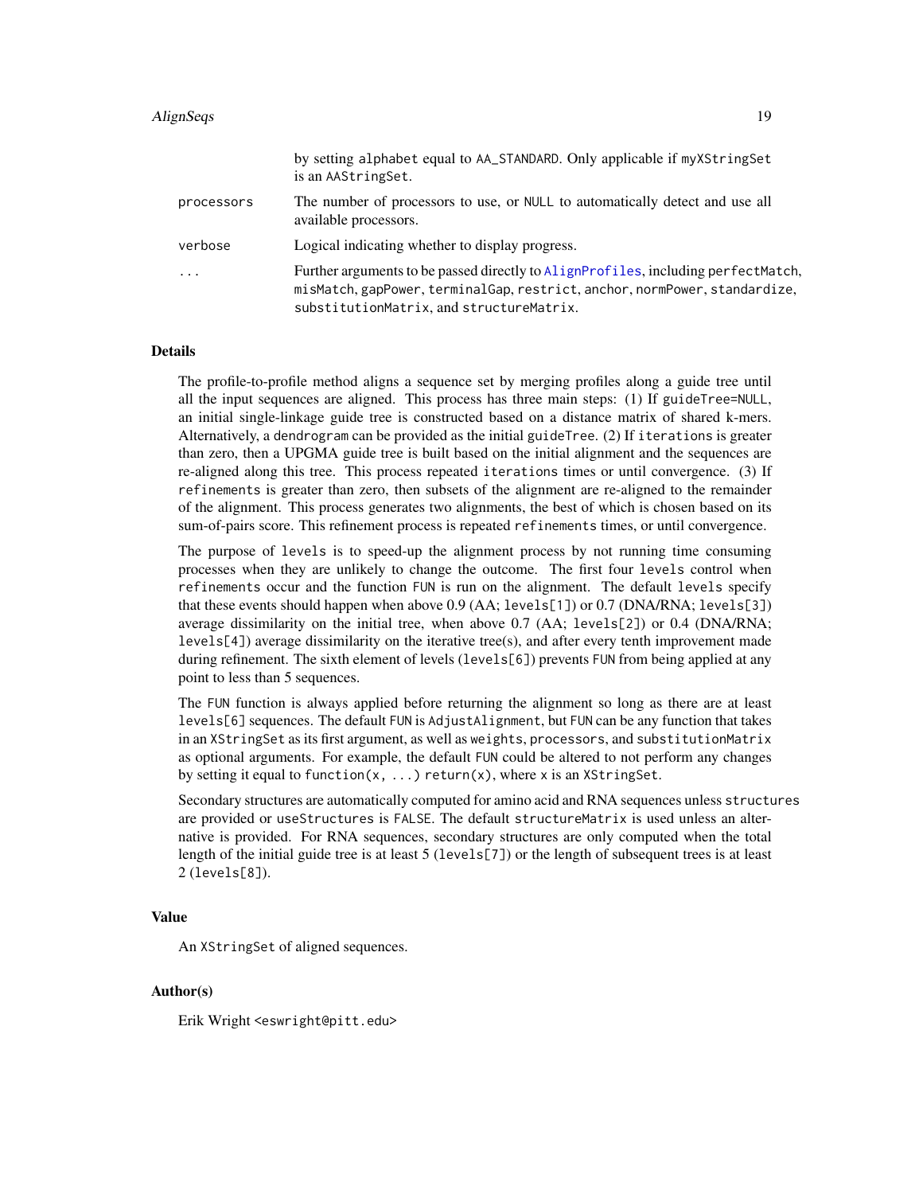| | |
|---|---|
| | by setting `alphabet` equal to `AA_STANDARD`. Only applicable if `myXStringSet` is an `AAStringSet`. |
| `processors` | The number of processors to use, or `NULL` to automatically detect and use all available processors. |
| `verbose` | Logical indicating whether to display progress. |
| `...` | Further arguments to be passed directly to `AlignProfiles`, including `perfectMatch`, `misMatch`, `gapPower`, `terminalGap`, `restrict`, `anchor`, `normPower`, `standardize`, `substitutionMatrix`, and `structureMatrix`. |

## Details

The profile-to-profile method aligns a sequence set by merging profiles along a guide tree until all the input sequences are aligned. This process has three main steps: (1) If `guideTree=NULL`, an initial single-linkage guide tree is constructed based on a distance matrix of shared k-mers. Alternatively, a `dendrogram` can be provided as the initial `guideTree`. (2) If `iterations` is greater than zero, then a UPGMA guide tree is built based on the initial alignment and the sequences are re-aligned along this tree. This process repeated `iterations` times or until convergence. (3) If `refinements` is greater than zero, then subsets of the alignment are re-aligned to the remainder of the alignment. This process generates two alignments, the best of which is chosen based on its sum-of-pairs score. This refinement process is repeated `refinements` times, or until convergence.

The purpose of `levels` is to speed-up the alignment process by not running time consuming processes when they are unlikely to change the outcome. The first four `levels` control when `refinements` occur and the function `FUN` is run on the alignment. The default `levels` specify that these events should happen when above 0.9 (AA; `levels[1]`) or 0.7 (DNA/RNA; `levels[3]`) average dissimilarity on the initial tree, when above 0.7 (AA; `levels[2]`) or 0.4 (DNA/RNA; `levels[4]`) average dissimilarity on the iterative tree(s), and after every tenth improvement made during refinement. The sixth element of levels (`levels[6]`) prevents `FUN` from being applied at any point to less than 5 sequences.

The `FUN` function is always applied before returning the alignment so long as there are at least `levels[6]` sequences. The default `FUN` is `AdjustAlignment`, but `FUN` can be any function that takes in an `XStringSet` as its first argument, as well as `weights`, `processors`, and `substitutionMatrix` as optional arguments. For example, the default `FUN` could be altered to not perform any changes by setting it equal to `function(x, ...) return(x)`, where `x` is an `XStringSet`.

Secondary structures are automatically computed for amino acid and RNA sequences unless `structures` are provided or `useStructures` is `FALSE`. The default `structureMatrix` is used unless an alternative is provided. For RNA sequences, secondary structures are only computed when the total length of the initial guide tree is at least 5 (`levels[7]`) or the length of subsequent trees is at least 2 (`levels[8]`).

## Value

An `XStringSet` of aligned sequences.

## Author(s)

Erik Wright <eswright@pitt.edu>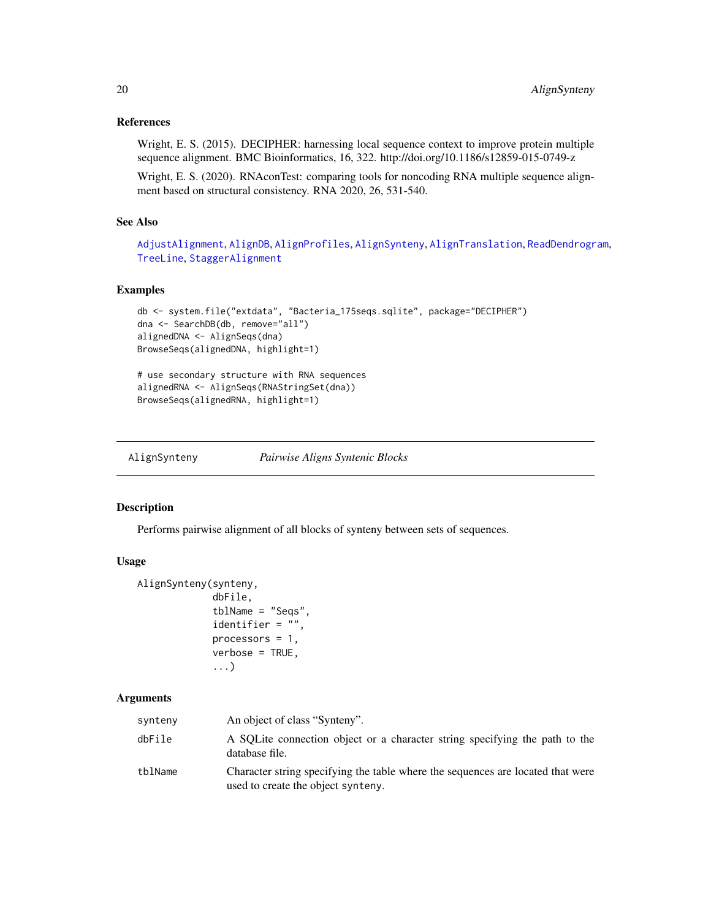### References

Wright, E. S. (2015). DECIPHER: harnessing local sequence context to improve protein multiple sequence alignment. BMC Bioinformatics, 16, 322. http://doi.org/10.1186/s12859-015-0749-z

Wright, E. S. (2020). RNAconTest: comparing tools for noncoding RNA multiple sequence alignment based on structural consistency. RNA 2020, 26, 531-540.

### See Also

AdjustAlignment, AlignDB, AlignProfiles, AlignSynteny, AlignTranslation, ReadDendrogram, TreeLine, StaggerAlignment

### Examples

```
db <- system.file("extdata", "Bacteria_175seqs.sqlite", package="DECIPHER")
dna <- SearchDB(db, remove="all")
alignedDNA <- AlignSeqs(dna)
BrowseSeqs(alignedDNA, highlight=1)

# use secondary structure with RNA sequences
alignedRNA <- AlignSeqs(RNAStringSet(dna))
BrowseSeqs(alignedRNA, highlight=1)
```

---

## AlignSynteny *Pairwise Aligns Syntenic Blocks*

### Description

Performs pairwise alignment of all blocks of synteny between sets of sequences.

### Usage

```
AlignSynteny(synteny,
             dbFile,
             tblName = "Seqs",
             identifier = "",
             processors = 1,
             verbose = TRUE,
             ...)
```

### Arguments

| | |
|---|---|
| synteny | An object of class "Synteny". |
| dbFile | A SQLite connection object or a character string specifying the path to the database file. |
| tblName | Character string specifying the table where the sequences are located that were used to create the object synteny. |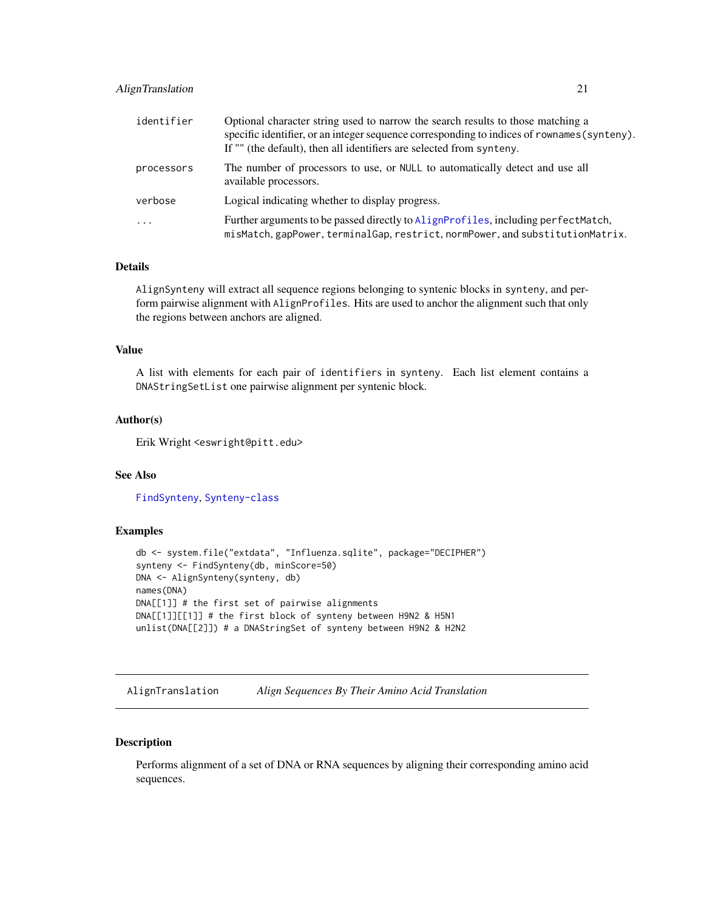| | |
|---|---|
| `identifier` | Optional character string used to narrow the search results to those matching a specific identifier, or an integer sequence corresponding to indices of `rownames(synteny)`. If "" (the default), then all identifiers are selected from `synteny`. |
| `processors` | The number of processors to use, or `NULL` to automatically detect and use all available processors. |
| `verbose` | Logical indicating whether to display progress. |
| `...` | Further arguments to be passed directly to `AlignProfiles`, including `perfectMatch`, `misMatch`, `gapPower`, `terminalGap`, `restrict`, `normPower`, and `substitutionMatrix`. |

## Details

`AlignSynteny` will extract all sequence regions belonging to syntenic blocks in `synteny`, and perform pairwise alignment with `AlignProfiles`. Hits are used to anchor the alignment such that only the regions between anchors are aligned.

## Value

A list with elements for each pair of `identifiers` in `synteny`. Each list element contains a `DNAStringSetList` one pairwise alignment per syntenic block.

## Author(s)

Erik Wright <eswright@pitt.edu>

## See Also

`FindSynteny`, `Synteny-class`

## Examples

```
db <- system.file("extdata", "Influenza.sqlite", package="DECIPHER")
synteny <- FindSynteny(db, minScore=50)
DNA <- AlignSynteny(synteny, db)
names(DNA)
DNA[[1]] # the first set of pairwise alignments
DNA[[1]][[1]] # the first block of synteny between H9N2 & H5N1
unlist(DNA[[2]]) # a DNAStringSet of synteny between H9N2 & H2N2
```

---

# AlignTranslation — *Align Sequences By Their Amino Acid Translation*

## Description

Performs alignment of a set of DNA or RNA sequences by aligning their corresponding amino acid sequences.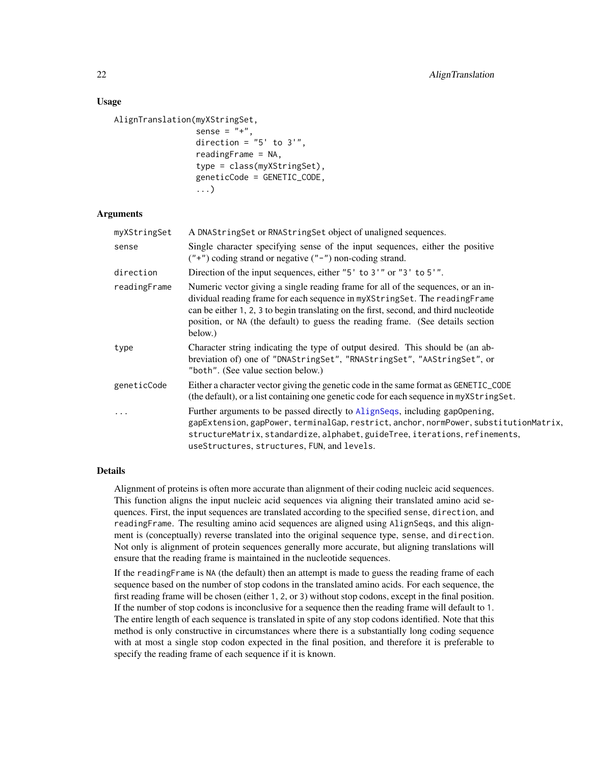## Usage

```
AlignTranslation(myXStringSet,
                 sense = "+",
                 direction = "5' to 3'",
                 readingFrame = NA,
                 type = class(myXStringSet),
                 geneticCode = GENETIC_CODE,
                 ...)
```

## Arguments

| | |
|---|---|
| `myXStringSet` | A `DNAStringSet` or `RNAStringSet` object of unaligned sequences. |
| `sense` | Single character specifying sense of the input sequences, either the positive (`"+"`) coding strand or negative (`"-"`) non-coding strand. |
| `direction` | Direction of the input sequences, either `"5' to 3'"` or `"3' to 5'"`. |
| `readingFrame` | Numeric vector giving a single reading frame for all of the sequences, or an individual reading frame for each sequence in `myXStringSet`. The `readingFrame` can be either `1`, `2`, `3` to begin translating on the first, second, and third nucleotide position, or `NA` (the default) to guess the reading frame. (See details section below.) |
| `type` | Character string indicating the type of output desired. This should be (an abbreviation of) one of `"DNAStringSet"`, `"RNAStringSet"`, `"AAStringSet"`, or `"both"`. (See value section below.) |
| `geneticCode` | Either a character vector giving the genetic code in the same format as `GENETIC_CODE` (the default), or a list containing one genetic code for each sequence in `myXStringSet`. |
| `...` | Further arguments to be passed directly to `AlignSeqs`, including `gapOpening`, `gapExtension`, `gapPower`, `terminalGap`, `restrict`, `anchor`, `normPower`, `substitutionMatrix`, `structureMatrix`, `standardize`, `alphabet`, `guideTree`, `iterations`, `refinements`, `useStructures`, `structures`, `FUN`, and `levels`. |

## Details

Alignment of proteins is often more accurate than alignment of their coding nucleic acid sequences. This function aligns the input nucleic acid sequences via aligning their translated amino acid sequences. First, the input sequences are translated according to the specified `sense`, `direction`, and `readingFrame`. The resulting amino acid sequences are aligned using `AlignSeqs`, and this alignment is (conceptually) reverse translated into the original sequence type, `sense`, and `direction`. Not only is alignment of protein sequences generally more accurate, but aligning translations will ensure that the reading frame is maintained in the nucleotide sequences.

If the `readingFrame` is `NA` (the default) then an attempt is made to guess the reading frame of each sequence based on the number of stop codons in the translated amino acids. For each sequence, the first reading frame will be chosen (either `1`, `2`, or `3`) without stop codons, except in the final position. If the number of stop codons is inconclusive for a sequence then the reading frame will default to `1`. The entire length of each sequence is translated in spite of any stop codons identified. Note that this method is only constructive in circumstances where there is a substantially long coding sequence with at most a single stop codon expected in the final position, and therefore it is preferable to specify the reading frame of each sequence if it is known.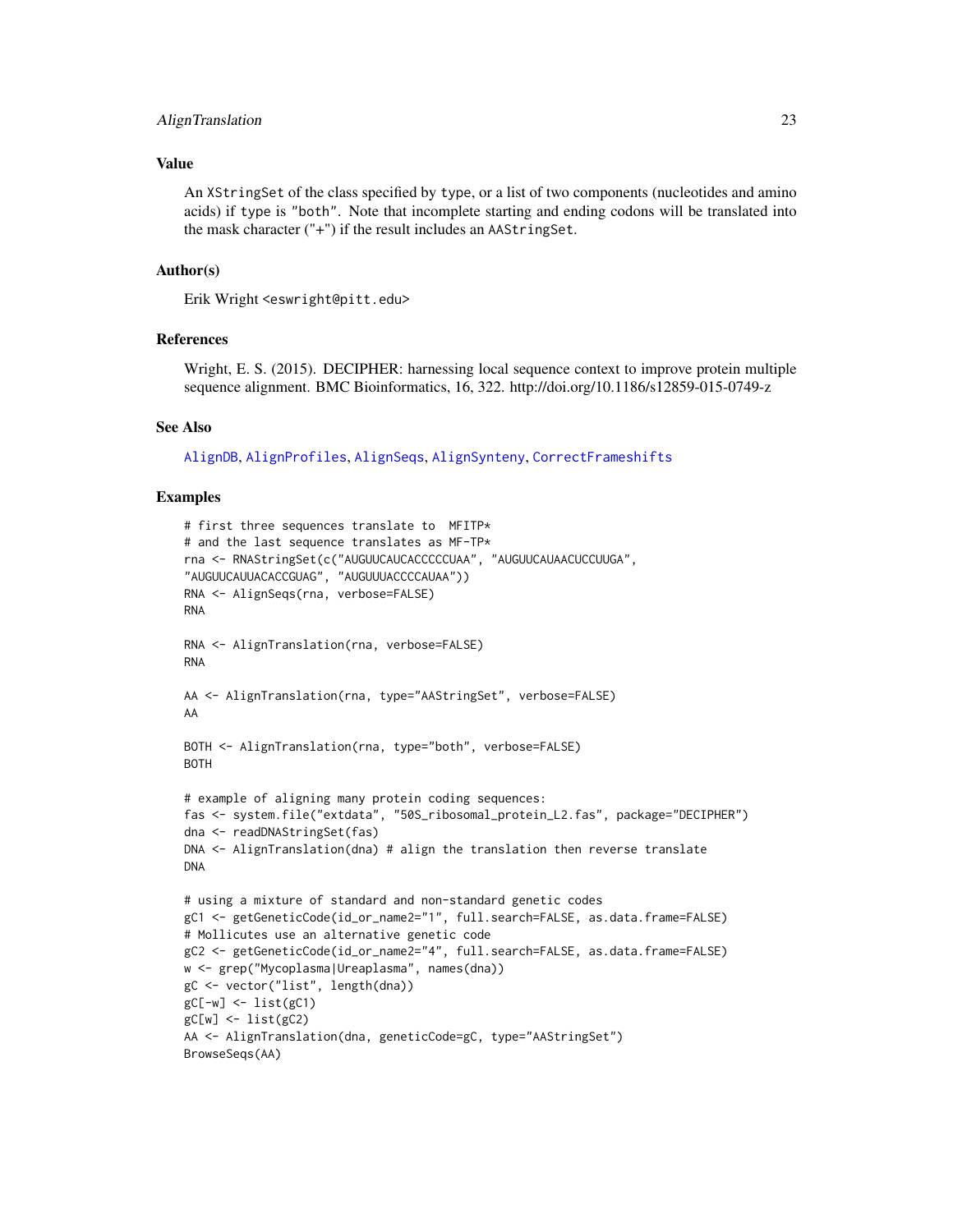## Value

An XStringSet of the class specified by type, or a list of two components (nucleotides and amino acids) if type is "both". Note that incomplete starting and ending codons will be translated into the mask character ("+") if the result includes an AAStringSet.

## Author(s)

Erik Wright <eswright@pitt.edu>

## References

Wright, E. S. (2015). DECIPHER: harnessing local sequence context to improve protein multiple sequence alignment. BMC Bioinformatics, 16, 322. http://doi.org/10.1186/s12859-015-0749-z

## See Also

AlignDB, AlignProfiles, AlignSeqs, AlignSynteny, CorrectFrameshifts

## Examples

```
# first three sequences translate to  MFITP*
# and the last sequence translates as MF-TP*
rna <- RNAStringSet(c("AUGUUCAUCACCCCCUAA", "AUGUUCAUAACUCCUUGA",
"AUGUUCAUUACACCGUAG", "AUGUUUACCCCAUAA"))
RNA <- AlignSeqs(rna, verbose=FALSE)
RNA

RNA <- AlignTranslation(rna, verbose=FALSE)
RNA

AA <- AlignTranslation(rna, type="AAStringSet", verbose=FALSE)
AA

BOTH <- AlignTranslation(rna, type="both", verbose=FALSE)
BOTH

# example of aligning many protein coding sequences:
fas <- system.file("extdata", "50S_ribosomal_protein_L2.fas", package="DECIPHER")
dna <- readDNAStringSet(fas)
DNA <- AlignTranslation(dna) # align the translation then reverse translate
DNA

# using a mixture of standard and non-standard genetic codes
gC1 <- getGeneticCode(id_or_name2="1", full.search=FALSE, as.data.frame=FALSE)
# Mollicutes use an alternative genetic code
gC2 <- getGeneticCode(id_or_name2="4", full.search=FALSE, as.data.frame=FALSE)
w <- grep("Mycoplasma|Ureaplasma", names(dna))
gC <- vector("list", length(dna))
gC[-w] <- list(gC1)
gC[w] <- list(gC2)
AA <- AlignTranslation(dna, geneticCode=gC, type="AAStringSet")
BrowseSeqs(AA)
```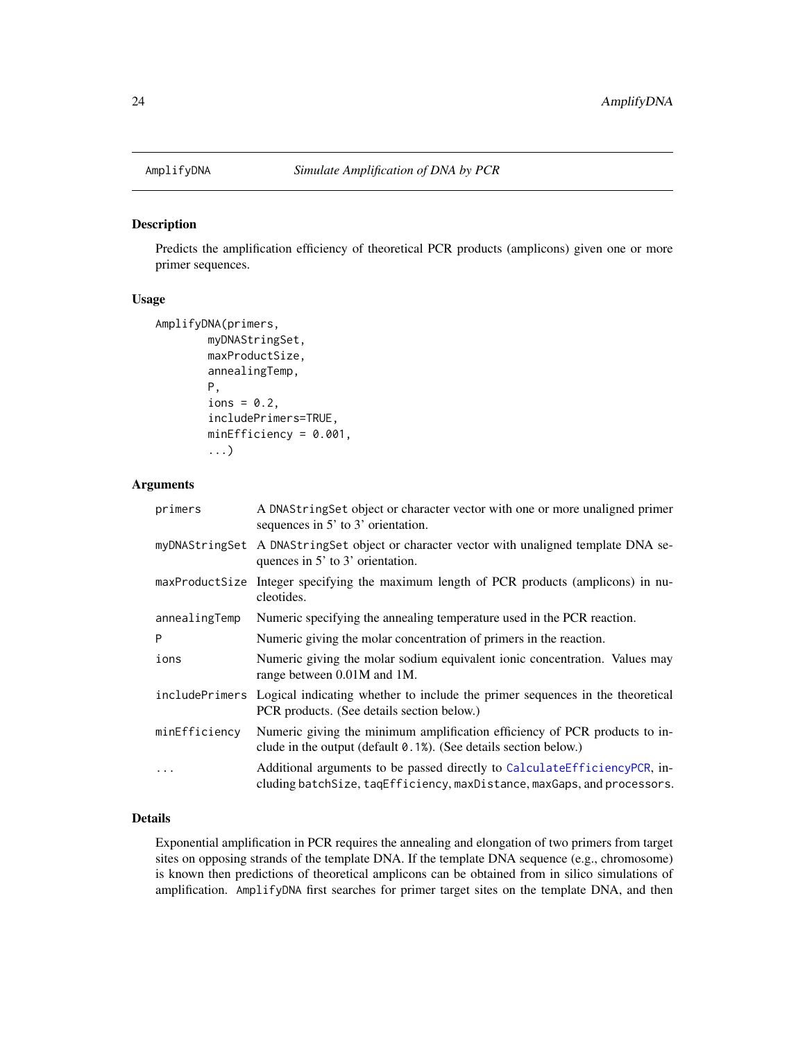# AmplifyDNA — *Simulate Amplification of DNA by PCR*

## Description

Predicts the amplification efficiency of theoretical PCR products (amplicons) given one or more primer sequences.

## Usage

```
AmplifyDNA(primers,
        myDNAStringSet,
        maxProductSize,
        annealingTemp,
        P,
        ions = 0.2,
        includePrimers=TRUE,
        minEfficiency = 0.001,
        ...)
```

## Arguments

| Argument | Description |
|---|---|
| primers | A DNAStringSet object or character vector with one or more unaligned primer sequences in 5' to 3' orientation. |
| myDNAStringSet | A DNAStringSet object or character vector with unaligned template DNA sequences in 5' to 3' orientation. |
| maxProductSize | Integer specifying the maximum length of PCR products (amplicons) in nucleotides. |
| annealingTemp | Numeric specifying the annealing temperature used in the PCR reaction. |
| P | Numeric giving the molar concentration of primers in the reaction. |
| ions | Numeric giving the molar sodium equivalent ionic concentration. Values may range between 0.01M and 1M. |
| includePrimers | Logical indicating whether to include the primer sequences in the theoretical PCR products. (See details section below.) |
| minEfficiency | Numeric giving the minimum amplification efficiency of PCR products to include in the output (default `0.1%`). (See details section below.) |
| ... | Additional arguments to be passed directly to `CalculateEfficiencyPCR`, including `batchSize`, `taqEfficiency`, `maxDistance`, `maxGaps`, and `processors`. |

## Details

Exponential amplification in PCR requires the annealing and elongation of two primers from target sites on opposing strands of the template DNA. If the template DNA sequence (e.g., chromosome) is known then predictions of theoretical amplicons can be obtained from in silico simulations of amplification. `AmplifyDNA` first searches for primer target sites on the template DNA, and then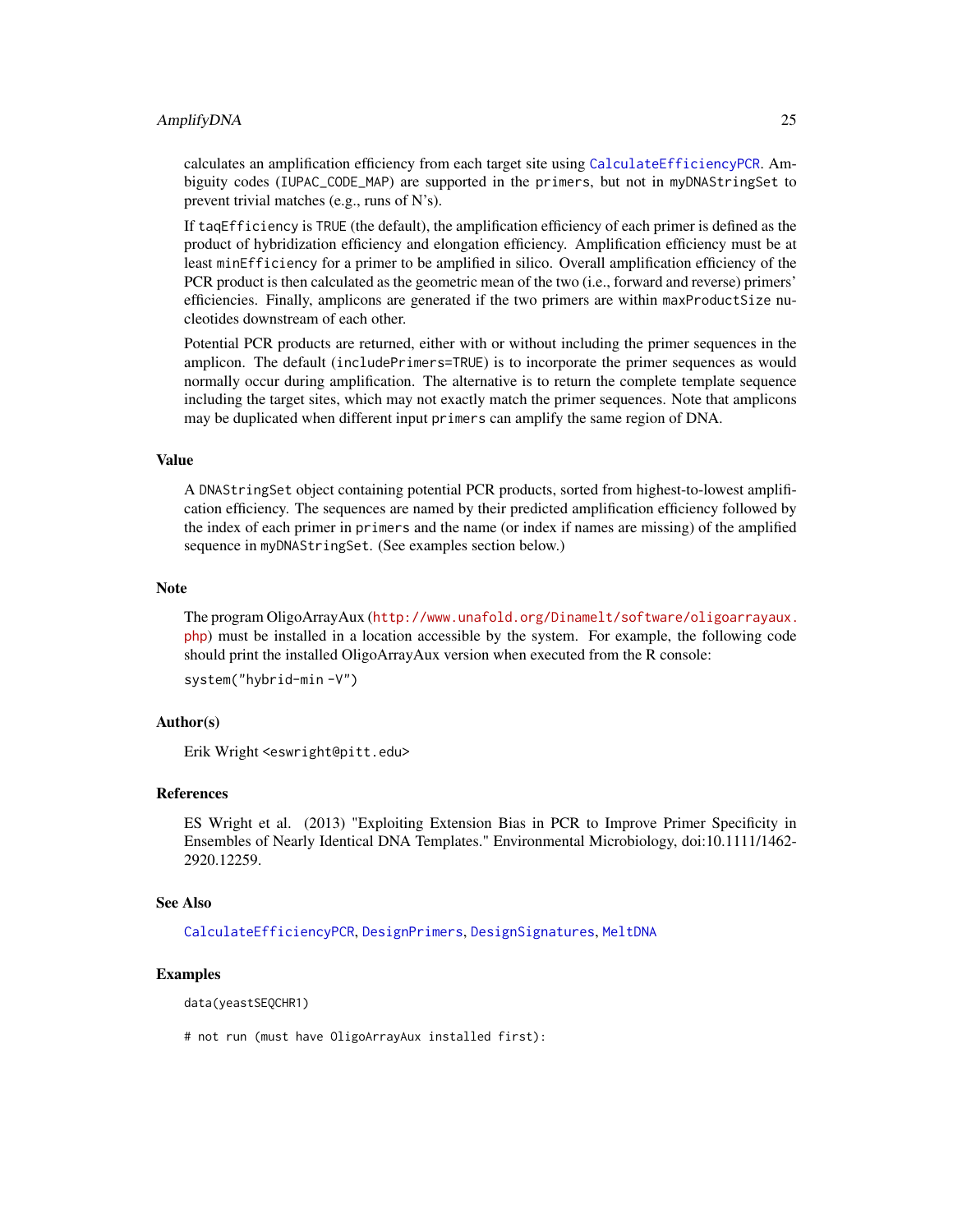calculates an amplification efficiency from each target site using `CalculateEfficiencyPCR`. Ambiguity codes (`IUPAC_CODE_MAP`) are supported in the `primers`, but not in `myDNAStringSet` to prevent trivial matches (e.g., runs of N's).

If `taqEfficiency` is `TRUE` (the default), the amplification efficiency of each primer is defined as the product of hybridization efficiency and elongation efficiency. Amplification efficiency must be at least `minEfficiency` for a primer to be amplified in silico. Overall amplification efficiency of the PCR product is then calculated as the geometric mean of the two (i.e., forward and reverse) primers' efficiencies. Finally, amplicons are generated if the two primers are within `maxProductSize` nucleotides downstream of each other.

Potential PCR products are returned, either with or without including the primer sequences in the amplicon. The default (`includePrimers=TRUE`) is to incorporate the primer sequences as would normally occur during amplification. The alternative is to return the complete template sequence including the target sites, which may not exactly match the primer sequences. Note that amplicons may be duplicated when different input `primers` can amplify the same region of DNA.

## Value

A `DNAStringSet` object containing potential PCR products, sorted from highest-to-lowest amplification efficiency. The sequences are named by their predicted amplification efficiency followed by the index of each primer in `primers` and the name (or index if names are missing) of the amplified sequence in `myDNAStringSet`. (See examples section below.)

## Note

The program OligoArrayAux (http://www.unafold.org/Dinamelt/software/oligoarrayaux.php) must be installed in a location accessible by the system. For example, the following code should print the installed OligoArrayAux version when executed from the R console:

```
system("hybrid-min -V")
```

## Author(s)

Erik Wright <eswright@pitt.edu>

## References

ES Wright et al. (2013) "Exploiting Extension Bias in PCR to Improve Primer Specificity in Ensembles of Nearly Identical DNA Templates." Environmental Microbiology, doi:10.1111/1462-2920.12259.

## See Also

`CalculateEfficiencyPCR`, `DesignPrimers`, `DesignSignatures`, `MeltDNA`

## Examples

```
data(yeastSEQCHR1)

# not run (must have OligoArrayAux installed first):
```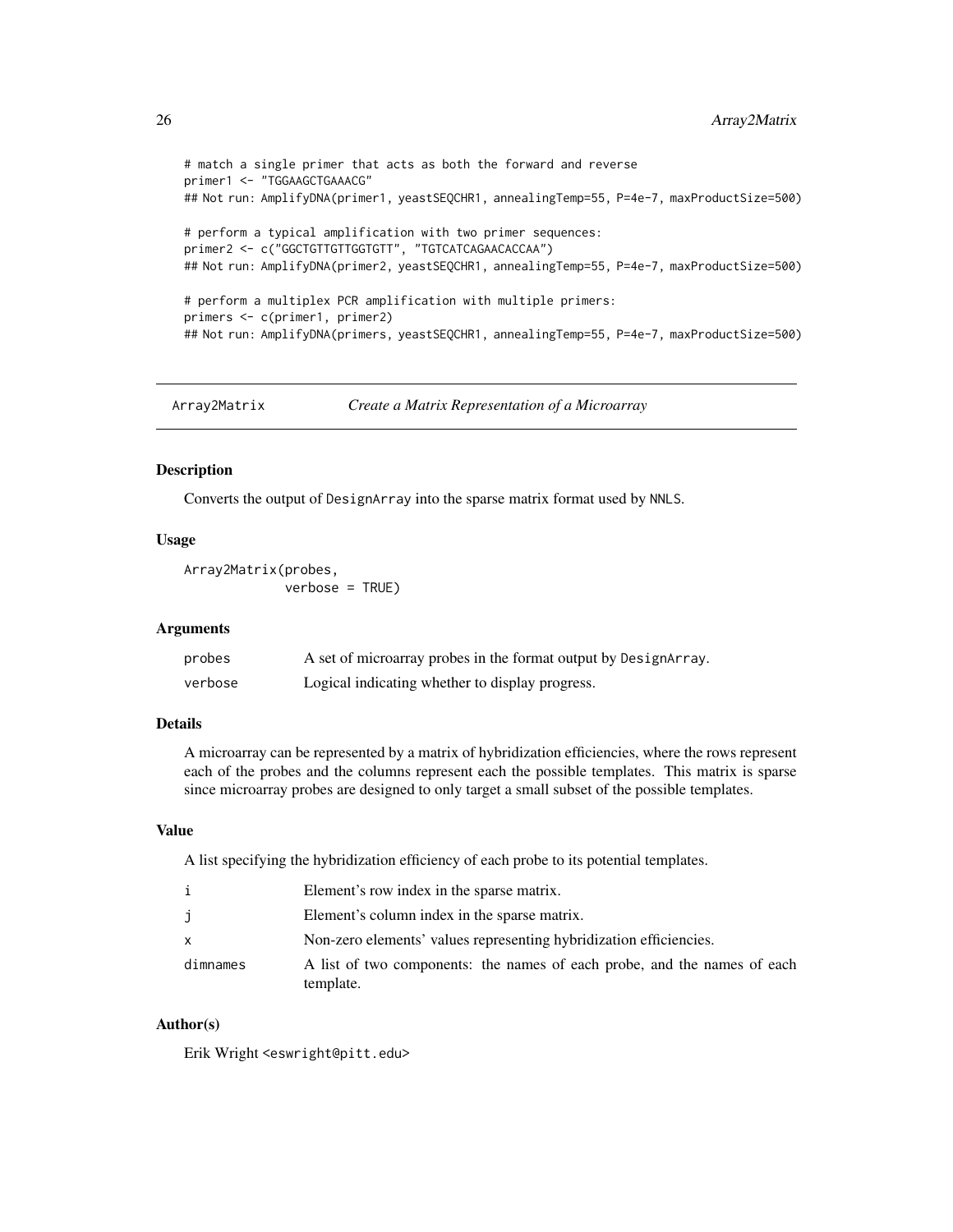```
# match a single primer that acts as both the forward and reverse
primer1 <- "TGGAAGCTGAAACG"
## Not run: AmplifyDNA(primer1, yeastSEQCHR1, annealingTemp=55, P=4e-7, maxProductSize=500)

# perform a typical amplification with two primer sequences:
primer2 <- c("GGCTGTTGTTGGTGTT", "TGTCATCAGAACACCAA")
## Not run: AmplifyDNA(primer2, yeastSEQCHR1, annealingTemp=55, P=4e-7, maxProductSize=500)

# perform a multiplex PCR amplification with multiple primers:
primers <- c(primer1, primer2)
## Not run: AmplifyDNA(primers, yeastSEQCHR1, annealingTemp=55, P=4e-7, maxProductSize=500)
```

---

## Array2Matrix — *Create a Matrix Representation of a Microarray*

### Description

Converts the output of `DesignArray` into the sparse matrix format used by `NNLS`.

### Usage

```
Array2Matrix(probes,
             verbose = TRUE)
```

### Arguments

| | |
|---|---|
| `probes` | A set of microarray probes in the format output by `DesignArray`. |
| `verbose` | Logical indicating whether to display progress. |

### Details

A microarray can be represented by a matrix of hybridization efficiencies, where the rows represent each of the probes and the columns represent each the possible templates. This matrix is sparse since microarray probes are designed to only target a small subset of the possible templates.

### Value

A list specifying the hybridization efficiency of each probe to its potential templates.

| | |
|---|---|
| `i` | Element's row index in the sparse matrix. |
| `j` | Element's column index in the sparse matrix. |
| `x` | Non-zero elements' values representing hybridization efficiencies. |
| `dimnames` | A list of two components: the names of each probe, and the names of each template. |

### Author(s)

Erik Wright <eswright@pitt.edu>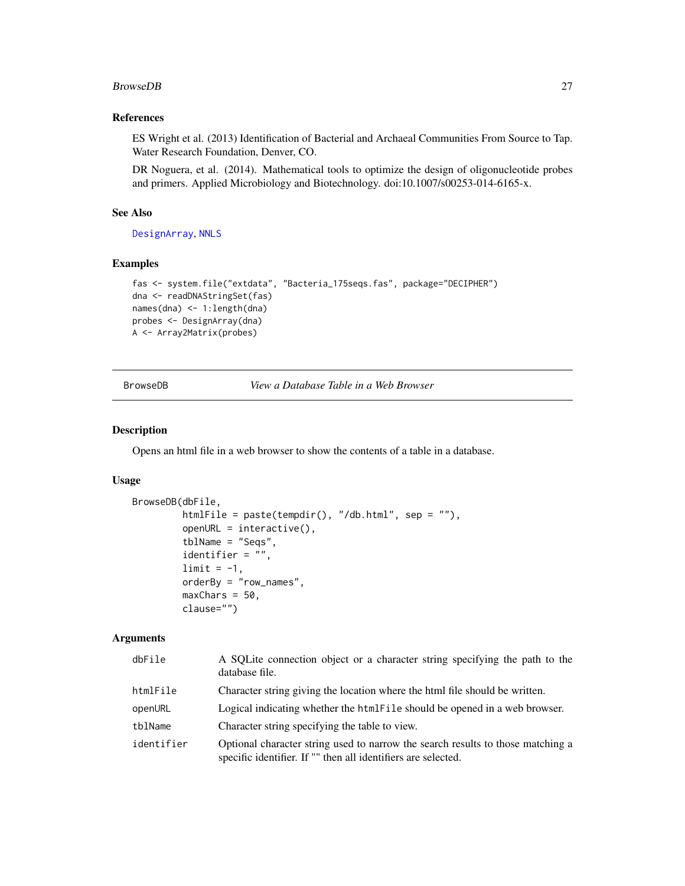### References

ES Wright et al. (2013) Identification of Bacterial and Archaeal Communities From Source to Tap. Water Research Foundation, Denver, CO.

DR Noguera, et al. (2014). Mathematical tools to optimize the design of oligonucleotide probes and primers. Applied Microbiology and Biotechnology. doi:10.1007/s00253-014-6165-x.

### See Also

`DesignArray`, `NNLS`

### Examples

```
fas <- system.file("extdata", "Bacteria_175seqs.fas", package="DECIPHER")
dna <- readDNAStringSet(fas)
names(dna) <- 1:length(dna)
probes <- DesignArray(dna)
A <- Array2Matrix(probes)
```

---

## BrowseDB — *View a Database Table in a Web Browser*

---

### Description

Opens an html file in a web browser to show the contents of a table in a database.

### Usage

```
BrowseDB(dbFile,
         htmlFile = paste(tempdir(), "/db.html", sep = ""),
         openURL = interactive(),
         tblName = "Seqs",
         identifier = "",
         limit = -1,
         orderBy = "row_names",
         maxChars = 50,
         clause="")
```

### Arguments

| | |
|---|---|
| `dbFile` | A SQLite connection object or a character string specifying the path to the database file. |
| `htmlFile` | Character string giving the location where the html file should be written. |
| `openURL` | Logical indicating whether the `htmlFile` should be opened in a web browser. |
| `tblName` | Character string specifying the table to view. |
| `identifier` | Optional character string used to narrow the search results to those matching a specific identifier. If "" then all identifiers are selected. |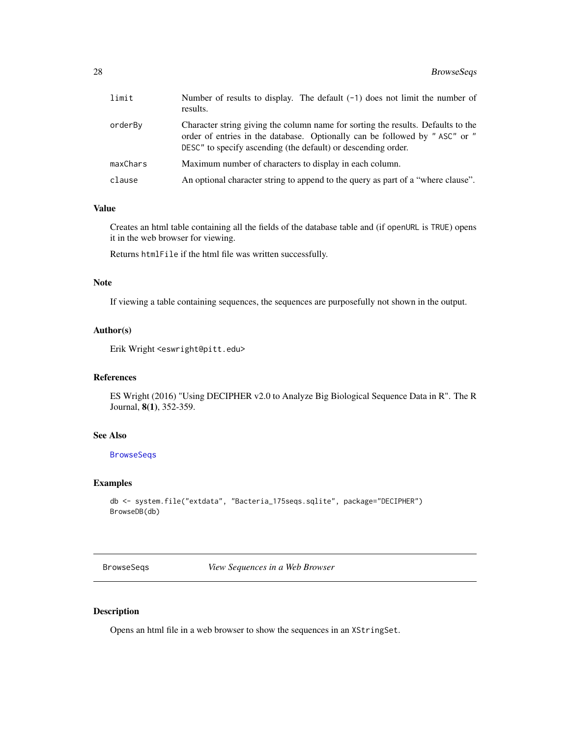| | |
|---|---|
| limit | Number of results to display. The default (-1) does not limit the number of results. |
| orderBy | Character string giving the column name for sorting the results. Defaults to the order of entries in the database. Optionally can be followed by " ASC" or " DESC" to specify ascending (the default) or descending order. |
| maxChars | Maximum number of characters to display in each column. |
| clause | An optional character string to append to the query as part of a "where clause". |

### Value

Creates an html table containing all the fields of the database table and (if `openURL` is `TRUE`) opens it in the web browser for viewing.

Returns `htmlFile` if the html file was written successfully.

### Note

If viewing a table containing sequences, the sequences are purposefully not shown in the output.

### Author(s)

Erik Wright <eswright@pitt.edu>

### References

ES Wright (2016) "Using DECIPHER v2.0 to Analyze Big Biological Sequence Data in R". The R Journal, **8**(**1**), 352-359.

### See Also

`BrowseSeqs`

### Examples

```
db <- system.file("extdata", "Bacteria_175seqs.sqlite", package="DECIPHER")
BrowseDB(db)
```

---

## BrowseSeqs — *View Sequences in a Web Browser*

---

### Description

Opens an html file in a web browser to show the sequences in an `XStringSet`.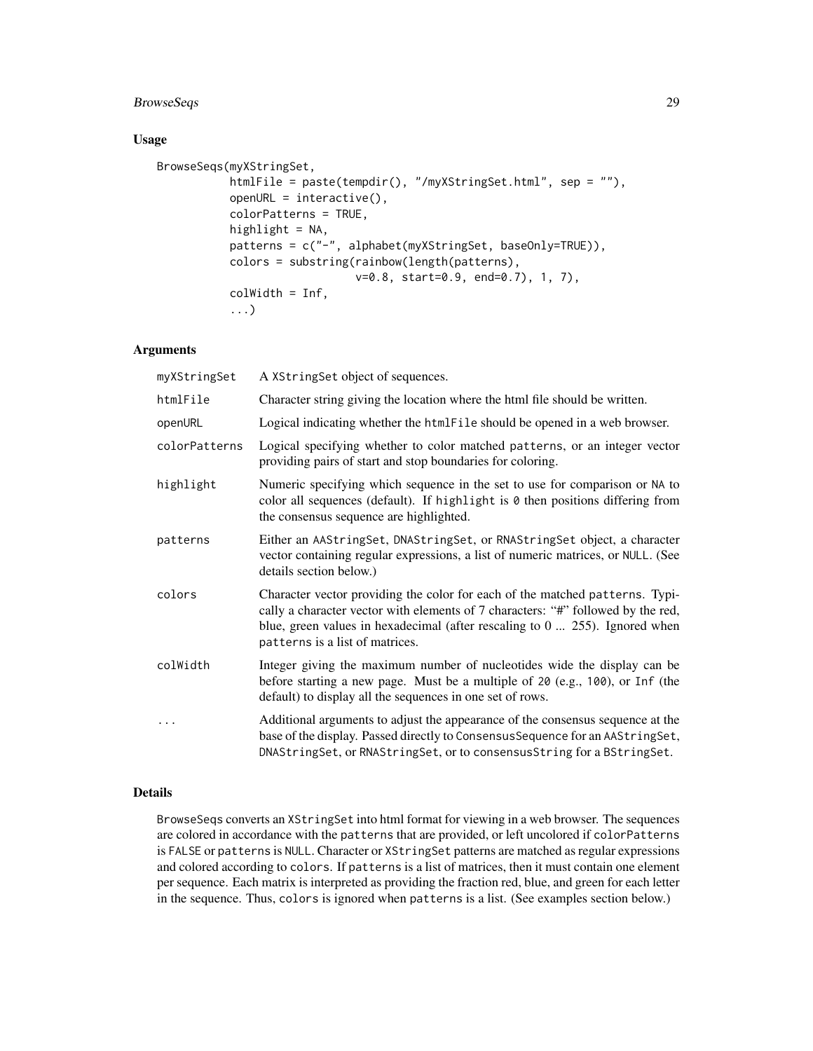## Usage

```
BrowseSeqs(myXStringSet,
           htmlFile = paste(tempdir(), "/myXStringSet.html", sep = ""),
           openURL = interactive(),
           colorPatterns = TRUE,
           highlight = NA,
           patterns = c("-", alphabet(myXStringSet, baseOnly=TRUE)),
           colors = substring(rainbow(length(patterns),
                              v=0.8, start=0.9, end=0.7), 1, 7),
           colWidth = Inf,
           ...)
```

## Arguments

| | |
|---|---|
| myXStringSet | A XStringSet object of sequences. |
| htmlFile | Character string giving the location where the html file should be written. |
| openURL | Logical indicating whether the htmlFile should be opened in a web browser. |
| colorPatterns | Logical specifying whether to color matched patterns, or an integer vector providing pairs of start and stop boundaries for coloring. |
| highlight | Numeric specifying which sequence in the set to use for comparison or NA to color all sequences (default). If highlight is 0 then positions differing from the consensus sequence are highlighted. |
| patterns | Either an AAStringSet, DNAStringSet, or RNAStringSet object, a character vector containing regular expressions, a list of numeric matrices, or NULL. (See details section below.) |
| colors | Character vector providing the color for each of the matched patterns. Typically a character vector with elements of 7 characters: "#" followed by the red, blue, green values in hexadecimal (after rescaling to 0 ... 255). Ignored when patterns is a list of matrices. |
| colWidth | Integer giving the maximum number of nucleotides wide the display can be before starting a new page. Must be a multiple of 20 (e.g., 100), or Inf (the default) to display all the sequences in one set of rows. |
| ... | Additional arguments to adjust the appearance of the consensus sequence at the base of the display. Passed directly to ConsensusSequence for an AAStringSet, DNAStringSet, or RNAStringSet, or to consensusString for a BStringSet. |

## Details

BrowseSeqs converts an XStringSet into html format for viewing in a web browser. The sequences are colored in accordance with the patterns that are provided, or left uncolored if colorPatterns is FALSE or patterns is NULL. Character or XStringSet patterns are matched as regular expressions and colored according to colors. If patterns is a list of matrices, then it must contain one element per sequence. Each matrix is interpreted as providing the fraction red, blue, and green for each letter in the sequence. Thus, colors is ignored when patterns is a list. (See examples section below.)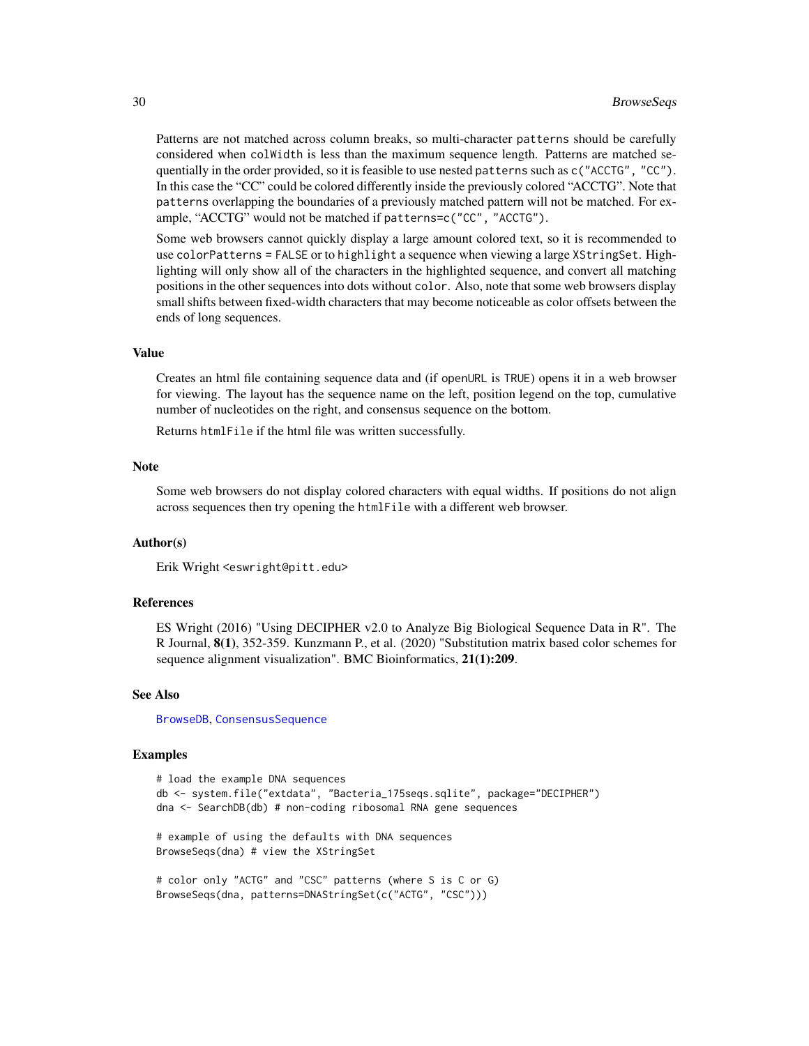Patterns are not matched across column breaks, so multi-character `patterns` should be carefully considered when `colWidth` is less than the maximum sequence length. Patterns are matched sequentially in the order provided, so it is feasible to use nested `patterns` such as `c("ACCTG", "CC")`. In this case the "CC" could be colored differently inside the previously colored "ACCTG". Note that `patterns` overlapping the boundaries of a previously matched pattern will not be matched. For example, "ACCTG" would not be matched if `patterns=c("CC", "ACCTG")`.

Some web browsers cannot quickly display a large amount colored text, so it is recommended to use `colorPatterns = FALSE` or to `highlight` a sequence when viewing a large `XStringSet`. Highlighting will only show all of the characters in the highlighted sequence, and convert all matching positions in the other sequences into dots without `color`. Also, note that some web browsers display small shifts between fixed-width characters that may become noticeable as color offsets between the ends of long sequences.

### Value

Creates an html file containing sequence data and (if `openURL` is `TRUE`) opens it in a web browser for viewing. The layout has the sequence name on the left, position legend on the top, cumulative number of nucleotides on the right, and consensus sequence on the bottom.

Returns `htmlFile` if the html file was written successfully.

### Note

Some web browsers do not display colored characters with equal widths. If positions do not align across sequences then try opening the `htmlFile` with a different web browser.

### Author(s)

Erik Wright <eswright@pitt.edu>

### References

ES Wright (2016) "Using DECIPHER v2.0 to Analyze Big Biological Sequence Data in R". The R Journal, **8(1)**, 352-359. Kunzmann P., et al. (2020) "Substitution matrix based color schemes for sequence alignment visualization". BMC Bioinformatics, **21(1):209**.

### See Also

BrowseDB, ConsensusSequence

### Examples

```
# load the example DNA sequences
db <- system.file("extdata", "Bacteria_175seqs.sqlite", package="DECIPHER")
dna <- SearchDB(db) # non-coding ribosomal RNA gene sequences

# example of using the defaults with DNA sequences
BrowseSeqs(dna) # view the XStringSet

# color only "ACTG" and "CSC" patterns (where S is C or G)
BrowseSeqs(dna, patterns=DNAStringSet(c("ACTG", "CSC")))
```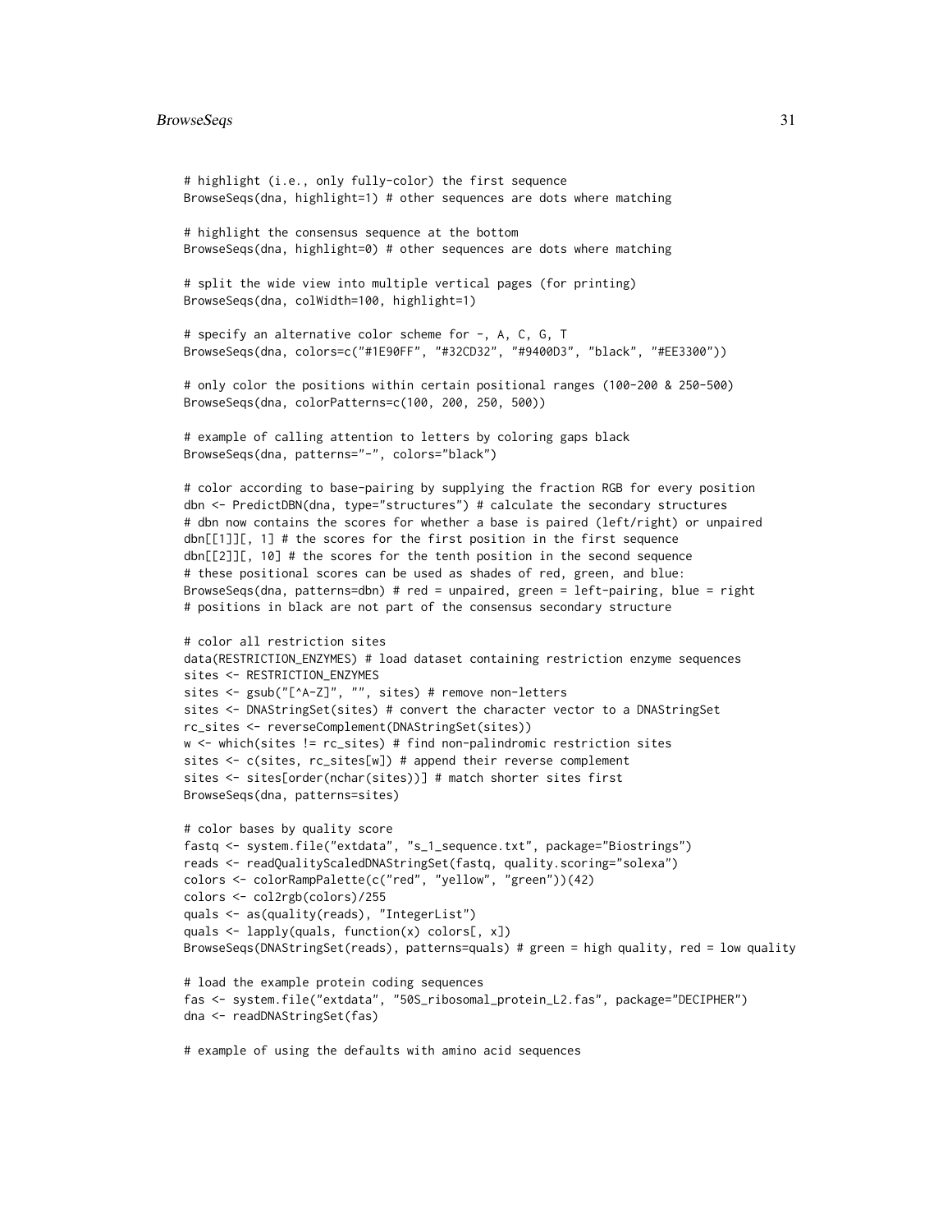```
# highlight (i.e., only fully-color) the first sequence
BrowseSeqs(dna, highlight=1) # other sequences are dots where matching

# highlight the consensus sequence at the bottom
BrowseSeqs(dna, highlight=0) # other sequences are dots where matching

# split the wide view into multiple vertical pages (for printing)
BrowseSeqs(dna, colWidth=100, highlight=1)

# specify an alternative color scheme for -, A, C, G, T
BrowseSeqs(dna, colors=c("#1E90FF", "#32CD32", "#9400D3", "black", "#EE3300"))

# only color the positions within certain positional ranges (100-200 & 250-500)
BrowseSeqs(dna, colorPatterns=c(100, 200, 250, 500))

# example of calling attention to letters by coloring gaps black
BrowseSeqs(dna, patterns="-", colors="black")

# color according to base-pairing by supplying the fraction RGB for every position
dbn <- PredictDBN(dna, type="structures") # calculate the secondary structures
# dbn now contains the scores for whether a base is paired (left/right) or unpaired
dbn[[1]][, 1] # the scores for the first position in the first sequence
dbn[[2]][, 10] # the scores for the tenth position in the second sequence
# these positional scores can be used as shades of red, green, and blue:
BrowseSeqs(dna, patterns=dbn) # red = unpaired, green = left-pairing, blue = right
# positions in black are not part of the consensus secondary structure

# color all restriction sites
data(RESTRICTION_ENZYMES) # load dataset containing restriction enzyme sequences
sites <- RESTRICTION_ENZYMES
sites <- gsub("[^A-Z]", "", sites) # remove non-letters
sites <- DNAStringSet(sites) # convert the character vector to a DNAStringSet
rc_sites <- reverseComplement(DNAStringSet(sites))
w <- which(sites != rc_sites) # find non-palindromic restriction sites
sites <- c(sites, rc_sites[w]) # append their reverse complement
sites <- sites[order(nchar(sites))] # match shorter sites first
BrowseSeqs(dna, patterns=sites)

# color bases by quality score
fastq <- system.file("extdata", "s_1_sequence.txt", package="Biostrings")
reads <- readQualityScaledDNAStringSet(fastq, quality.scoring="solexa")
colors <- colorRampPalette(c("red", "yellow", "green"))(42)
colors <- col2rgb(colors)/255
quals <- as(quality(reads), "IntegerList")
quals <- lapply(quals, function(x) colors[, x])
BrowseSeqs(DNAStringSet(reads), patterns=quals) # green = high quality, red = low quality

# load the example protein coding sequences
fas <- system.file("extdata", "50S_ribosomal_protein_L2.fas", package="DECIPHER")
dna <- readDNAStringSet(fas)

# example of using the defaults with amino acid sequences
```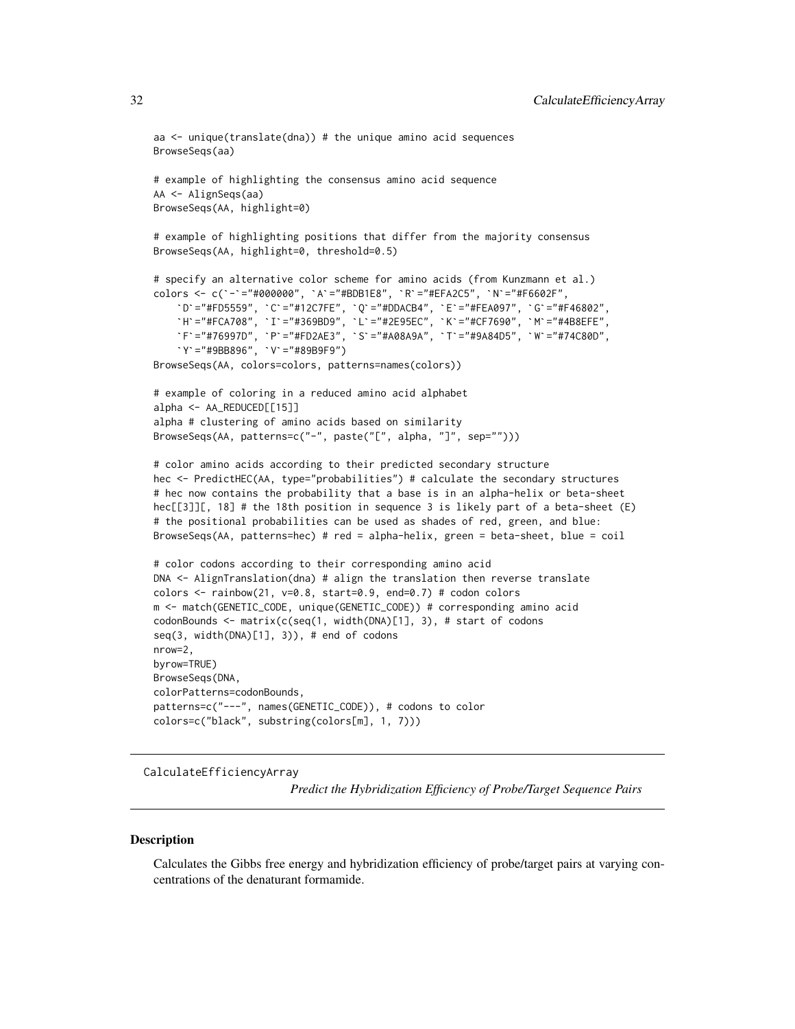```r
aa <- unique(translate(dna)) # the unique amino acid sequences
BrowseSeqs(aa)

# example of highlighting the consensus amino acid sequence
AA <- AlignSeqs(aa)
BrowseSeqs(AA, highlight=0)

# example of highlighting positions that differ from the majority consensus
BrowseSeqs(AA, highlight=0, threshold=0.5)

# specify an alternative color scheme for amino acids (from Kunzmann et al.)
colors <- c(`-`="#000000", `A`="#BDB1E8", `R`="#EFA2C5", `N`="#F6602F",
    `D`="#FD5559", `C`="#12C7FE", `Q`="#DDACB4", `E`="#FEA097", `G`="#F46802",
    `H`="#FCA708", `I`="#369BD9", `L`="#2E95EC", `K`="#CF7690", `M`="#4B8EFE",
    `F`="#76997D", `P`="#FD2AE3", `S`="#A08A9A", `T`="#9A84D5", `W`="#74C80D",
    `Y`="#9BB896", `V`="#89B9F9")
BrowseSeqs(AA, colors=colors, patterns=names(colors))

# example of coloring in a reduced amino acid alphabet
alpha <- AA_REDUCED[[15]]
alpha # clustering of amino acids based on similarity
BrowseSeqs(AA, patterns=c("-", paste("[", alpha, "]", sep="")))

# color amino acids according to their predicted secondary structure
hec <- PredictHEC(AA, type="probabilities") # calculate the secondary structures
# hec now contains the probability that a base is in an alpha-helix or beta-sheet
hec[[3]][, 18] # the 18th position in sequence 3 is likely part of a beta-sheet (E)
# the positional probabilities can be used as shades of red, green, and blue:
BrowseSeqs(AA, patterns=hec) # red = alpha-helix, green = beta-sheet, blue = coil

# color codons according to their corresponding amino acid
DNA <- AlignTranslation(dna) # align the translation then reverse translate
colors <- rainbow(21, v=0.8, start=0.9, end=0.7) # codon colors
m <- match(GENETIC_CODE, unique(GENETIC_CODE)) # corresponding amino acid
codonBounds <- matrix(c(seq(1, width(DNA)[1], 3), # start of codons
seq(3, width(DNA)[1], 3)), # end of codons
nrow=2,
byrow=TRUE)
BrowseSeqs(DNA,
colorPatterns=codonBounds,
patterns=c("---", names(GENETIC_CODE)), # codons to color
colors=c("black", substring(colors[m], 1, 7)))
```

---

## CalculateEfficiencyArray

*Predict the Hybridization Efficiency of Probe/Target Sequence Pairs*

---

### Description

Calculates the Gibbs free energy and hybridization efficiency of probe/target pairs at varying concentrations of the denaturant formamide.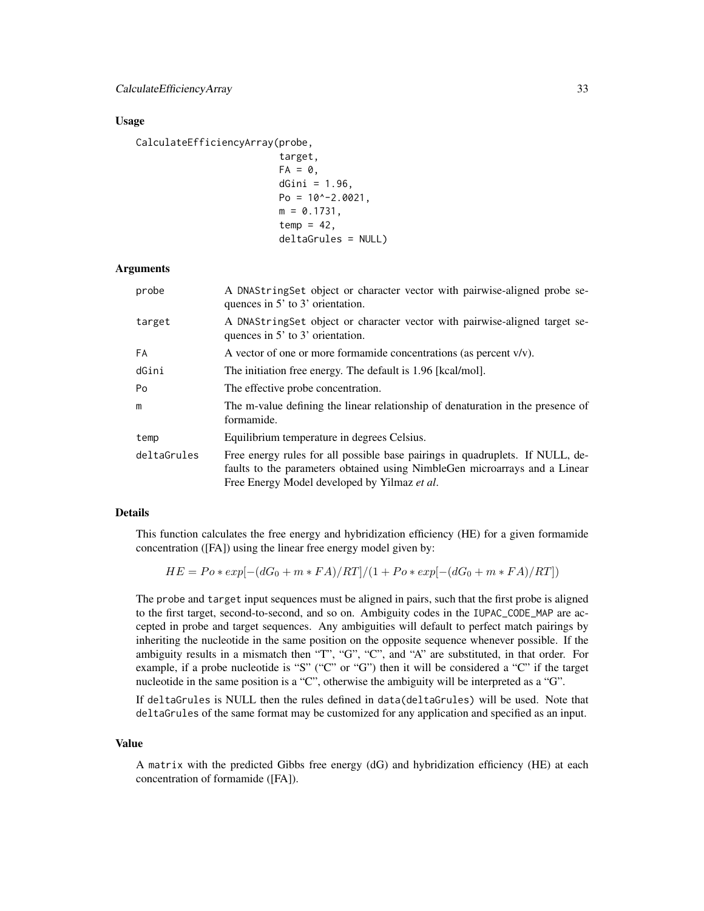## Usage

```
CalculateEfficiencyArray(probe,
                         target,
                         FA = 0,
                         dGini = 1.96,
                         Po = 10^-2.0021,
                         m = 0.1731,
                         temp = 42,
                         deltaGrules = NULL)
```

## Arguments

| | |
|---|---|
| probe | A DNAStringSet object or character vector with pairwise-aligned probe sequences in 5' to 3' orientation. |
| target | A DNAStringSet object or character vector with pairwise-aligned target sequences in 5' to 3' orientation. |
| FA | A vector of one or more formamide concentrations (as percent v/v). |
| dGini | The initiation free energy. The default is 1.96 [kcal/mol]. |
| Po | The effective probe concentration. |
| m | The m-value defining the linear relationship of denaturation in the presence of formamide. |
| temp | Equilibrium temperature in degrees Celsius. |
| deltaGrules | Free energy rules for all possible base pairings in quadruplets. If NULL, defaults to the parameters obtained using NimbleGen microarrays and a Linear Free Energy Model developed by Yilmaz *et al*. |

## Details

This function calculates the free energy and hybridization efficiency (HE) for a given formamide concentration ([FA]) using the linear free energy model given by:

$$HE = Po * exp[-(dG_0 + m * FA)/RT]/(1 + Po * exp[-(dG_0 + m * FA)/RT])$$

The probe and target input sequences must be aligned in pairs, such that the first probe is aligned to the first target, second-to-second, and so on. Ambiguity codes in the IUPAC_CODE_MAP are accepted in probe and target sequences. Any ambiguities will default to perfect match pairings by inheriting the nucleotide in the same position on the opposite sequence whenever possible. If the ambiguity results in a mismatch then "T", "G", "C", and "A" are substituted, in that order. For example, if a probe nucleotide is "S" ("C" or "G") then it will be considered a "C" if the target nucleotide in the same position is a "C", otherwise the ambiguity will be interpreted as a "G".

If deltaGrules is NULL then the rules defined in data(deltaGrules) will be used. Note that deltaGrules of the same format may be customized for any application and specified as an input.

## Value

A matrix with the predicted Gibbs free energy (dG) and hybridization efficiency (HE) at each concentration of formamide ([FA]).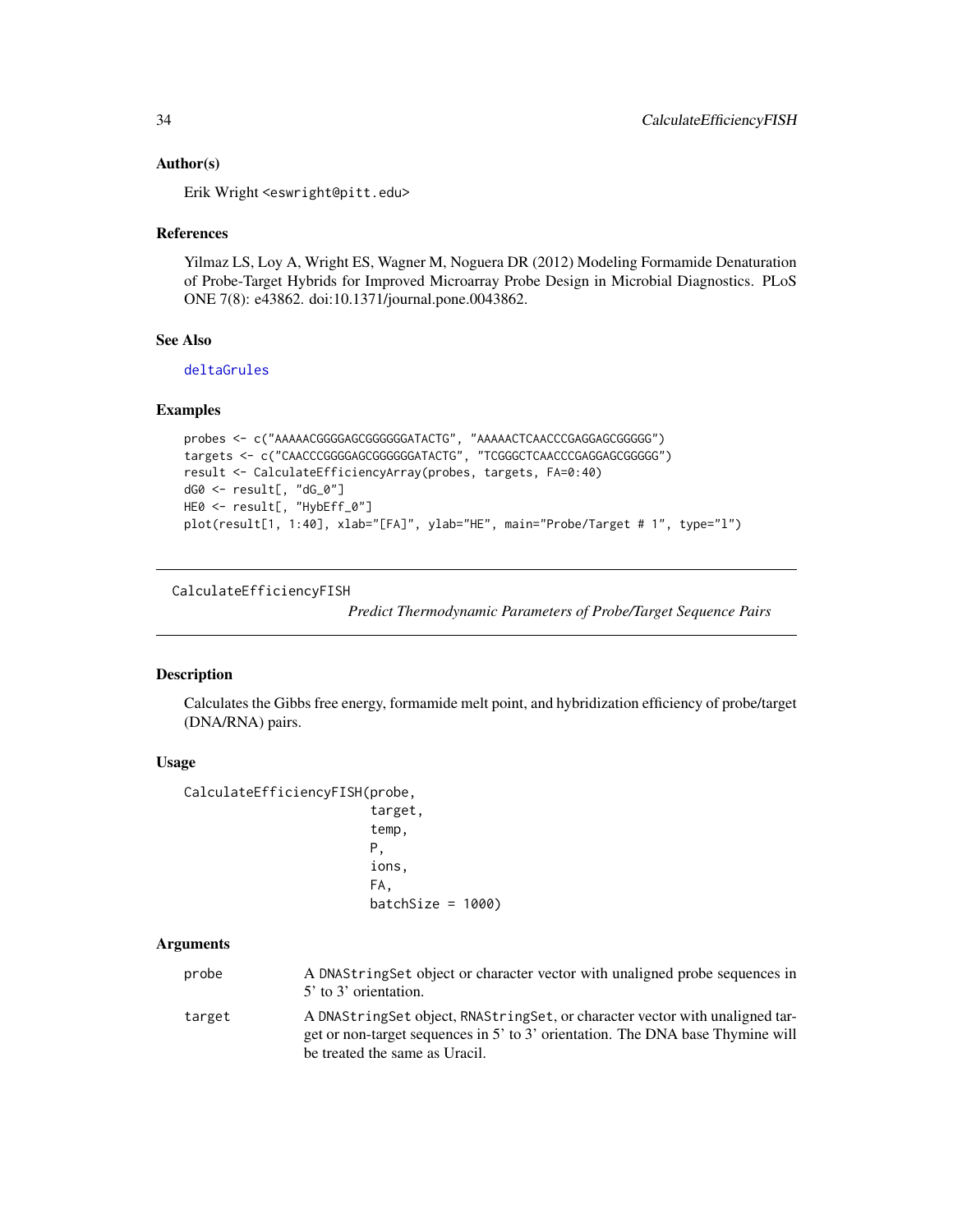## Author(s)

Erik Wright <eswright@pitt.edu>

## References

Yilmaz LS, Loy A, Wright ES, Wagner M, Noguera DR (2012) Modeling Formamide Denaturation of Probe-Target Hybrids for Improved Microarray Probe Design in Microbial Diagnostics. PLoS ONE 7(8): e43862. doi:10.1371/journal.pone.0043862.

## See Also

deltaGrules

## Examples

```
probes <- c("AAAAACGGGGAGCGGGGGGATACTG", "AAAAACTCAACCCGAGGAGCGGGGG")
targets <- c("CAACCCGGGGAGCGGGGGGATACTG", "TCGGGCTCAACCCGAGGAGCGGGGG")
result <- CalculateEfficiencyArray(probes, targets, FA=0:40)
dG0 <- result[, "dG_0"]
HE0 <- result[, "HybEff_0"]
plot(result[1, 1:40], xlab="[FA]", ylab="HE", main="Probe/Target # 1", type="l")
```

---

# CalculateEfficiencyFISH

*Predict Thermodynamic Parameters of Probe/Target Sequence Pairs*

---

## Description

Calculates the Gibbs free energy, formamide melt point, and hybridization efficiency of probe/target (DNA/RNA) pairs.

## Usage

```
CalculateEfficiencyFISH(probe,
                        target,
                        temp,
                        P,
                        ions,
                        FA,
                        batchSize = 1000)
```

## Arguments

| | |
|---|---|
| probe | A DNAStringSet object or character vector with unaligned probe sequences in 5' to 3' orientation. |
| target | A DNAStringSet object, RNAStringSet, or character vector with unaligned target or non-target sequences in 5' to 3' orientation. The DNA base Thymine will be treated the same as Uracil. |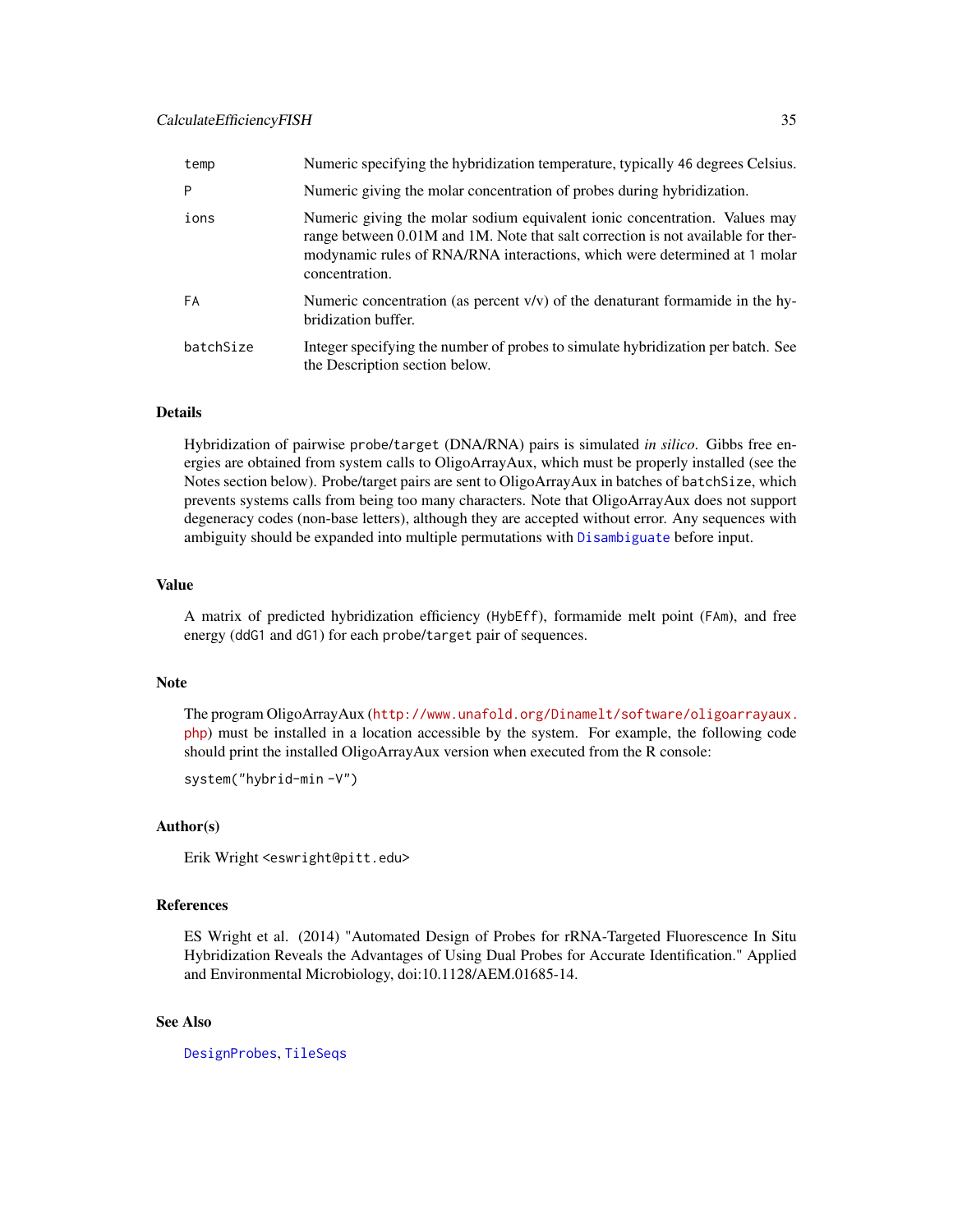| | |
|---|---|
| temp | Numeric specifying the hybridization temperature, typically 46 degrees Celsius. |
| P | Numeric giving the molar concentration of probes during hybridization. |
| ions | Numeric giving the molar sodium equivalent ionic concentration. Values may range between 0.01M and 1M. Note that salt correction is not available for thermodynamic rules of RNA/RNA interactions, which were determined at 1 molar concentration. |
| FA | Numeric concentration (as percent v/v) of the denaturant formamide in the hybridization buffer. |
| batchSize | Integer specifying the number of probes to simulate hybridization per batch. See the Description section below. |

## Details

Hybridization of pairwise `probe/target` (DNA/RNA) pairs is simulated *in silico*. Gibbs free energies are obtained from system calls to OligoArrayAux, which must be properly installed (see the Notes section below). Probe/target pairs are sent to OligoArrayAux in batches of `batchSize`, which prevents systems calls from being too many characters. Note that OligoArrayAux does not support degeneracy codes (non-base letters), although they are accepted without error. Any sequences with ambiguity should be expanded into multiple permutations with `Disambiguate` before input.

## Value

A matrix of predicted hybridization efficiency (`HybEff`), formamide melt point (`FAm`), and free energy (`ddG1` and `dG1`) for each `probe/target` pair of sequences.

## Note

The program OligoArrayAux (http://www.unafold.org/Dinamelt/software/oligoarrayaux.php) must be installed in a location accessible by the system. For example, the following code should print the installed OligoArrayAux version when executed from the R console:

```
system("hybrid-min -V")
```

## Author(s)

Erik Wright <eswright@pitt.edu>

## References

ES Wright et al. (2014) "Automated Design of Probes for rRNA-Targeted Fluorescence In Situ Hybridization Reveals the Advantages of Using Dual Probes for Accurate Identification." Applied and Environmental Microbiology, doi:10.1128/AEM.01685-14.

## See Also

`DesignProbes`, `TileSeqs`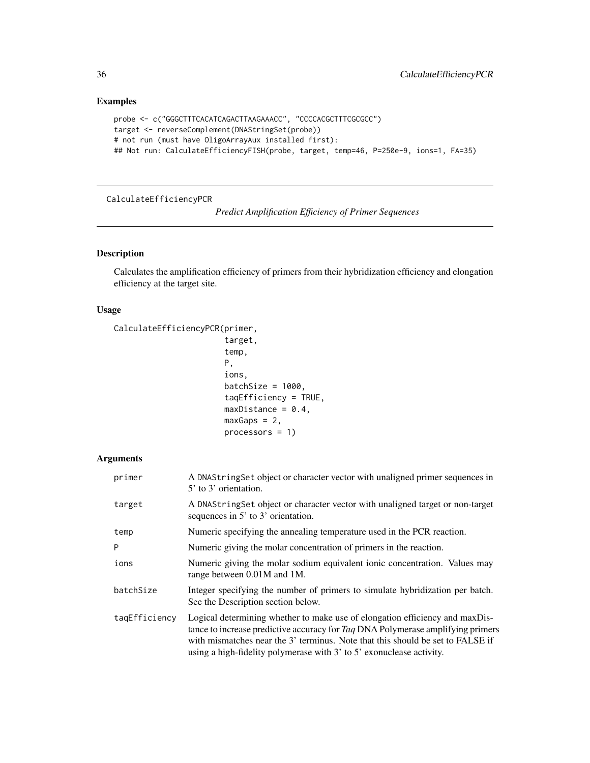## Examples

```
probe <- c("GGGCTTTCACATCAGACTTAAGAAACC", "CCCCACGCTTTCGCGCC")
target <- reverseComplement(DNAStringSet(probe))
# not run (must have OligoArrayAux installed first):
## Not run: CalculateEfficiencyFISH(probe, target, temp=46, P=250e-9, ions=1, FA=35)
```

---

# CalculateEfficiencyPCR    *Predict Amplification Efficiency of Primer Sequences*

---

## Description

Calculates the amplification efficiency of primers from their hybridization efficiency and elongation efficiency at the target site.

## Usage

```
CalculateEfficiencyPCR(primer,
                       target,
                       temp,
                       P,
                       ions,
                       batchSize = 1000,
                       taqEfficiency = TRUE,
                       maxDistance = 0.4,
                       maxGaps = 2,
                       processors = 1)
```

## Arguments

| | |
|---|---|
| `primer` | A `DNAStringSet` object or character vector with unaligned primer sequences in 5' to 3' orientation. |
| `target` | A `DNAStringSet` object or character vector with unaligned target or non-target sequences in 5' to 3' orientation. |
| `temp` | Numeric specifying the annealing temperature used in the PCR reaction. |
| `P` | Numeric giving the molar concentration of primers in the reaction. |
| `ions` | Numeric giving the molar sodium equivalent ionic concentration. Values may range between 0.01M and 1M. |
| `batchSize` | Integer specifying the number of primers to simulate hybridization per batch. See the Description section below. |
| `taqEfficiency` | Logical determining whether to make use of elongation efficiency and maxDistance to increase predictive accuracy for *Taq* DNA Polymerase amplifying primers with mismatches near the 3' terminus. Note that this should be set to FALSE if using a high-fidelity polymerase with 3' to 5' exonuclease activity. |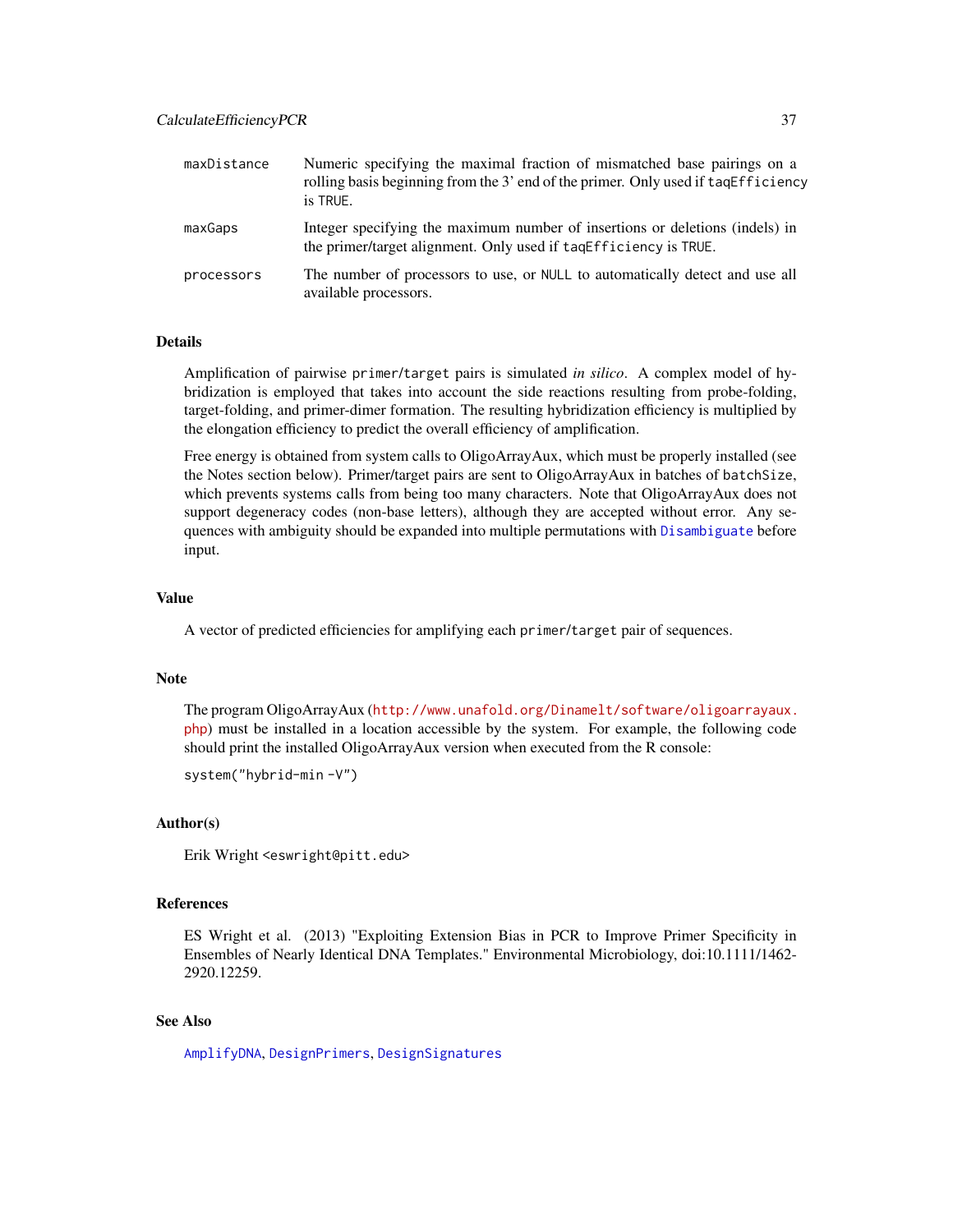| | |
|---|---|
| maxDistance | Numeric specifying the maximal fraction of mismatched base pairings on a rolling basis beginning from the 3' end of the primer. Only used if taqEfficiency is TRUE. |
| maxGaps | Integer specifying the maximum number of insertions or deletions (indels) in the primer/target alignment. Only used if taqEfficiency is TRUE. |
| processors | The number of processors to use, or NULL to automatically detect and use all available processors. |

## Details

Amplification of pairwise primer/target pairs is simulated *in silico*. A complex model of hybridization is employed that takes into account the side reactions resulting from probe-folding, target-folding, and primer-dimer formation. The resulting hybridization efficiency is multiplied by the elongation efficiency to predict the overall efficiency of amplification.

Free energy is obtained from system calls to OligoArrayAux, which must be properly installed (see the Notes section below). Primer/target pairs are sent to OligoArrayAux in batches of batchSize, which prevents systems calls from being too many characters. Note that OligoArrayAux does not support degeneracy codes (non-base letters), although they are accepted without error. Any sequences with ambiguity should be expanded into multiple permutations with Disambiguate before input.

## Value

A vector of predicted efficiencies for amplifying each primer/target pair of sequences.

## Note

The program OligoArrayAux (http://www.unafold.org/Dinamelt/software/oligoarrayaux.php) must be installed in a location accessible by the system. For example, the following code should print the installed OligoArrayAux version when executed from the R console:

```
system("hybrid-min -V")
```

## Author(s)

Erik Wright <eswright@pitt.edu>

## References

ES Wright et al. (2013) "Exploiting Extension Bias in PCR to Improve Primer Specificity in Ensembles of Nearly Identical DNA Templates." Environmental Microbiology, doi:10.1111/1462-2920.12259.

## See Also

AmplifyDNA, DesignPrimers, DesignSignatures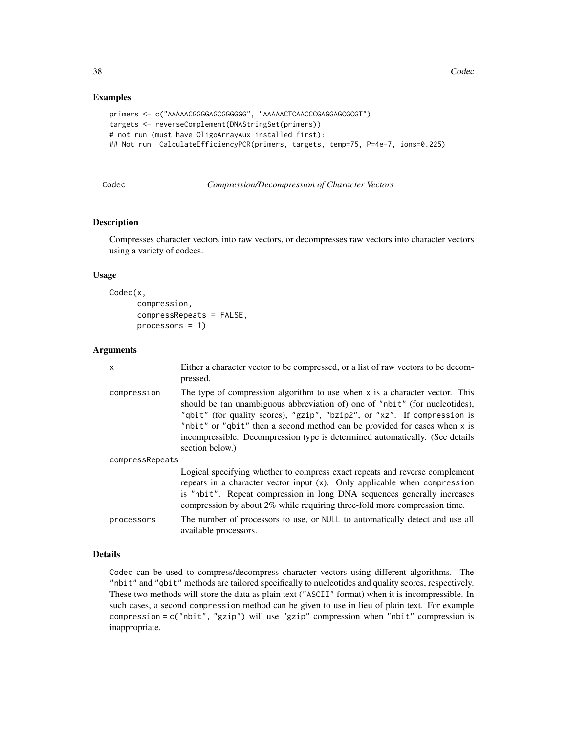## Examples

```
primers <- c("AAAAACGGGGAGCGGGGGG", "AAAAACTCAACCCGAGGAGCGCGT")
targets <- reverseComplement(DNAStringSet(primers))
# not run (must have OligoArrayAux installed first):
## Not run: CalculateEfficiencyPCR(primers, targets, temp=75, P=4e-7, ions=0.225)
```

---

Codec *Compression/Decompression of Character Vectors*

---

## Description

Compresses character vectors into raw vectors, or decompresses raw vectors into character vectors using a variety of codecs.

## Usage

```
Codec(x,
      compression,
      compressRepeats = FALSE,
      processors = 1)
```

## Arguments

| | |
|---|---|
| x | Either a character vector to be compressed, or a list of raw vectors to be decompressed. |
| compression | The type of compression algorithm to use when x is a character vector. This should be (an unambiguous abbreviation of) one of "nbit" (for nucleotides), "qbit" (for quality scores), "gzip", "bzip2", or "xz". If compression is "nbit" or "qbit" then a second method can be provided for cases when x is incompressible. Decompression type is determined automatically. (See details section below.) |
| compressRepeats | Logical specifying whether to compress exact repeats and reverse complement repeats in a character vector input (x). Only applicable when compression is "nbit". Repeat compression in long DNA sequences generally increases compression by about 2% while requiring three-fold more compression time. |
| processors | The number of processors to use, or NULL to automatically detect and use all available processors. |

## Details

Codec can be used to compress/decompress character vectors using different algorithms. The "nbit" and "qbit" methods are tailored specifically to nucleotides and quality scores, respectively. These two methods will store the data as plain text ("ASCII" format) when it is incompressible. In such cases, a second compression method can be given to use in lieu of plain text. For example compression = c("nbit", "gzip") will use "gzip" compression when "nbit" compression is inappropriate.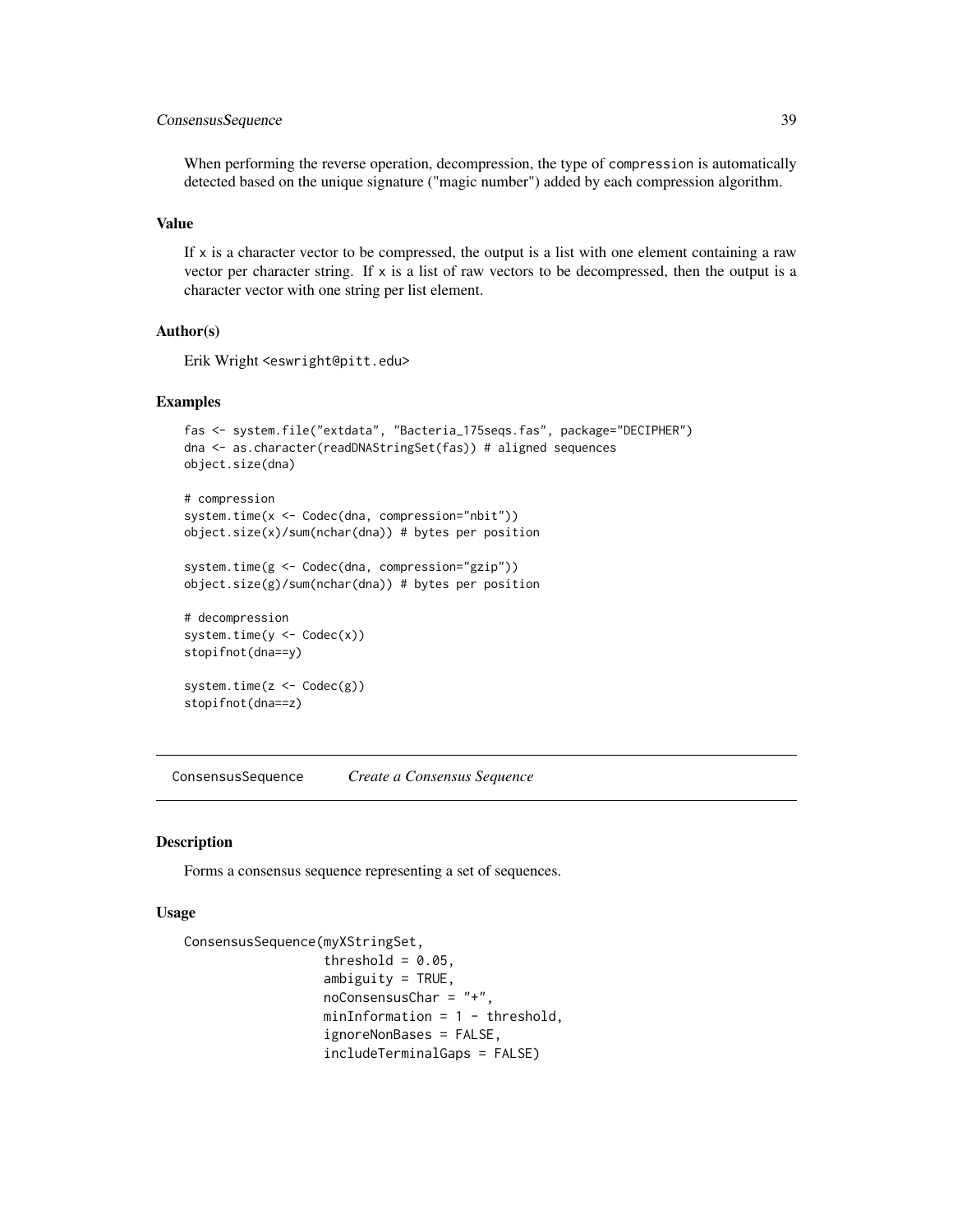When performing the reverse operation, decompression, the type of `compression` is automatically detected based on the unique signature ("magic number") added by each compression algorithm.

### Value

If `x` is a character vector to be compressed, the output is a list with one element containing a raw vector per character string. If `x` is a list of raw vectors to be decompressed, then the output is a character vector with one string per list element.

### Author(s)

Erik Wright <eswright@pitt.edu>

### Examples

```
fas <- system.file("extdata", "Bacteria_175seqs.fas", package="DECIPHER")
dna <- as.character(readDNAStringSet(fas)) # aligned sequences
object.size(dna)

# compression
system.time(x <- Codec(dna, compression="nbit"))
object.size(x)/sum(nchar(dna)) # bytes per position

system.time(g <- Codec(dna, compression="gzip"))
object.size(g)/sum(nchar(dna)) # bytes per position

# decompression
system.time(y <- Codec(x))
stopifnot(dna==y)

system.time(z <- Codec(g))
stopifnot(dna==z)
```

---

## ConsensusSequence *Create a Consensus Sequence*

---

### Description

Forms a consensus sequence representing a set of sequences.

### Usage

```
ConsensusSequence(myXStringSet,
                  threshold = 0.05,
                  ambiguity = TRUE,
                  noConsensusChar = "+",
                  minInformation = 1 - threshold,
                  ignoreNonBases = FALSE,
                  includeTerminalGaps = FALSE)
```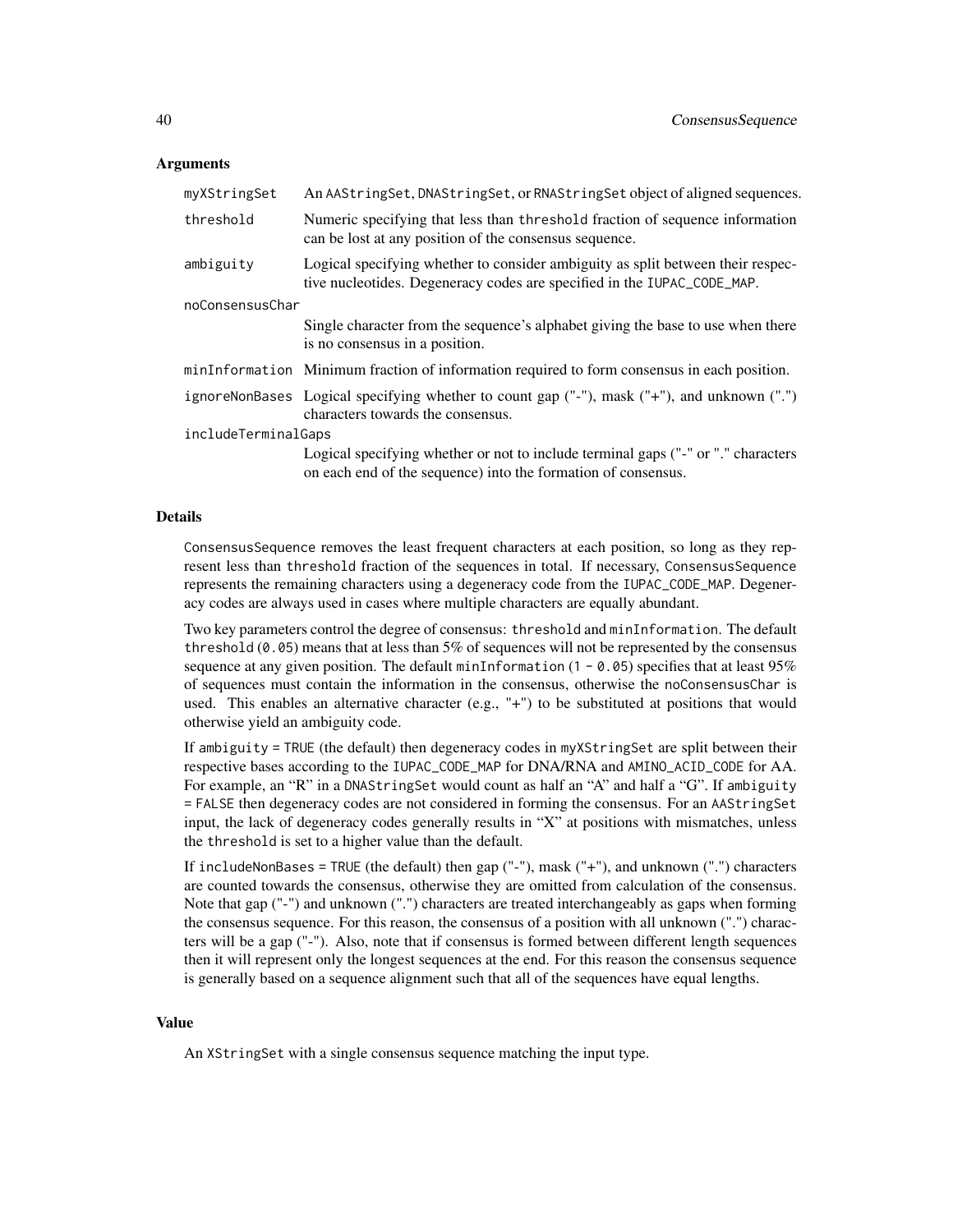## Arguments

- `myXStringSet` — An `AAStringSet`, `DNAStringSet`, or `RNAStringSet` object of aligned sequences.
- `threshold` — Numeric specifying that less than `threshold` fraction of sequence information can be lost at any position of the consensus sequence.
- `ambiguity` — Logical specifying whether to consider ambiguity as split between their respective nucleotides. Degeneracy codes are specified in the `IUPAC_CODE_MAP`.
- `noConsensusChar` — Single character from the sequence's alphabet giving the base to use when there is no consensus in a position.
- `minInformation` — Minimum fraction of information required to form consensus in each position.
- `ignoreNonBases` — Logical specifying whether to count gap ("-"), mask ("+"), and unknown (".") characters towards the consensus.
- `includeTerminalGaps` — Logical specifying whether or not to include terminal gaps ("-" or "." characters on each end of the sequence) into the formation of consensus.

## Details

`ConsensusSequence` removes the least frequent characters at each position, so long as they represent less than `threshold` fraction of the sequences in total. If necessary, `ConsensusSequence` represents the remaining characters using a degeneracy code from the `IUPAC_CODE_MAP`. Degeneracy codes are always used in cases where multiple characters are equally abundant.

Two key parameters control the degree of consensus: `threshold` and `minInformation`. The default `threshold` (`0.05`) means that at less than 5% of sequences will not be represented by the consensus sequence at any given position. The default `minInformation` (`1 - 0.05`) specifies that at least 95% of sequences must contain the information in the consensus, otherwise the `noConsensusChar` is used. This enables an alternative character (e.g., "+") to be substituted at positions that would otherwise yield an ambiguity code.

If `ambiguity = TRUE` (the default) then degeneracy codes in `myXStringSet` are split between their respective bases according to the `IUPAC_CODE_MAP` for DNA/RNA and `AMINO_ACID_CODE` for AA. For example, an "R" in a `DNAStringSet` would count as half an "A" and half a "G". If `ambiguity = FALSE` then degeneracy codes are not considered in forming the consensus. For an `AAStringSet` input, the lack of degeneracy codes generally results in "X" at positions with mismatches, unless the `threshold` is set to a higher value than the default.

If `includeNonBases = TRUE` (the default) then gap ("-"), mask ("+"), and unknown (".") characters are counted towards the consensus, otherwise they are omitted from calculation of the consensus. Note that gap ("-") and unknown (".") characters are treated interchangeably as gaps when forming the consensus sequence. For this reason, the consensus of a position with all unknown (".") characters will be a gap ("-"). Also, note that if consensus is formed between different length sequences then it will represent only the longest sequences at the end. For this reason the consensus sequence is generally based on a sequence alignment such that all of the sequences have equal lengths.

## Value

An `XStringSet` with a single consensus sequence matching the input type.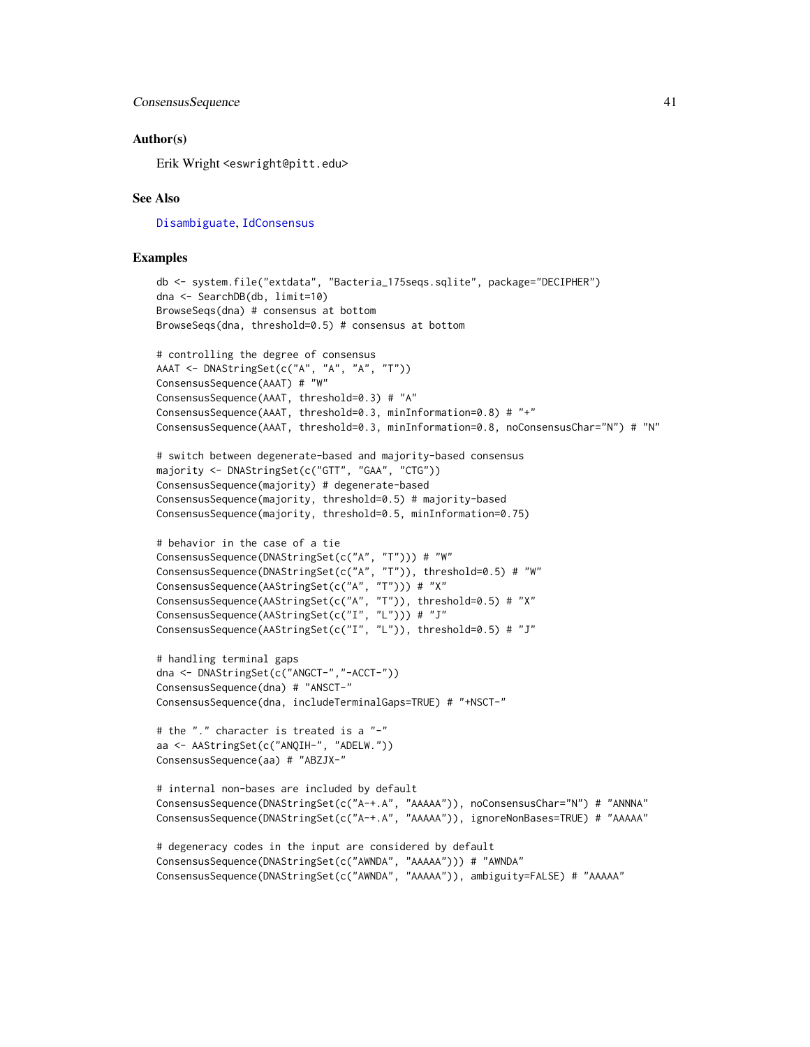## Author(s)

Erik Wright <eswright@pitt.edu>

## See Also

Disambiguate, IdConsensus

## Examples

```
db <- system.file("extdata", "Bacteria_175seqs.sqlite", package="DECIPHER")
dna <- SearchDB(db, limit=10)
BrowseSeqs(dna) # consensus at bottom
BrowseSeqs(dna, threshold=0.5) # consensus at bottom

# controlling the degree of consensus
AAAT <- DNAStringSet(c("A", "A", "A", "T"))
ConsensusSequence(AAAT) # "W"
ConsensusSequence(AAAT, threshold=0.3) # "A"
ConsensusSequence(AAAT, threshold=0.3, minInformation=0.8) # "+"
ConsensusSequence(AAAT, threshold=0.3, minInformation=0.8, noConsensusChar="N") # "N"

# switch between degenerate-based and majority-based consensus
majority <- DNAStringSet(c("GTT", "GAA", "CTG"))
ConsensusSequence(majority) # degenerate-based
ConsensusSequence(majority, threshold=0.5) # majority-based
ConsensusSequence(majority, threshold=0.5, minInformation=0.75)

# behavior in the case of a tie
ConsensusSequence(DNAStringSet(c("A", "T"))) # "W"
ConsensusSequence(DNAStringSet(c("A", "T")), threshold=0.5) # "W"
ConsensusSequence(AAStringSet(c("A", "T"))) # "X"
ConsensusSequence(AAStringSet(c("A", "T")), threshold=0.5) # "X"
ConsensusSequence(AAStringSet(c("I", "L"))) # "J"
ConsensusSequence(AAStringSet(c("I", "L")), threshold=0.5) # "J"

# handling terminal gaps
dna <- DNAStringSet(c("ANGCT-","-ACCT-"))
ConsensusSequence(dna) # "ANSCT-"
ConsensusSequence(dna, includeTerminalGaps=TRUE) # "+NSCT-"

# the "." character is treated is a "-"
aa <- AAStringSet(c("ANQIH-", "ADELW."))
ConsensusSequence(aa) # "ABZJX-"

# internal non-bases are included by default
ConsensusSequence(DNAStringSet(c("A-+.A", "AAAAA")), noConsensusChar="N") # "ANNNA"
ConsensusSequence(DNAStringSet(c("A-+.A", "AAAAA")), ignoreNonBases=TRUE) # "AAAAA"

# degeneracy codes in the input are considered by default
ConsensusSequence(DNAStringSet(c("AWNDA", "AAAAA"))) # "AWNDA"
ConsensusSequence(DNAStringSet(c("AWNDA", "AAAAA")), ambiguity=FALSE) # "AAAAA"
```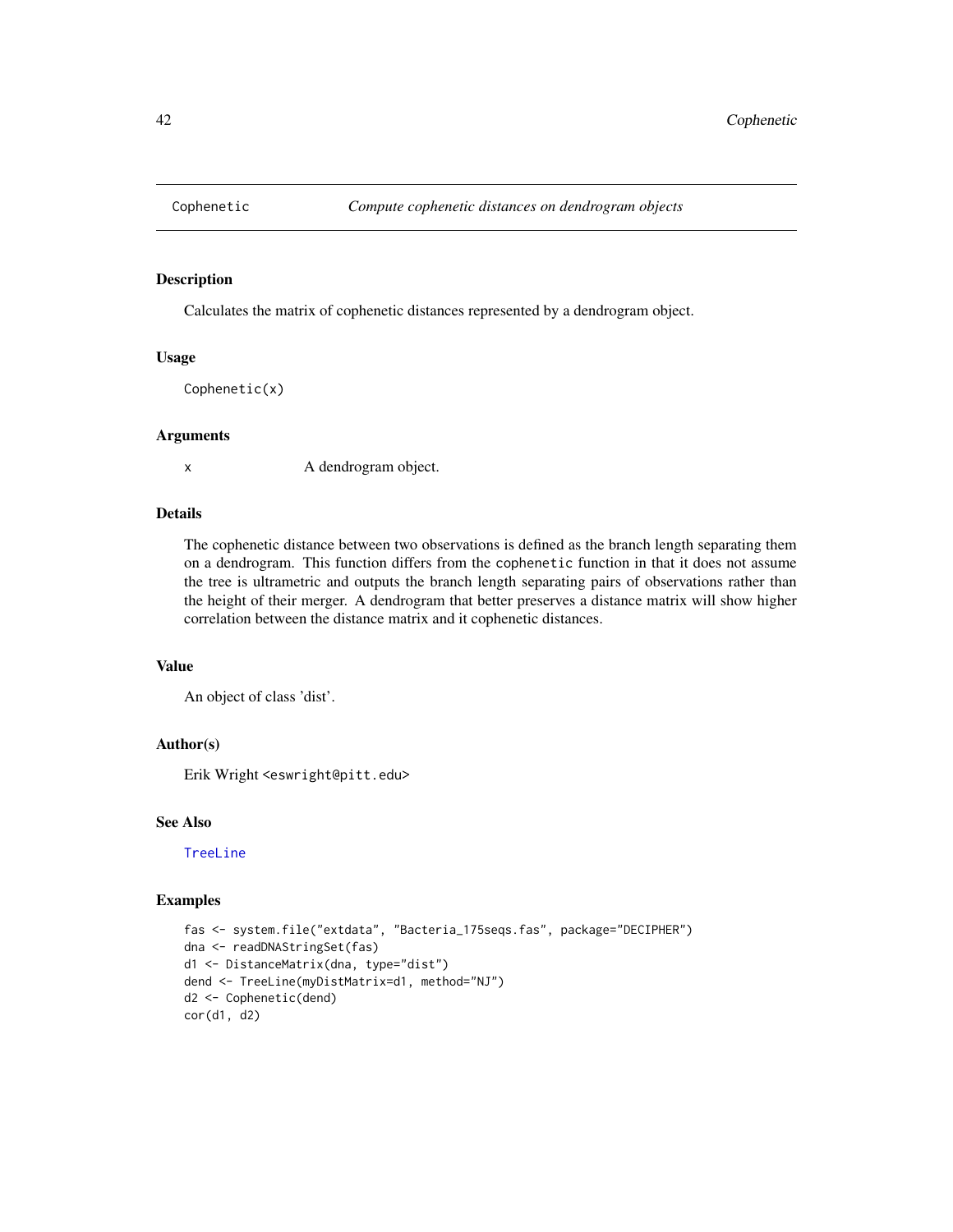Cophenetic — *Compute cophenetic distances on dendrogram objects*

### Description

Calculates the matrix of cophenetic distances represented by a dendrogram object.

### Usage

```
Cophenetic(x)
```

### Arguments

| | |
|---|---|
| x | A dendrogram object. |

### Details

The cophenetic distance between two observations is defined as the branch length separating them on a dendrogram. This function differs from the `cophenetic` function in that it does not assume the tree is ultrametric and outputs the branch length separating pairs of observations rather than the height of their merger. A dendrogram that better preserves a distance matrix will show higher correlation between the distance matrix and it cophenetic distances.

### Value

An object of class 'dist'.

### Author(s)

Erik Wright <eswright@pitt.edu>

### See Also

TreeLine

### Examples

```
fas <- system.file("extdata", "Bacteria_175seqs.fas", package="DECIPHER")
dna <- readDNAStringSet(fas)
d1 <- DistanceMatrix(dna, type="dist")
dend <- TreeLine(myDistMatrix=d1, method="NJ")
d2 <- Cophenetic(dend)
cor(d1, d2)
```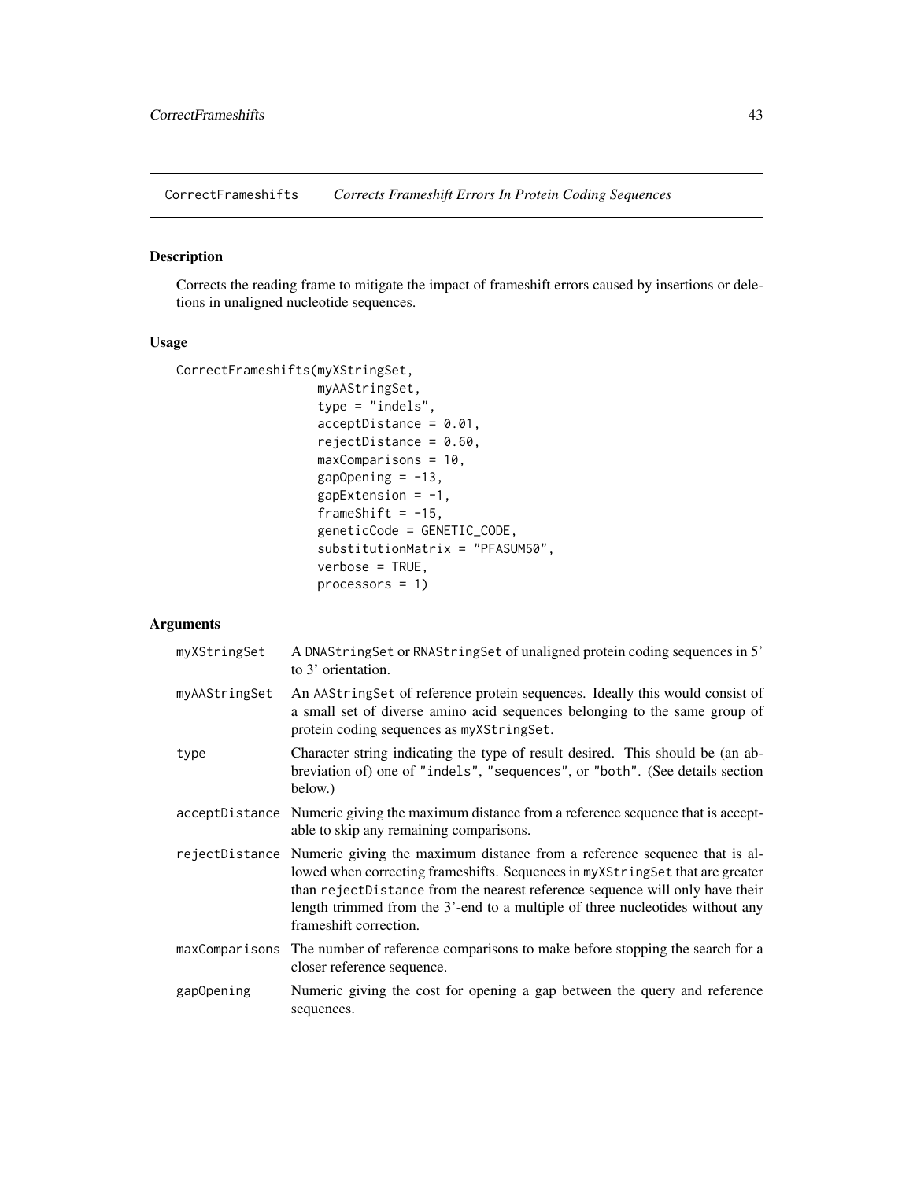# CorrectFrameshifts *Corrects Frameshift Errors In Protein Coding Sequences*

## Description

Corrects the reading frame to mitigate the impact of frameshift errors caused by insertions or deletions in unaligned nucleotide sequences.

## Usage

```
CorrectFrameshifts(myXStringSet,
                   myAAStringSet,
                   type = "indels",
                   acceptDistance = 0.01,
                   rejectDistance = 0.60,
                   maxComparisons = 10,
                   gapOpening = -13,
                   gapExtension = -1,
                   frameShift = -15,
                   geneticCode = GENETIC_CODE,
                   substitutionMatrix = "PFASUM50",
                   verbose = TRUE,
                   processors = 1)
```

## Arguments

| | |
|---|---|
| `myXStringSet` | A `DNAStringSet` or `RNAStringSet` of unaligned protein coding sequences in 5' to 3' orientation. |
| `myAAStringSet` | An `AAStringSet` of reference protein sequences. Ideally this would consist of a small set of diverse amino acid sequences belonging to the same group of protein coding sequences as `myXStringSet`. |
| `type` | Character string indicating the type of result desired. This should be (an abbreviation of) one of `"indels"`, `"sequences"`, or `"both"`. (See details section below.) |
| `acceptDistance` | Numeric giving the maximum distance from a reference sequence that is acceptable to skip any remaining comparisons. |
| `rejectDistance` | Numeric giving the maximum distance from a reference sequence that is allowed when correcting frameshifts. Sequences in `myXStringSet` that are greater than `rejectDistance` from the nearest reference sequence will only have their length trimmed from the 3'-end to a multiple of three nucleotides without any frameshift correction. |
| `maxComparisons` | The number of reference comparisons to make before stopping the search for a closer reference sequence. |
| `gapOpening` | Numeric giving the cost for opening a gap between the query and reference sequences. |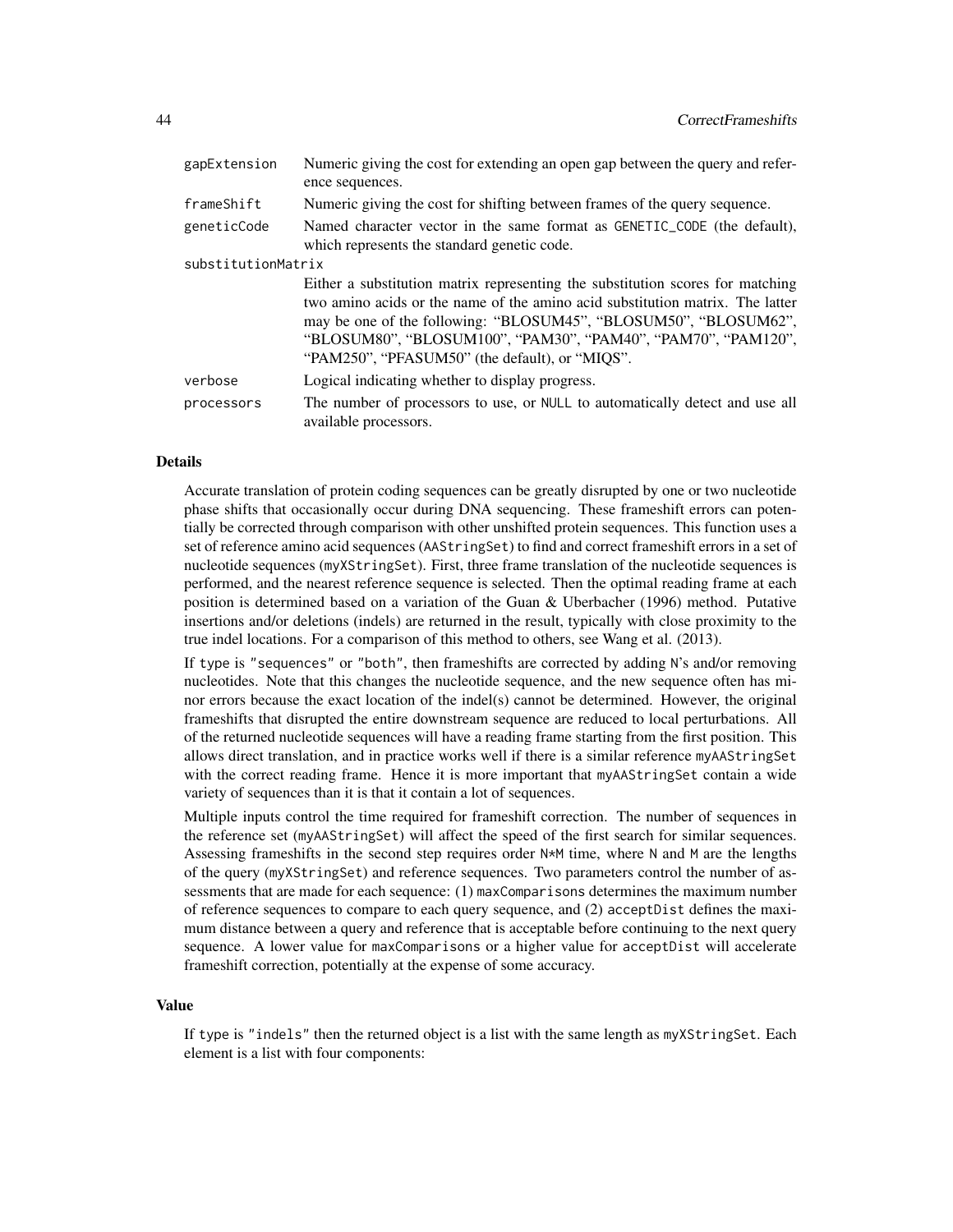| | |
|---|---|
| gapExtension | Numeric giving the cost for extending an open gap between the query and reference sequences. |
| frameShift | Numeric giving the cost for shifting between frames of the query sequence. |
| geneticCode | Named character vector in the same format as GENETIC_CODE (the default), which represents the standard genetic code. |
| substitutionMatrix | Either a substitution matrix representing the substitution scores for matching two amino acids or the name of the amino acid substitution matrix. The latter may be one of the following: "BLOSUM45", "BLOSUM50", "BLOSUM62", "BLOSUM80", "BLOSUM100", "PAM30", "PAM40", "PAM70", "PAM120", "PAM250", "PFASUM50" (the default), or "MIQS". |
| verbose | Logical indicating whether to display progress. |
| processors | The number of processors to use, or NULL to automatically detect and use all available processors. |

## Details

Accurate translation of protein coding sequences can be greatly disrupted by one or two nucleotide phase shifts that occasionally occur during DNA sequencing. These frameshift errors can potentially be corrected through comparison with other unshifted protein sequences. This function uses a set of reference amino acid sequences (AAStringSet) to find and correct frameshift errors in a set of nucleotide sequences (myXStringSet). First, three frame translation of the nucleotide sequences is performed, and the nearest reference sequence is selected. Then the optimal reading frame at each position is determined based on a variation of the Guan & Uberbacher (1996) method. Putative insertions and/or deletions (indels) are returned in the result, typically with close proximity to the true indel locations. For a comparison of this method to others, see Wang et al. (2013).

If type is "sequences" or "both", then frameshifts are corrected by adding N's and/or removing nucleotides. Note that this changes the nucleotide sequence, and the new sequence often has minor errors because the exact location of the indel(s) cannot be determined. However, the original frameshifts that disrupted the entire downstream sequence are reduced to local perturbations. All of the returned nucleotide sequences will have a reading frame starting from the first position. This allows direct translation, and in practice works well if there is a similar reference myAAStringSet with the correct reading frame. Hence it is more important that myAAStringSet contain a wide variety of sequences than it is that it contain a lot of sequences.

Multiple inputs control the time required for frameshift correction. The number of sequences in the reference set (myAAStringSet) will affect the speed of the first search for similar sequences. Assessing frameshifts in the second step requires order N*M time, where N and M are the lengths of the query (myXStringSet) and reference sequences. Two parameters control the number of assessments that are made for each sequence: (1) maxComparisons determines the maximum number of reference sequences to compare to each query sequence, and (2) acceptDist defines the maximum distance between a query and reference that is acceptable before continuing to the next query sequence. A lower value for maxComparisons or a higher value for acceptDist will accelerate frameshift correction, potentially at the expense of some accuracy.

## Value

If type is "indels" then the returned object is a list with the same length as myXStringSet. Each element is a list with four components: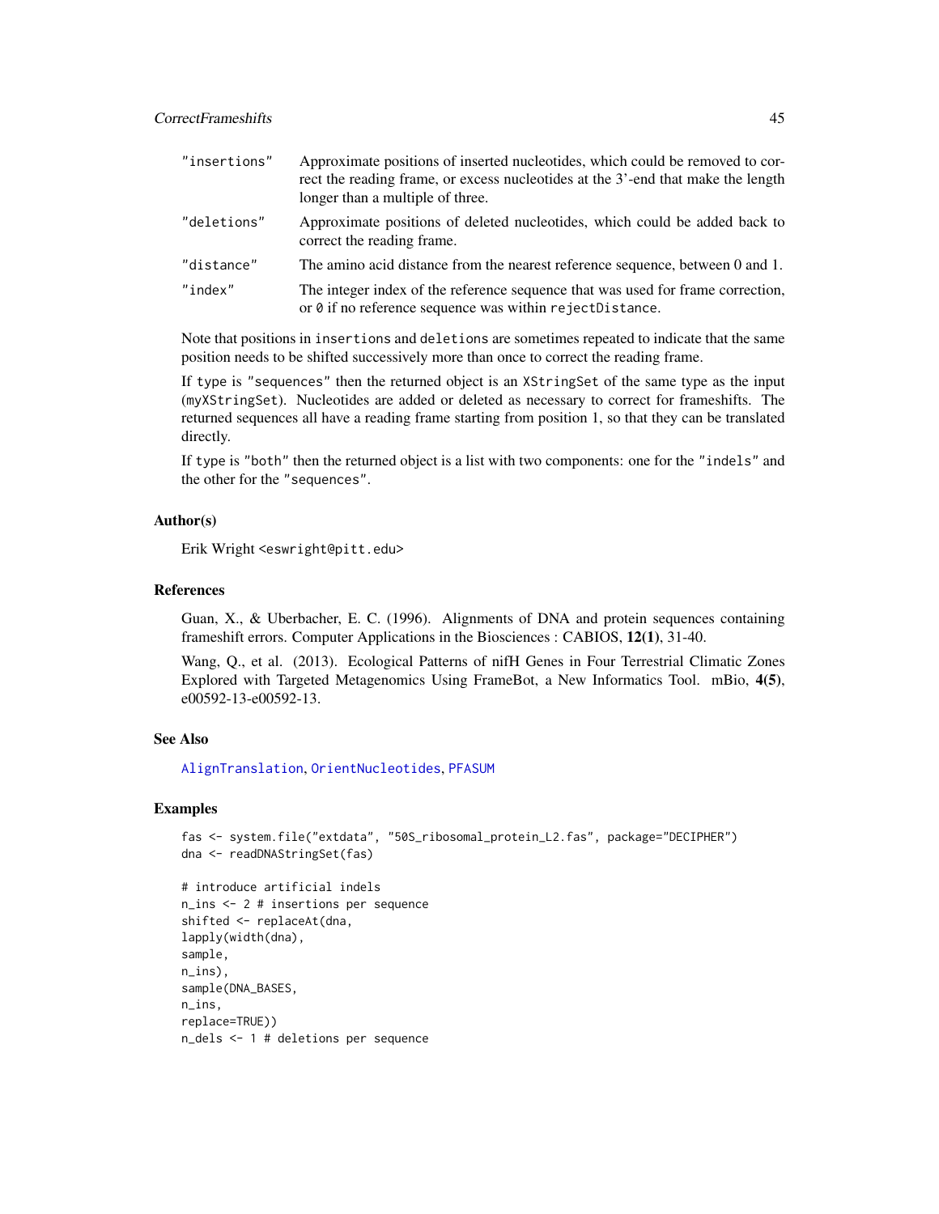| | |
|---|---|
| "insertions" | Approximate positions of inserted nucleotides, which could be removed to correct the reading frame, or excess nucleotides at the 3'-end that make the length longer than a multiple of three. |
| "deletions" | Approximate positions of deleted nucleotides, which could be added back to correct the reading frame. |
| "distance" | The amino acid distance from the nearest reference sequence, between 0 and 1. |
| "index" | The integer index of the reference sequence that was used for frame correction, or 0 if no reference sequence was within rejectDistance. |

Note that positions in insertions and deletions are sometimes repeated to indicate that the same position needs to be shifted successively more than once to correct the reading frame.

If type is "sequences" then the returned object is an XStringSet of the same type as the input (myXStringSet). Nucleotides are added or deleted as necessary to correct for frameshifts. The returned sequences all have a reading frame starting from position 1, so that they can be translated directly.

If type is "both" then the returned object is a list with two components: one for the "indels" and the other for the "sequences".

### Author(s)

Erik Wright <eswright@pitt.edu>

### References

Guan, X., & Uberbacher, E. C. (1996). Alignments of DNA and protein sequences containing frameshift errors. Computer Applications in the Biosciences : CABIOS, **12(1)**, 31-40.

Wang, Q., et al. (2013). Ecological Patterns of nifH Genes in Four Terrestrial Climatic Zones Explored with Targeted Metagenomics Using FrameBot, a New Informatics Tool. mBio, **4(5)**, e00592-13-e00592-13.

### See Also

AlignTranslation, OrientNucleotides, PFASUM

### Examples

```
fas <- system.file("extdata", "50S_ribosomal_protein_L2.fas", package="DECIPHER")
dna <- readDNAStringSet(fas)

# introduce artificial indels
n_ins <- 2 # insertions per sequence
shifted <- replaceAt(dna,
lapply(width(dna),
sample,
n_ins),
sample(DNA_BASES,
n_ins,
replace=TRUE))
n_dels <- 1 # deletions per sequence
```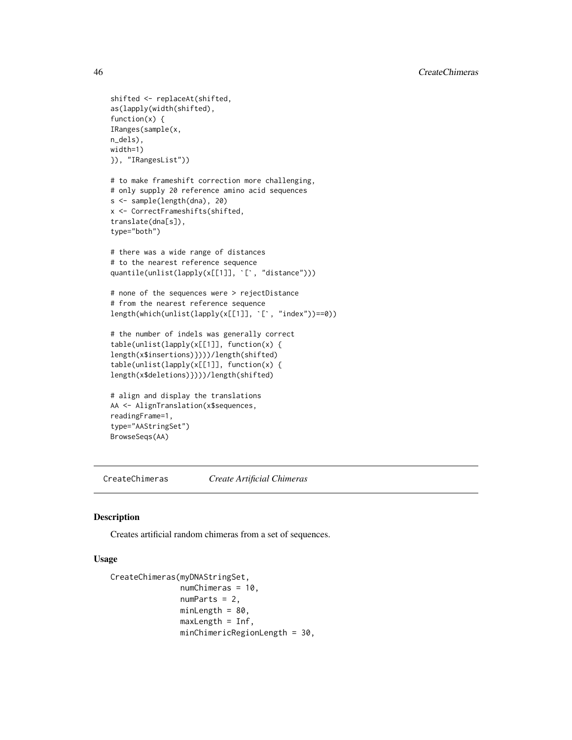```
shifted <- replaceAt(shifted,
as(lapply(width(shifted),
function(x) {
IRanges(sample(x,
n_dels),
width=1)
}), "IRangesList"))

# to make frameshift correction more challenging,
# only supply 20 reference amino acid sequences
s <- sample(length(dna), 20)
x <- CorrectFrameshifts(shifted,
translate(dna[s]),
type="both")

# there was a wide range of distances
# to the nearest reference sequence
quantile(unlist(lapply(x[[1]], `[`, "distance")))

# none of the sequences were > rejectDistance
# from the nearest reference sequence
length(which(unlist(lapply(x[[1]], `[`, "index"))==0))

# the number of indels was generally correct
table(unlist(lapply(x[[1]], function(x) {
length(x$insertions)})))/length(shifted)
table(unlist(lapply(x[[1]], function(x) {
length(x$deletions)})))/length(shifted)

# align and display the translations
AA <- AlignTranslation(x$sequences,
readingFrame=1,
type="AAStringSet")
BrowseSeqs(AA)
```

## CreateChimeras *Create Artificial Chimeras*

### Description

Creates artificial random chimeras from a set of sequences.

### Usage

```
CreateChimeras(myDNAStringSet,
               numChimeras = 10,
               numParts = 2,
               minLength = 80,
               maxLength = Inf,
               minChimericRegionLength = 30,
```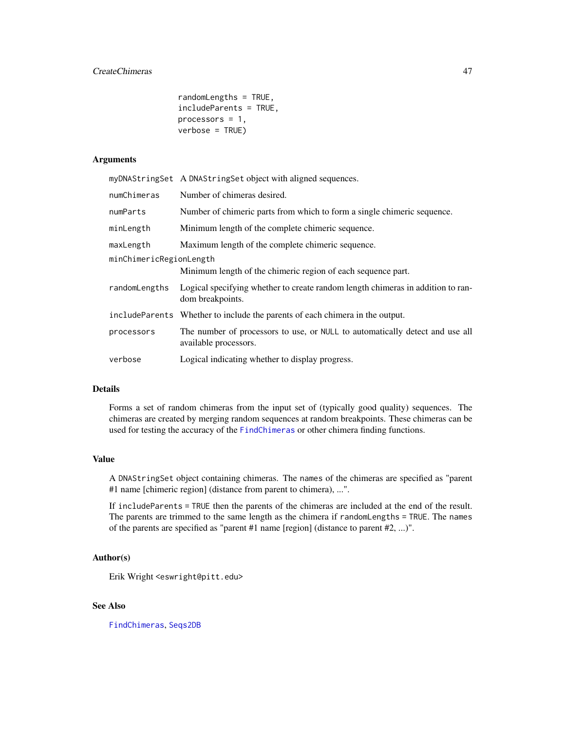```
randomLengths = TRUE,
includeParents = TRUE,
processors = 1,
verbose = TRUE)
```

## Arguments

| | |
|---|---|
| myDNAStringSet | A DNAStringSet object with aligned sequences. |
| numChimeras | Number of chimeras desired. |
| numParts | Number of chimeric parts from which to form a single chimeric sequence. |
| minLength | Minimum length of the complete chimeric sequence. |
| maxLength | Maximum length of the complete chimeric sequence. |
| minChimericRegionLength | Minimum length of the chimeric region of each sequence part. |
| randomLengths | Logical specifying whether to create random length chimeras in addition to random breakpoints. |
| includeParents | Whether to include the parents of each chimera in the output. |
| processors | The number of processors to use, or NULL to automatically detect and use all available processors. |
| verbose | Logical indicating whether to display progress. |

## Details

Forms a set of random chimeras from the input set of (typically good quality) sequences. The chimeras are created by merging random sequences at random breakpoints. These chimeras can be used for testing the accuracy of the FindChimeras or other chimera finding functions.

## Value

A DNAStringSet object containing chimeras. The names of the chimeras are specified as "parent #1 name [chimeric region] (distance from parent to chimera), ...".

If includeParents = TRUE then the parents of the chimeras are included at the end of the result. The parents are trimmed to the same length as the chimera if randomLengths = TRUE. The names of the parents are specified as "parent #1 name [region] (distance to parent #2, ...)".

## Author(s)

Erik Wright <eswright@pitt.edu>

## See Also

FindChimeras, Seqs2DB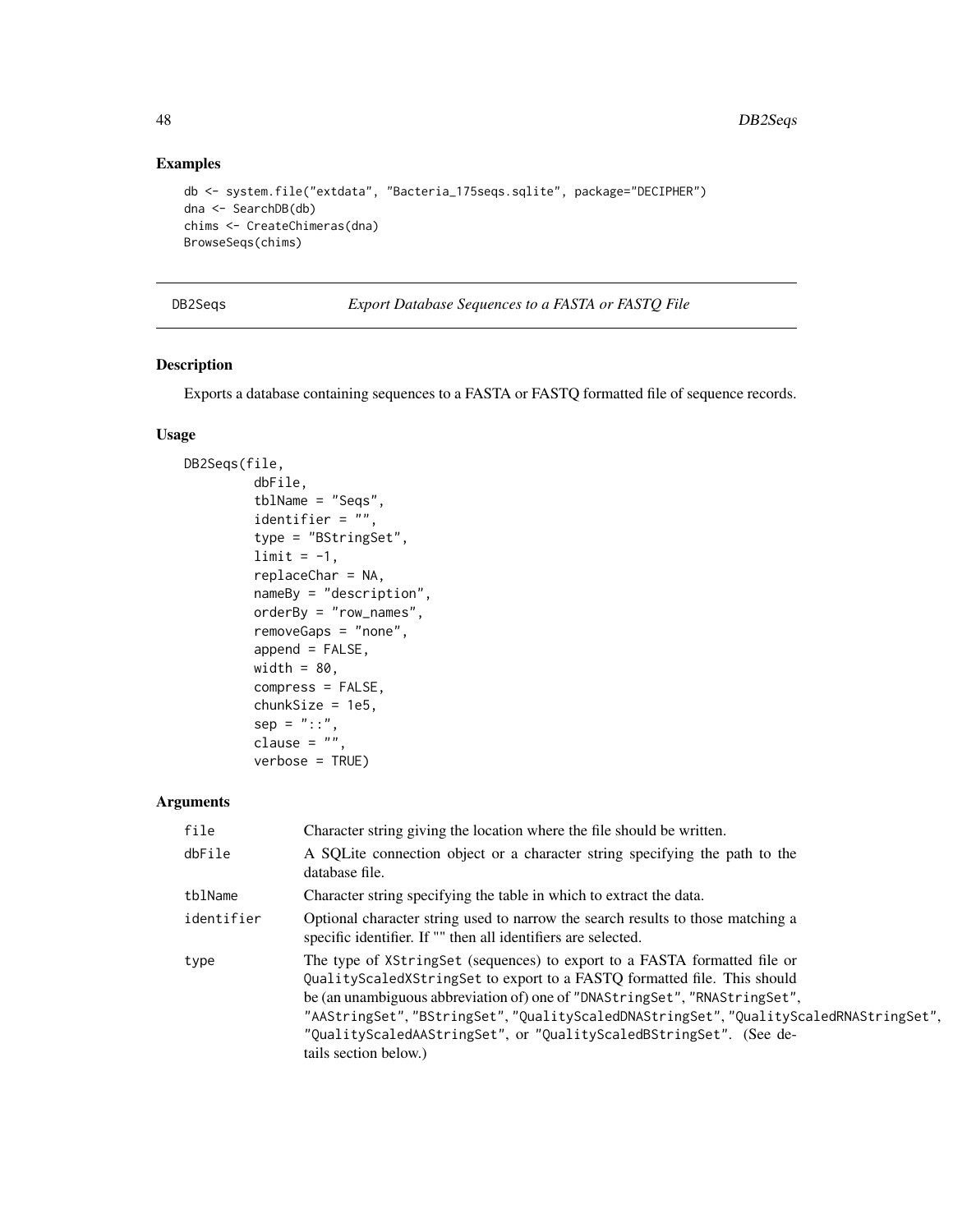## Examples

```
db <- system.file("extdata", "Bacteria_175seqs.sqlite", package="DECIPHER")
dna <- SearchDB(db)
chims <- CreateChimeras(dna)
BrowseSeqs(chims)
```

---

# DB2Seqs — *Export Database Sequences to a FASTA or FASTQ File*

---

## Description

Exports a database containing sequences to a FASTA or FASTQ formatted file of sequence records.

## Usage

```
DB2Seqs(file,
        dbFile,
        tblName = "Seqs",
        identifier = "",
        type = "BStringSet",
        limit = -1,
        replaceChar = NA,
        nameBy = "description",
        orderBy = "row_names",
        removeGaps = "none",
        append = FALSE,
        width = 80,
        compress = FALSE,
        chunkSize = 1e5,
        sep = "::",
        clause = "",
        verbose = TRUE)
```

## Arguments

| | |
|---|---|
| `file` | Character string giving the location where the file should be written. |
| `dbFile` | A SQLite connection object or a character string specifying the path to the database file. |
| `tblName` | Character string specifying the table in which to extract the data. |
| `identifier` | Optional character string used to narrow the search results to those matching a specific identifier. If "" then all identifiers are selected. |
| `type` | The type of `XStringSet` (sequences) to export to a FASTA formatted file or `QualityScaledXStringSet` to export to a FASTQ formatted file. This should be (an unambiguous abbreviation of) one of `"DNAStringSet"`, `"RNAStringSet"`, `"AAStringSet"`, `"BStringSet"`, `"QualityScaledDNAStringSet"`, `"QualityScaledRNAStringSet"`, `"QualityScaledAAStringSet"`, or `"QualityScaledBStringSet"`. (See details section below.) |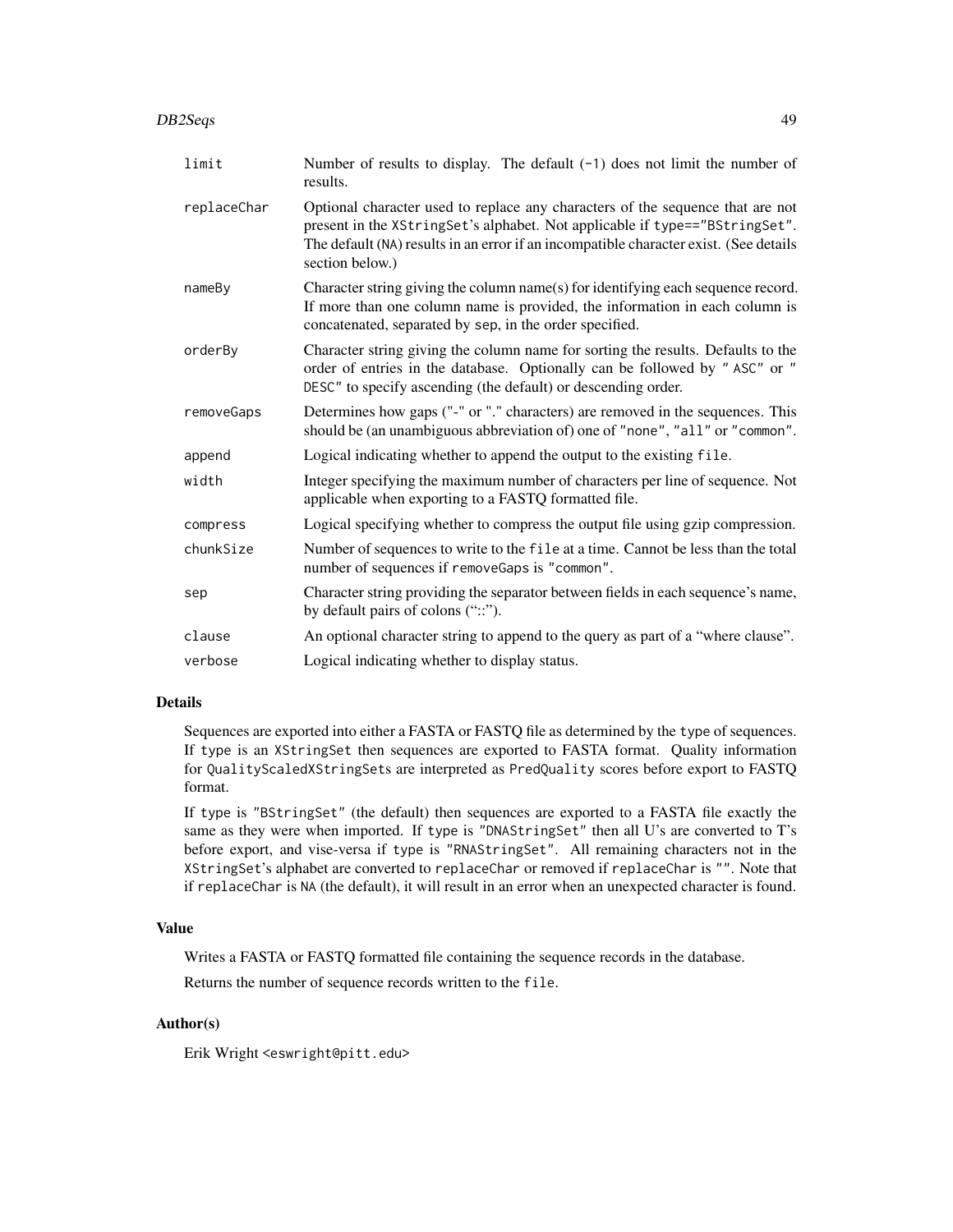| | |
|---|---|
| `limit` | Number of results to display. The default (`-1`) does not limit the number of results. |
| `replaceChar` | Optional character used to replace any characters of the sequence that are not present in the `XStringSet`'s alphabet. Not applicable if `type=="BStringSet"`. The default (`NA`) results in an error if an incompatible character exist. (See details section below.) |
| `nameBy` | Character string giving the column name(s) for identifying each sequence record. If more than one column name is provided, the information in each column is concatenated, separated by `sep`, in the order specified. |
| `orderBy` | Character string giving the column name for sorting the results. Defaults to the order of entries in the database. Optionally can be followed by `" ASC"` or `" DESC"` to specify ascending (the default) or descending order. |
| `removeGaps` | Determines how gaps ("-" or "." characters) are removed in the sequences. This should be (an unambiguous abbreviation of) one of `"none"`, `"all"` or `"common"`. |
| `append` | Logical indicating whether to append the output to the existing `file`. |
| `width` | Integer specifying the maximum number of characters per line of sequence. Not applicable when exporting to a FASTQ formatted file. |
| `compress` | Logical specifying whether to compress the output file using gzip compression. |
| `chunkSize` | Number of sequences to write to the `file` at a time. Cannot be less than the total number of sequences if `removeGaps` is `"common"`. |
| `sep` | Character string providing the separator between fields in each sequence's name, by default pairs of colons ("::"). |
| `clause` | An optional character string to append to the query as part of a "where clause". |
| `verbose` | Logical indicating whether to display status. |

## Details

Sequences are exported into either a FASTA or FASTQ file as determined by the `type` of sequences. If `type` is an `XStringSet` then sequences are exported to FASTA format. Quality information for `QualityScaledXStringSets` are interpreted as `PredQuality` scores before export to FASTQ format.

If `type` is `"BStringSet"` (the default) then sequences are exported to a FASTA file exactly the same as they were when imported. If `type` is `"DNAStringSet"` then all U's are converted to T's before export, and vise-versa if `type` is `"RNAStringSet"`. All remaining characters not in the `XStringSet`'s alphabet are converted to `replaceChar` or removed if `replaceChar` is `""`. Note that if `replaceChar` is `NA` (the default), it will result in an error when an unexpected character is found.

## Value

Writes a FASTA or FASTQ formatted file containing the sequence records in the database.

Returns the number of sequence records written to the `file`.

## Author(s)

Erik Wright <eswright@pitt.edu>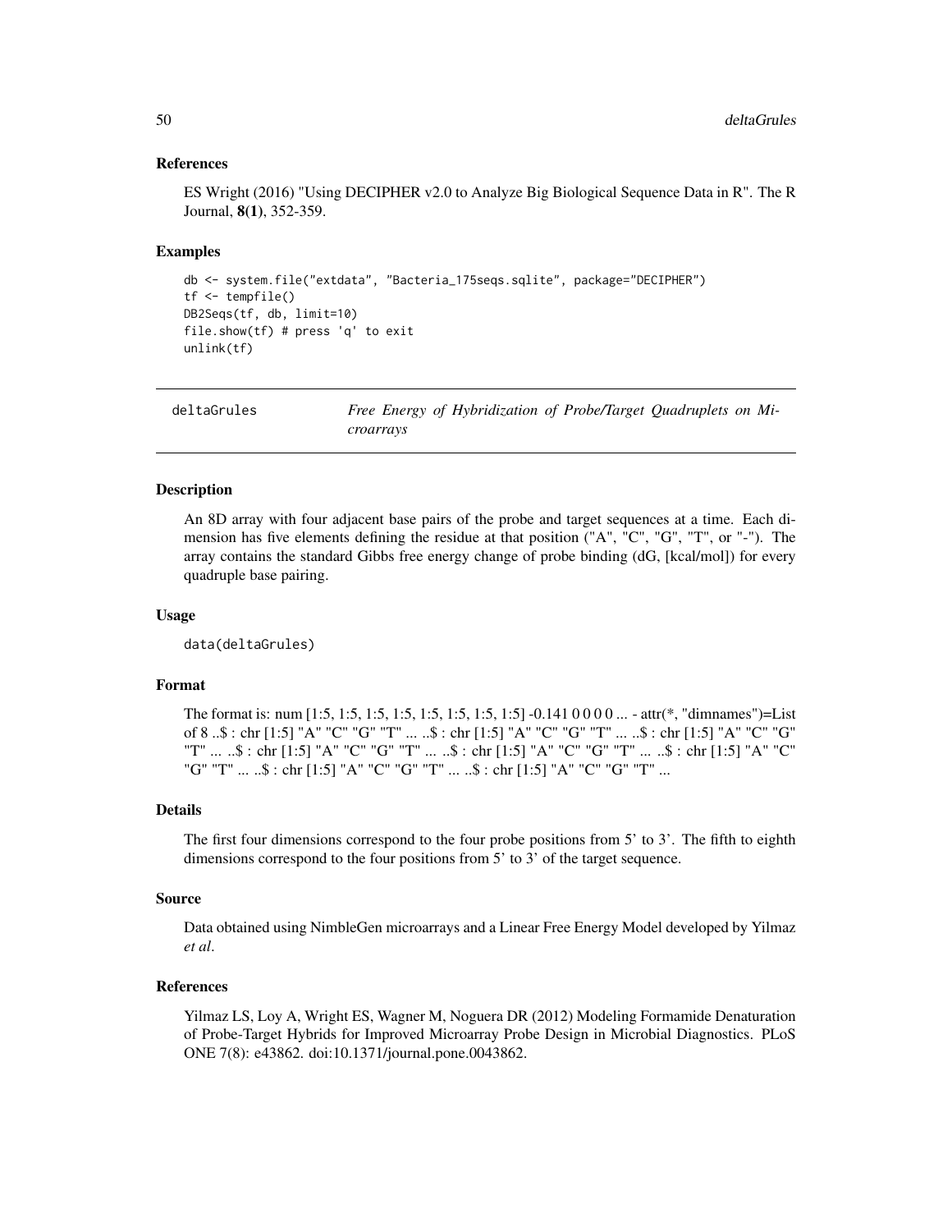### References

ES Wright (2016) "Using DECIPHER v2.0 to Analyze Big Biological Sequence Data in R". The R Journal, **8(1)**, 352-359.

### Examples

```
db <- system.file("extdata", "Bacteria_175seqs.sqlite", package="DECIPHER")
tf <- tempfile()
DB2Seqs(tf, db, limit=10)
file.show(tf) # press 'q' to exit
unlink(tf)
```

---

## deltaGrules — *Free Energy of Hybridization of Probe/Target Quadruplets on Microarrays*

---

### Description

An 8D array with four adjacent base pairs of the probe and target sequences at a time. Each dimension has five elements defining the residue at that position ("A", "C", "G", "T", or "-"). The array contains the standard Gibbs free energy change of probe binding (dG, [kcal/mol]) for every quadruple base pairing.

### Usage

```
data(deltaGrules)
```

### Format

The format is: num [1:5, 1:5, 1:5, 1:5, 1:5, 1:5, 1:5, 1:5] -0.141 0 0 0 0 ... - attr(*, "dimnames")=List of 8 ..$ : chr [1:5] "A" "C" "G" "T" ... ..$ : chr [1:5] "A" "C" "G" "T" ... ..$ : chr [1:5] "A" "C" "G" "T" ... ..$ : chr [1:5] "A" "C" "G" "T" ... ..$ : chr [1:5] "A" "C" "G" "T" ... ..$ : chr [1:5] "A" "C" "G" "T" ... ..$ : chr [1:5] "A" "C" "G" "T" ... ..$ : chr [1:5] "A" "C" "G" "T" ...

### Details

The first four dimensions correspond to the four probe positions from 5' to 3'. The fifth to eighth dimensions correspond to the four positions from 5' to 3' of the target sequence.

### Source

Data obtained using NimbleGen microarrays and a Linear Free Energy Model developed by Yilmaz *et al*.

### References

Yilmaz LS, Loy A, Wright ES, Wagner M, Noguera DR (2012) Modeling Formamide Denaturation of Probe-Target Hybrids for Improved Microarray Probe Design in Microbial Diagnostics. PLoS ONE 7(8): e43862. doi:10.1371/journal.pone.0043862.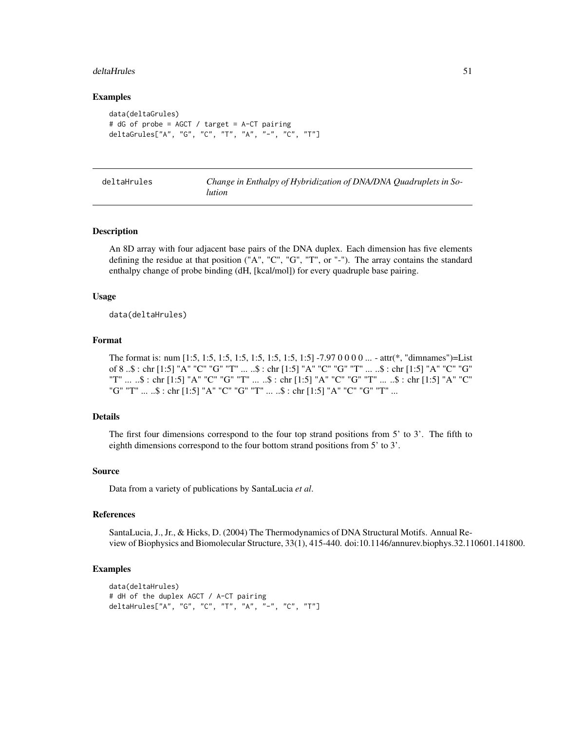## Examples

```
data(deltaGrules)
# dG of probe = AGCT / target = A-CT pairing
deltaGrules["A", "G", "C", "T", "A", "-", "C", "T"]
```

---

deltaHrules *Change in Enthalpy of Hybridization of DNA/DNA Quadruplets in Solution*

---

## Description

An 8D array with four adjacent base pairs of the DNA duplex. Each dimension has five elements defining the residue at that position ("A", "C", "G", "T", or "-"). The array contains the standard enthalpy change of probe binding (dH, [kcal/mol]) for every quadruple base pairing.

## Usage

```
data(deltaHrules)
```

## Format

The format is: num [1:5, 1:5, 1:5, 1:5, 1:5, 1:5, 1:5, 1:5] -7.97 0 0 0 0 ... - attr(*, "dimnames")=List of 8 ..$ : chr [1:5] "A" "C" "G" "T" ... ..$ : chr [1:5] "A" "C" "G" "T" ... ..$ : chr [1:5] "A" "C" "G" "T" ... ..$ : chr [1:5] "A" "C" "G" "T" ... ..$ : chr [1:5] "A" "C" "G" "T" ... ..$ : chr [1:5] "A" "C" "G" "T" ... ..$ : chr [1:5] "A" "C" "G" "T" ... ..$ : chr [1:5] "A" "C" "G" "T" ...

## Details

The first four dimensions correspond to the four top strand positions from 5' to 3'. The fifth to eighth dimensions correspond to the four bottom strand positions from 5' to 3'.

## Source

Data from a variety of publications by SantaLucia *et al*.

## References

SantaLucia, J., Jr., & Hicks, D. (2004) The Thermodynamics of DNA Structural Motifs. Annual Review of Biophysics and Biomolecular Structure, 33(1), 415-440. doi:10.1146/annurev.biophys.32.110601.141800.

## Examples

```
data(deltaHrules)
# dH of the duplex AGCT / A-CT pairing
deltaHrules["A", "G", "C", "T", "A", "-", "C", "T"]
```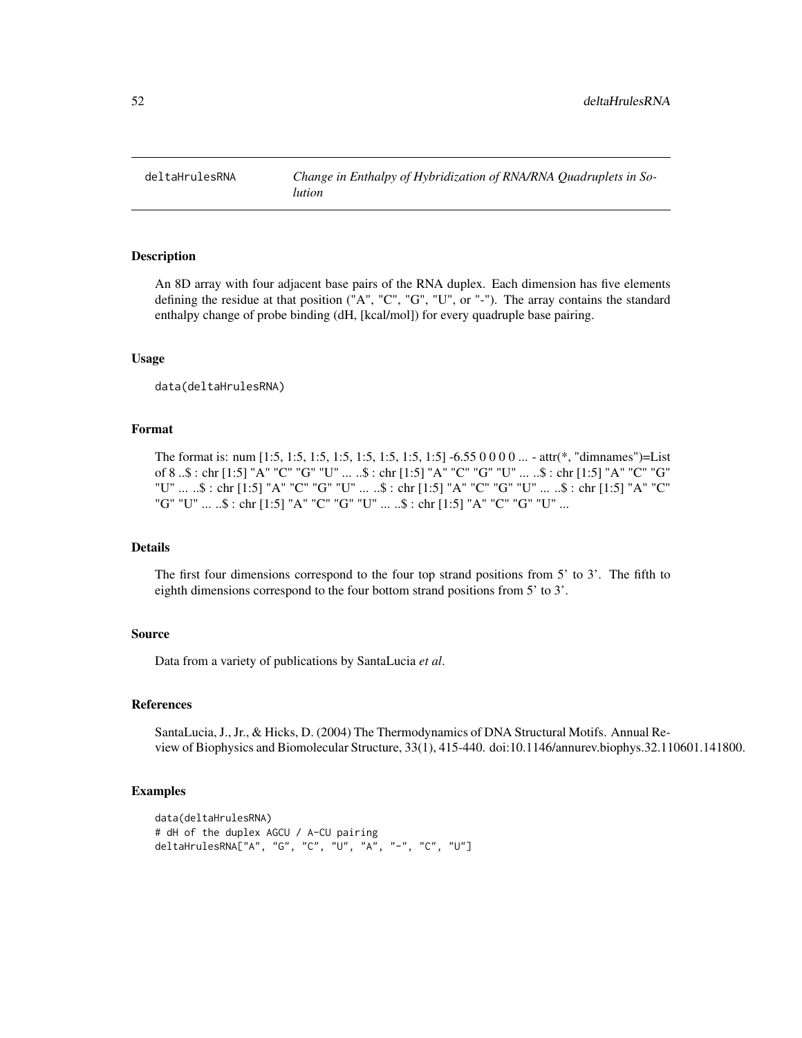# deltaHrulesRNA

*Change in Enthalpy of Hybridization of RNA/RNA Quadruplets in Solution*

## Description

An 8D array with four adjacent base pairs of the RNA duplex. Each dimension has five elements defining the residue at that position ("A", "C", "G", "U", or "-"). The array contains the standard enthalpy change of probe binding (dH, [kcal/mol]) for every quadruple base pairing.

## Usage

```
data(deltaHrulesRNA)
```

## Format

The format is: num [1:5, 1:5, 1:5, 1:5, 1:5, 1:5, 1:5, 1:5] -6.55 0 0 0 0 ... - attr(*, "dimnames")=List of 8 ..$ : chr [1:5] "A" "C" "G" "U" ... ..$ : chr [1:5] "A" "C" "G" "U" ... ..$ : chr [1:5] "A" "C" "G" "U" ... ..$ : chr [1:5] "A" "C" "G" "U" ... ..$ : chr [1:5] "A" "C" "G" "U" ... ..$ : chr [1:5] "A" "C" "G" "U" ... ..$ : chr [1:5] "A" "C" "G" "U" ... ..$ : chr [1:5] "A" "C" "G" "U" ...

## Details

The first four dimensions correspond to the four top strand positions from 5' to 3'. The fifth to eighth dimensions correspond to the four bottom strand positions from 5' to 3'.

## Source

Data from a variety of publications by SantaLucia *et al*.

## References

SantaLucia, J., Jr., & Hicks, D. (2004) The Thermodynamics of DNA Structural Motifs. Annual Review of Biophysics and Biomolecular Structure, 33(1), 415-440. doi:10.1146/annurev.biophys.32.110601.141800.

## Examples

```
data(deltaHrulesRNA)
# dH of the duplex AGCU / A-CU pairing
deltaHrulesRNA["A", "G", "C", "U", "A", "-", "C", "U"]
```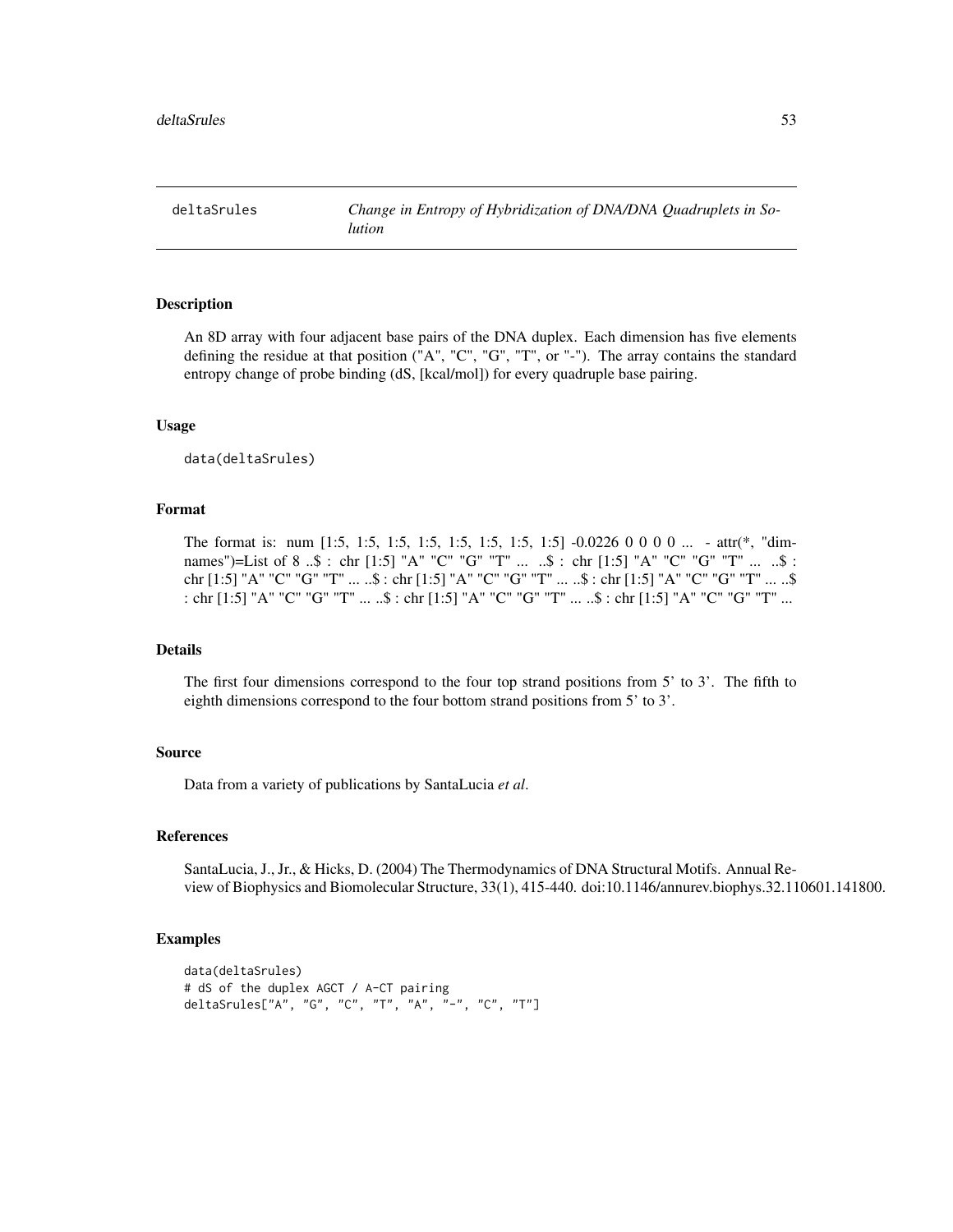# deltaSrules — *Change in Entropy of Hybridization of DNA/DNA Quadruplets in Solution*

## Description

An 8D array with four adjacent base pairs of the DNA duplex. Each dimension has five elements defining the residue at that position ("A", "C", "G", "T", or "-"). The array contains the standard entropy change of probe binding (dS, [kcal/mol]) for every quadruple base pairing.

## Usage

```
data(deltaSrules)
```

## Format

The format is: num [1:5, 1:5, 1:5, 1:5, 1:5, 1:5, 1:5, 1:5] -0.0226 0 0 0 0 ... - attr(*, "dimnames")=List of 8 ..$ : chr [1:5] "A" "C" "G" "T" ... ..$ : chr [1:5] "A" "C" "G" "T" ... ..$ : chr [1:5] "A" "C" "G" "T" ... ..$ : chr [1:5] "A" "C" "G" "T" ... ..$ : chr [1:5] "A" "C" "G" "T" ... ..$ : chr [1:5] "A" "C" "G" "T" ... ..$ : chr [1:5] "A" "C" "G" "T" ... ..$ : chr [1:5] "A" "C" "G" "T" ...

## Details

The first four dimensions correspond to the four top strand positions from 5' to 3'. The fifth to eighth dimensions correspond to the four bottom strand positions from 5' to 3'.

## Source

Data from a variety of publications by SantaLucia *et al*.

## References

SantaLucia, J., Jr., & Hicks, D. (2004) The Thermodynamics of DNA Structural Motifs. Annual Review of Biophysics and Biomolecular Structure, 33(1), 415-440. doi:10.1146/annurev.biophys.32.110601.141800.

## Examples

```
data(deltaSrules)
# dS of the duplex AGCT / A-CT pairing
deltaSrules["A", "G", "C", "T", "A", "-", "C", "T"]
```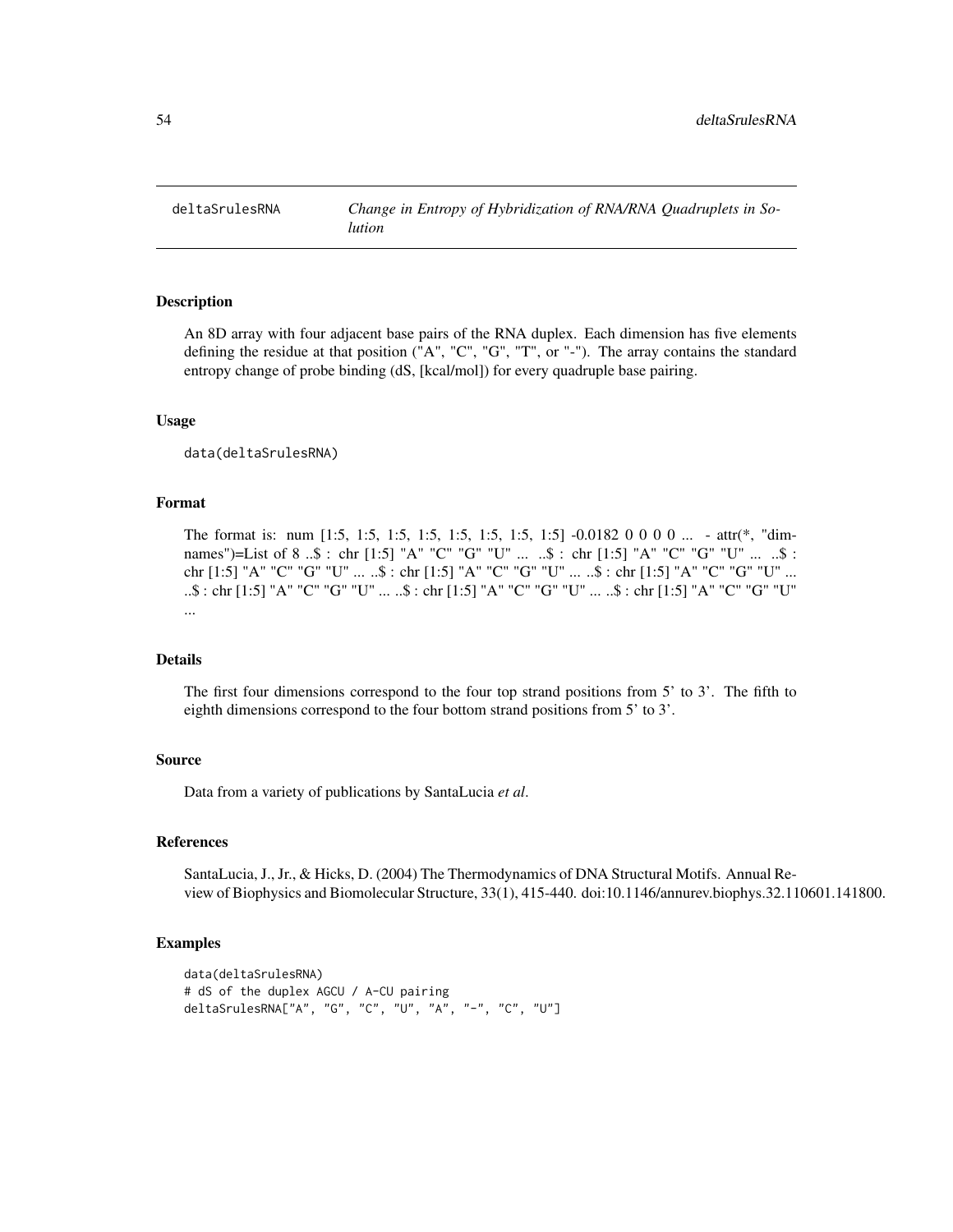deltaSrulesRNA — *Change in Entropy of Hybridization of RNA/RNA Quadruplets in Solution*

## Description

An 8D array with four adjacent base pairs of the RNA duplex. Each dimension has five elements defining the residue at that position ("A", "C", "G", "T", or "-"). The array contains the standard entropy change of probe binding (dS, [kcal/mol]) for every quadruple base pairing.

## Usage

```
data(deltaSrulesRNA)
```

## Format

The format is: num [1:5, 1:5, 1:5, 1:5, 1:5, 1:5, 1:5, 1:5] -0.0182 0 0 0 0 ... - attr(*, "dimnames")=List of 8 ..$ : chr [1:5] "A" "C" "G" "U" ... ..$ : chr [1:5] "A" "C" "G" "U" ... ..$ : chr [1:5] "A" "C" "G" "U" ... ..$ : chr [1:5] "A" "C" "G" "U" ... ..$ : chr [1:5] "A" "C" "G" "U" ... ..$ : chr [1:5] "A" "C" "G" "U" ... ..$ : chr [1:5] "A" "C" "G" "U" ... ..$ : chr [1:5] "A" "C" "G" "U" ...

## Details

The first four dimensions correspond to the four top strand positions from 5' to 3'. The fifth to eighth dimensions correspond to the four bottom strand positions from 5' to 3'.

## Source

Data from a variety of publications by SantaLucia *et al*.

## References

SantaLucia, J., Jr., & Hicks, D. (2004) The Thermodynamics of DNA Structural Motifs. Annual Review of Biophysics and Biomolecular Structure, 33(1), 415-440. doi:10.1146/annurev.biophys.32.110601.141800.

## Examples

```
data(deltaSrulesRNA)
# dS of the duplex AGCU / A-CU pairing
deltaSrulesRNA["A", "G", "C", "U", "A", "-", "C", "U"]
```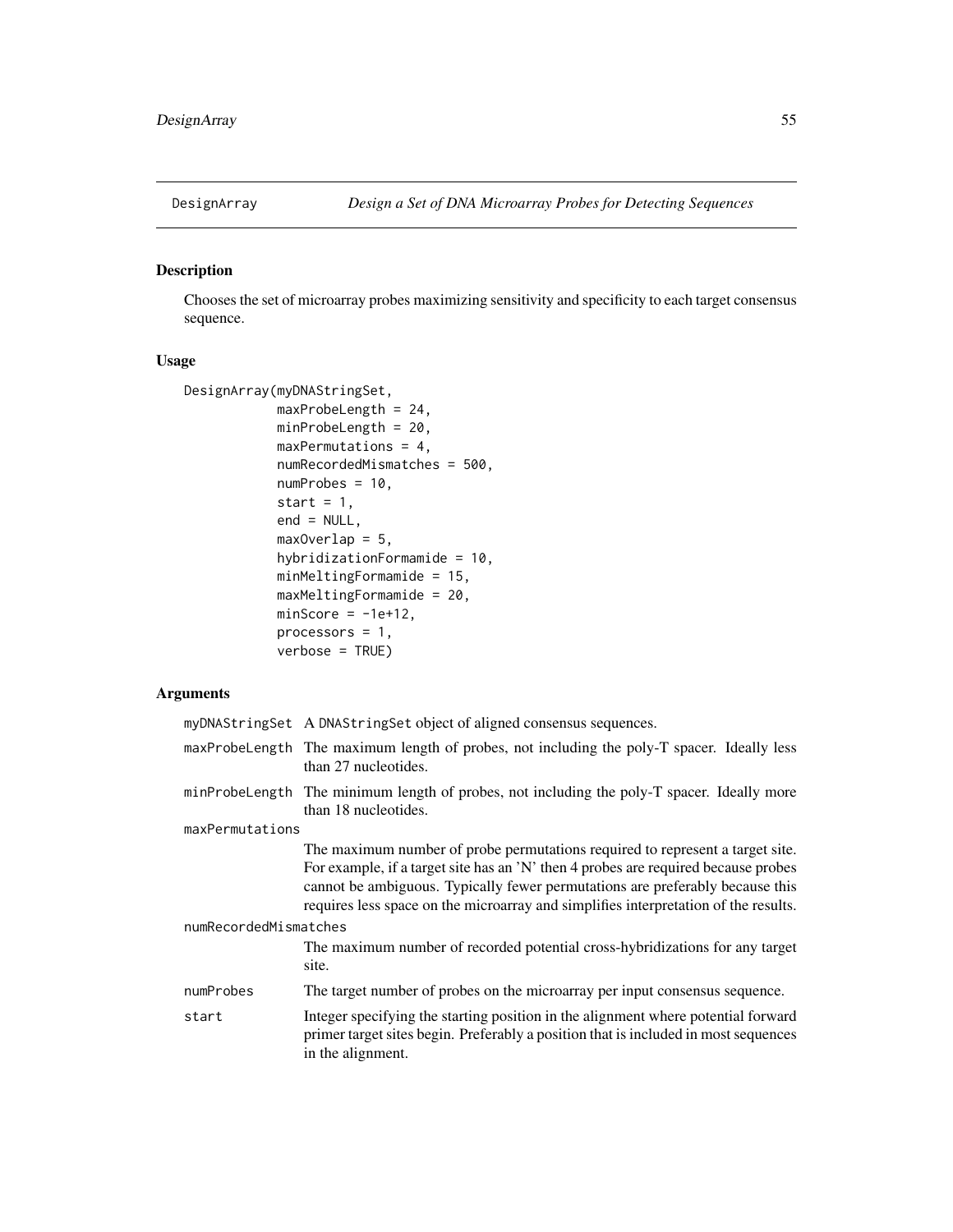# DesignArray — *Design a Set of DNA Microarray Probes for Detecting Sequences*

## Description

Chooses the set of microarray probes maximizing sensitivity and specificity to each target consensus sequence.

## Usage

```
DesignArray(myDNAStringSet,
            maxProbeLength = 24,
            minProbeLength = 20,
            maxPermutations = 4,
            numRecordedMismatches = 500,
            numProbes = 10,
            start = 1,
            end = NULL,
            maxOverlap = 5,
            hybridizationFormamide = 10,
            minMeltingFormamide = 15,
            maxMeltingFormamide = 20,
            minScore = -1e+12,
            processors = 1,
            verbose = TRUE)
```

## Arguments

`myDNAStringSet` A `DNAStringSet` object of aligned consensus sequences.

`maxProbeLength` The maximum length of probes, not including the poly-T spacer. Ideally less than 27 nucleotides.

`minProbeLength` The minimum length of probes, not including the poly-T spacer. Ideally more than 18 nucleotides.

`maxPermutations` The maximum number of probe permutations required to represent a target site. For example, if a target site has an 'N' then 4 probes are required because probes cannot be ambiguous. Typically fewer permutations are preferably because this requires less space on the microarray and simplifies interpretation of the results.

`numRecordedMismatches` The maximum number of recorded potential cross-hybridizations for any target site.

`numProbes` The target number of probes on the microarray per input consensus sequence.

`start` Integer specifying the starting position in the alignment where potential forward primer target sites begin. Preferably a position that is included in most sequences in the alignment.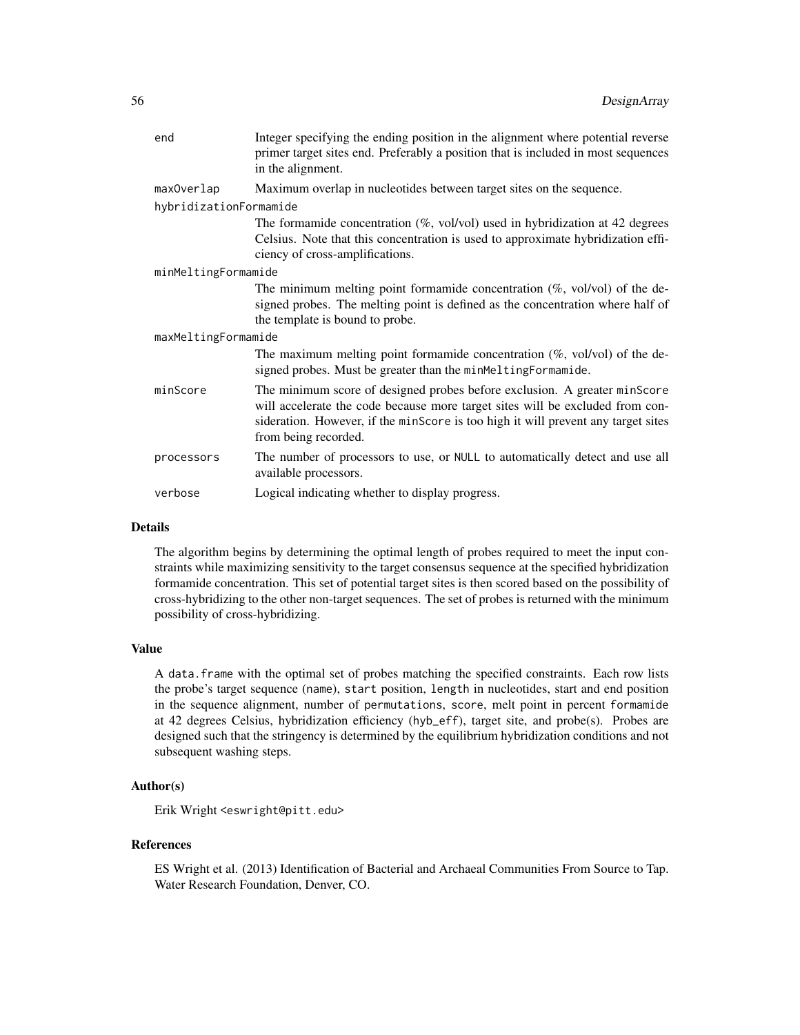| | |
|---|---|
| `end` | Integer specifying the ending position in the alignment where potential reverse primer target sites end. Preferably a position that is included in most sequences in the alignment. |
| `maxOverlap` | Maximum overlap in nucleotides between target sites on the sequence. |
| `hybridizationFormamide` | The formamide concentration (%, vol/vol) used in hybridization at 42 degrees Celsius. Note that this concentration is used to approximate hybridization efficiency of cross-amplifications. |
| `minMeltingFormamide` | The minimum melting point formamide concentration (%, vol/vol) of the designed probes. The melting point is defined as the concentration where half of the template is bound to probe. |
| `maxMeltingFormamide` | The maximum melting point formamide concentration (%, vol/vol) of the designed probes. Must be greater than the `minMeltingFormamide`. |
| `minScore` | The minimum score of designed probes before exclusion. A greater `minScore` will accelerate the code because more target sites will be excluded from consideration. However, if the `minScore` is too high it will prevent any target sites from being recorded. |
| `processors` | The number of processors to use, or `NULL` to automatically detect and use all available processors. |
| `verbose` | Logical indicating whether to display progress. |

## Details

The algorithm begins by determining the optimal length of probes required to meet the input constraints while maximizing sensitivity to the target consensus sequence at the specified hybridization formamide concentration. This set of potential target sites is then scored based on the possibility of cross-hybridizing to the other non-target sequences. The set of probes is returned with the minimum possibility of cross-hybridizing.

## Value

A `data.frame` with the optimal set of probes matching the specified constraints. Each row lists the probe's target sequence (`name`), `start` position, `length` in nucleotides, start and end position in the sequence alignment, number of `permutations`, `score`, melt point in percent `formamide` at 42 degrees Celsius, hybridization efficiency (`hyb_eff`), target site, and probe(s). Probes are designed such that the stringency is determined by the equilibrium hybridization conditions and not subsequent washing steps.

## Author(s)

Erik Wright <eswright@pitt.edu>

## References

ES Wright et al. (2013) Identification of Bacterial and Archaeal Communities From Source to Tap. Water Research Foundation, Denver, CO.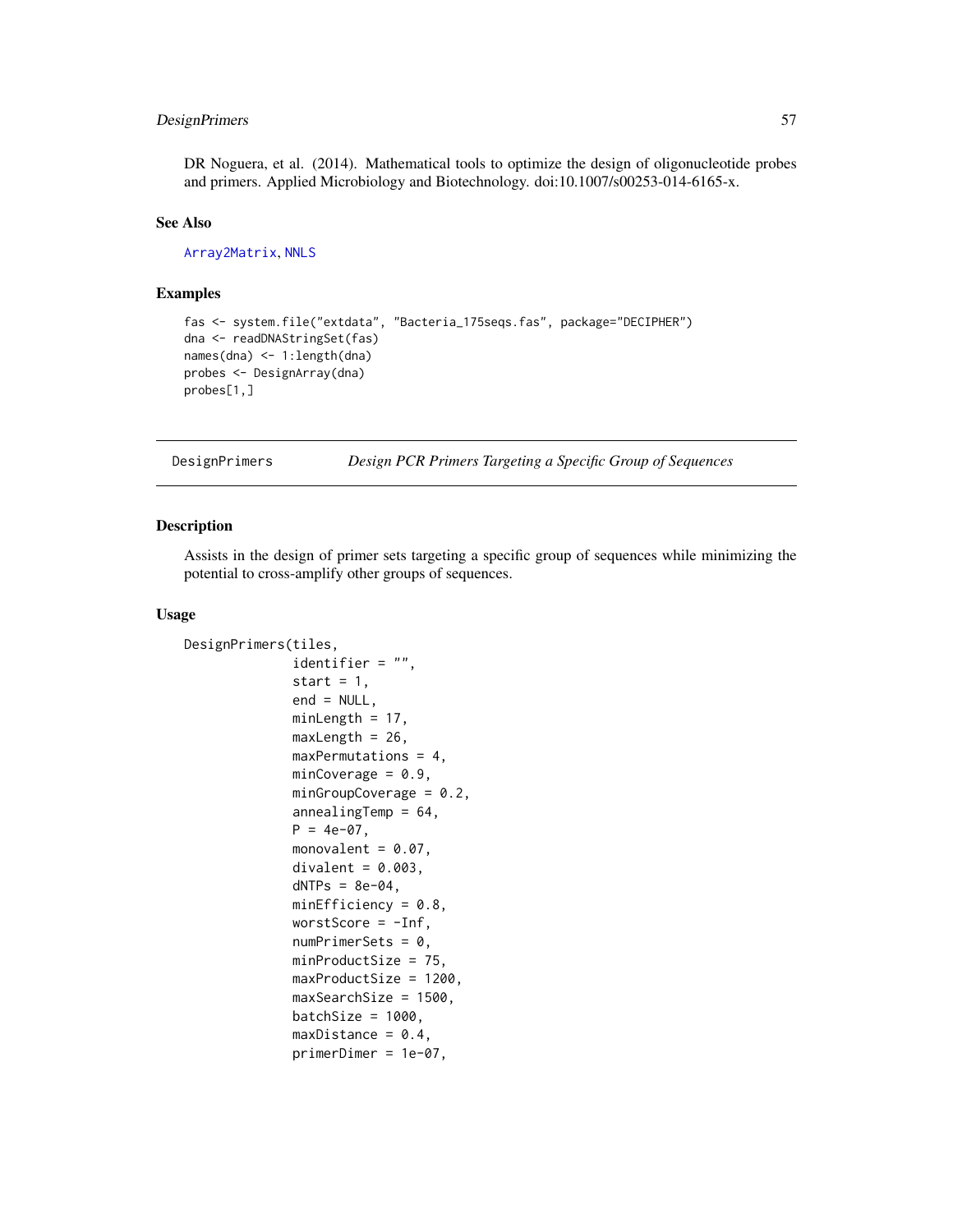DR Noguera, et al. (2014). Mathematical tools to optimize the design of oligonucleotide probes and primers. Applied Microbiology and Biotechnology. doi:10.1007/s00253-014-6165-x.

### See Also

Array2Matrix, NNLS

### Examples

```
fas <- system.file("extdata", "Bacteria_175seqs.fas", package="DECIPHER")
dna <- readDNAStringSet(fas)
names(dna) <- 1:length(dna)
probes <- DesignArray(dna)
probes[1,]
```

---

## DesignPrimers — *Design PCR Primers Targeting a Specific Group of Sequences*

---

### Description

Assists in the design of primer sets targeting a specific group of sequences while minimizing the potential to cross-amplify other groups of sequences.

### Usage

```
DesignPrimers(tiles,
              identifier = "",
              start = 1,
              end = NULL,
              minLength = 17,
              maxLength = 26,
              maxPermutations = 4,
              minCoverage = 0.9,
              minGroupCoverage = 0.2,
              annealingTemp = 64,
              P = 4e-07,
              monovalent = 0.07,
              divalent = 0.003,
              dNTPs = 8e-04,
              minEfficiency = 0.8,
              worstScore = -Inf,
              numPrimerSets = 0,
              minProductSize = 75,
              maxProductSize = 1200,
              maxSearchSize = 1500,
              batchSize = 1000,
              maxDistance = 0.4,
              primerDimer = 1e-07,
```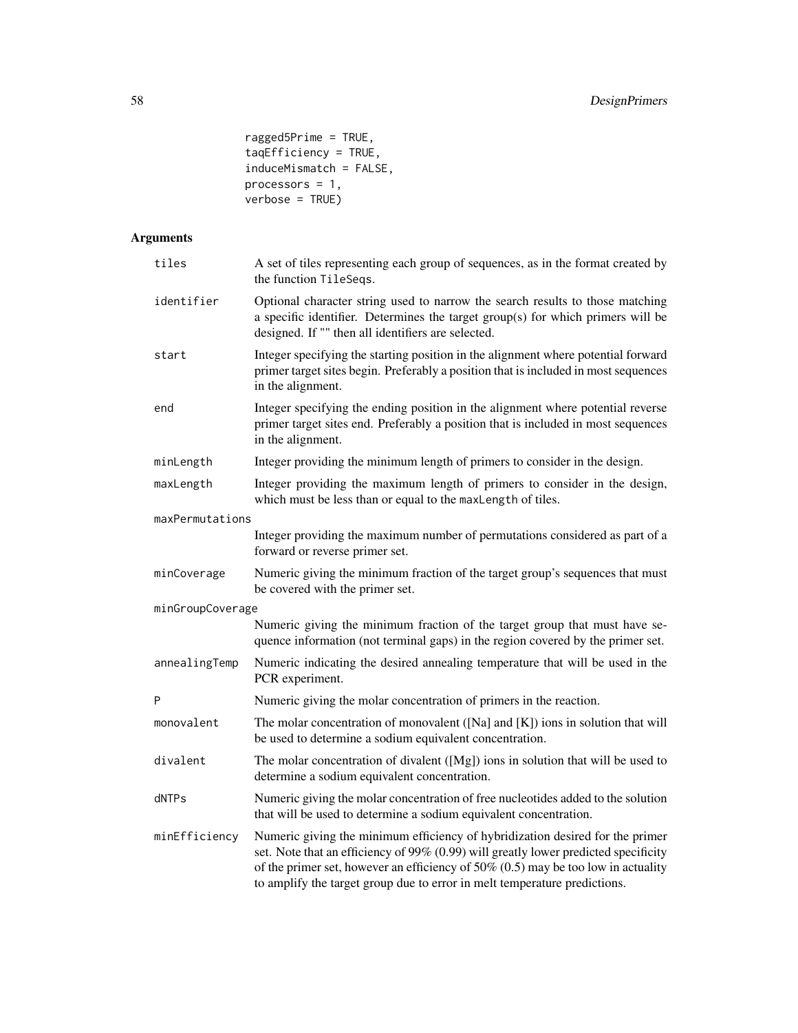```
ragged5Prime = TRUE,
taqEfficiency = TRUE,
induceMismatch = FALSE,
processors = 1,
verbose = TRUE)
```

## Arguments

| Argument | Description |
|---|---|
| `tiles` | A set of tiles representing each group of sequences, as in the format created by the function `TileSeqs`. |
| `identifier` | Optional character string used to narrow the search results to those matching a specific identifier. Determines the target group(s) for which primers will be designed. If "" then all identifiers are selected. |
| `start` | Integer specifying the starting position in the alignment where potential forward primer target sites begin. Preferably a position that is included in most sequences in the alignment. |
| `end` | Integer specifying the ending position in the alignment where potential reverse primer target sites end. Preferably a position that is included in most sequences in the alignment. |
| `minLength` | Integer providing the minimum length of primers to consider in the design. |
| `maxLength` | Integer providing the maximum length of primers to consider in the design, which must be less than or equal to the `maxLength` of tiles. |
| `maxPermutations` | Integer providing the maximum number of permutations considered as part of a forward or reverse primer set. |
| `minCoverage` | Numeric giving the minimum fraction of the target group's sequences that must be covered with the primer set. |
| `minGroupCoverage` | Numeric giving the minimum fraction of the target group that must have sequence information (not terminal gaps) in the region covered by the primer set. |
| `annealingTemp` | Numeric indicating the desired annealing temperature that will be used in the PCR experiment. |
| `P` | Numeric giving the molar concentration of primers in the reaction. |
| `monovalent` | The molar concentration of monovalent ([Na] and [K]) ions in solution that will be used to determine a sodium equivalent concentration. |
| `divalent` | The molar concentration of divalent ([Mg]) ions in solution that will be used to determine a sodium equivalent concentration. |
| `dNTPs` | Numeric giving the molar concentration of free nucleotides added to the solution that will be used to determine a sodium equivalent concentration. |
| `minEfficiency` | Numeric giving the minimum efficiency of hybridization desired for the primer set. Note that an efficiency of 99% (0.99) will greatly lower predicted specificity of the primer set, however an efficiency of 50% (0.5) may be too low in actuality to amplify the target group due to error in melt temperature predictions. |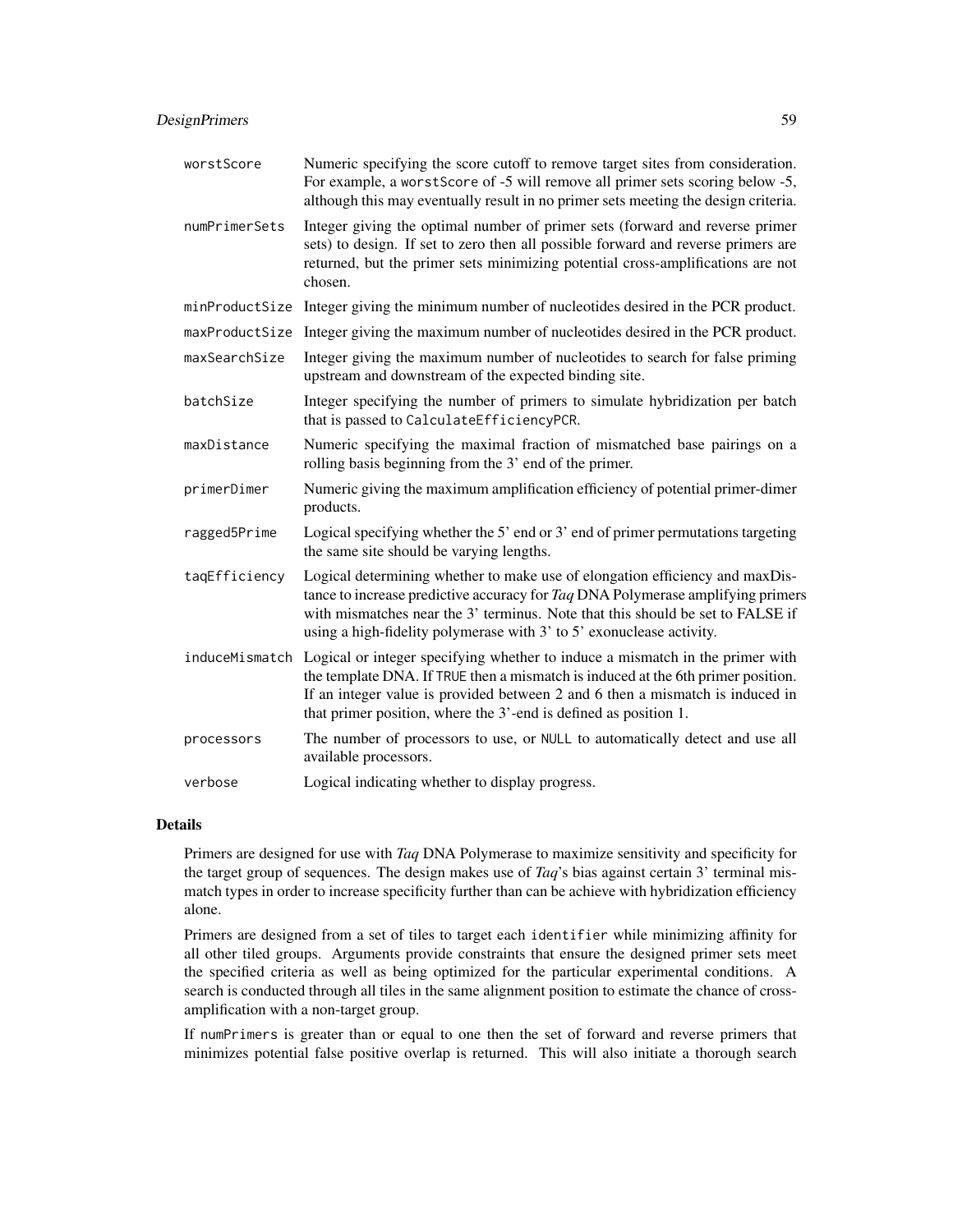`worstScore`
: Numeric specifying the score cutoff to remove target sites from consideration. For example, a `worstScore` of -5 will remove all primer sets scoring below -5, although this may eventually result in no primer sets meeting the design criteria.

`numPrimerSets`
: Integer giving the optimal number of primer sets (forward and reverse primer sets) to design. If set to zero then all possible forward and reverse primers are returned, but the primer sets minimizing potential cross-amplifications are not chosen.

`minProductSize`
: Integer giving the minimum number of nucleotides desired in the PCR product.

`maxProductSize`
: Integer giving the maximum number of nucleotides desired in the PCR product.

`maxSearchSize`
: Integer giving the maximum number of nucleotides to search for false priming upstream and downstream of the expected binding site.

`batchSize`
: Integer specifying the number of primers to simulate hybridization per batch that is passed to `CalculateEfficiencyPCR`.

`maxDistance`
: Numeric specifying the maximal fraction of mismatched base pairings on a rolling basis beginning from the 3' end of the primer.

`primerDimer`
: Numeric giving the maximum amplification efficiency of potential primer-dimer products.

`ragged5Prime`
: Logical specifying whether the 5' end or 3' end of primer permutations targeting the same site should be varying lengths.

`taqEfficiency`
: Logical determining whether to make use of elongation efficiency and maxDistance to increase predictive accuracy for *Taq* DNA Polymerase amplifying primers with mismatches near the 3' terminus. Note that this should be set to FALSE if using a high-fidelity polymerase with 3' to 5' exonuclease activity.

`induceMismatch`
: Logical or integer specifying whether to induce a mismatch in the primer with the template DNA. If `TRUE` then a mismatch is induced at the 6th primer position. If an integer value is provided between 2 and 6 then a mismatch is induced in that primer position, where the 3'-end is defined as position 1.

`processors`
: The number of processors to use, or `NULL` to automatically detect and use all available processors.

`verbose`
: Logical indicating whether to display progress.

## Details

Primers are designed for use with *Taq* DNA Polymerase to maximize sensitivity and specificity for the target group of sequences. The design makes use of *Taq*'s bias against certain 3' terminal mismatch types in order to increase specificity further than can be achieve with hybridization efficiency alone.

Primers are designed from a set of tiles to target each `identifier` while minimizing affinity for all other tiled groups. Arguments provide constraints that ensure the designed primer sets meet the specified criteria as well as being optimized for the particular experimental conditions. A search is conducted through all tiles in the same alignment position to estimate the chance of cross-amplification with a non-target group.

If `numPrimers` is greater than or equal to one then the set of forward and reverse primers that minimizes potential false positive overlap is returned. This will also initiate a thorough search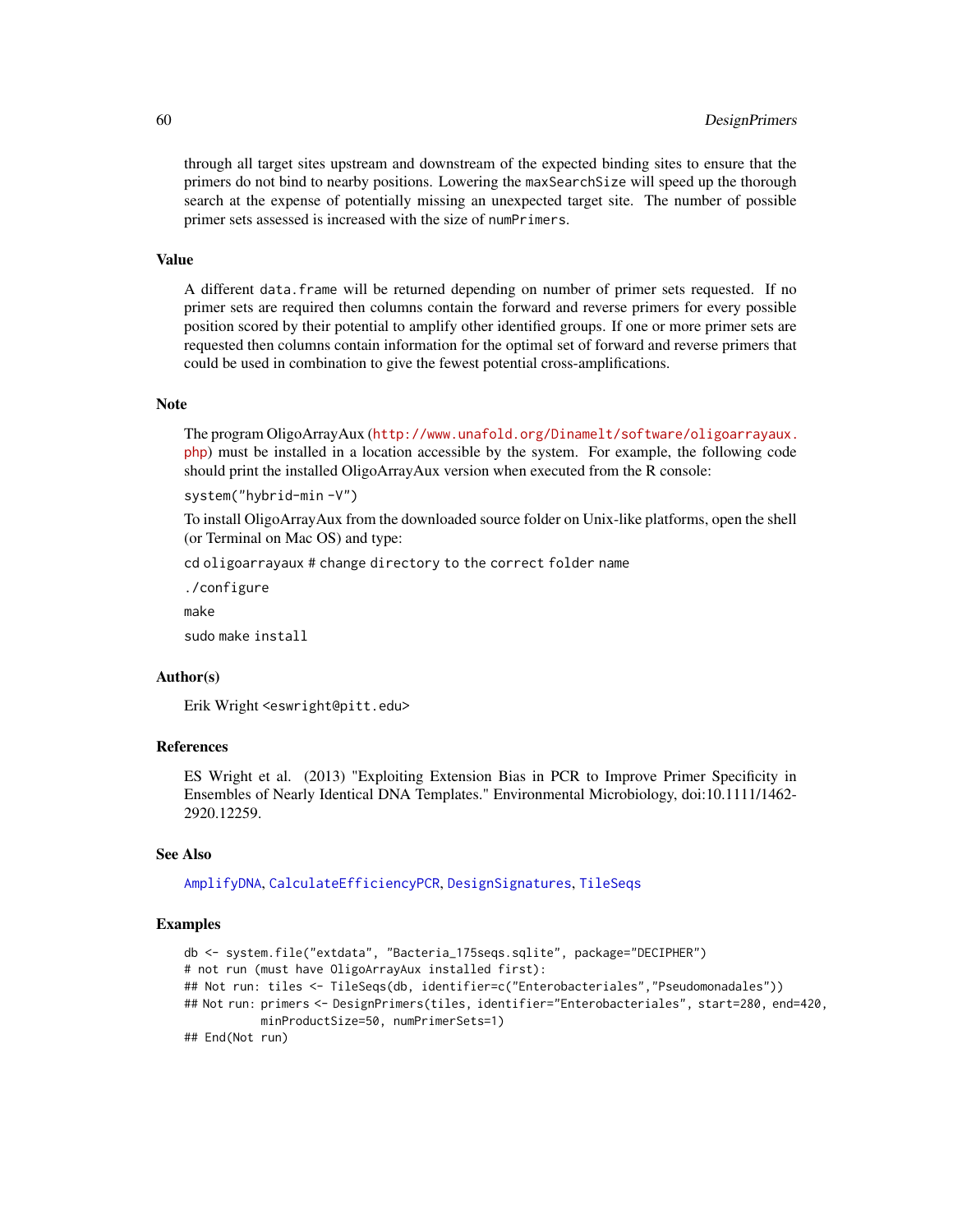through all target sites upstream and downstream of the expected binding sites to ensure that the primers do not bind to nearby positions. Lowering the `maxSearchSize` will speed up the thorough search at the expense of potentially missing an unexpected target site. The number of possible primer sets assessed is increased with the size of `numPrimers`.

## Value

A different `data.frame` will be returned depending on number of primer sets requested. If no primer sets are required then columns contain the forward and reverse primers for every possible position scored by their potential to amplify other identified groups. If one or more primer sets are requested then columns contain information for the optimal set of forward and reverse primers that could be used in combination to give the fewest potential cross-amplifications.

## Note

The program OligoArrayAux (http://www.unafold.org/Dinamelt/software/oligoarrayaux.php) must be installed in a location accessible by the system. For example, the following code should print the installed OligoArrayAux version when executed from the R console:

```
system("hybrid-min -V")
```

To install OligoArrayAux from the downloaded source folder on Unix-like platforms, open the shell (or Terminal on Mac OS) and type:

```
cd oligoarrayaux # change directory to the correct folder name
./configure
make
sudo make install
```

## Author(s)

Erik Wright <eswright@pitt.edu>

## References

ES Wright et al. (2013) "Exploiting Extension Bias in PCR to Improve Primer Specificity in Ensembles of Nearly Identical DNA Templates." Environmental Microbiology, doi:10.1111/1462-2920.12259.

## See Also

AmplifyDNA, CalculateEfficiencyPCR, DesignSignatures, TileSeqs

## Examples

```
db <- system.file("extdata", "Bacteria_175seqs.sqlite", package="DECIPHER")
# not run (must have OligoArrayAux installed first):
## Not run: tiles <- TileSeqs(db, identifier=c("Enterobacteriales","Pseudomonadales"))
## Not run: primers <- DesignPrimers(tiles, identifier="Enterobacteriales", start=280, end=420,
          minProductSize=50, numPrimerSets=1)
## End(Not run)
```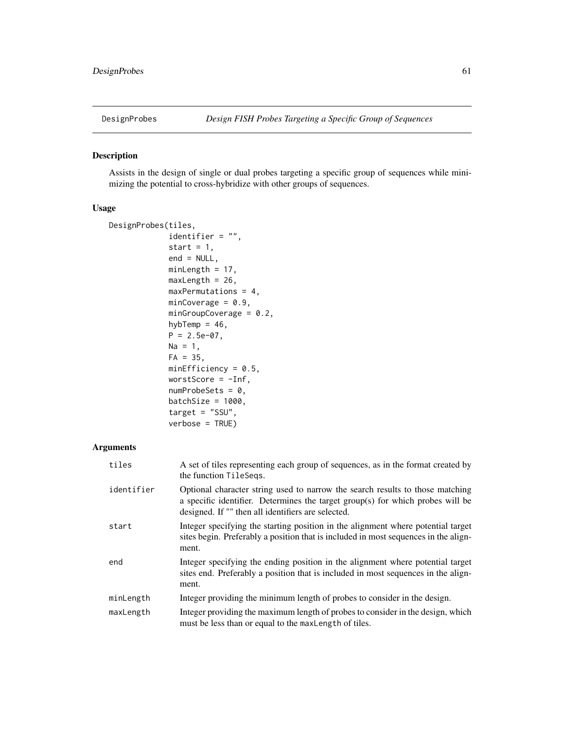# DesignProbes *Design FISH Probes Targeting a Specific Group of Sequences*

## Description

Assists in the design of single or dual probes targeting a specific group of sequences while minimizing the potential to cross-hybridize with other groups of sequences.

## Usage

```
DesignProbes(tiles,
             identifier = "",
             start = 1,
             end = NULL,
             minLength = 17,
             maxLength = 26,
             maxPermutations = 4,
             minCoverage = 0.9,
             minGroupCoverage = 0.2,
             hybTemp = 46,
             P = 2.5e-07,
             Na = 1,
             FA = 35,
             minEfficiency = 0.5,
             worstScore = -Inf,
             numProbeSets = 0,
             batchSize = 1000,
             target = "SSU",
             verbose = TRUE)
```

## Arguments

| | |
|---|---|
| `tiles` | A set of tiles representing each group of sequences, as in the format created by the function `TileSeqs`. |
| `identifier` | Optional character string used to narrow the search results to those matching a specific identifier. Determines the target group(s) for which probes will be designed. If "" then all identifiers are selected. |
| `start` | Integer specifying the starting position in the alignment where potential target sites begin. Preferably a position that is included in most sequences in the alignment. |
| `end` | Integer specifying the ending position in the alignment where potential target sites end. Preferably a position that is included in most sequences in the alignment. |
| `minLength` | Integer providing the minimum length of probes to consider in the design. |
| `maxLength` | Integer providing the maximum length of probes to consider in the design, which must be less than or equal to the `maxLength` of tiles. |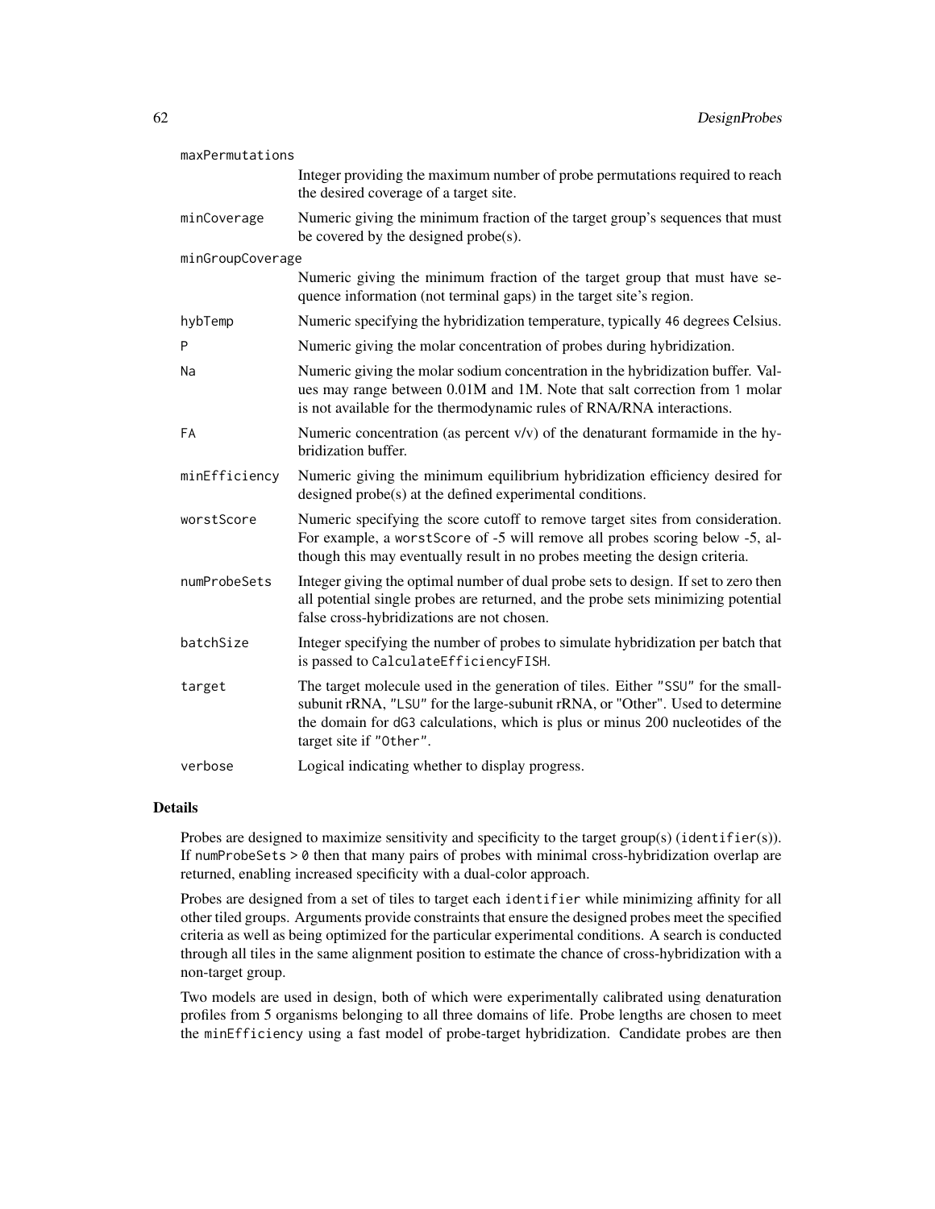`maxPermutations`
: Integer providing the maximum number of probe permutations required to reach the desired coverage of a target site.

`minCoverage`
: Numeric giving the minimum fraction of the target group's sequences that must be covered by the designed probe(s).

`minGroupCoverage`
: Numeric giving the minimum fraction of the target group that must have sequence information (not terminal gaps) in the target site's region.

`hybTemp`
: Numeric specifying the hybridization temperature, typically `46` degrees Celsius.

`P`
: Numeric giving the molar concentration of probes during hybridization.

`Na`
: Numeric giving the molar sodium concentration in the hybridization buffer. Values may range between 0.01M and 1M. Note that salt correction from `1` molar is not available for the thermodynamic rules of RNA/RNA interactions.

`FA`
: Numeric concentration (as percent v/v) of the denaturant formamide in the hybridization buffer.

`minEfficiency`
: Numeric giving the minimum equilibrium hybridization efficiency desired for designed probe(s) at the defined experimental conditions.

`worstScore`
: Numeric specifying the score cutoff to remove target sites from consideration. For example, a `worstScore` of -5 will remove all probes scoring below -5, although this may eventually result in no probes meeting the design criteria.

`numProbeSets`
: Integer giving the optimal number of dual probe sets to design. If set to zero then all potential single probes are returned, and the probe sets minimizing potential false cross-hybridizations are not chosen.

`batchSize`
: Integer specifying the number of probes to simulate hybridization per batch that is passed to `CalculateEfficiencyFISH`.

`target`
: The target molecule used in the generation of tiles. Either `"SSU"` for the small-subunit rRNA, `"LSU"` for the large-subunit rRNA, or "Other". Used to determine the domain for `dG3` calculations, which is plus or minus 200 nucleotides of the target site if `"Other"`.

`verbose`
: Logical indicating whether to display progress.

## Details

Probes are designed to maximize sensitivity and specificity to the target group(s) (`identifier(s)`). If `numProbeSets > 0` then that many pairs of probes with minimal cross-hybridization overlap are returned, enabling increased specificity with a dual-color approach.

Probes are designed from a set of tiles to target each `identifier` while minimizing affinity for all other tiled groups. Arguments provide constraints that ensure the designed probes meet the specified criteria as well as being optimized for the particular experimental conditions. A search is conducted through all tiles in the same alignment position to estimate the chance of cross-hybridization with a non-target group.

Two models are used in design, both of which were experimentally calibrated using denaturation profiles from 5 organisms belonging to all three domains of life. Probe lengths are chosen to meet the `minEfficiency` using a fast model of probe-target hybridization. Candidate probes are then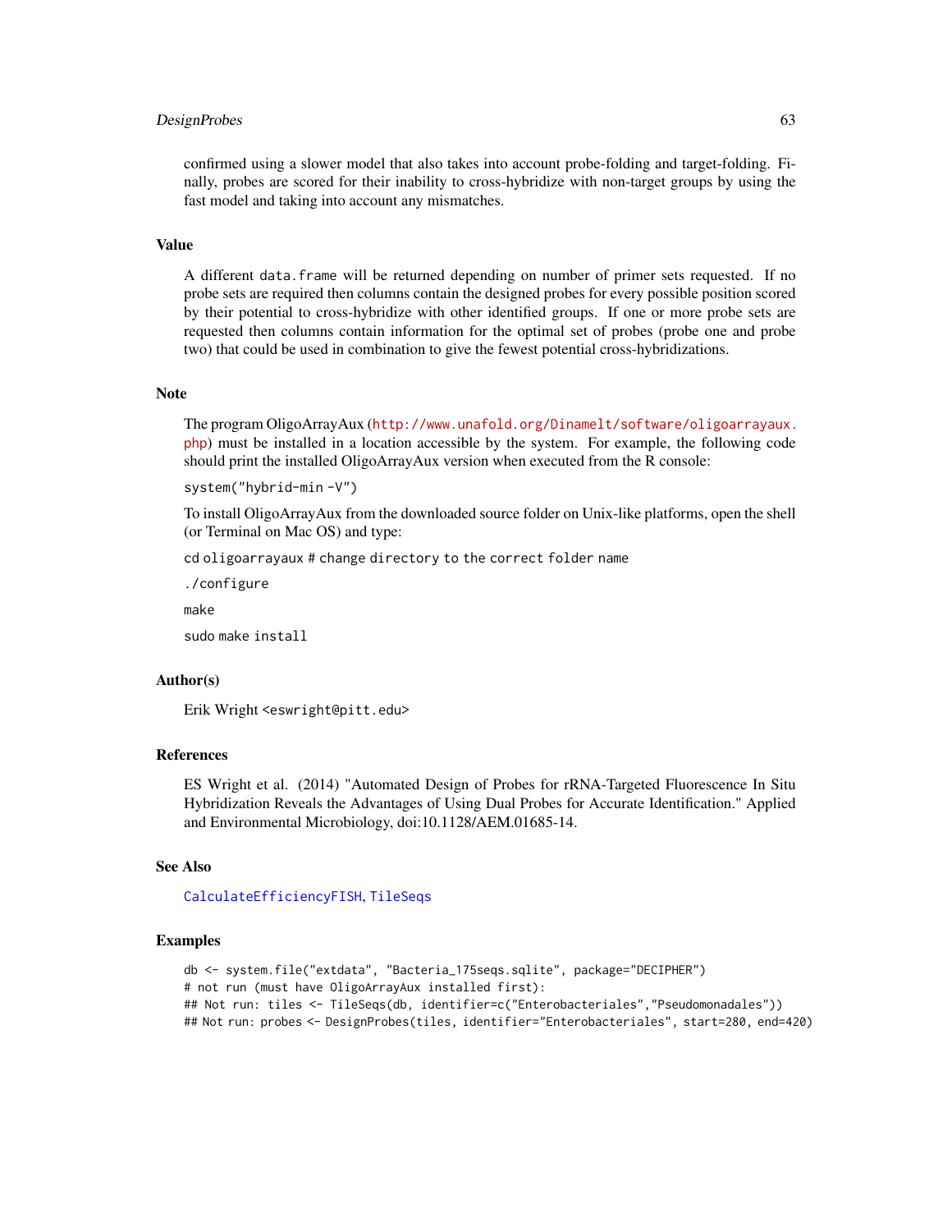confirmed using a slower model that also takes into account probe-folding and target-folding. Finally, probes are scored for their inability to cross-hybridize with non-target groups by using the fast model and taking into account any mismatches.

## Value

A different data.frame will be returned depending on number of primer sets requested. If no probe sets are required then columns contain the designed probes for every possible position scored by their potential to cross-hybridize with other identified groups. If one or more probe sets are requested then columns contain information for the optimal set of probes (probe one and probe two) that could be used in combination to give the fewest potential cross-hybridizations.

## Note

The program OligoArrayAux (http://www.unafold.org/Dinamelt/software/oligoarrayaux.php) must be installed in a location accessible by the system. For example, the following code should print the installed OligoArrayAux version when executed from the R console:

```
system("hybrid-min -V")
```

To install OligoArrayAux from the downloaded source folder on Unix-like platforms, open the shell (or Terminal on Mac OS) and type:

```
cd oligoarrayaux # change directory to the correct folder name
./configure
make
sudo make install
```

## Author(s)

Erik Wright <eswright@pitt.edu>

## References

ES Wright et al. (2014) "Automated Design of Probes for rRNA-Targeted Fluorescence In Situ Hybridization Reveals the Advantages of Using Dual Probes for Accurate Identification." Applied and Environmental Microbiology, doi:10.1128/AEM.01685-14.

## See Also

CalculateEfficiencyFISH, TileSeqs

## Examples

```
db <- system.file("extdata", "Bacteria_175seqs.sqlite", package="DECIPHER")
# not run (must have OligoArrayAux installed first):
## Not run: tiles <- TileSeqs(db, identifier=c("Enterobacteriales","Pseudomonadales"))
## Not run: probes <- DesignProbes(tiles, identifier="Enterobacteriales", start=280, end=420)
```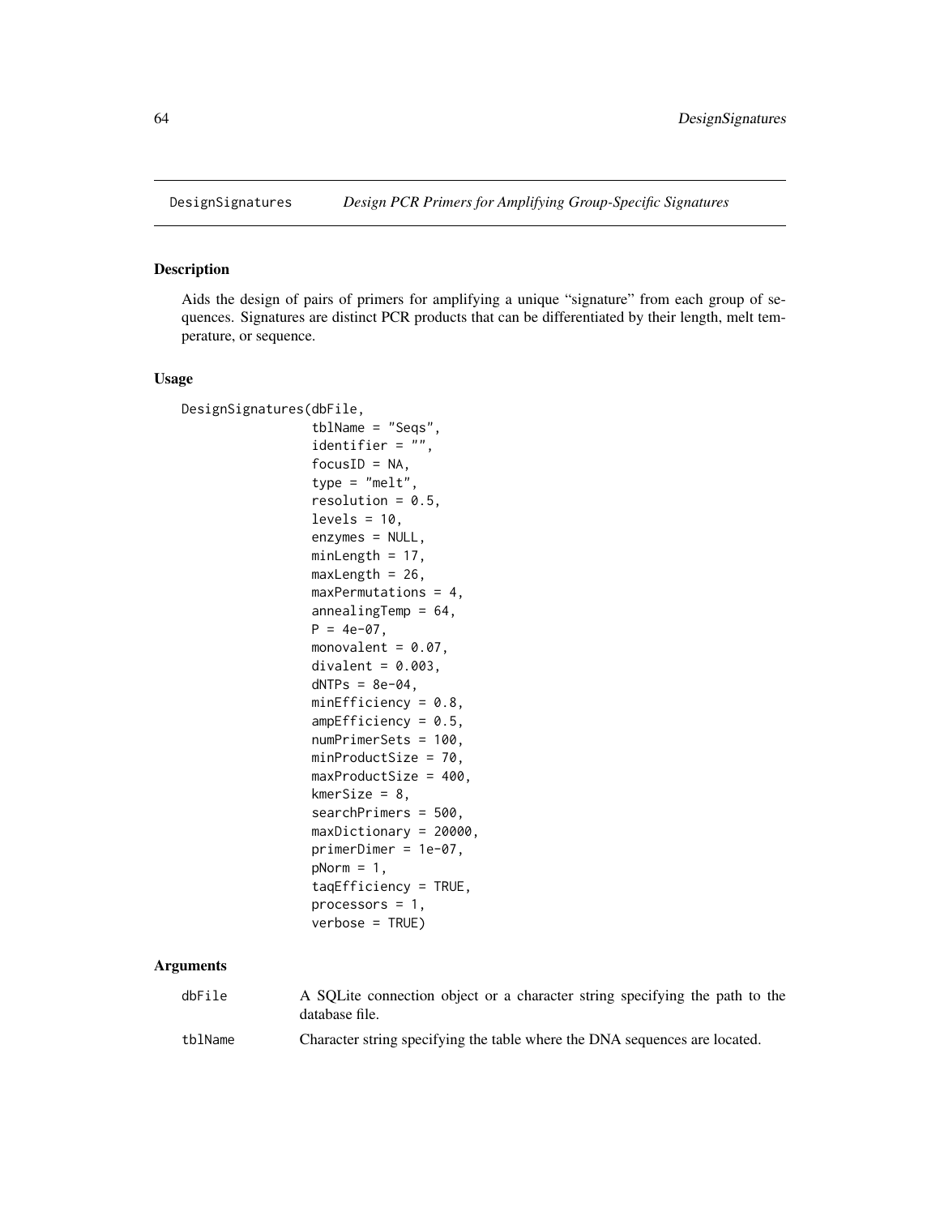DesignSignatures *Design PCR Primers for Amplifying Group-Specific Signatures*

## Description

Aids the design of pairs of primers for amplifying a unique "signature" from each group of sequences. Signatures are distinct PCR products that can be differentiated by their length, melt temperature, or sequence.

## Usage

```
DesignSignatures(dbFile,
                 tblName = "Seqs",
                 identifier = "",
                 focusID = NA,
                 type = "melt",
                 resolution = 0.5,
                 levels = 10,
                 enzymes = NULL,
                 minLength = 17,
                 maxLength = 26,
                 maxPermutations = 4,
                 annealingTemp = 64,
                 P = 4e-07,
                 monovalent = 0.07,
                 divalent = 0.003,
                 dNTPs = 8e-04,
                 minEfficiency = 0.8,
                 ampEfficiency = 0.5,
                 numPrimerSets = 100,
                 minProductSize = 70,
                 maxProductSize = 400,
                 kmerSize = 8,
                 searchPrimers = 500,
                 maxDictionary = 20000,
                 primerDimer = 1e-07,
                 pNorm = 1,
                 taqEfficiency = TRUE,
                 processors = 1,
                 verbose = TRUE)
```

## Arguments

| | |
|---|---|
| `dbFile` | A SQLite connection object or a character string specifying the path to the database file. |
| `tblName` | Character string specifying the table where the DNA sequences are located. |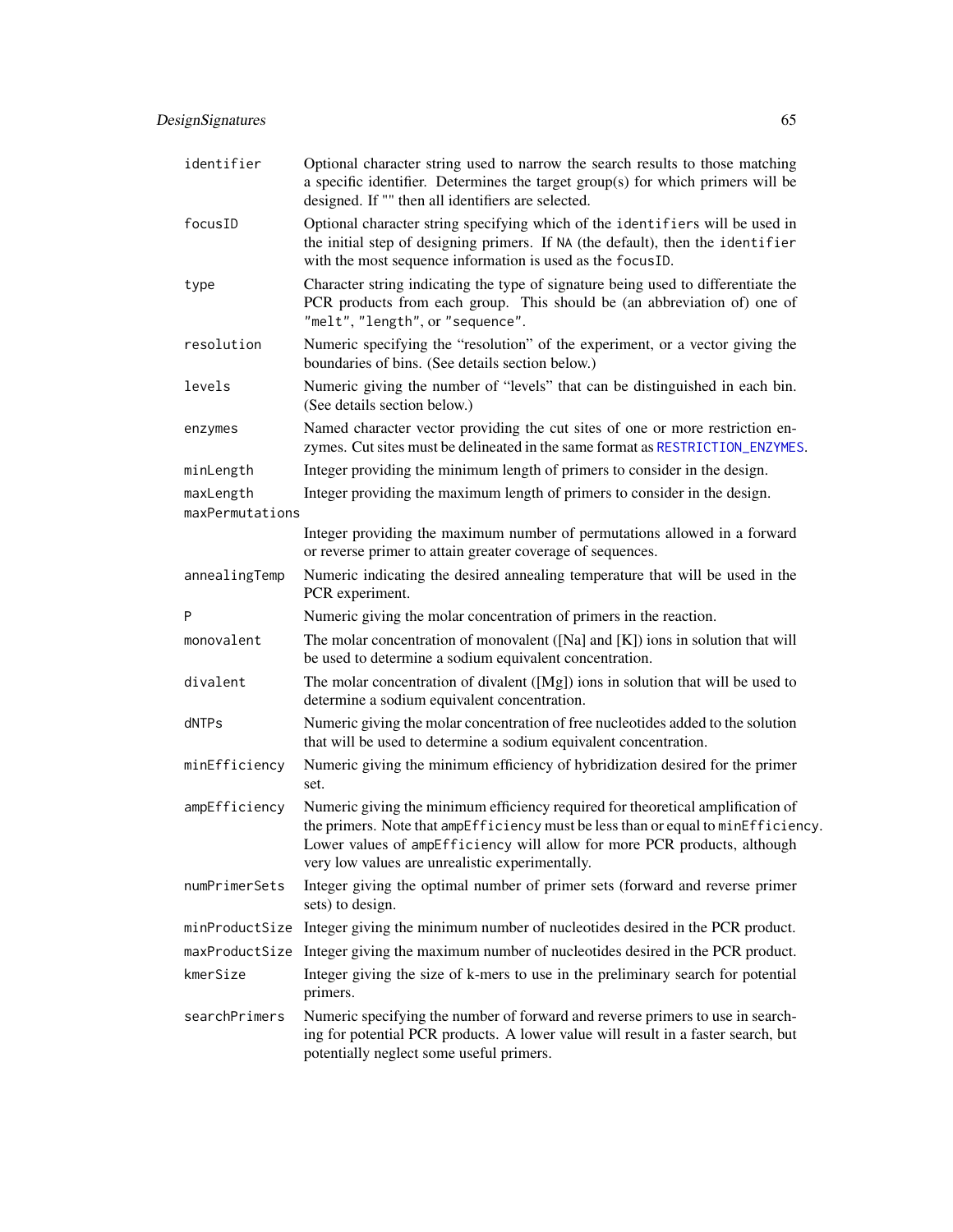| | |
|---|---|
| `identifier` | Optional character string used to narrow the search results to those matching a specific identifier. Determines the target group(s) for which primers will be designed. If "" then all identifiers are selected. |
| `focusID` | Optional character string specifying which of the `identifiers` will be used in the initial step of designing primers. If `NA` (the default), then the `identifier` with the most sequence information is used as the `focusID`. |
| `type` | Character string indicating the type of signature being used to differentiate the PCR products from each group. This should be (an abbreviation of) one of `"melt"`, `"length"`, or `"sequence"`. |
| `resolution` | Numeric specifying the "resolution" of the experiment, or a vector giving the boundaries of bins. (See details section below.) |
| `levels` | Numeric giving the number of "levels" that can be distinguished in each bin. (See details section below.) |
| `enzymes` | Named character vector providing the cut sites of one or more restriction enzymes. Cut sites must be delineated in the same format as `RESTRICTION_ENZYMES`. |
| `minLength` | Integer providing the minimum length of primers to consider in the design. |
| `maxLength` | Integer providing the maximum length of primers to consider in the design. |
| `maxPermutations` | Integer providing the maximum number of permutations allowed in a forward or reverse primer to attain greater coverage of sequences. |
| `annealingTemp` | Numeric indicating the desired annealing temperature that will be used in the PCR experiment. |
| `P` | Numeric giving the molar concentration of primers in the reaction. |
| `monovalent` | The molar concentration of monovalent ([Na] and [K]) ions in solution that will be used to determine a sodium equivalent concentration. |
| `divalent` | The molar concentration of divalent ([Mg]) ions in solution that will be used to determine a sodium equivalent concentration. |
| `dNTPs` | Numeric giving the molar concentration of free nucleotides added to the solution that will be used to determine a sodium equivalent concentration. |
| `minEfficiency` | Numeric giving the minimum efficiency of hybridization desired for the primer set. |
| `ampEfficiency` | Numeric giving the minimum efficiency required for theoretical amplification of the primers. Note that `ampEfficiency` must be less than or equal to `minEfficiency`. Lower values of `ampEfficiency` will allow for more PCR products, although very low values are unrealistic experimentally. |
| `numPrimerSets` | Integer giving the optimal number of primer sets (forward and reverse primer sets) to design. |
| `minProductSize` | Integer giving the minimum number of nucleotides desired in the PCR product. |
| `maxProductSize` | Integer giving the maximum number of nucleotides desired in the PCR product. |
| `kmerSize` | Integer giving the size of k-mers to use in the preliminary search for potential primers. |
| `searchPrimers` | Numeric specifying the number of forward and reverse primers to use in searching for potential PCR products. A lower value will result in a faster search, but potentially neglect some useful primers. |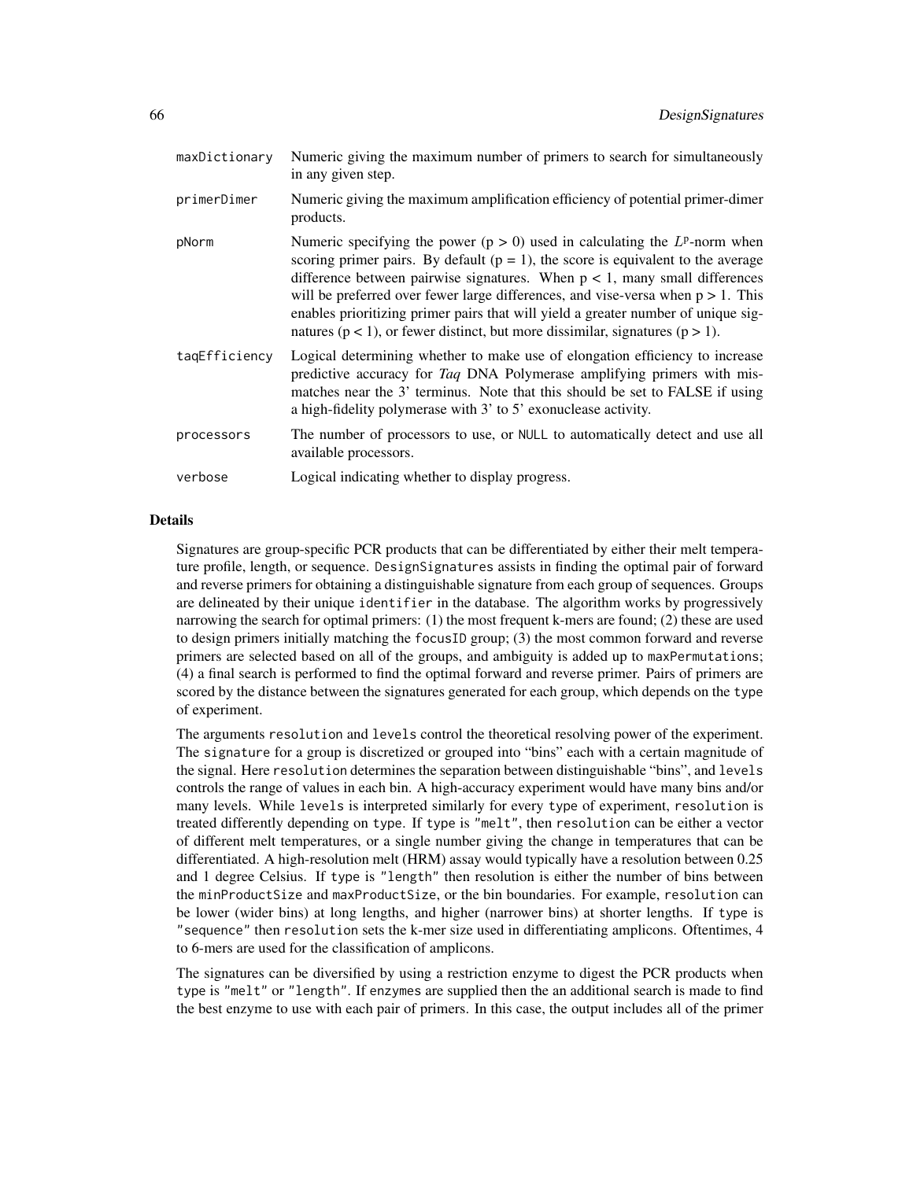| | |
|---|---|
| `maxDictionary` | Numeric giving the maximum number of primers to search for simultaneously in any given step. |
| `primerDimer` | Numeric giving the maximum amplification efficiency of potential primer-dimer products. |
| `pNorm` | Numeric specifying the power ($p > 0$) used in calculating the $L^p$-norm when scoring primer pairs. By default ($p = 1$), the score is equivalent to the average difference between pairwise signatures. When $p < 1$, many small differences will be preferred over fewer large differences, and vise-versa when $p > 1$. This enables prioritizing primer pairs that will yield a greater number of unique signatures ($p < 1$), or fewer distinct, but more dissimilar, signatures ($p > 1$). |
| `taqEfficiency` | Logical determining whether to make use of elongation efficiency to increase predictive accuracy for *Taq* DNA Polymerase amplifying primers with mismatches near the 3' terminus. Note that this should be set to FALSE if using a high-fidelity polymerase with 3' to 5' exonuclease activity. |
| `processors` | The number of processors to use, or `NULL` to automatically detect and use all available processors. |
| `verbose` | Logical indicating whether to display progress. |

## Details

Signatures are group-specific PCR products that can be differentiated by either their melt temperature profile, length, or sequence. `DesignSignatures` assists in finding the optimal pair of forward and reverse primers for obtaining a distinguishable signature from each group of sequences. Groups are delineated by their unique `identifier` in the database. The algorithm works by progressively narrowing the search for optimal primers: (1) the most frequent k-mers are found; (2) these are used to design primers initially matching the `focusID` group; (3) the most common forward and reverse primers are selected based on all of the groups, and ambiguity is added up to `maxPermutations`; (4) a final search is performed to find the optimal forward and reverse primer. Pairs of primers are scored by the distance between the signatures generated for each group, which depends on the `type` of experiment.

The arguments `resolution` and `levels` control the theoretical resolving power of the experiment. The `signature` for a group is discretized or grouped into "bins" each with a certain magnitude of the signal. Here `resolution` determines the separation between distinguishable "bins", and `levels` controls the range of values in each bin. A high-accuracy experiment would have many bins and/or many levels. While `levels` is interpreted similarly for every `type` of experiment, `resolution` is treated differently depending on `type`. If `type` is `"melt"`, then `resolution` can be either a vector of different melt temperatures, or a single number giving the change in temperatures that can be differentiated. A high-resolution melt (HRM) assay would typically have a resolution between 0.25 and 1 degree Celsius. If `type` is `"length"` then resolution is either the number of bins between the `minProductSize` and `maxProductSize`, or the bin boundaries. For example, `resolution` can be lower (wider bins) at long lengths, and higher (narrower bins) at shorter lengths. If `type` is `"sequence"` then `resolution` sets the k-mer size used in differentiating amplicons. Oftentimes, 4 to 6-mers are used for the classification of amplicons.

The signatures can be diversified by using a restriction enzyme to digest the PCR products when `type` is `"melt"` or `"length"`. If `enzymes` are supplied then the an additional search is made to find the best enzyme to use with each pair of primers. In this case, the output includes all of the primer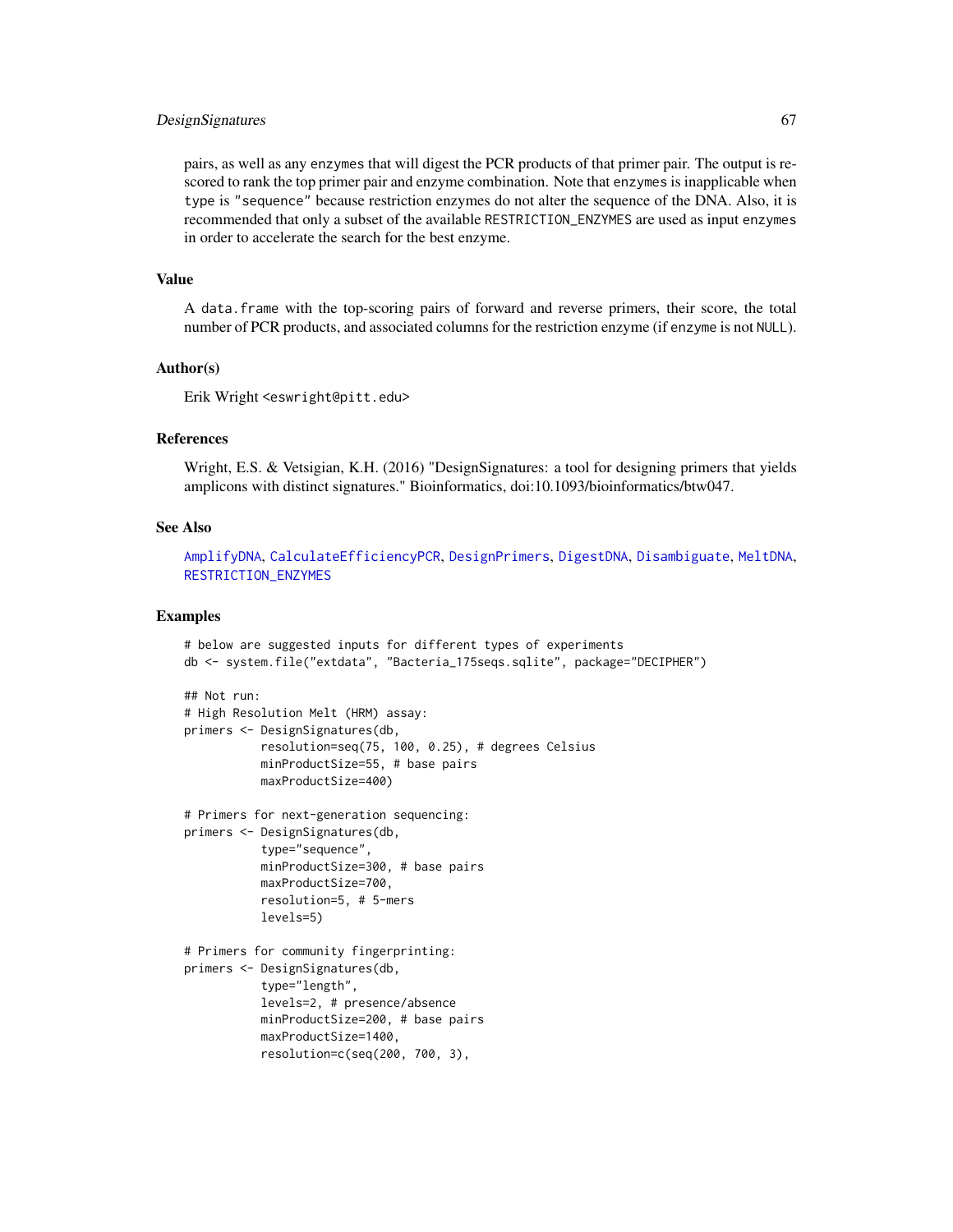pairs, as well as any enzymes that will digest the PCR products of that primer pair. The output is re-scored to rank the top primer pair and enzyme combination. Note that enzymes is inapplicable when type is "sequence" because restriction enzymes do not alter the sequence of the DNA. Also, it is recommended that only a subset of the available RESTRICTION_ENZYMES are used as input enzymes in order to accelerate the search for the best enzyme.

## Value

A data.frame with the top-scoring pairs of forward and reverse primers, their score, the total number of PCR products, and associated columns for the restriction enzyme (if enzyme is not NULL).

## Author(s)

Erik Wright <eswright@pitt.edu>

## References

Wright, E.S. & Vetsigian, K.H. (2016) "DesignSignatures: a tool for designing primers that yields amplicons with distinct signatures." Bioinformatics, doi:10.1093/bioinformatics/btw047.

## See Also

AmplifyDNA, CalculateEfficiencyPCR, DesignPrimers, DigestDNA, Disambiguate, MeltDNA, RESTRICTION_ENZYMES

## Examples

```
# below are suggested inputs for different types of experiments
db <- system.file("extdata", "Bacteria_175seqs.sqlite", package="DECIPHER")

## Not run:
# High Resolution Melt (HRM) assay:
primers <- DesignSignatures(db,
           resolution=seq(75, 100, 0.25), # degrees Celsius
           minProductSize=55, # base pairs
           maxProductSize=400)

# Primers for next-generation sequencing:
primers <- DesignSignatures(db,
           type="sequence",
           minProductSize=300, # base pairs
           maxProductSize=700,
           resolution=5, # 5-mers
           levels=5)

# Primers for community fingerprinting:
primers <- DesignSignatures(db,
           type="length",
           levels=2, # presence/absence
           minProductSize=200, # base pairs
           maxProductSize=1400,
           resolution=c(seq(200, 700, 3),
```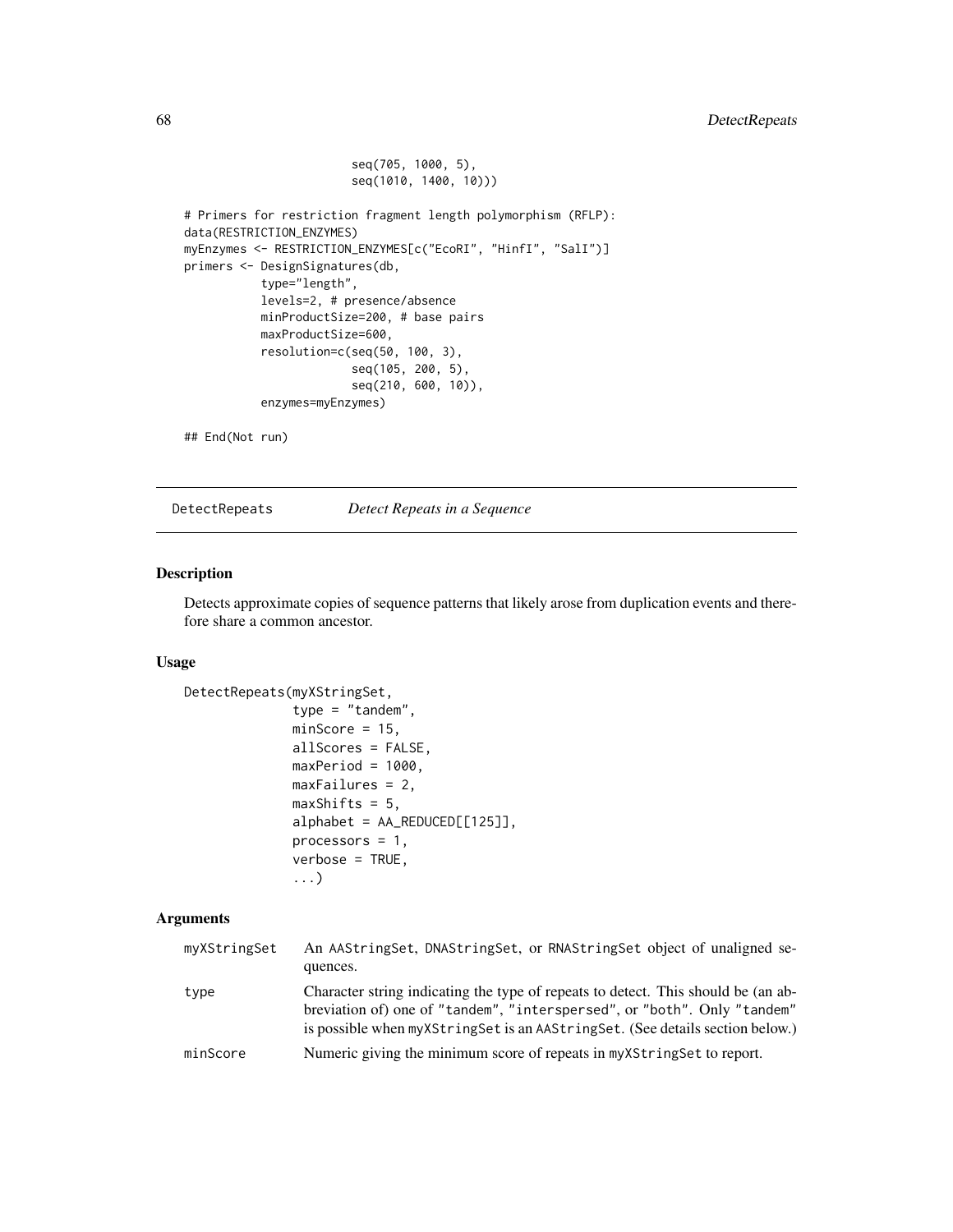```
                        seq(705, 1000, 5),
                        seq(1010, 1400, 10)))

# Primers for restriction fragment length polymorphism (RFLP):
data(RESTRICTION_ENZYMES)
myEnzymes <- RESTRICTION_ENZYMES[c("EcoRI", "HinfI", "SalI")]
primers <- DesignSignatures(db,
           type="length",
           levels=2, # presence/absence
           minProductSize=200, # base pairs
           maxProductSize=600,
           resolution=c(seq(50, 100, 3),
                        seq(105, 200, 5),
                        seq(210, 600, 10)),
           enzymes=myEnzymes)

## End(Not run)
```

---

DetectRepeats *Detect Repeats in a Sequence*

---

## Description

Detects approximate copies of sequence patterns that likely arose from duplication events and therefore share a common ancestor.

## Usage

```
DetectRepeats(myXStringSet,
              type = "tandem",
              minScore = 15,
              allScores = FALSE,
              maxPeriod = 1000,
              maxFailures = 2,
              maxShifts = 5,
              alphabet = AA_REDUCED[[125]],
              processors = 1,
              verbose = TRUE,
              ...)
```

## Arguments

| | |
|---|---|
| myXStringSet | An AAStringSet, DNAStringSet, or RNAStringSet object of unaligned sequences. |
| type | Character string indicating the type of repeats to detect. This should be (an abbreviation of) one of "tandem", "interspersed", or "both". Only "tandem" is possible when myXStringSet is an AAStringSet. (See details section below.) |
| minScore | Numeric giving the minimum score of repeats in myXStringSet to report. |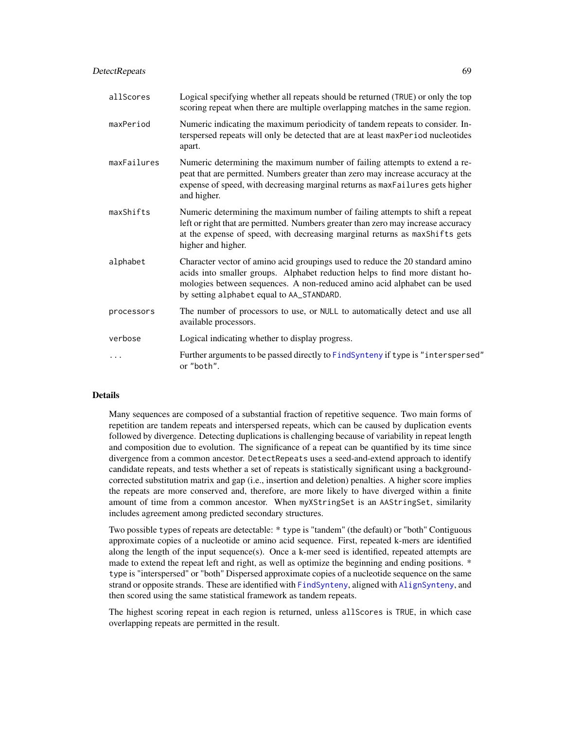| | |
|---|---|
| `allScores` | Logical specifying whether all repeats should be returned (`TRUE`) or only the top scoring repeat when there are multiple overlapping matches in the same region. |
| `maxPeriod` | Numeric indicating the maximum periodicity of tandem repeats to consider. Interspersed repeats will only be detected that are at least `maxPeriod` nucleotides apart. |
| `maxFailures` | Numeric determining the maximum number of failing attempts to extend a repeat that are permitted. Numbers greater than zero may increase accuracy at the expense of speed, with decreasing marginal returns as `maxFailures` gets higher and higher. |
| `maxShifts` | Numeric determining the maximum number of failing attempts to shift a repeat left or right that are permitted. Numbers greater than zero may increase accuracy at the expense of speed, with decreasing marginal returns as `maxShifts` gets higher and higher. |
| `alphabet` | Character vector of amino acid groupings used to reduce the 20 standard amino acids into smaller groups. Alphabet reduction helps to find more distant homologies between sequences. A non-reduced amino acid alphabet can be used by setting `alphabet` equal to `AA_STANDARD`. |
| `processors` | The number of processors to use, or `NULL` to automatically detect and use all available processors. |
| `verbose` | Logical indicating whether to display progress. |
| `...` | Further arguments to be passed directly to `FindSynteny` if type is `"interspersed"` or `"both"`. |

## Details

Many sequences are composed of a substantial fraction of repetitive sequence. Two main forms of repetition are tandem repeats and interspersed repeats, which can be caused by duplication events followed by divergence. Detecting duplications is challenging because of variability in repeat length and composition due to evolution. The significance of a repeat can be quantified by its time since divergence from a common ancestor. `DetectRepeats` uses a seed-and-extend approach to identify candidate repeats, and tests whether a set of repeats is statistically significant using a background-corrected substitution matrix and gap (i.e., insertion and deletion) penalties. A higher score implies the repeats are more conserved and, therefore, are more likely to have diverged within a finite amount of time from a common ancestor. When `myXStringSet` is an `AAStringSet`, similarity includes agreement among predicted secondary structures.

Two possible types of repeats are detectable: * `type` is "tandem" (the default) or "both" Contiguous approximate copies of a nucleotide or amino acid sequence. First, repeated k-mers are identified along the length of the input sequence(s). Once a k-mer seed is identified, repeated attempts are made to extend the repeat left and right, as well as optimize the beginning and ending positions. * `type` is "interspersed" or "both" Dispersed approximate copies of a nucleotide sequence on the same strand or opposite strands. These are identified with `FindSynteny`, aligned with `AlignSynteny`, and then scored using the same statistical framework as tandem repeats.

The highest scoring repeat in each region is returned, unless `allScores` is `TRUE`, in which case overlapping repeats are permitted in the result.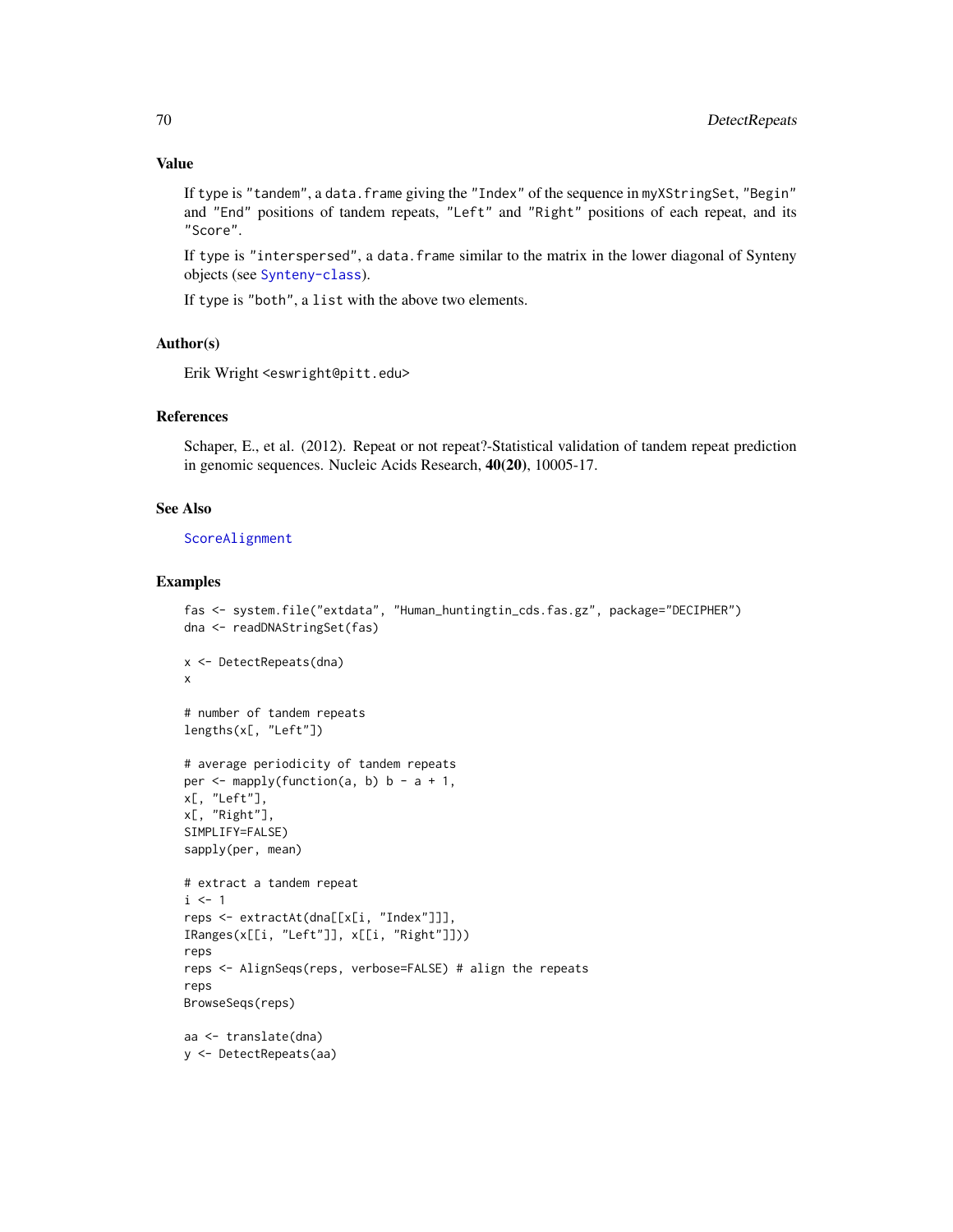## Value

If type is "tandem", a data.frame giving the "Index" of the sequence in myXStringSet, "Begin" and "End" positions of tandem repeats, "Left" and "Right" positions of each repeat, and its "Score".

If type is "interspersed", a data.frame similar to the matrix in the lower diagonal of Synteny objects (see Synteny-class).

If type is "both", a list with the above two elements.

## Author(s)

Erik Wright <eswright@pitt.edu>

## References

Schaper, E., et al. (2012). Repeat or not repeat?-Statistical validation of tandem repeat prediction in genomic sequences. Nucleic Acids Research, **40(20)**, 10005-17.

## See Also

ScoreAlignment

## Examples

```
fas <- system.file("extdata", "Human_huntingtin_cds.fas.gz", package="DECIPHER")
dna <- readDNAStringSet(fas)

x <- DetectRepeats(dna)
x

# number of tandem repeats
lengths(x[, "Left"])

# average periodicity of tandem repeats
per <- mapply(function(a, b) b - a + 1,
x[, "Left"],
x[, "Right"],
SIMPLIFY=FALSE)
sapply(per, mean)

# extract a tandem repeat
i <- 1
reps <- extractAt(dna[[x[i, "Index"]]],
IRanges(x[[i, "Left"]], x[[i, "Right"]]))
reps
reps <- AlignSeqs(reps, verbose=FALSE) # align the repeats
reps
BrowseSeqs(reps)

aa <- translate(dna)
y <- DetectRepeats(aa)
```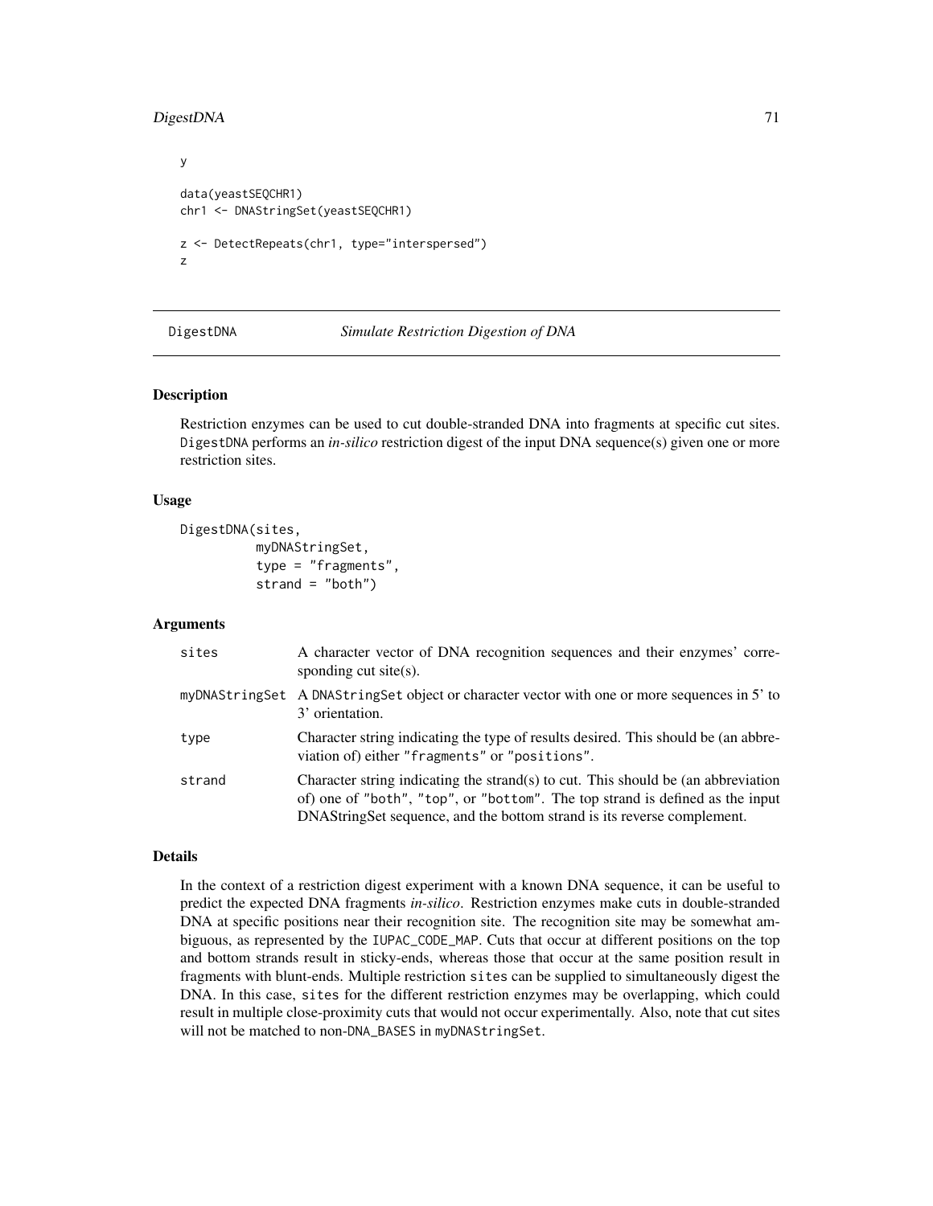```
y

data(yeastSEQCHR1)
chr1 <- DNAStringSet(yeastSEQCHR1)

z <- DetectRepeats(chr1, type="interspersed")
z
```

---

## DigestDNA *Simulate Restriction Digestion of DNA*

### Description

Restriction enzymes can be used to cut double-stranded DNA into fragments at specific cut sites. `DigestDNA` performs an *in-silico* restriction digest of the input DNA sequence(s) given one or more restriction sites.

### Usage

```
DigestDNA(sites,
          myDNAStringSet,
          type = "fragments",
          strand = "both")
```

### Arguments

| | |
|---|---|
| `sites` | A character vector of DNA recognition sequences and their enzymes' corresponding cut site(s). |
| `myDNAStringSet` | A `DNAStringSet` object or character vector with one or more sequences in 5' to 3' orientation. |
| `type` | Character string indicating the type of results desired. This should be (an abbreviation of) either `"fragments"` or `"positions"`. |
| `strand` | Character string indicating the strand(s) to cut. This should be (an abbreviation of) one of `"both"`, `"top"`, or `"bottom"`. The top strand is defined as the input DNAStringSet sequence, and the bottom strand is its reverse complement. |

### Details

In the context of a restriction digest experiment with a known DNA sequence, it can be useful to predict the expected DNA fragments *in-silico*. Restriction enzymes make cuts in double-stranded DNA at specific positions near their recognition site. The recognition site may be somewhat ambiguous, as represented by the `IUPAC_CODE_MAP`. Cuts that occur at different positions on the top and bottom strands result in sticky-ends, whereas those that occur at the same position result in fragments with blunt-ends. Multiple restriction `sites` can be supplied to simultaneously digest the DNA. In this case, `sites` for the different restriction enzymes may be overlapping, which could result in multiple close-proximity cuts that would not occur experimentally. Also, note that cut sites will not be matched to non-`DNA_BASES` in `myDNAStringSet`.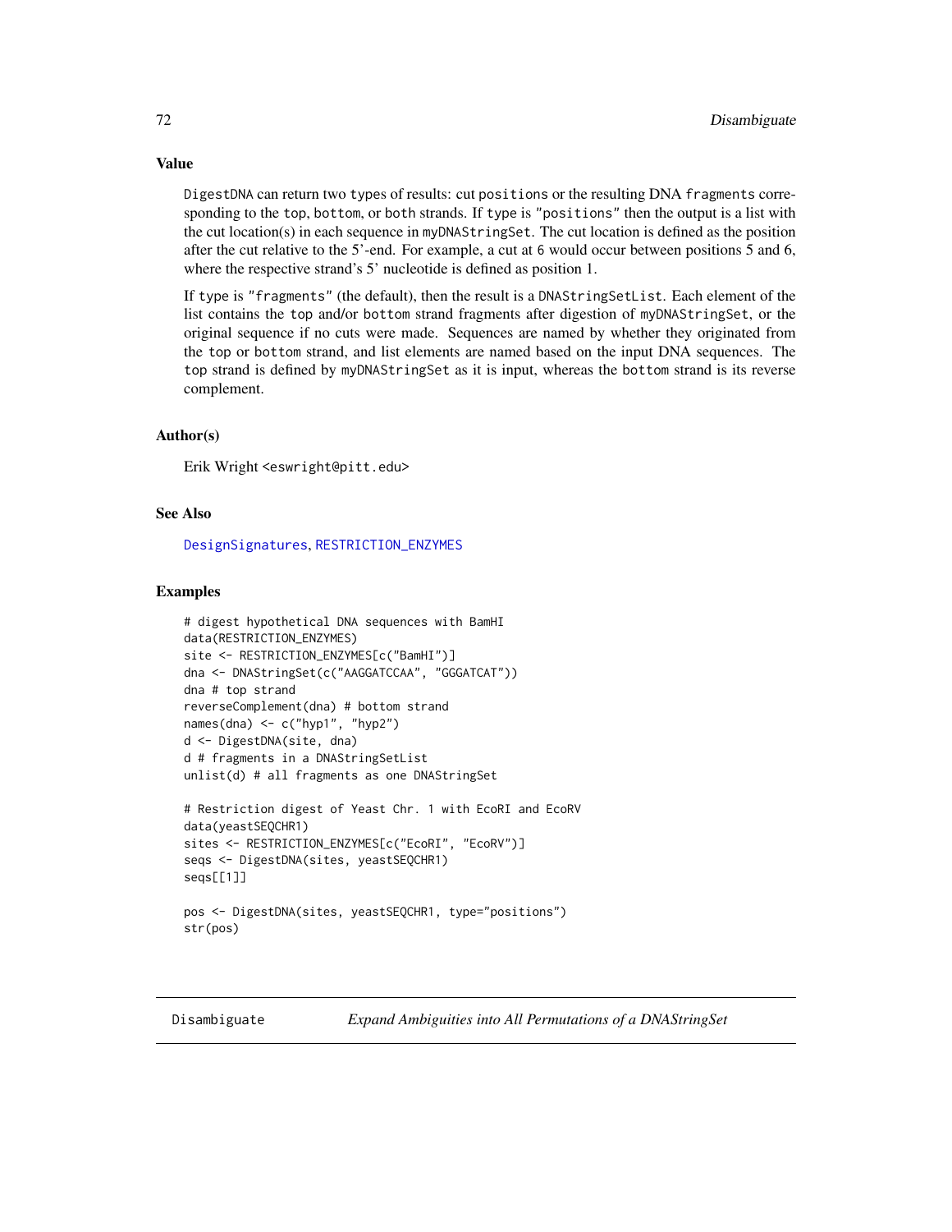## Value

DigestDNA can return two types of results: cut positions or the resulting DNA fragments corresponding to the top, bottom, or both strands. If type is "positions" then the output is a list with the cut location(s) in each sequence in myDNAStringSet. The cut location is defined as the position after the cut relative to the 5'-end. For example, a cut at 6 would occur between positions 5 and 6, where the respective strand's 5' nucleotide is defined as position 1.

If type is "fragments" (the default), then the result is a DNAStringSetList. Each element of the list contains the top and/or bottom strand fragments after digestion of myDNAStringSet, or the original sequence if no cuts were made. Sequences are named by whether they originated from the top or bottom strand, and list elements are named based on the input DNA sequences. The top strand is defined by myDNAStringSet as it is input, whereas the bottom strand is its reverse complement.

## Author(s)

Erik Wright <eswright@pitt.edu>

## See Also

DesignSignatures, RESTRICTION_ENZYMES

## Examples

```
# digest hypothetical DNA sequences with BamHI
data(RESTRICTION_ENZYMES)
site <- RESTRICTION_ENZYMES[c("BamHI")]
dna <- DNAStringSet(c("AAGGATCCAA", "GGGATCAT"))
dna # top strand
reverseComplement(dna) # bottom strand
names(dna) <- c("hyp1", "hyp2")
d <- DigestDNA(site, dna)
d # fragments in a DNAStringSetList
unlist(d) # all fragments as one DNAStringSet

# Restriction digest of Yeast Chr. 1 with EcoRI and EcoRV
data(yeastSEQCHR1)
sites <- RESTRICTION_ENZYMES[c("EcoRI", "EcoRV")]
seqs <- DigestDNA(sites, yeastSEQCHR1)
seqs[[1]]

pos <- DigestDNA(sites, yeastSEQCHR1, type="positions")
str(pos)
```

---

Disambiguate *Expand Ambiguities into All Permutations of a DNAStringSet*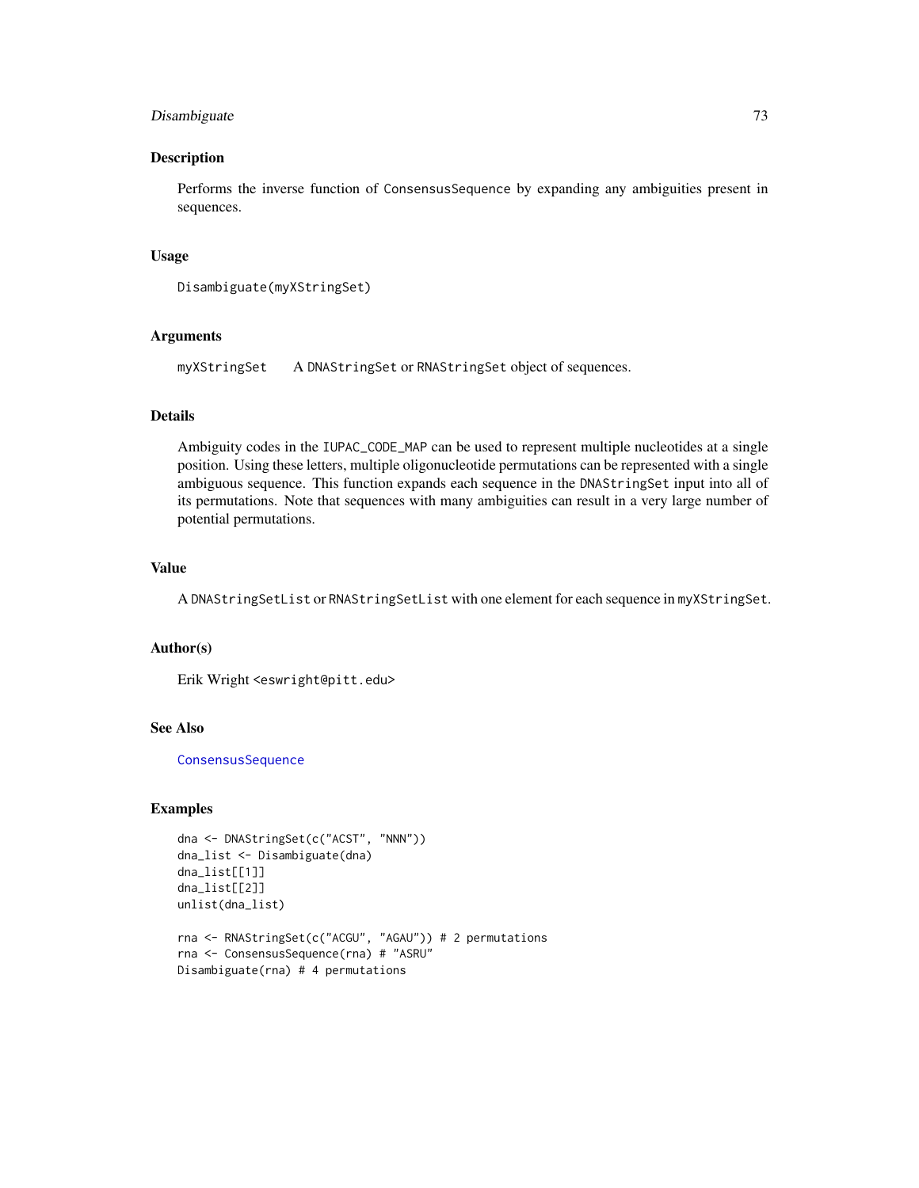## Description

Performs the inverse function of ConsensusSequence by expanding any ambiguities present in sequences.

## Usage

```
Disambiguate(myXStringSet)
```

## Arguments

myXStringSet    A DNAStringSet or RNAStringSet object of sequences.

## Details

Ambiguity codes in the IUPAC_CODE_MAP can be used to represent multiple nucleotides at a single position. Using these letters, multiple oligonucleotide permutations can be represented with a single ambiguous sequence. This function expands each sequence in the DNAStringSet input into all of its permutations. Note that sequences with many ambiguities can result in a very large number of potential permutations.

## Value

A DNAStringSetList or RNAStringSetList with one element for each sequence in myXStringSet.

## Author(s)

Erik Wright <eswright@pitt.edu>

## See Also

ConsensusSequence

## Examples

```
dna <- DNAStringSet(c("ACST", "NNN"))
dna_list <- Disambiguate(dna)
dna_list[[1]]
dna_list[[2]]
unlist(dna_list)

rna <- RNAStringSet(c("ACGU", "AGAU")) # 2 permutations
rna <- ConsensusSequence(rna) # "ASRU"
Disambiguate(rna) # 4 permutations
```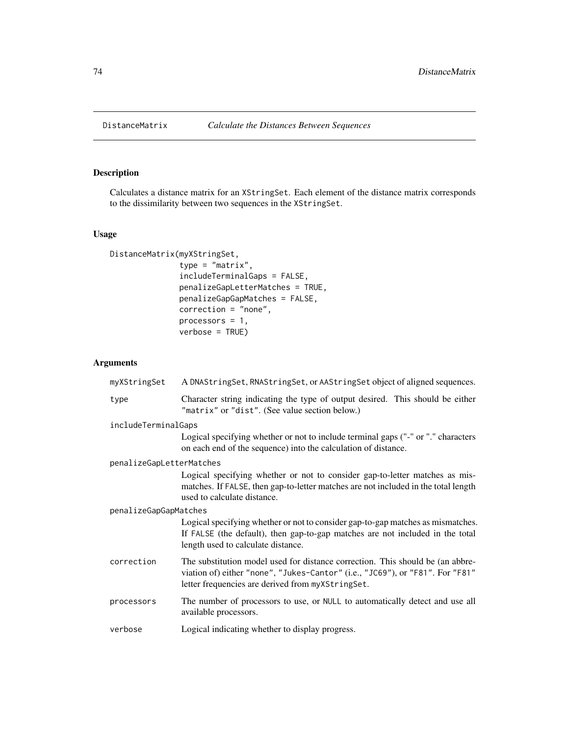DistanceMatrix *Calculate the Distances Between Sequences*

## Description

Calculates a distance matrix for an XStringSet. Each element of the distance matrix corresponds to the dissimilarity between two sequences in the XStringSet.

## Usage

```
DistanceMatrix(myXStringSet,
               type = "matrix",
               includeTerminalGaps = FALSE,
               penalizeGapLetterMatches = TRUE,
               penalizeGapGapMatches = FALSE,
               correction = "none",
               processors = 1,
               verbose = TRUE)
```

## Arguments

- **myXStringSet** A DNAStringSet, RNAStringSet, or AAStringSet object of aligned sequences.
- **type** Character string indicating the type of output desired. This should be either "matrix" or "dist". (See value section below.)
- **includeTerminalGaps** Logical specifying whether or not to include terminal gaps ("-" or "." characters on each end of the sequence) into the calculation of distance.
- **penalizeGapLetterMatches** Logical specifying whether or not to consider gap-to-letter matches as mismatches. If FALSE, then gap-to-letter matches are not included in the total length used to calculate distance.
- **penalizeGapGapMatches** Logical specifying whether or not to consider gap-to-gap matches as mismatches. If FALSE (the default), then gap-to-gap matches are not included in the total length used to calculate distance.
- **correction** The substitution model used for distance correction. This should be (an abbreviation of) either "none", "Jukes-Cantor" (i.e., "JC69"), or "F81". For "F81" letter frequencies are derived from myXStringSet.
- **processors** The number of processors to use, or NULL to automatically detect and use all available processors.
- **verbose** Logical indicating whether to display progress.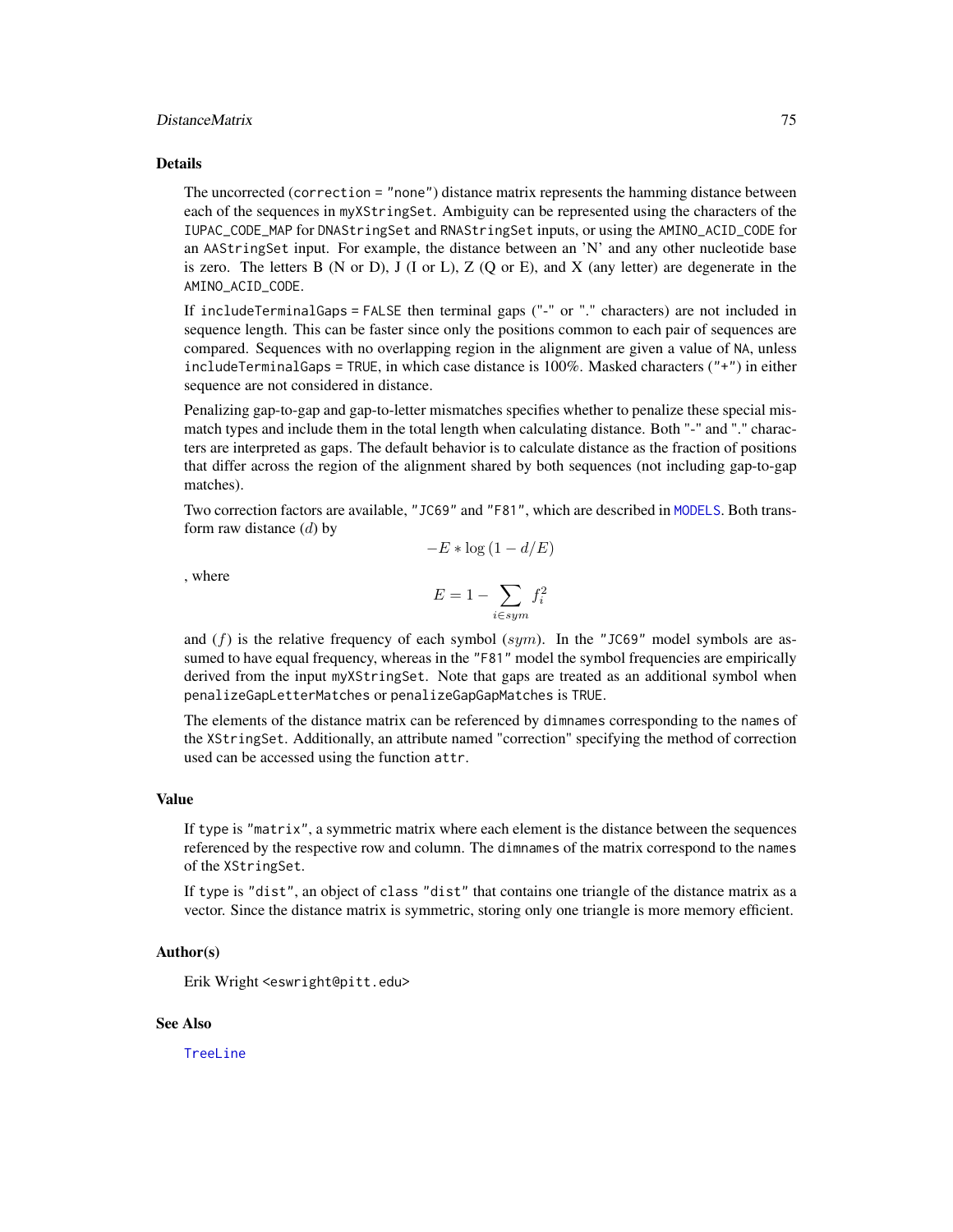## Details

The uncorrected (`correction = "none"`) distance matrix represents the hamming distance between each of the sequences in `myXStringSet`. Ambiguity can be represented using the characters of the `IUPAC_CODE_MAP` for `DNAStringSet` and `RNAStringSet` inputs, or using the `AMINO_ACID_CODE` for an `AAStringSet` input. For example, the distance between an 'N' and any other nucleotide base is zero. The letters B (N or D), J (I or L), Z (Q or E), and X (any letter) are degenerate in the `AMINO_ACID_CODE`.

If `includeTerminalGaps = FALSE` then terminal gaps ("-" or "." characters) are not included in sequence length. This can be faster since only the positions common to each pair of sequences are compared. Sequences with no overlapping region in the alignment are given a value of `NA`, unless `includeTerminalGaps = TRUE`, in which case distance is 100%. Masked characters ("+") in either sequence are not considered in distance.

Penalizing gap-to-gap and gap-to-letter mismatches specifies whether to penalize these special mismatch types and include them in the total length when calculating distance. Both "-" and "." characters are interpreted as gaps. The default behavior is to calculate distance as the fraction of positions that differ across the region of the alignment shared by both sequences (not including gap-to-gap matches).

Two correction factors are available, `"JC69"` and `"F81"`, which are described in `MODELS`. Both transform raw distance ($d$) by

$$-E * \log\left(1 - d/E\right)$$

, where

$$E = 1 - \sum_{i \in sym} f_i^2$$

and ($f$) is the relative frequency of each symbol ($sym$). In the `"JC69"` model symbols are assumed to have equal frequency, whereas in the `"F81"` model the symbol frequencies are empirically derived from the input `myXStringSet`. Note that gaps are treated as an additional symbol when `penalizeGapLetterMatches` or `penalizeGapGapMatches` is `TRUE`.

The elements of the distance matrix can be referenced by `dimnames` corresponding to the `names` of the `XStringSet`. Additionally, an attribute named "correction" specifying the method of correction used can be accessed using the function `attr`.

## Value

If `type` is `"matrix"`, a symmetric matrix where each element is the distance between the sequences referenced by the respective row and column. The `dimnames` of the matrix correspond to the `names` of the `XStringSet`.

If `type` is `"dist"`, an object of `class` `"dist"` that contains one triangle of the distance matrix as a vector. Since the distance matrix is symmetric, storing only one triangle is more memory efficient.

## Author(s)

Erik Wright <eswright@pitt.edu>

## See Also

`TreeLine`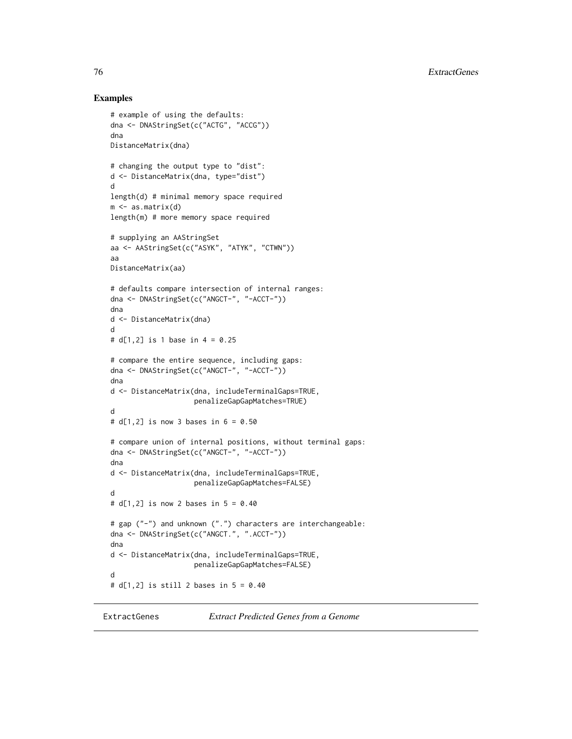## Examples

```
# example of using the defaults:
dna <- DNAStringSet(c("ACTG", "ACCG"))
dna
DistanceMatrix(dna)

# changing the output type to "dist":
d <- DistanceMatrix(dna, type="dist")
d
length(d) # minimal memory space required
m <- as.matrix(d)
length(m) # more memory space required

# supplying an AAStringSet
aa <- AAStringSet(c("ASYK", "ATYK", "CTWN"))
aa
DistanceMatrix(aa)

# defaults compare intersection of internal ranges:
dna <- DNAStringSet(c("ANGCT-", "-ACCT-"))
dna
d <- DistanceMatrix(dna)
d
# d[1,2] is 1 base in 4 = 0.25

# compare the entire sequence, including gaps:
dna <- DNAStringSet(c("ANGCT-", "-ACCT-"))
dna
d <- DistanceMatrix(dna, includeTerminalGaps=TRUE,
                    penalizeGapGapMatches=TRUE)
d
# d[1,2] is now 3 bases in 6 = 0.50

# compare union of internal positions, without terminal gaps:
dna <- DNAStringSet(c("ANGCT-", "-ACCT-"))
dna
d <- DistanceMatrix(dna, includeTerminalGaps=TRUE,
                    penalizeGapGapMatches=FALSE)
d
# d[1,2] is now 2 bases in 5 = 0.40

# gap ("-") and unknown (".") characters are interchangeable:
dna <- DNAStringSet(c("ANGCT.", ".ACCT-"))
dna
d <- DistanceMatrix(dna, includeTerminalGaps=TRUE,
                    penalizeGapGapMatches=FALSE)
d
# d[1,2] is still 2 bases in 5 = 0.40
```

---

ExtractGenes    *Extract Predicted Genes from a Genome*

---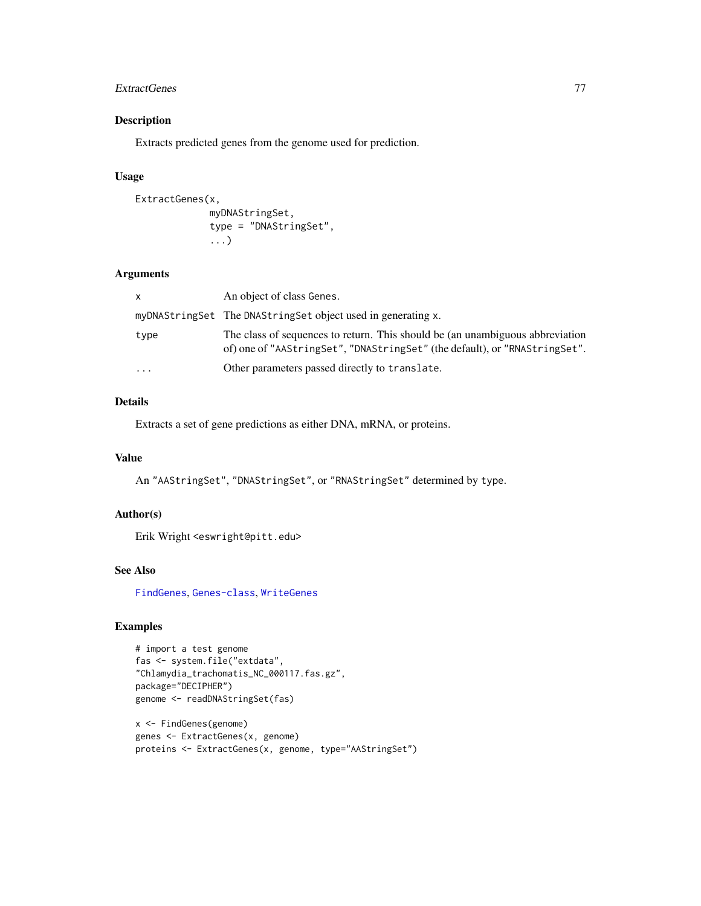## Description

Extracts predicted genes from the genome used for prediction.

## Usage

```
ExtractGenes(x,
             myDNAStringSet,
             type = "DNAStringSet",
             ...)
```

## Arguments

| | |
|---|---|
| `x` | An object of class `Genes`. |
| `myDNAStringSet` | The `DNAStringSet` object used in generating `x`. |
| `type` | The class of sequences to return. This should be (an unambiguous abbreviation of) one of `"AAStringSet"`, `"DNAStringSet"` (the default), or `"RNAStringSet"`. |
| `...` | Other parameters passed directly to `translate`. |

## Details

Extracts a set of gene predictions as either DNA, mRNA, or proteins.

## Value

An `"AAStringSet"`, `"DNAStringSet"`, or `"RNAStringSet"` determined by `type`.

## Author(s)

Erik Wright <eswright@pitt.edu>

## See Also

`FindGenes`, `Genes-class`, `WriteGenes`

## Examples

```
# import a test genome
fas <- system.file("extdata",
"Chlamydia_trachomatis_NC_000117.fas.gz",
package="DECIPHER")
genome <- readDNAStringSet(fas)

x <- FindGenes(genome)
genes <- ExtractGenes(x, genome)
proteins <- ExtractGenes(x, genome, type="AAStringSet")
```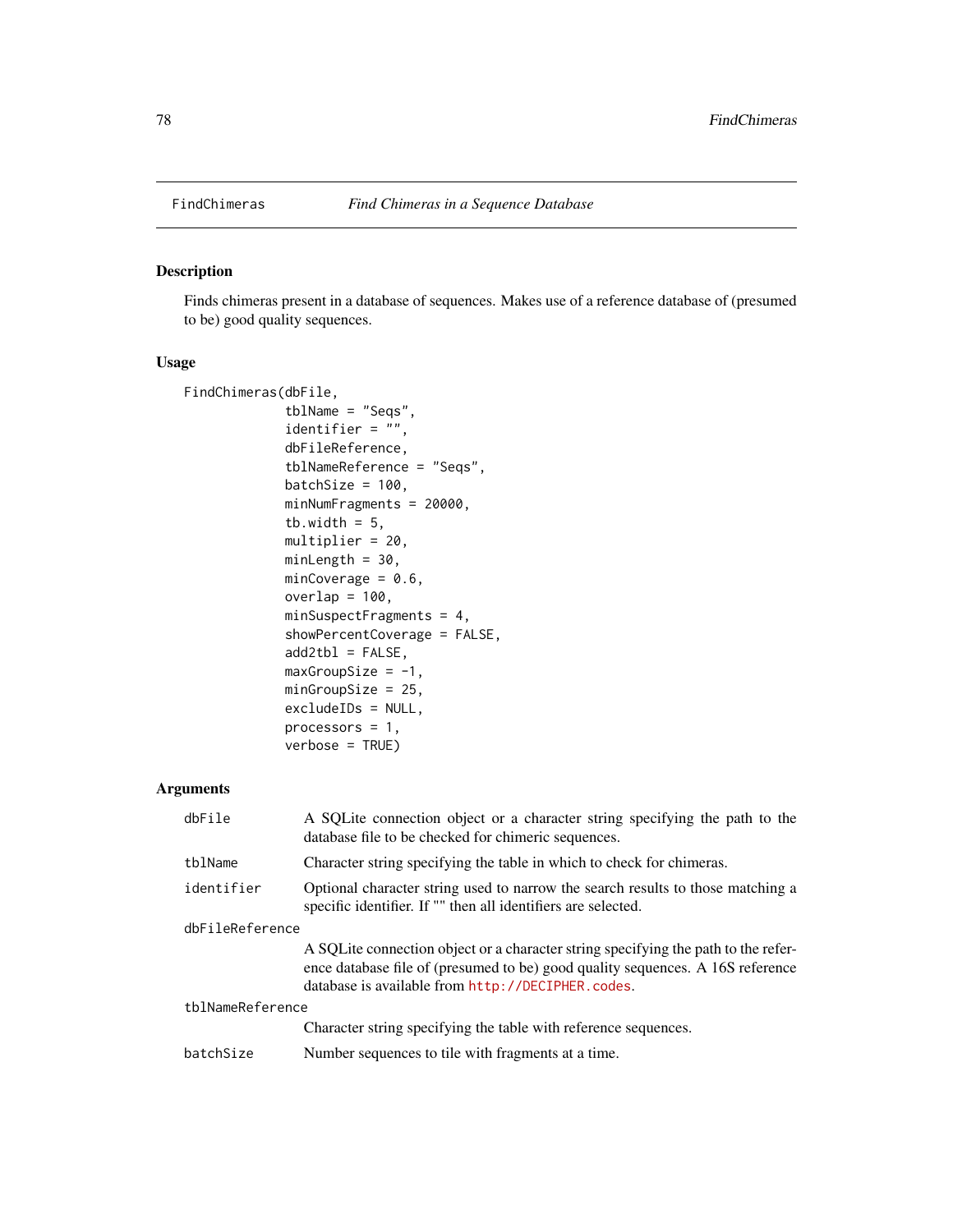FindChimeras *Find Chimeras in a Sequence Database*

## Description

Finds chimeras present in a database of sequences. Makes use of a reference database of (presumed to be) good quality sequences.

## Usage

```
FindChimeras(dbFile,
             tblName = "Seqs",
             identifier = "",
             dbFileReference,
             tblNameReference = "Seqs",
             batchSize = 100,
             minNumFragments = 20000,
             tb.width = 5,
             multiplier = 20,
             minLength = 30,
             minCoverage = 0.6,
             overlap = 100,
             minSuspectFragments = 4,
             showPercentCoverage = FALSE,
             add2tbl = FALSE,
             maxGroupSize = -1,
             minGroupSize = 25,
             excludeIDs = NULL,
             processors = 1,
             verbose = TRUE)
```

## Arguments

`dbFile` A SQLite connection object or a character string specifying the path to the database file to be checked for chimeric sequences.

`tblName` Character string specifying the table in which to check for chimeras.

`identifier` Optional character string used to narrow the search results to those matching a specific identifier. If "" then all identifiers are selected.

`dbFileReference` A SQLite connection object or a character string specifying the path to the reference database file of (presumed to be) good quality sequences. A 16S reference database is available from http://DECIPHER.codes.

`tblNameReference` Character string specifying the table with reference sequences.

`batchSize` Number sequences to tile with fragments at a time.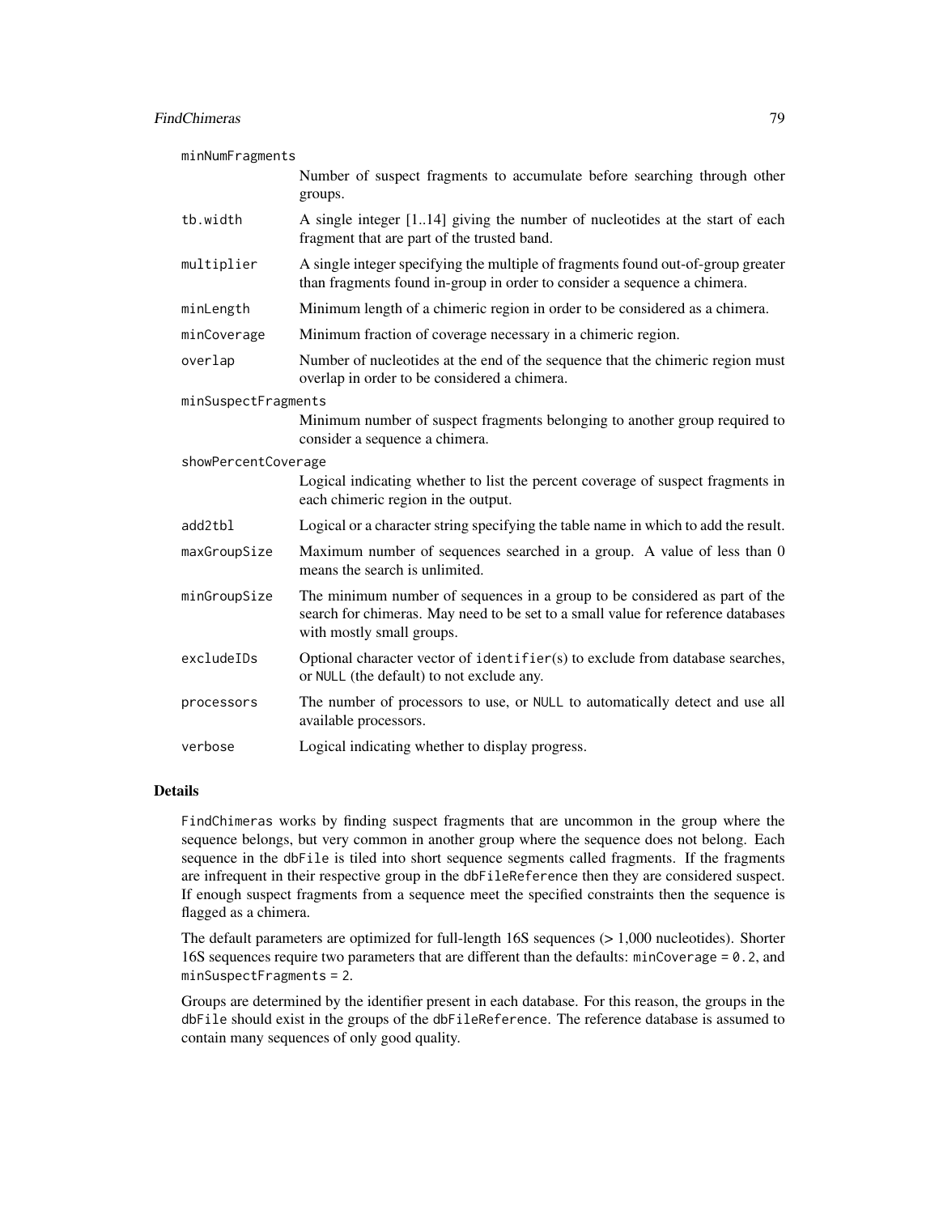`minNumFragments`
: Number of suspect fragments to accumulate before searching through other groups.

`tb.width`
: A single integer [1..14] giving the number of nucleotides at the start of each fragment that are part of the trusted band.

`multiplier`
: A single integer specifying the multiple of fragments found out-of-group greater than fragments found in-group in order to consider a sequence a chimera.

`minLength`
: Minimum length of a chimeric region in order to be considered as a chimera.

`minCoverage`
: Minimum fraction of coverage necessary in a chimeric region.

`overlap`
: Number of nucleotides at the end of the sequence that the chimeric region must overlap in order to be considered a chimera.

`minSuspectFragments`
: Minimum number of suspect fragments belonging to another group required to consider a sequence a chimera.

`showPercentCoverage`
: Logical indicating whether to list the percent coverage of suspect fragments in each chimeric region in the output.

`add2tbl`
: Logical or a character string specifying the table name in which to add the result.

`maxGroupSize`
: Maximum number of sequences searched in a group. A value of less than 0 means the search is unlimited.

`minGroupSize`
: The minimum number of sequences in a group to be considered as part of the search for chimeras. May need to be set to a small value for reference databases with mostly small groups.

`excludeIDs`
: Optional character vector of `identifier`(s) to exclude from database searches, or `NULL` (the default) to not exclude any.

`processors`
: The number of processors to use, or `NULL` to automatically detect and use all available processors.

`verbose`
: Logical indicating whether to display progress.

## Details

`FindChimeras` works by finding suspect fragments that are uncommon in the group where the sequence belongs, but very common in another group where the sequence does not belong. Each sequence in the `dbFile` is tiled into short sequence segments called fragments. If the fragments are infrequent in their respective group in the `dbFileReference` then they are considered suspect. If enough suspect fragments from a sequence meet the specified constraints then the sequence is flagged as a chimera.

The default parameters are optimized for full-length 16S sequences (> 1,000 nucleotides). Shorter 16S sequences require two parameters that are different than the defaults: `minCoverage = 0.2`, and `minSuspectFragments = 2`.

Groups are determined by the identifier present in each database. For this reason, the groups in the `dbFile` should exist in the groups of the `dbFileReference`. The reference database is assumed to contain many sequences of only good quality.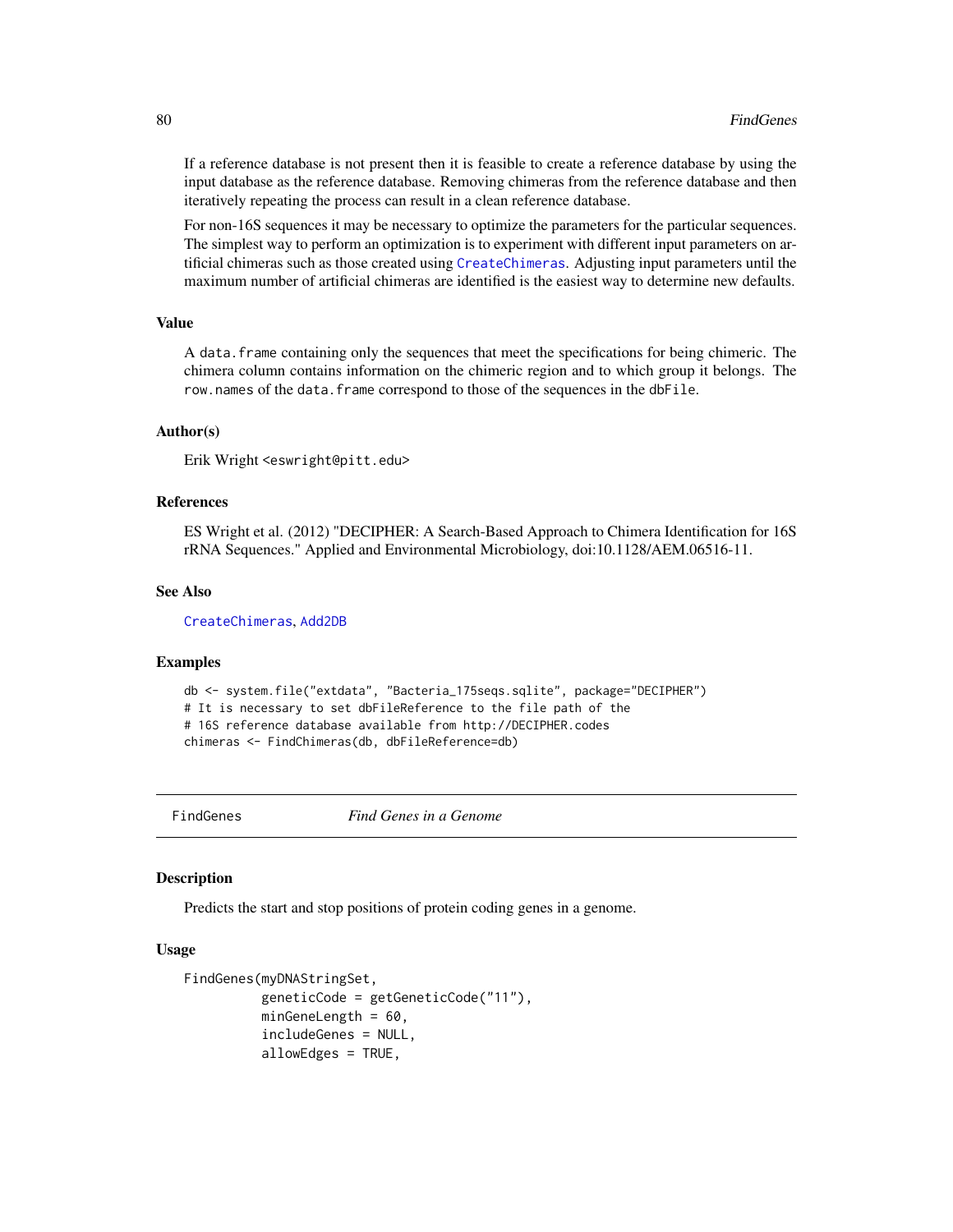If a reference database is not present then it is feasible to create a reference database by using the input database as the reference database. Removing chimeras from the reference database and then iteratively repeating the process can result in a clean reference database.

For non-16S sequences it may be necessary to optimize the parameters for the particular sequences. The simplest way to perform an optimization is to experiment with different input parameters on artificial chimeras such as those created using CreateChimeras. Adjusting input parameters until the maximum number of artificial chimeras are identified is the easiest way to determine new defaults.

### Value

A `data.frame` containing only the sequences that meet the specifications for being chimeric. The chimera column contains information on the chimeric region and to which group it belongs. The `row.names` of the `data.frame` correspond to those of the sequences in the `dbFile`.

### Author(s)

Erik Wright <eswright@pitt.edu>

### References

ES Wright et al. (2012) "DECIPHER: A Search-Based Approach to Chimera Identification for 16S rRNA Sequences." Applied and Environmental Microbiology, doi:10.1128/AEM.06516-11.

### See Also

CreateChimeras, Add2DB

### Examples

```
db <- system.file("extdata", "Bacteria_175seqs.sqlite", package="DECIPHER")
# It is necessary to set dbFileReference to the file path of the
# 16S reference database available from http://DECIPHER.codes
chimeras <- FindChimeras(db, dbFileReference=db)
```

---

## FindGenes *Find Genes in a Genome*

### Description

Predicts the start and stop positions of protein coding genes in a genome.

### Usage

```
FindGenes(myDNAStringSet,
          geneticCode = getGeneticCode("11"),
          minGeneLength = 60,
          includeGenes = NULL,
          allowEdges = TRUE,
```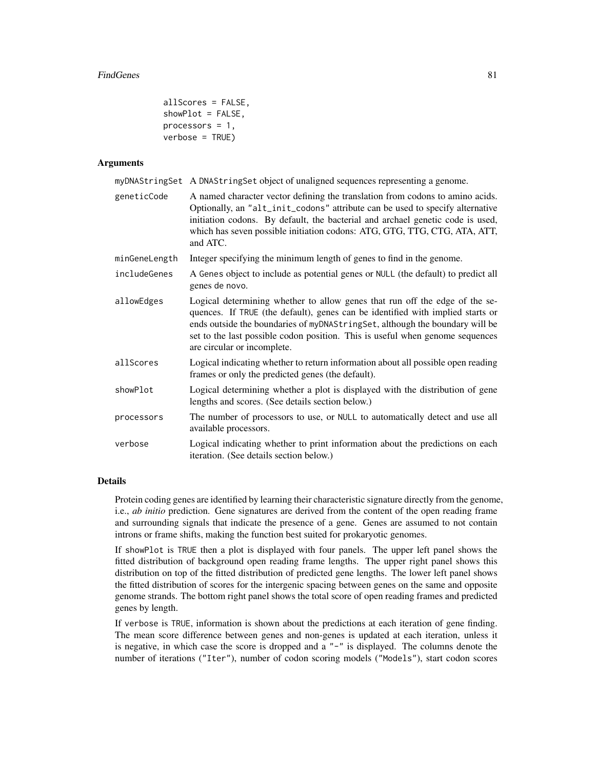```
          allScores = FALSE,
          showPlot = FALSE,
          processors = 1,
          verbose = TRUE)
```

### Arguments

| | |
|---|---|
| myDNAStringSet | A DNAStringSet object of unaligned sequences representing a genome. |
| geneticCode | A named character vector defining the translation from codons to amino acids. Optionally, an "alt_init_codons" attribute can be used to specify alternative initiation codons. By default, the bacterial and archael genetic code is used, which has seven possible initiation codons: ATG, GTG, TTG, CTG, ATA, ATT, and ATC. |
| minGeneLength | Integer specifying the minimum length of genes to find in the genome. |
| includeGenes | A Genes object to include as potential genes or NULL (the default) to predict all genes de novo. |
| allowEdges | Logical determining whether to allow genes that run off the edge of the sequences. If TRUE (the default), genes can be identified with implied starts or ends outside the boundaries of myDNAStringSet, although the boundary will be set to the last possible codon position. This is useful when genome sequences are circular or incomplete. |
| allScores | Logical indicating whether to return information about all possible open reading frames or only the predicted genes (the default). |
| showPlot | Logical determining whether a plot is displayed with the distribution of gene lengths and scores. (See details section below.) |
| processors | The number of processors to use, or NULL to automatically detect and use all available processors. |
| verbose | Logical indicating whether to print information about the predictions on each iteration. (See details section below.) |

### Details

Protein coding genes are identified by learning their characteristic signature directly from the genome, i.e., *ab initio* prediction. Gene signatures are derived from the content of the open reading frame and surrounding signals that indicate the presence of a gene. Genes are assumed to not contain introns or frame shifts, making the function best suited for prokaryotic genomes.

If showPlot is TRUE then a plot is displayed with four panels. The upper left panel shows the fitted distribution of background open reading frame lengths. The upper right panel shows this distribution on top of the fitted distribution of predicted gene lengths. The lower left panel shows the fitted distribution of scores for the intergenic spacing between genes on the same and opposite genome strands. The bottom right panel shows the total score of open reading frames and predicted genes by length.

If verbose is TRUE, information is shown about the predictions at each iteration of gene finding. The mean score difference between genes and non-genes is updated at each iteration, unless it is negative, in which case the score is dropped and a "-" is displayed. The columns denote the number of iterations ("Iter"), number of codon scoring models ("Models"), start codon scores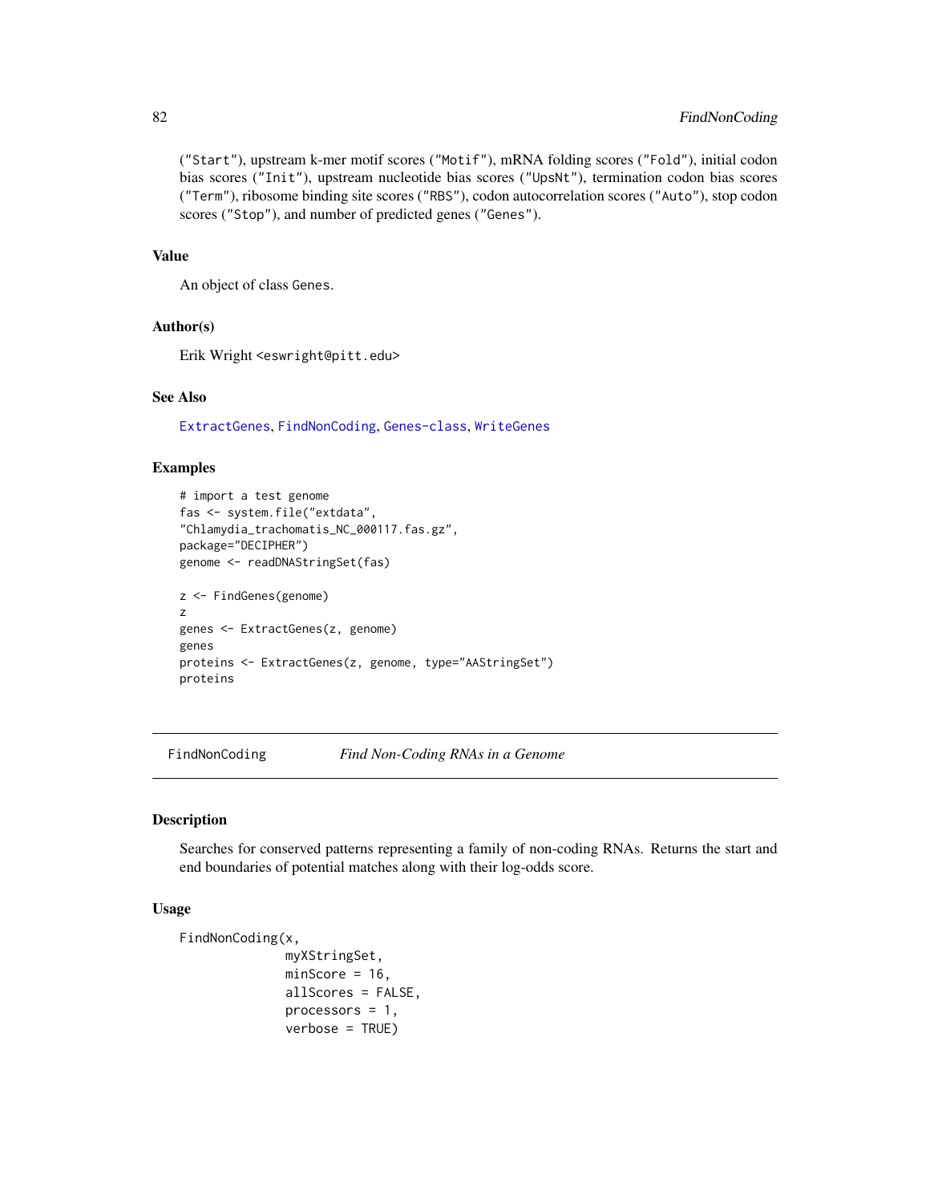("Start"), upstream k-mer motif scores ("Motif"), mRNA folding scores ("Fold"), initial codon bias scores ("Init"), upstream nucleotide bias scores ("UpsNt"), termination codon bias scores ("Term"), ribosome binding site scores ("RBS"), codon autocorrelation scores ("Auto"), stop codon scores ("Stop"), and number of predicted genes ("Genes").

### Value

An object of class Genes.

### Author(s)

Erik Wright <eswright@pitt.edu>

### See Also

ExtractGenes, FindNonCoding, Genes-class, WriteGenes

### Examples

```
# import a test genome
fas <- system.file("extdata",
"Chlamydia_trachomatis_NC_000117.fas.gz",
package="DECIPHER")
genome <- readDNAStringSet(fas)

z <- FindGenes(genome)
z
genes <- ExtractGenes(z, genome)
genes
proteins <- ExtractGenes(z, genome, type="AAStringSet")
proteins
```

---

## FindNonCoding *Find Non-Coding RNAs in a Genome*

### Description

Searches for conserved patterns representing a family of non-coding RNAs. Returns the start and end boundaries of potential matches along with their log-odds score.

### Usage

```
FindNonCoding(x,
              myXStringSet,
              minScore = 16,
              allScores = FALSE,
              processors = 1,
              verbose = TRUE)
```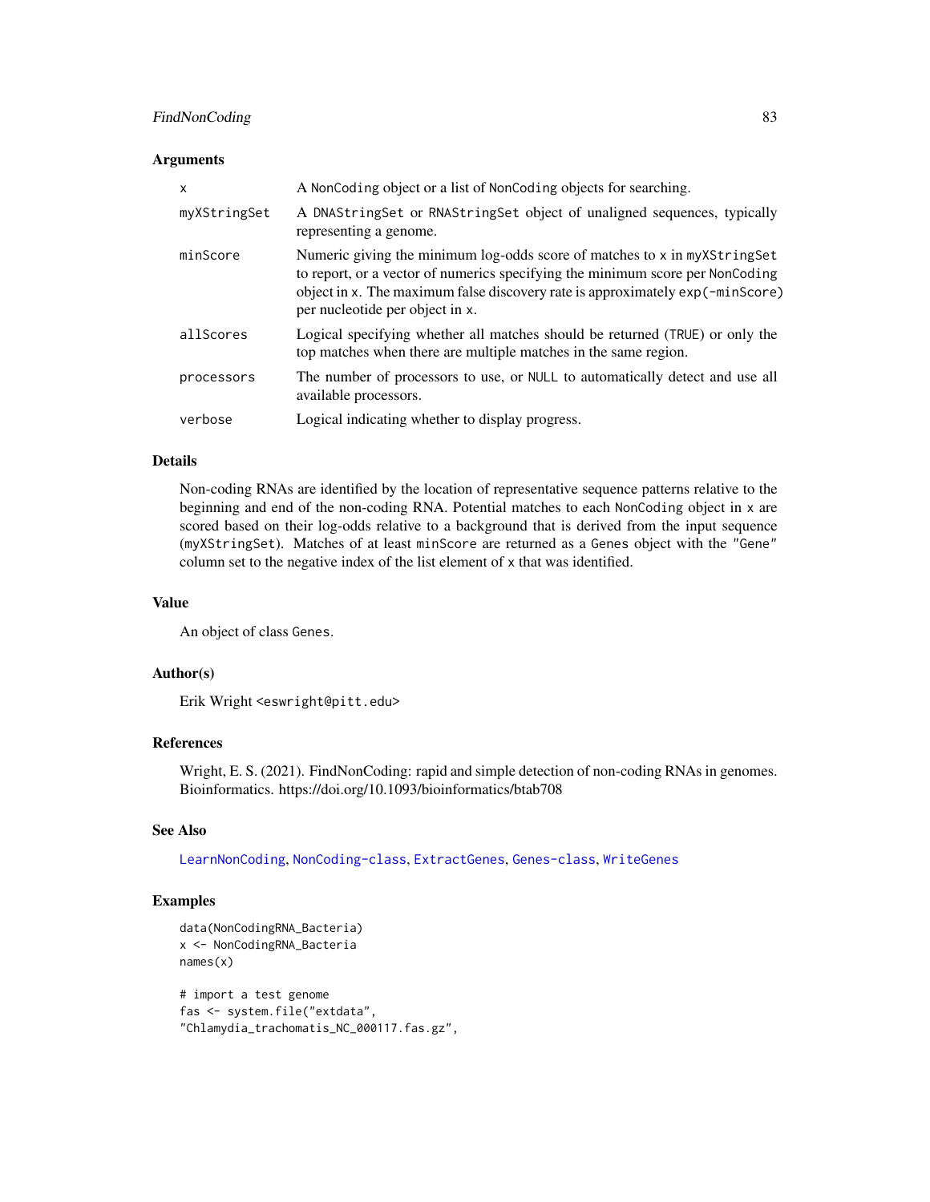### Arguments

| | |
|---|---|
| `x` | A `NonCoding` object or a list of `NonCoding` objects for searching. |
| `myXStringSet` | A `DNAStringSet` or `RNAStringSet` object of unaligned sequences, typically representing a genome. |
| `minScore` | Numeric giving the minimum log-odds score of matches to `x` in `myXStringSet` to report, or a vector of numerics specifying the minimum score per `NonCoding` object in `x`. The maximum false discovery rate is approximately `exp(-minScore)` per nucleotide per object in `x`. |
| `allScores` | Logical specifying whether all matches should be returned (`TRUE`) or only the top matches when there are multiple matches in the same region. |
| `processors` | The number of processors to use, or `NULL` to automatically detect and use all available processors. |
| `verbose` | Logical indicating whether to display progress. |

### Details

Non-coding RNAs are identified by the location of representative sequence patterns relative to the beginning and end of the non-coding RNA. Potential matches to each `NonCoding` object in `x` are scored based on their log-odds relative to a background that is derived from the input sequence (`myXStringSet`). Matches of at least `minScore` are returned as a `Genes` object with the `"Gene"` column set to the negative index of the list element of `x` that was identified.

### Value

An object of class `Genes`.

### Author(s)

Erik Wright <eswright@pitt.edu>

### References

Wright, E. S. (2021). FindNonCoding: rapid and simple detection of non-coding RNAs in genomes. Bioinformatics. https://doi.org/10.1093/bioinformatics/btab708

### See Also

`LearnNonCoding`, `NonCoding-class`, `ExtractGenes`, `Genes-class`, `WriteGenes`

### Examples

```
data(NonCodingRNA_Bacteria)
x <- NonCodingRNA_Bacteria
names(x)

# import a test genome
fas <- system.file("extdata",
"Chlamydia_trachomatis_NC_000117.fas.gz",
```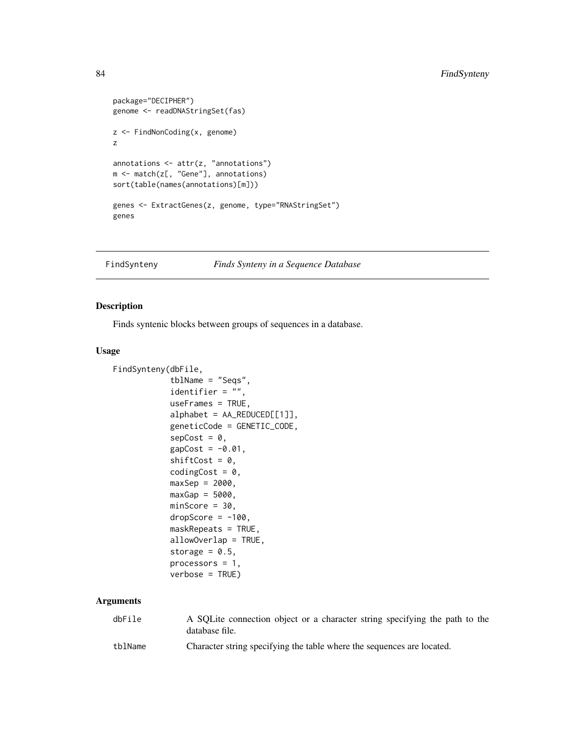```
package="DECIPHER")
genome <- readDNAStringSet(fas)

z <- FindNonCoding(x, genome)
z

annotations <- attr(z, "annotations")
m <- match(z[, "Gene"], annotations)
sort(table(names(annotations)[m]))

genes <- ExtractGenes(z, genome, type="RNAStringSet")
genes
```

---

FindSynteny *Finds Synteny in a Sequence Database*

---

## Description

Finds syntenic blocks between groups of sequences in a database.

## Usage

```
FindSynteny(dbFile,
            tblName = "Seqs",
            identifier = "",
            useFrames = TRUE,
            alphabet = AA_REDUCED[[1]],
            geneticCode = GENETIC_CODE,
            sepCost = 0,
            gapCost = -0.01,
            shiftCost = 0,
            codingCost = 0,
            maxSep = 2000,
            maxGap = 5000,
            minScore = 30,
            dropScore = -100,
            maskRepeats = TRUE,
            allowOverlap = TRUE,
            storage = 0.5,
            processors = 1,
            verbose = TRUE)
```

## Arguments

| | |
|---|---|
| dbFile | A SQLite connection object or a character string specifying the path to the database file. |
| tblName | Character string specifying the table where the sequences are located. |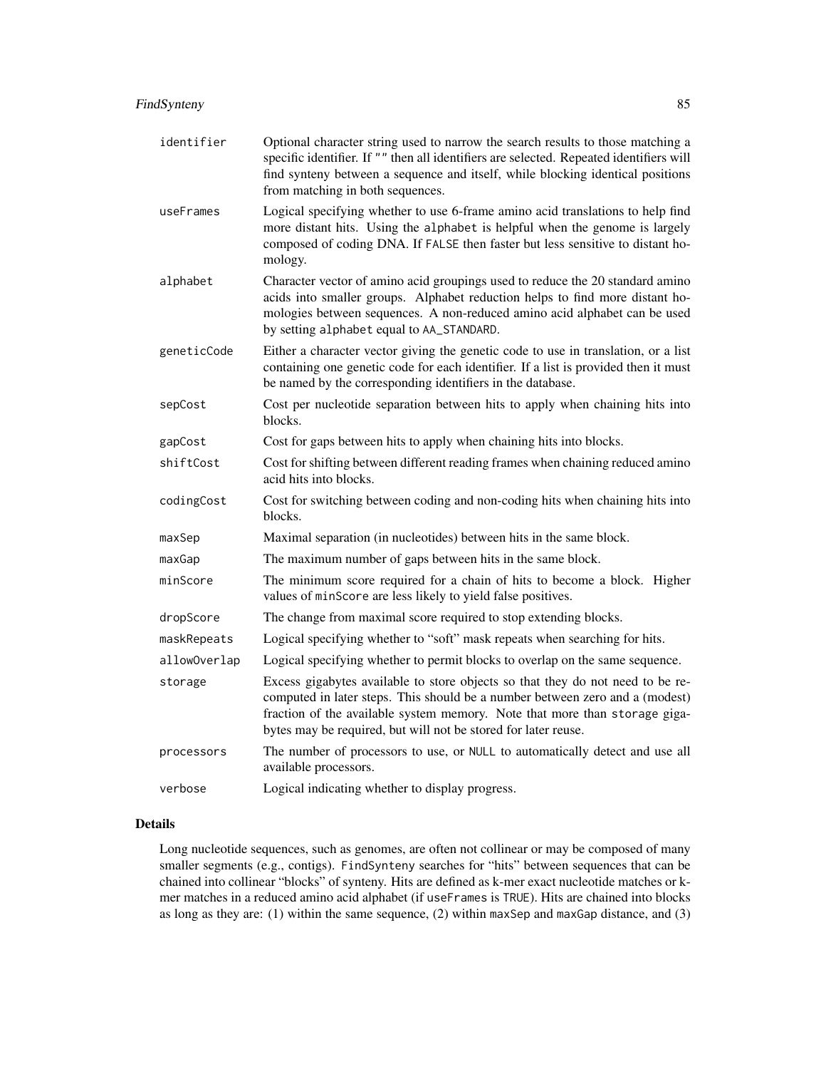| | |
|---|---|
| `identifier` | Optional character string used to narrow the search results to those matching a specific identifier. If `""` then all identifiers are selected. Repeated identifiers will find synteny between a sequence and itself, while blocking identical positions from matching in both sequences. |
| `useFrames` | Logical specifying whether to use 6-frame amino acid translations to help find more distant hits. Using the `alphabet` is helpful when the genome is largely composed of coding DNA. If `FALSE` then faster but less sensitive to distant homology. |
| `alphabet` | Character vector of amino acid groupings used to reduce the 20 standard amino acids into smaller groups. Alphabet reduction helps to find more distant homologies between sequences. A non-reduced amino acid alphabet can be used by setting `alphabet` equal to `AA_STANDARD`. |
| `geneticCode` | Either a character vector giving the genetic code to use in translation, or a list containing one genetic code for each identifier. If a list is provided then it must be named by the corresponding identifiers in the database. |
| `sepCost` | Cost per nucleotide separation between hits to apply when chaining hits into blocks. |
| `gapCost` | Cost for gaps between hits to apply when chaining hits into blocks. |
| `shiftCost` | Cost for shifting between different reading frames when chaining reduced amino acid hits into blocks. |
| `codingCost` | Cost for switching between coding and non-coding hits when chaining hits into blocks. |
| `maxSep` | Maximal separation (in nucleotides) between hits in the same block. |
| `maxGap` | The maximum number of gaps between hits in the same block. |
| `minScore` | The minimum score required for a chain of hits to become a block. Higher values of `minScore` are less likely to yield false positives. |
| `dropScore` | The change from maximal score required to stop extending blocks. |
| `maskRepeats` | Logical specifying whether to "soft" mask repeats when searching for hits. |
| `allowOverlap` | Logical specifying whether to permit blocks to overlap on the same sequence. |
| `storage` | Excess gigabytes available to store objects so that they do not need to be recomputed in later steps. This should be a number between zero and a (modest) fraction of the available system memory. Note that more than `storage` gigabytes may be required, but will not be stored for later reuse. |
| `processors` | The number of processors to use, or `NULL` to automatically detect and use all available processors. |
| `verbose` | Logical indicating whether to display progress. |

## Details

Long nucleotide sequences, such as genomes, are often not collinear or may be composed of many smaller segments (e.g., contigs). `FindSynteny` searches for "hits" between sequences that can be chained into collinear "blocks" of synteny. Hits are defined as k-mer exact nucleotide matches or k-mer matches in a reduced amino acid alphabet (if `useFrames` is `TRUE`). Hits are chained into blocks as long as they are: (1) within the same sequence, (2) within `maxSep` and `maxGap` distance, and (3)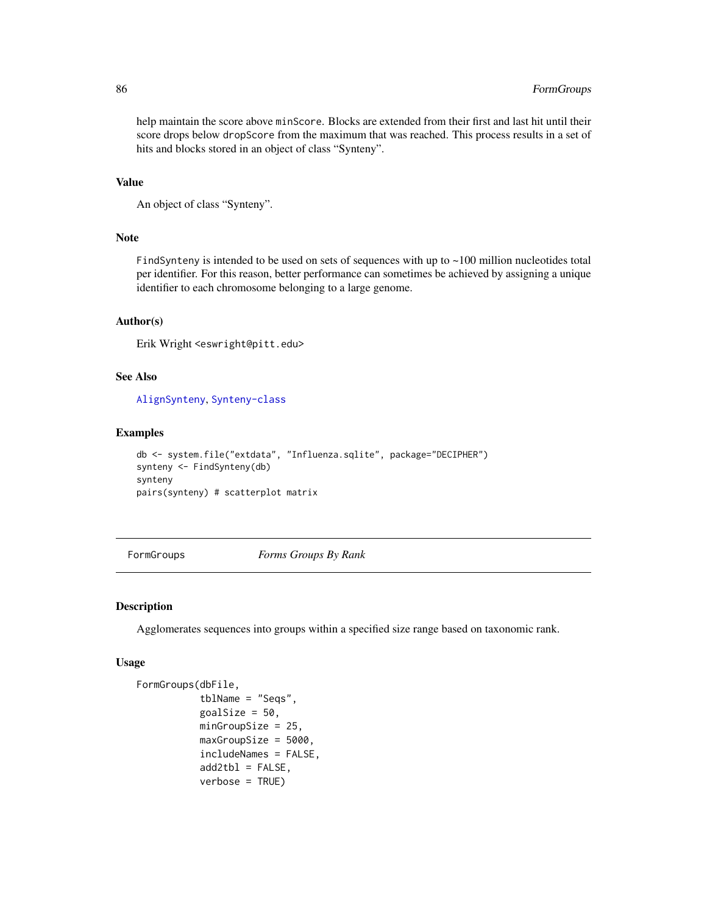help maintain the score above `minScore`. Blocks are extended from their first and last hit until their score drops below `dropScore` from the maximum that was reached. This process results in a set of hits and blocks stored in an object of class "Synteny".

### Value

An object of class "Synteny".

### Note

`FindSynteny` is intended to be used on sets of sequences with up to ~100 million nucleotides total per identifier. For this reason, better performance can sometimes be achieved by assigning a unique identifier to each chromosome belonging to a large genome.

### Author(s)

Erik Wright <eswright@pitt.edu>

### See Also

`AlignSynteny`, `Synteny-class`

### Examples

```
db <- system.file("extdata", "Influenza.sqlite", package="DECIPHER")
synteny <- FindSynteny(db)
synteny
pairs(synteny) # scatterplot matrix
```

---

## FormGroups *Forms Groups By Rank*

---

### Description

Agglomerates sequences into groups within a specified size range based on taxonomic rank.

### Usage

```
FormGroups(dbFile,
           tblName = "Seqs",
           goalSize = 50,
           minGroupSize = 25,
           maxGroupSize = 5000,
           includeNames = FALSE,
           add2tbl = FALSE,
           verbose = TRUE)
```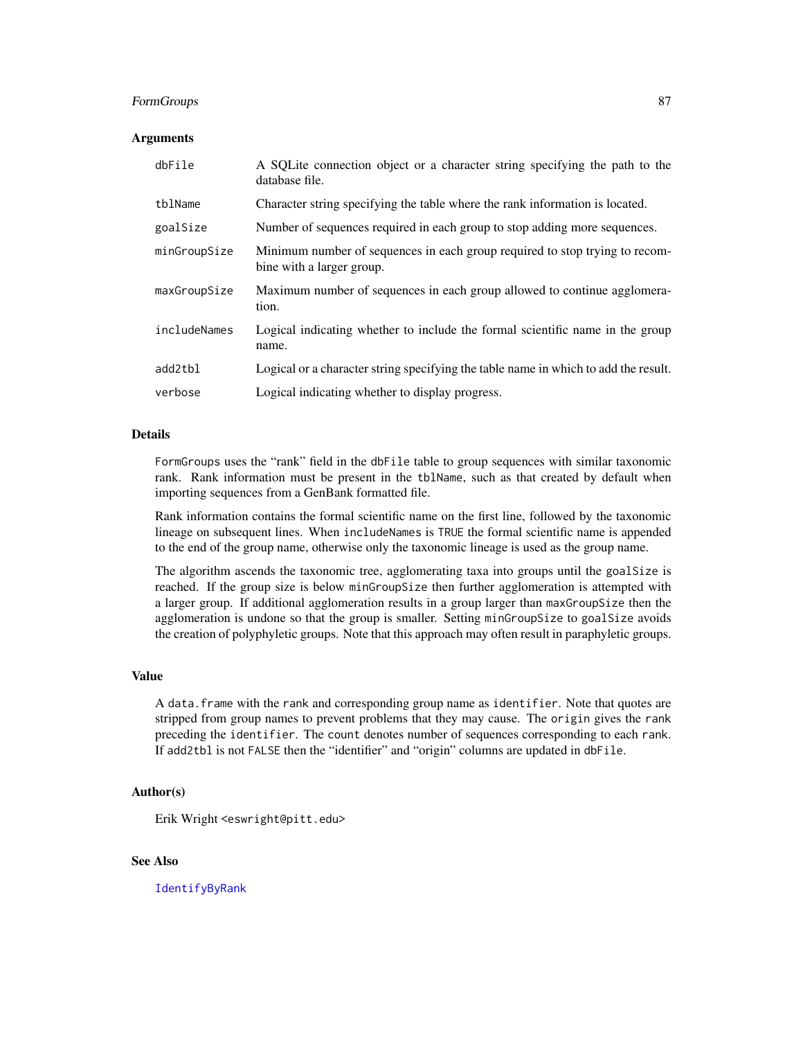## Arguments

| | |
|---|---|
| `dbFile` | A SQLite connection object or a character string specifying the path to the database file. |
| `tblName` | Character string specifying the table where the rank information is located. |
| `goalSize` | Number of sequences required in each group to stop adding more sequences. |
| `minGroupSize` | Minimum number of sequences in each group required to stop trying to recombine with a larger group. |
| `maxGroupSize` | Maximum number of sequences in each group allowed to continue agglomeration. |
| `includeNames` | Logical indicating whether to include the formal scientific name in the group name. |
| `add2tbl` | Logical or a character string specifying the table name in which to add the result. |
| `verbose` | Logical indicating whether to display progress. |

## Details

`FormGroups` uses the "rank" field in the `dbFile` table to group sequences with similar taxonomic rank. Rank information must be present in the `tblName`, such as that created by default when importing sequences from a GenBank formatted file.

Rank information contains the formal scientific name on the first line, followed by the taxonomic lineage on subsequent lines. When `includeNames` is `TRUE` the formal scientific name is appended to the end of the group name, otherwise only the taxonomic lineage is used as the group name.

The algorithm ascends the taxonomic tree, agglomerating taxa into groups until the `goalSize` is reached. If the group size is below `minGroupSize` then further agglomeration is attempted with a larger group. If additional agglomeration results in a group larger than `maxGroupSize` then the agglomeration is undone so that the group is smaller. Setting `minGroupSize` to `goalSize` avoids the creation of polyphyletic groups. Note that this approach may often result in paraphyletic groups.

## Value

A `data.frame` with the `rank` and corresponding group name as `identifier`. Note that quotes are stripped from group names to prevent problems that they may cause. The `origin` gives the `rank` preceding the `identifier`. The `count` denotes number of sequences corresponding to each `rank`. If `add2tbl` is not `FALSE` then the "identifier" and "origin" columns are updated in `dbFile`.

## Author(s)

Erik Wright <eswright@pitt.edu>

## See Also

`IdentifyByRank`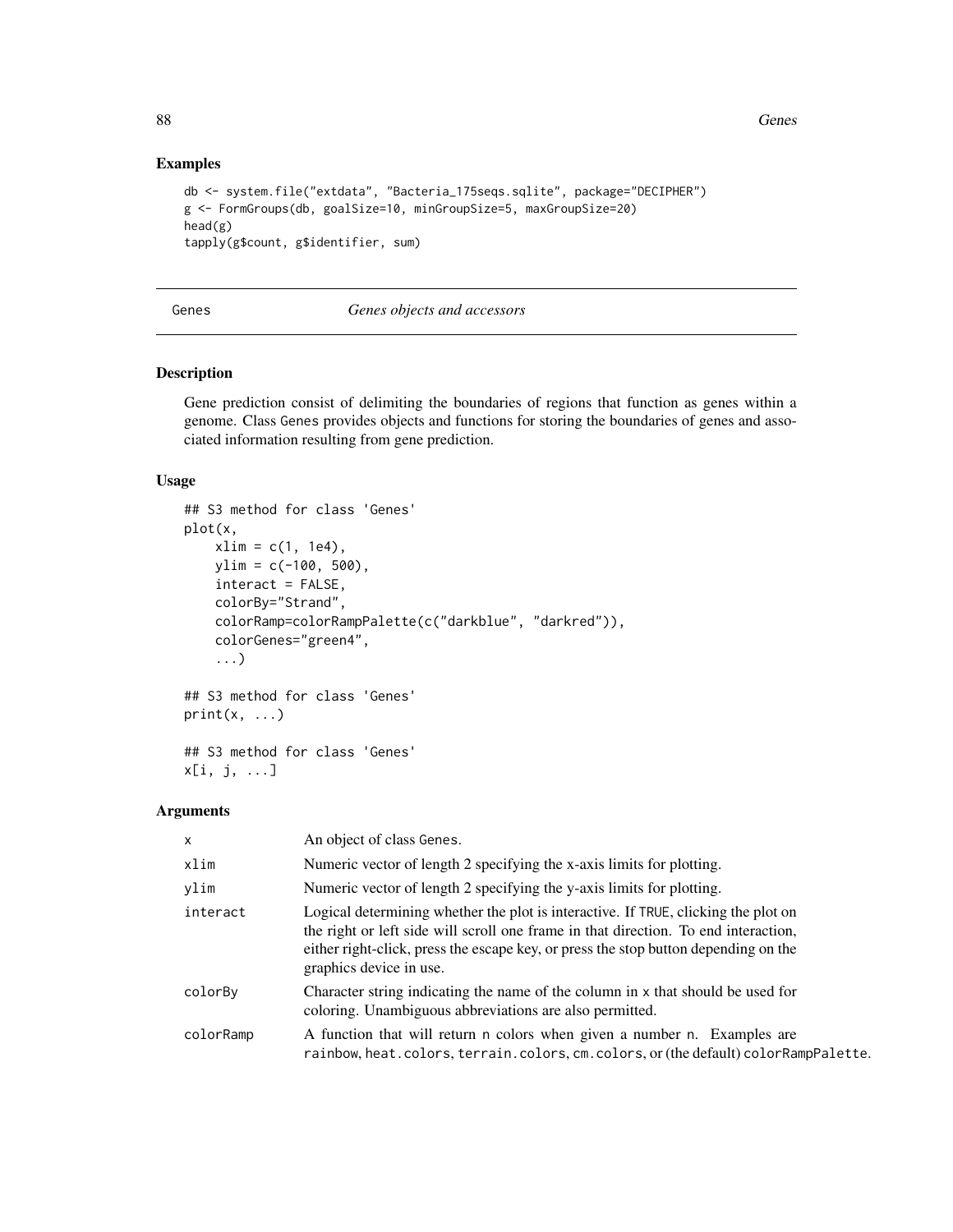## Examples

```
db <- system.file("extdata", "Bacteria_175seqs.sqlite", package="DECIPHER")
g <- FormGroups(db, goalSize=10, minGroupSize=5, maxGroupSize=20)
head(g)
tapply(g$count, g$identifier, sum)
```

---

# Genes — *Genes objects and accessors*

---

## Description

Gene prediction consist of delimiting the boundaries of regions that function as genes within a genome. Class Genes provides objects and functions for storing the boundaries of genes and associated information resulting from gene prediction.

## Usage

```
## S3 method for class 'Genes'
plot(x,
     xlim = c(1, 1e4),
     ylim = c(-100, 500),
     interact = FALSE,
     colorBy="Strand",
     colorRamp=colorRampPalette(c("darkblue", "darkred")),
     colorGenes="green4",
     ...)

## S3 method for class 'Genes'
print(x, ...)

## S3 method for class 'Genes'
x[i, j, ...]
```

## Arguments

| | |
|---|---|
| x | An object of class Genes. |
| xlim | Numeric vector of length 2 specifying the x-axis limits for plotting. |
| ylim | Numeric vector of length 2 specifying the y-axis limits for plotting. |
| interact | Logical determining whether the plot is interactive. If TRUE, clicking the plot on the right or left side will scroll one frame in that direction. To end interaction, either right-click, press the escape key, or press the stop button depending on the graphics device in use. |
| colorBy | Character string indicating the name of the column in x that should be used for coloring. Unambiguous abbreviations are also permitted. |
| colorRamp | A function that will return n colors when given a number n. Examples are rainbow, heat.colors, terrain.colors, cm.colors, or (the default) colorRampPalette. |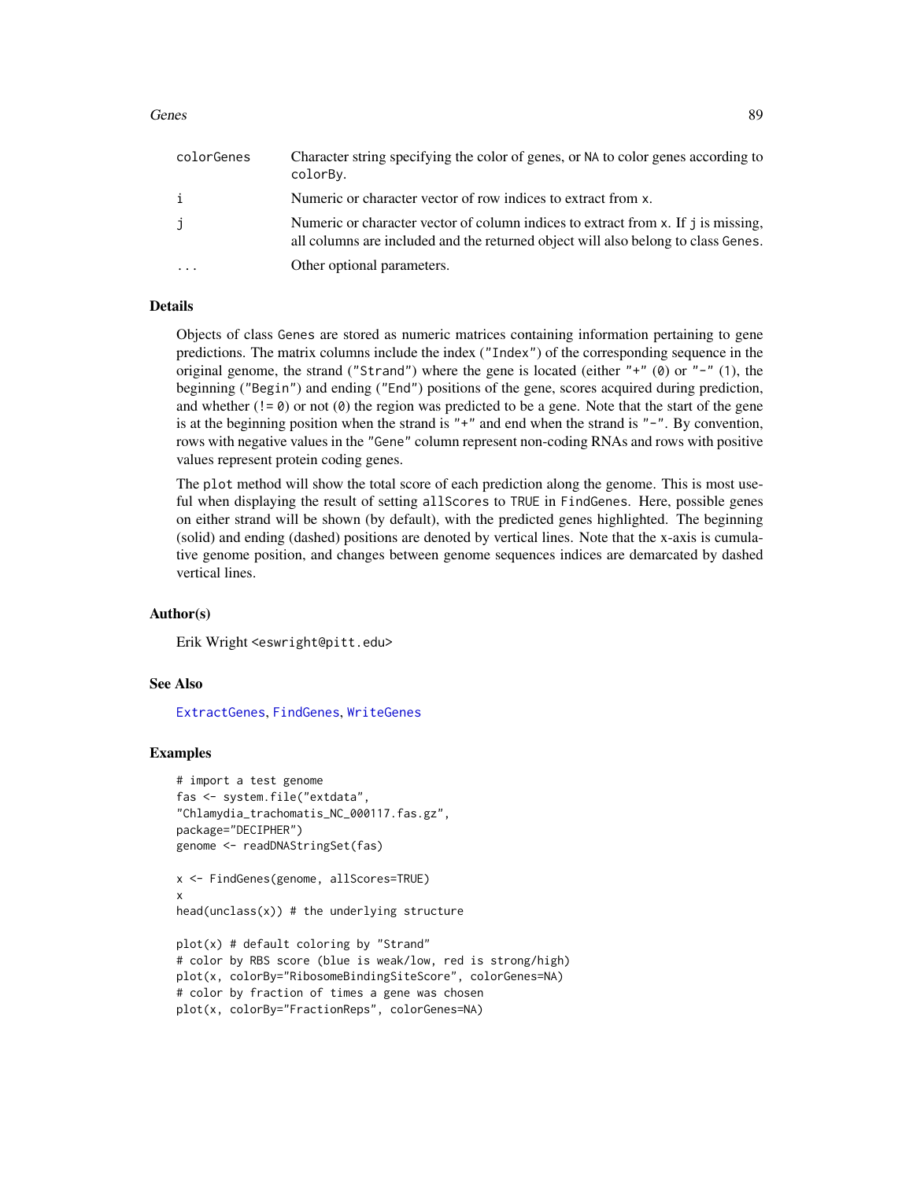| | |
|---|---|
| colorGenes | Character string specifying the color of genes, or NA to color genes according to colorBy. |
| i | Numeric or character vector of row indices to extract from x. |
| j | Numeric or character vector of column indices to extract from x. If j is missing, all columns are included and the returned object will also belong to class Genes. |
| ... | Other optional parameters. |

## Details

Objects of class Genes are stored as numeric matrices containing information pertaining to gene predictions. The matrix columns include the index ("Index") of the corresponding sequence in the original genome, the strand ("Strand") where the gene is located (either "+" (0) or "-" (1), the beginning ("Begin") and ending ("End") positions of the gene, scores acquired during prediction, and whether (!= 0) or not (0) the region was predicted to be a gene. Note that the start of the gene is at the beginning position when the strand is "+" and end when the strand is "-". By convention, rows with negative values in the "Gene" column represent non-coding RNAs and rows with positive values represent protein coding genes.

The plot method will show the total score of each prediction along the genome. This is most useful when displaying the result of setting allScores to TRUE in FindGenes. Here, possible genes on either strand will be shown (by default), with the predicted genes highlighted. The beginning (solid) and ending (dashed) positions are denoted by vertical lines. Note that the x-axis is cumulative genome position, and changes between genome sequences indices are demarcated by dashed vertical lines.

## Author(s)

Erik Wright <eswright@pitt.edu>

## See Also

ExtractGenes, FindGenes, WriteGenes

## Examples

```
# import a test genome
fas <- system.file("extdata",
"Chlamydia_trachomatis_NC_000117.fas.gz",
package="DECIPHER")
genome <- readDNAStringSet(fas)

x <- FindGenes(genome, allScores=TRUE)
x
head(unclass(x)) # the underlying structure

plot(x) # default coloring by "Strand"
# color by RBS score (blue is weak/low, red is strong/high)
plot(x, colorBy="RibosomeBindingSiteScore", colorGenes=NA)
# color by fraction of times a gene was chosen
plot(x, colorBy="FractionReps", colorGenes=NA)
```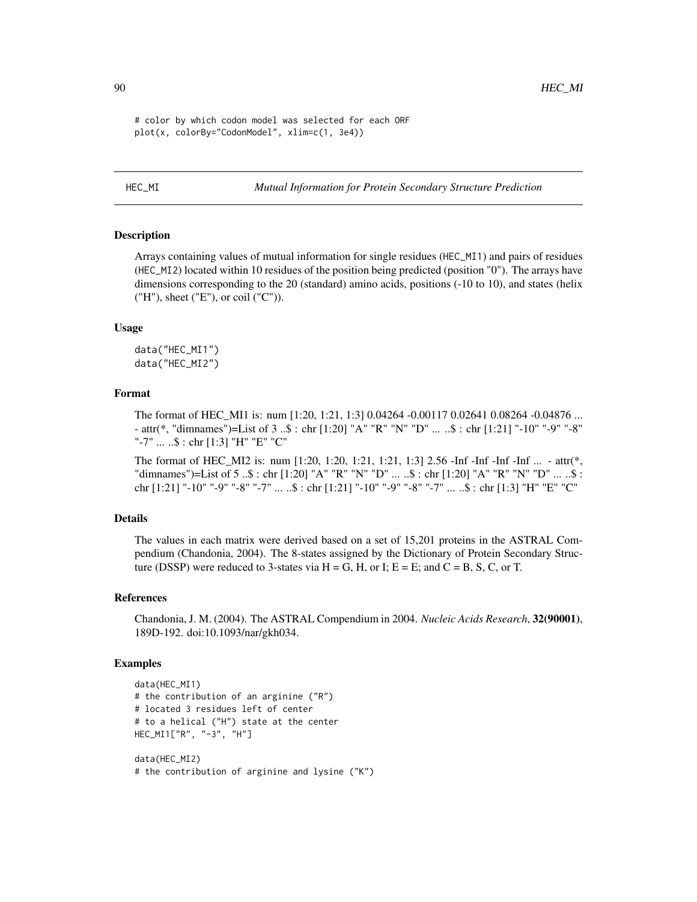```
# color by which codon model was selected for each ORF
plot(x, colorBy="CodonModel", xlim=c(1, 3e4))
```

---

HEC_MI *Mutual Information for Protein Secondary Structure Prediction*

---

## Description

Arrays containing values of mutual information for single residues (HEC_MI1) and pairs of residues (HEC_MI2) located within 10 residues of the position being predicted (position "0"). The arrays have dimensions corresponding to the 20 (standard) amino acids, positions (-10 to 10), and states (helix ("H"), sheet ("E"), or coil ("C")).

## Usage

```
data("HEC_MI1")
data("HEC_MI2")
```

## Format

The format of HEC_MI1 is: num [1:20, 1:21, 1:3] 0.04264 -0.00117 0.02641 0.08264 -0.04876 ... - attr(*, "dimnames")=List of 3 ..$ : chr [1:20] "A" "R" "N" "D" ... ..$ : chr [1:21] "-10" "-9" "-8" "-7" ... ..$ : chr [1:3] "H" "E" "C"

The format of HEC_MI2 is: num [1:20, 1:20, 1:21, 1:21, 1:3] 2.56 -Inf -Inf -Inf -Inf ... - attr(*, "dimnames")=List of 5 ..$ : chr [1:20] "A" "R" "N" "D" ... ..$ : chr [1:20] "A" "R" "N" "D" ... ..$ : chr [1:21] "-10" "-9" "-8" "-7" ... ..$ : chr [1:21] "-10" "-9" "-8" "-7" ... ..$ : chr [1:3] "H" "E" "C"

## Details

The values in each matrix were derived based on a set of 15,201 proteins in the ASTRAL Compendium (Chandonia, 2004). The 8-states assigned by the Dictionary of Protein Secondary Structure (DSSP) were reduced to 3-states via H = G, H, or I; E = E; and C = B, S, C, or T.

## References

Chandonia, J. M. (2004). The ASTRAL Compendium in 2004. *Nucleic Acids Research*, **32(90001)**, 189D-192. doi:10.1093/nar/gkh034.

## Examples

```
data(HEC_MI1)
# the contribution of an arginine ("R")
# located 3 residues left of center
# to a helical ("H") state at the center
HEC_MI1["R", "-3", "H"]

data(HEC_MI2)
# the contribution of arginine and lysine ("K")
```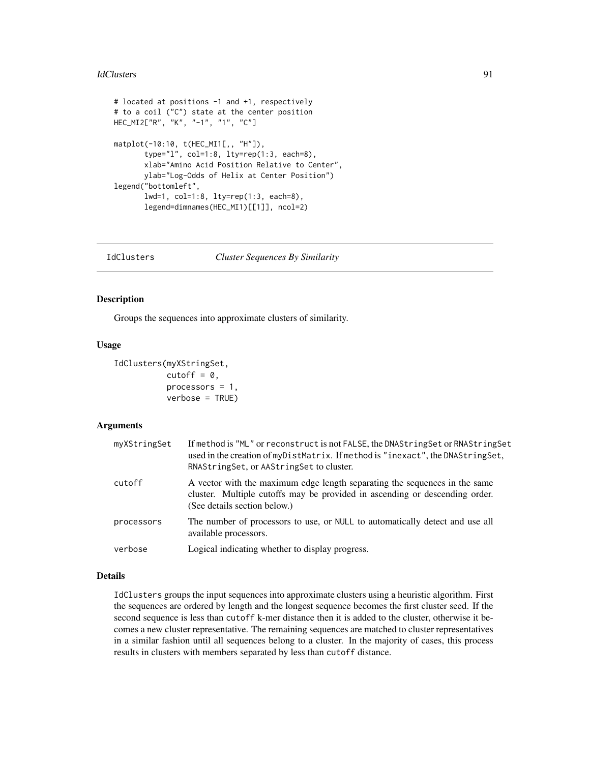```
# located at positions -1 and +1, respectively
# to a coil ("C") state at the center position
HEC_MI2["R", "K", "-1", "1", "C"]

matplot(-10:10, t(HEC_MI1[,, "H"]),
        type="l", col=1:8, lty=rep(1:3, each=8),
        xlab="Amino Acid Position Relative to Center",
        ylab="Log-Odds of Helix at Center Position")
legend("bottomleft",
       lwd=1, col=1:8, lty=rep(1:3, each=8),
       legend=dimnames(HEC_MI1)[[1]], ncol=2)
```

---

## IdClusters    *Cluster Sequences By Similarity*

---

### Description

Groups the sequences into approximate clusters of similarity.

### Usage

```
IdClusters(myXStringSet,
           cutoff = 0,
           processors = 1,
           verbose = TRUE)
```

### Arguments

| | |
|---|---|
| myXStringSet | If method is "ML" or reconstruct is not FALSE, the DNAStringSet or RNAStringSet used in the creation of myDistMatrix. If method is "inexact", the DNAStringSet, RNAStringSet, or AAStringSet to cluster. |
| cutoff | A vector with the maximum edge length separating the sequences in the same cluster. Multiple cutoffs may be provided in ascending or descending order. (See details section below.) |
| processors | The number of processors to use, or NULL to automatically detect and use all available processors. |
| verbose | Logical indicating whether to display progress. |

### Details

IdClusters groups the input sequences into approximate clusters using a heuristic algorithm. First the sequences are ordered by length and the longest sequence becomes the first cluster seed. If the second sequence is less than cutoff k-mer distance then it is added to the cluster, otherwise it becomes a new cluster representative. The remaining sequences are matched to cluster representatives in a similar fashion until all sequences belong to a cluster. In the majority of cases, this process results in clusters with members separated by less than cutoff distance.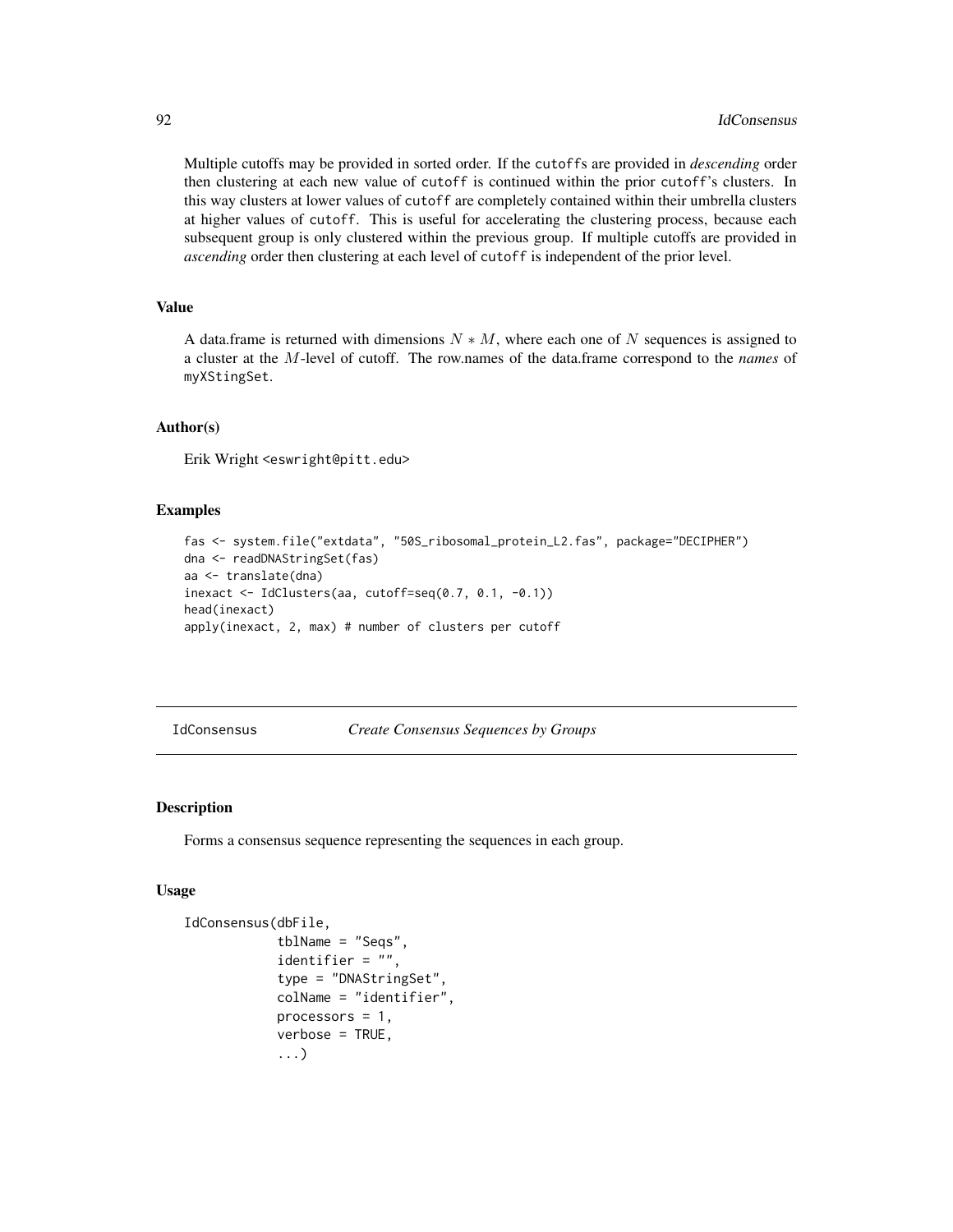Multiple cutoffs may be provided in sorted order. If the `cutoff`s are provided in *descending* order then clustering at each new value of `cutoff` is continued within the prior `cutoff`'s clusters. In this way clusters at lower values of `cutoff` are completely contained within their umbrella clusters at higher values of `cutoff`. This is useful for accelerating the clustering process, because each subsequent group is only clustered within the previous group. If multiple cutoffs are provided in *ascending* order then clustering at each level of `cutoff` is independent of the prior level.

### Value

A data.frame is returned with dimensions $N * M$, where each one of $N$ sequences is assigned to a cluster at the $M$-level of cutoff. The row.names of the data.frame correspond to the *names* of `myXStingSet`.

### Author(s)

Erik Wright <eswright@pitt.edu>

### Examples

```
fas <- system.file("extdata", "50S_ribosomal_protein_L2.fas", package="DECIPHER")
dna <- readDNAStringSet(fas)
aa <- translate(dna)
inexact <- IdClusters(aa, cutoff=seq(0.7, 0.1, -0.1))
head(inexact)
apply(inexact, 2, max) # number of clusters per cutoff
```

---

## IdConsensus *Create Consensus Sequences by Groups*

---

### Description

Forms a consensus sequence representing the sequences in each group.

### Usage

```
IdConsensus(dbFile,
            tblName = "Seqs",
            identifier = "",
            type = "DNAStringSet",
            colName = "identifier",
            processors = 1,
            verbose = TRUE,
            ...)
```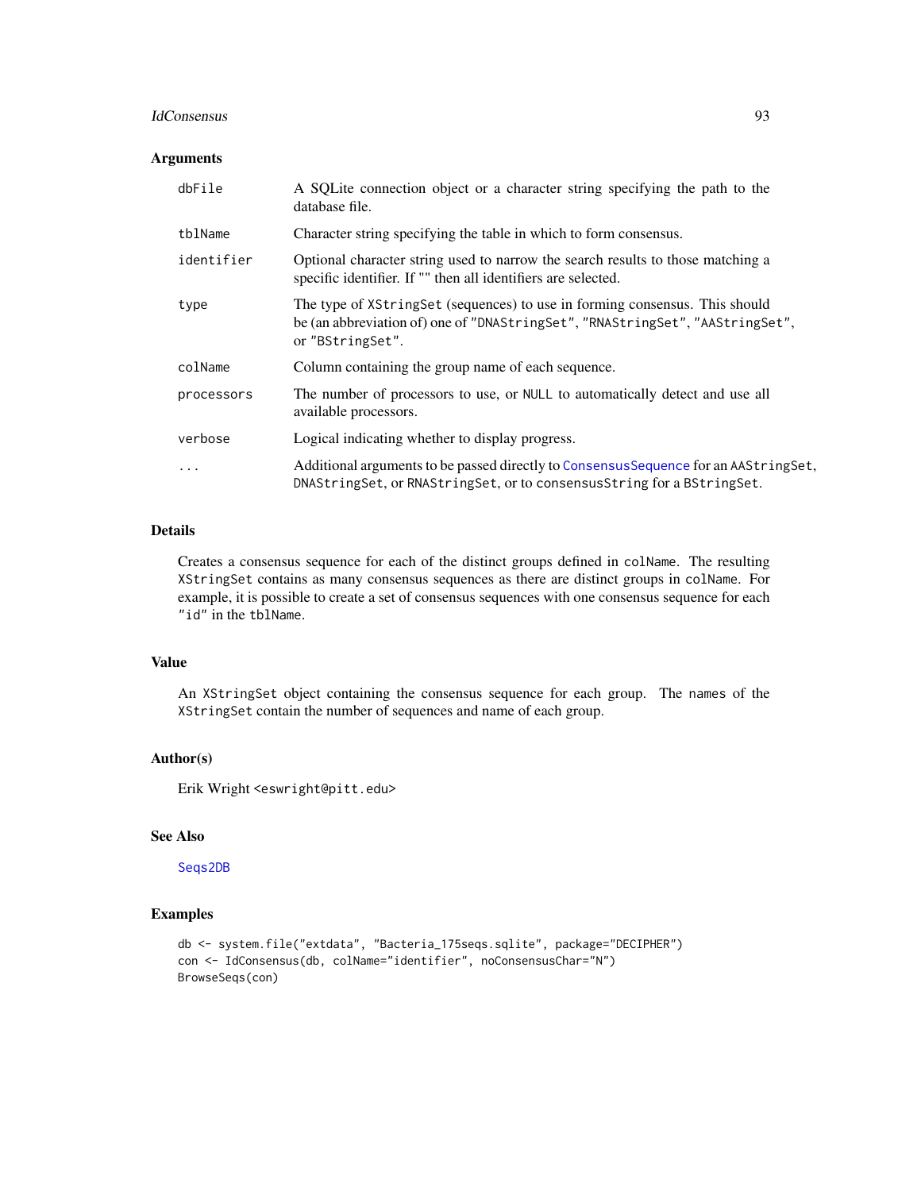## Arguments

| | |
|---|---|
| `dbFile` | A SQLite connection object or a character string specifying the path to the database file. |
| `tblName` | Character string specifying the table in which to form consensus. |
| `identifier` | Optional character string used to narrow the search results to those matching a specific identifier. If "" then all identifiers are selected. |
| `type` | The type of `XStringSet` (sequences) to use in forming consensus. This should be (an abbreviation of) one of `"DNAStringSet"`, `"RNAStringSet"`, `"AAStringSet"`, or `"BStringSet"`. |
| `colName` | Column containing the group name of each sequence. |
| `processors` | The number of processors to use, or `NULL` to automatically detect and use all available processors. |
| `verbose` | Logical indicating whether to display progress. |
| `...` | Additional arguments to be passed directly to `ConsensusSequence` for an `AAStringSet`, `DNAStringSet`, or `RNAStringSet`, or to `consensusString` for a `BStringSet`. |

## Details

Creates a consensus sequence for each of the distinct groups defined in `colName`. The resulting `XStringSet` contains as many consensus sequences as there are distinct groups in `colName`. For example, it is possible to create a set of consensus sequences with one consensus sequence for each `"id"` in the `tblName`.

## Value

An `XStringSet` object containing the consensus sequence for each group. The `names` of the `XStringSet` contain the number of sequences and name of each group.

## Author(s)

Erik Wright <eswright@pitt.edu>

## See Also

`Seqs2DB`

## Examples

```
db <- system.file("extdata", "Bacteria_175seqs.sqlite", package="DECIPHER")
con <- IdConsensus(db, colName="identifier", noConsensusChar="N")
BrowseSeqs(con)
```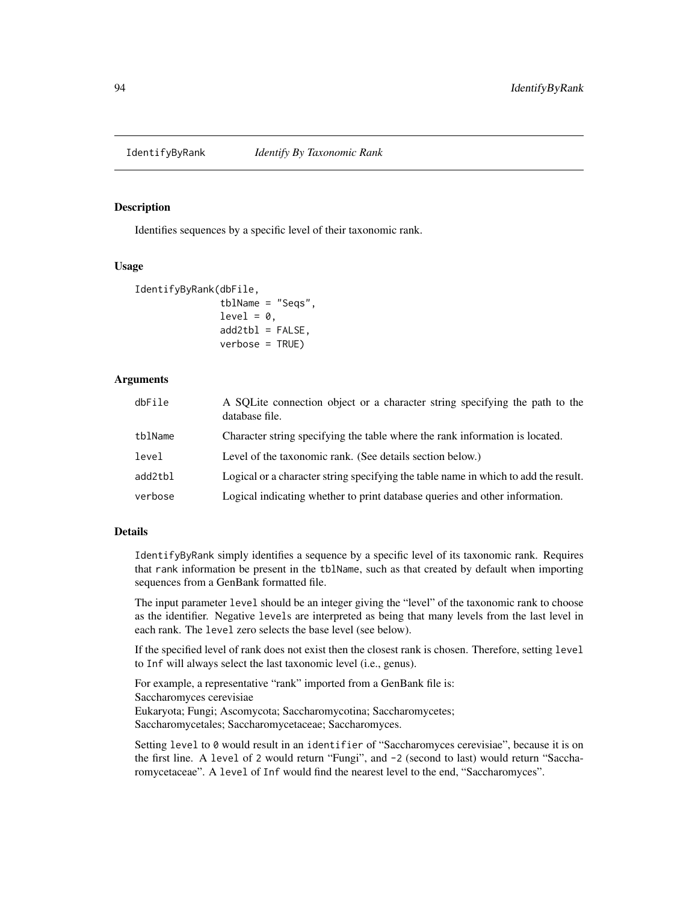IdentifyByRank *Identify By Taxonomic Rank*

### Description

Identifies sequences by a specific level of their taxonomic rank.

### Usage

```
IdentifyByRank(dbFile,
               tblName = "Seqs",
               level = 0,
               add2tbl = FALSE,
               verbose = TRUE)
```

### Arguments

| | |
|---|---|
| dbFile | A SQLite connection object or a character string specifying the path to the database file. |
| tblName | Character string specifying the table where the rank information is located. |
| level | Level of the taxonomic rank. (See details section below.) |
| add2tbl | Logical or a character string specifying the table name in which to add the result. |
| verbose | Logical indicating whether to print database queries and other information. |

### Details

IdentifyByRank simply identifies a sequence by a specific level of its taxonomic rank. Requires that rank information be present in the tblName, such as that created by default when importing sequences from a GenBank formatted file.

The input parameter level should be an integer giving the "level" of the taxonomic rank to choose as the identifier. Negative levels are interpreted as being that many levels from the last level in each rank. The level zero selects the base level (see below).

If the specified level of rank does not exist then the closest rank is chosen. Therefore, setting level to Inf will always select the last taxonomic level (i.e., genus).

For example, a representative "rank" imported from a GenBank file is:
Saccharomyces cerevisiae
Eukaryota; Fungi; Ascomycota; Saccharomycotina; Saccharomycetes;
Saccharomycetales; Saccharomycetaceae; Saccharomyces.

Setting level to 0 would result in an identifier of "Saccharomyces cerevisiae", because it is on the first line. A level of 2 would return "Fungi", and -2 (second to last) would return "Saccharomycetaceae". A level of Inf would find the nearest level to the end, "Saccharomyces".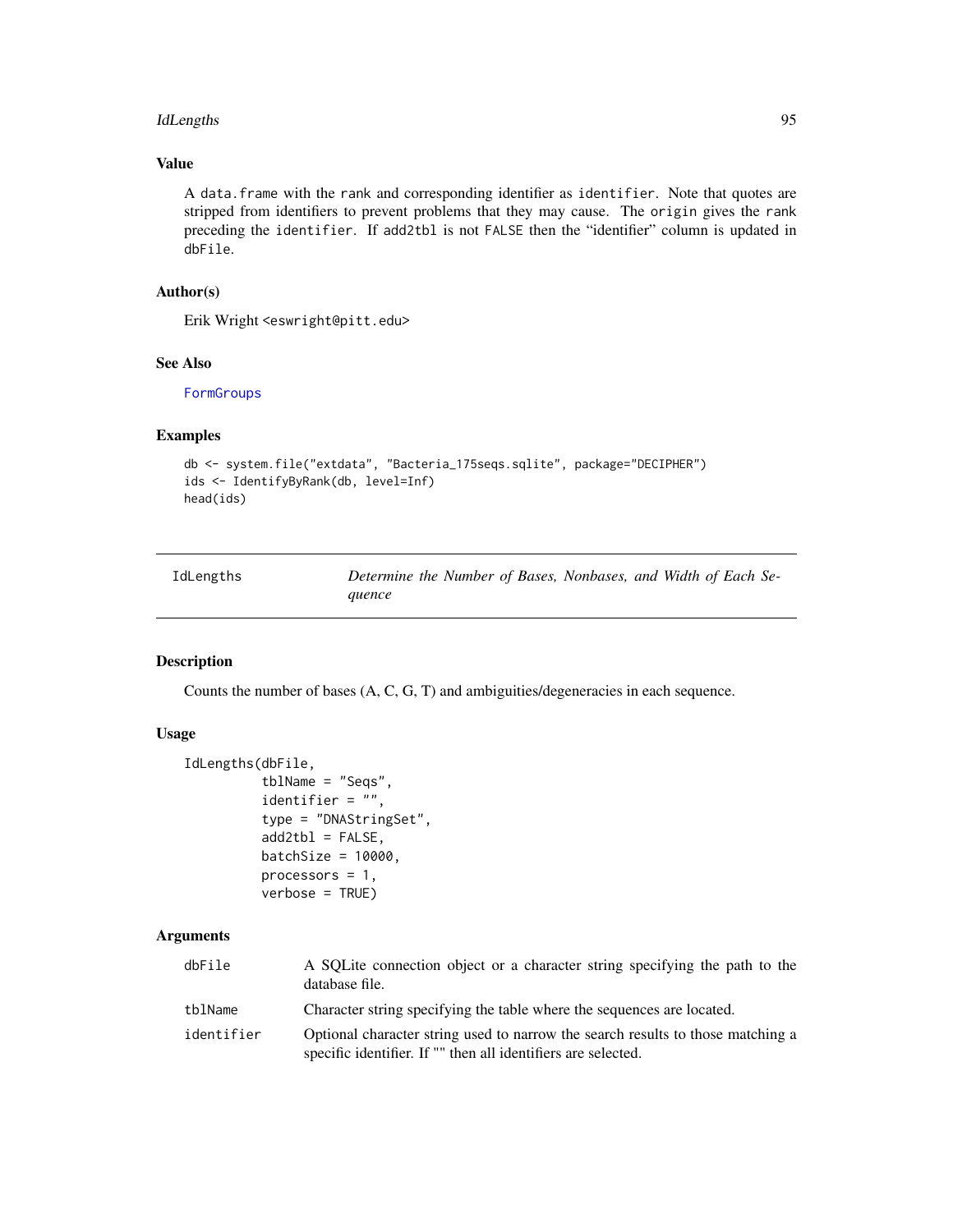### Value

A `data.frame` with the `rank` and corresponding identifier as `identifier`. Note that quotes are stripped from identifiers to prevent problems that they may cause. The `origin` gives the `rank` preceding the `identifier`. If `add2tbl` is not `FALSE` then the "identifier" column is updated in `dbFile`.

### Author(s)

Erik Wright <eswright@pitt.edu>

### See Also

`FormGroups`

### Examples

```
db <- system.file("extdata", "Bacteria_175seqs.sqlite", package="DECIPHER")
ids <- IdentifyByRank(db, level=Inf)
head(ids)
```

---

## IdLengths — *Determine the Number of Bases, Nonbases, and Width of Each Sequence*

---

### Description

Counts the number of bases (A, C, G, T) and ambiguities/degeneracies in each sequence.

### Usage

```
IdLengths(dbFile,
          tblName = "Seqs",
          identifier = "",
          type = "DNAStringSet",
          add2tbl = FALSE,
          batchSize = 10000,
          processors = 1,
          verbose = TRUE)
```

### Arguments

| | |
|---|---|
| `dbFile` | A SQLite connection object or a character string specifying the path to the database file. |
| `tblName` | Character string specifying the table where the sequences are located. |
| `identifier` | Optional character string used to narrow the search results to those matching a specific identifier. If "" then all identifiers are selected. |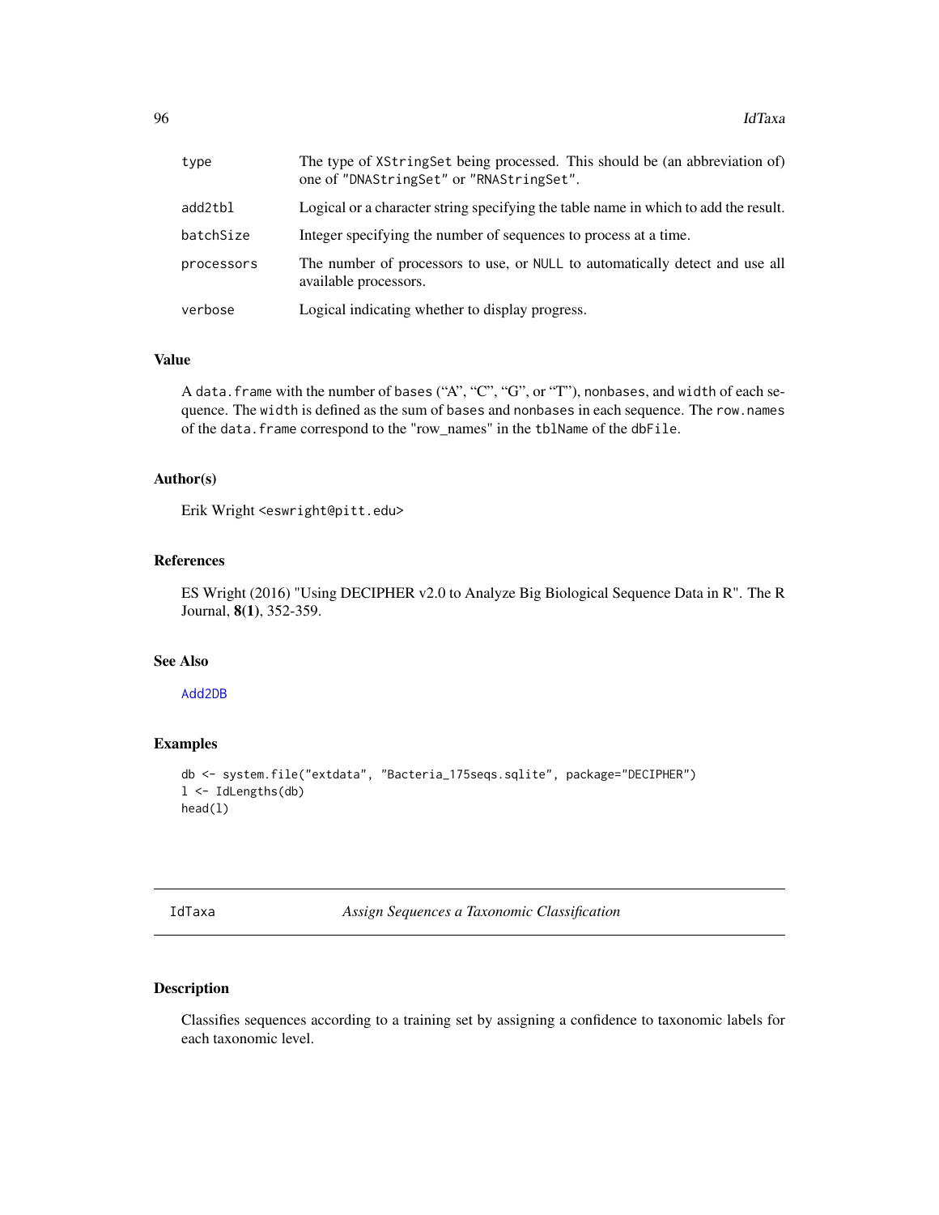| | |
|---|---|
| type | The type of XStringSet being processed. This should be (an abbreviation of) one of "DNAStringSet" or "RNAStringSet". |
| add2tbl | Logical or a character string specifying the table name in which to add the result. |
| batchSize | Integer specifying the number of sequences to process at a time. |
| processors | The number of processors to use, or NULL to automatically detect and use all available processors. |
| verbose | Logical indicating whether to display progress. |

### Value

A data.frame with the number of bases ("A", "C", "G", or "T"), nonbases, and width of each sequence. The width is defined as the sum of bases and nonbases in each sequence. The row.names of the data.frame correspond to the "row_names" in the tblName of the dbFile.

### Author(s)

Erik Wright <eswright@pitt.edu>

### References

ES Wright (2016) "Using DECIPHER v2.0 to Analyze Big Biological Sequence Data in R". The R Journal, **8(1)**, 352-359.

### See Also

Add2DB

### Examples

```
db <- system.file("extdata", "Bacteria_175seqs.sqlite", package="DECIPHER")
l <- IdLengths(db)
head(l)
```

---

## IdTaxa — *Assign Sequences a Taxonomic Classification*

---

### Description

Classifies sequences according to a training set by assigning a confidence to taxonomic labels for each taxonomic level.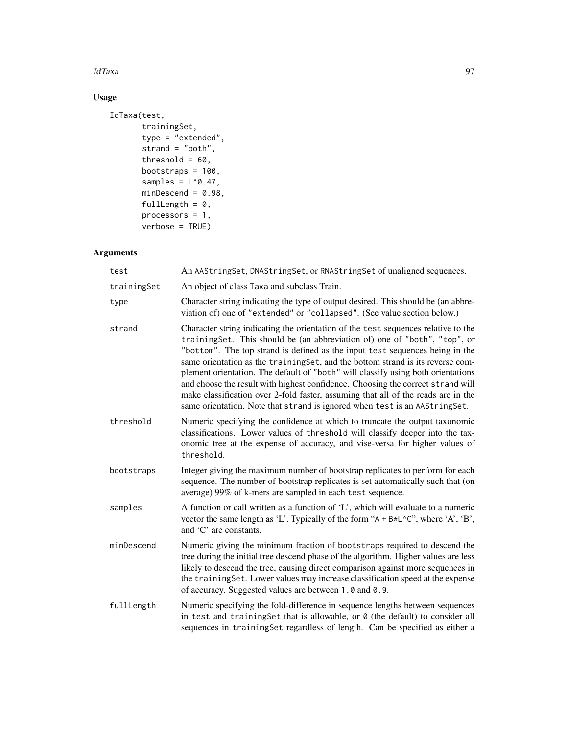## Usage

```
IdTaxa(test,
       trainingSet,
       type = "extended",
       strand = "both",
       threshold = 60,
       bootstraps = 100,
       samples = L^0.47,
       minDescend = 0.98,
       fullLength = 0,
       processors = 1,
       verbose = TRUE)
```

## Arguments

| | |
|---|---|
| test | An AAStringSet, DNAStringSet, or RNAStringSet of unaligned sequences. |
| trainingSet | An object of class Taxa and subclass Train. |
| type | Character string indicating the type of output desired. This should be (an abbreviation of) one of "extended" or "collapsed". (See value section below.) |
| strand | Character string indicating the orientation of the test sequences relative to the trainingSet. This should be (an abbreviation of) one of "both", "top", or "bottom". The top strand is defined as the input test sequences being in the same orientation as the trainingSet, and the bottom strand is its reverse complement orientation. The default of "both" will classify using both orientations and choose the result with highest confidence. Choosing the correct strand will make classification over 2-fold faster, assuming that all of the reads are in the same orientation. Note that strand is ignored when test is an AAStringSet. |
| threshold | Numeric specifying the confidence at which to truncate the output taxonomic classifications. Lower values of threshold will classify deeper into the taxonomic tree at the expense of accuracy, and vise-versa for higher values of threshold. |
| bootstraps | Integer giving the maximum number of bootstrap replicates to perform for each sequence. The number of bootstrap replicates is set automatically such that (on average) 99% of k-mers are sampled in each test sequence. |
| samples | A function or call written as a function of 'L', which will evaluate to a numeric vector the same length as 'L'. Typically of the form "A + B*L^C", where 'A', 'B', and 'C' are constants. |
| minDescend | Numeric giving the minimum fraction of bootstraps required to descend the tree during the initial tree descend phase of the algorithm. Higher values are less likely to descend the tree, causing direct comparison against more sequences in the trainingSet. Lower values may increase classification speed at the expense of accuracy. Suggested values are between 1.0 and 0.9. |
| fullLength | Numeric specifying the fold-difference in sequence lengths between sequences in test and trainingSet that is allowable, or 0 (the default) to consider all sequences in trainingSet regardless of length. Can be specified as either a |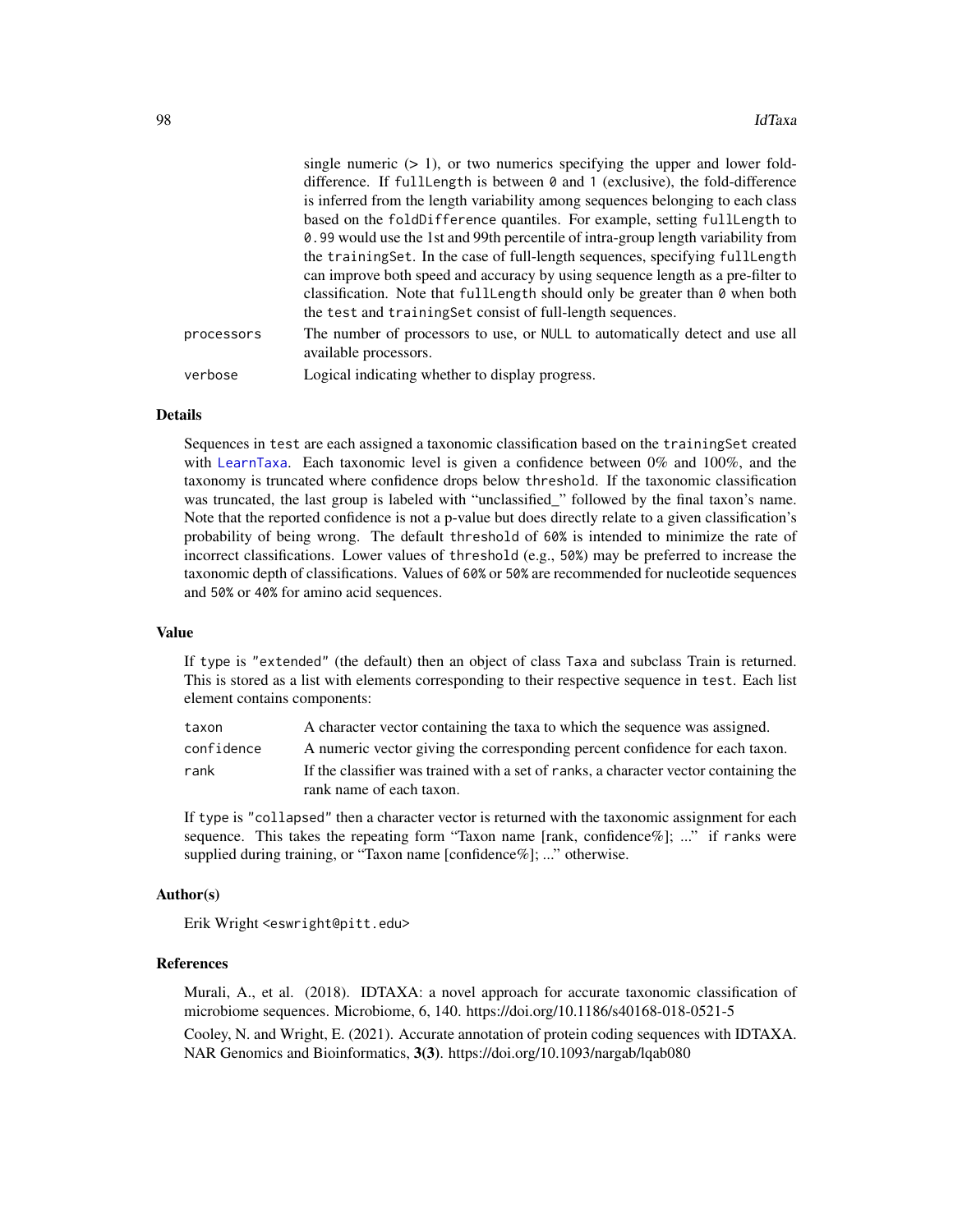single numeric (> 1), or two numerics specifying the upper and lower fold-difference. If `fullLength` is between `0` and `1` (exclusive), the fold-difference is inferred from the length variability among sequences belonging to each class based on the `foldDifference` quantiles. For example, setting `fullLength` to `0.99` would use the 1st and 99th percentile of intra-group length variability from the `trainingSet`. In the case of full-length sequences, specifying `fullLength` can improve both speed and accuracy by using sequence length as a pre-filter to classification. Note that `fullLength` should only be greater than `0` when both the `test` and `trainingSet` consist of full-length sequences.

`processors` The number of processors to use, or `NULL` to automatically detect and use all available processors.

`verbose` Logical indicating whether to display progress.

## Details

Sequences in `test` are each assigned a taxonomic classification based on the `trainingSet` created with `LearnTaxa`. Each taxonomic level is given a confidence between 0% and 100%, and the taxonomy is truncated where confidence drops below `threshold`. If the taxonomic classification was truncated, the last group is labeled with "unclassified_" followed by the final taxon's name. Note that the reported confidence is not a p-value but does directly relate to a given classification's probability of being wrong. The default `threshold` of `60%` is intended to minimize the rate of incorrect classifications. Lower values of `threshold` (e.g., `50%`) may be preferred to increase the taxonomic depth of classifications. Values of `60%` or `50%` are recommended for nucleotide sequences and `50%` or `40%` for amino acid sequences.

## Value

If `type` is `"extended"` (the default) then an object of class `Taxa` and subclass `Train` is returned. This is stored as a list with elements corresponding to their respective sequence in `test`. Each list element contains components:

`taxon` A character vector containing the taxa to which the sequence was assigned.

`confidence` A numeric vector giving the corresponding percent confidence for each taxon.

`rank` If the classifier was trained with a set of `ranks`, a character vector containing the rank name of each taxon.

If `type` is `"collapsed"` then a character vector is returned with the taxonomic assignment for each sequence. This takes the repeating form "Taxon name [rank, confidence%]; ..." if `ranks` were supplied during training, or "Taxon name [confidence%]; ..." otherwise.

## Author(s)

Erik Wright <eswright@pitt.edu>

## References

Murali, A., et al. (2018). IDTAXA: a novel approach for accurate taxonomic classification of microbiome sequences. Microbiome, 6, 140. https://doi.org/10.1186/s40168-018-0521-5

Cooley, N. and Wright, E. (2021). Accurate annotation of protein coding sequences with IDTAXA. NAR Genomics and Bioinformatics, **3(3)**. https://doi.org/10.1093/nargab/lqab080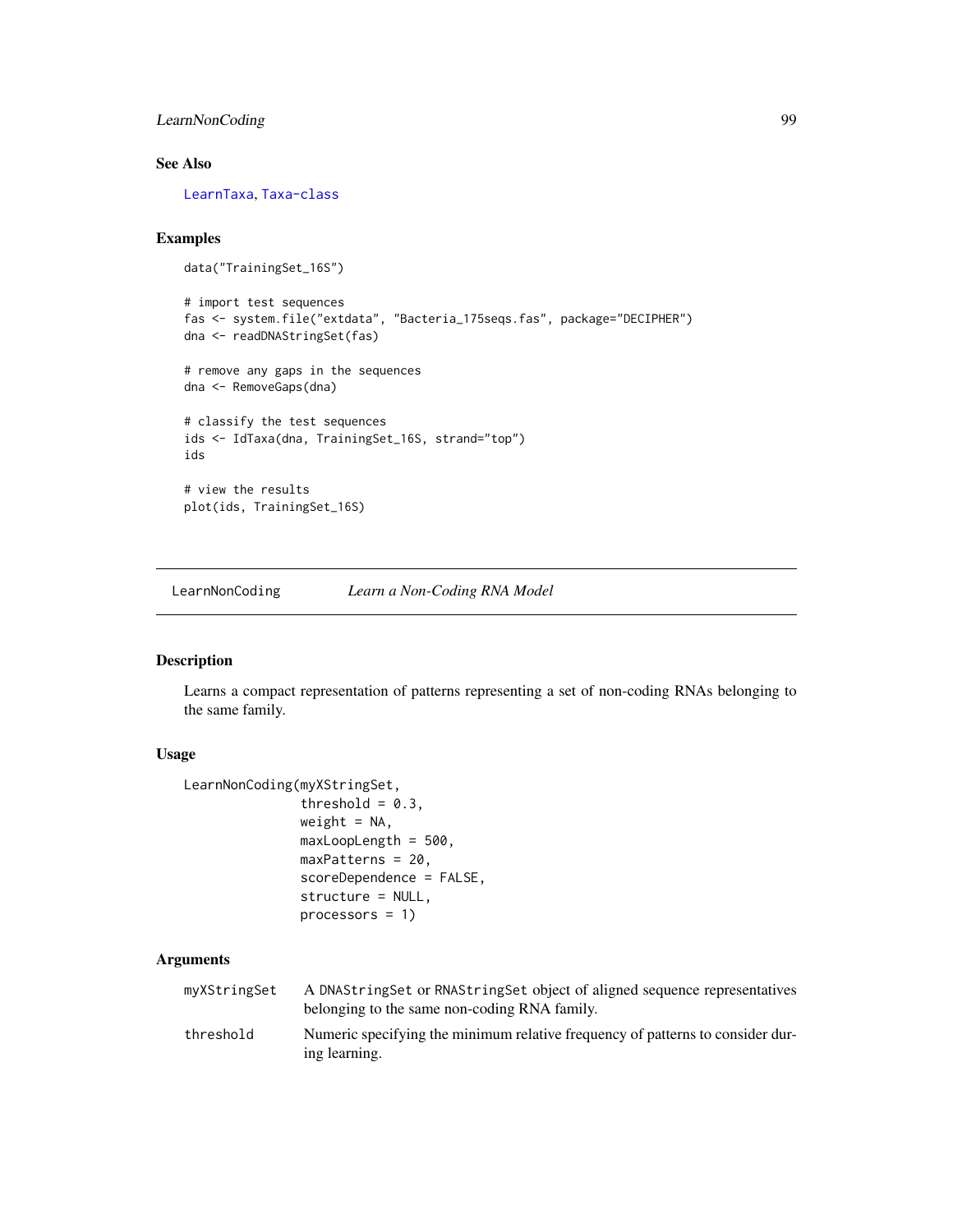### See Also

LearnTaxa, Taxa-class

### Examples

```
data("TrainingSet_16S")

# import test sequences
fas <- system.file("extdata", "Bacteria_175seqs.fas", package="DECIPHER")
dna <- readDNAStringSet(fas)

# remove any gaps in the sequences
dna <- RemoveGaps(dna)

# classify the test sequences
ids <- IdTaxa(dna, TrainingSet_16S, strand="top")
ids

# view the results
plot(ids, TrainingSet_16S)
```

---

## LearnNonCoding — *Learn a Non-Coding RNA Model*

---

### Description

Learns a compact representation of patterns representing a set of non-coding RNAs belonging to the same family.

### Usage

```
LearnNonCoding(myXStringSet,
               threshold = 0.3,
               weight = NA,
               maxLoopLength = 500,
               maxPatterns = 20,
               scoreDependence = FALSE,
               structure = NULL,
               processors = 1)
```

### Arguments

| | |
|---|---|
| myXStringSet | A DNAStringSet or RNAStringSet object of aligned sequence representatives belonging to the same non-coding RNA family. |
| threshold | Numeric specifying the minimum relative frequency of patterns to consider during learning. |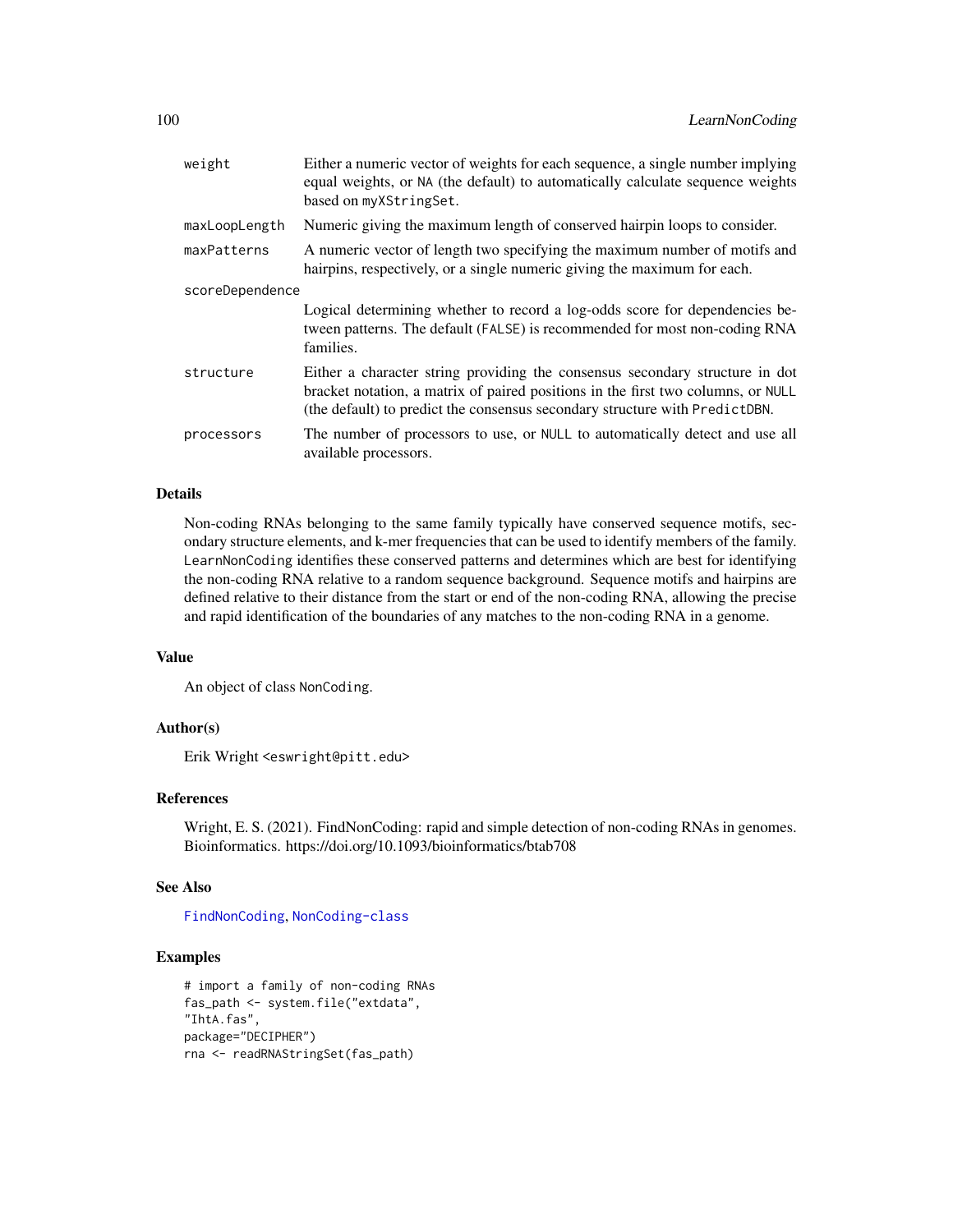| | |
|---|---|
| weight | Either a numeric vector of weights for each sequence, a single number implying equal weights, or NA (the default) to automatically calculate sequence weights based on myXStringSet. |
| maxLoopLength | Numeric giving the maximum length of conserved hairpin loops to consider. |
| maxPatterns | A numeric vector of length two specifying the maximum number of motifs and hairpins, respectively, or a single numeric giving the maximum for each. |
| scoreDependence | Logical determining whether to record a log-odds score for dependencies between patterns. The default (FALSE) is recommended for most non-coding RNA families. |
| structure | Either a character string providing the consensus secondary structure in dot bracket notation, a matrix of paired positions in the first two columns, or NULL (the default) to predict the consensus secondary structure with PredictDBN. |
| processors | The number of processors to use, or NULL to automatically detect and use all available processors. |

## Details

Non-coding RNAs belonging to the same family typically have conserved sequence motifs, secondary structure elements, and k-mer frequencies that can be used to identify members of the family. LearnNonCoding identifies these conserved patterns and determines which are best for identifying the non-coding RNA relative to a random sequence background. Sequence motifs and hairpins are defined relative to their distance from the start or end of the non-coding RNA, allowing the precise and rapid identification of the boundaries of any matches to the non-coding RNA in a genome.

## Value

An object of class NonCoding.

## Author(s)

Erik Wright <eswright@pitt.edu>

## References

Wright, E. S. (2021). FindNonCoding: rapid and simple detection of non-coding RNAs in genomes. Bioinformatics. https://doi.org/10.1093/bioinformatics/btab708

## See Also

FindNonCoding, NonCoding-class

## Examples

```
# import a family of non-coding RNAs
fas_path <- system.file("extdata",
"IhtA.fas",
package="DECIPHER")
rna <- readRNAStringSet(fas_path)
```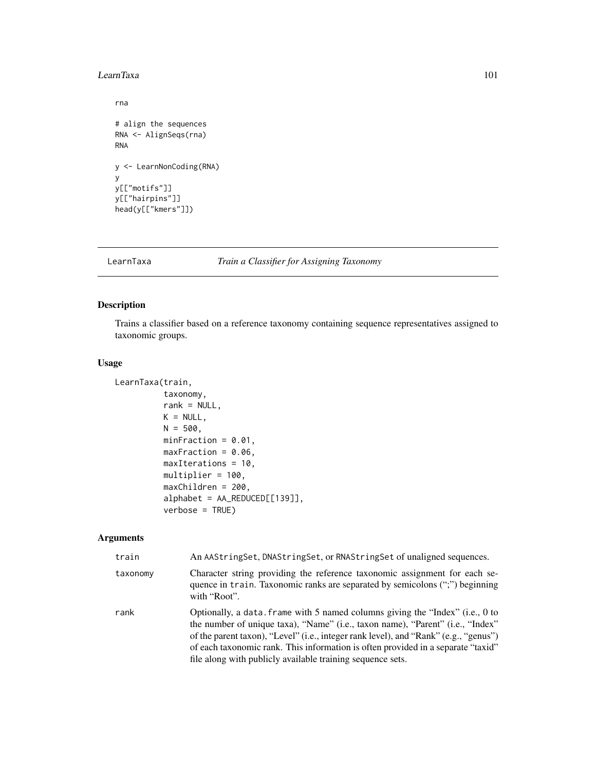```
rna

# align the sequences
RNA <- AlignSeqs(rna)
RNA

y <- LearnNonCoding(RNA)
y
y[["motifs"]]
y[["hairpins"]]
head(y[["kmers"]])
```

---

## LearnTaxa — *Train a Classifier for Assigning Taxonomy*

---

### Description

Trains a classifier based on a reference taxonomy containing sequence representatives assigned to taxonomic groups.

### Usage

```
LearnTaxa(train,
          taxonomy,
          rank = NULL,
          K = NULL,
          N = 500,
          minFraction = 0.01,
          maxFraction = 0.06,
          maxIterations = 10,
          multiplier = 100,
          maxChildren = 200,
          alphabet = AA_REDUCED[[139]],
          verbose = TRUE)
```

### Arguments

| | |
|---|---|
| `train` | An `AAStringSet`, `DNAStringSet`, or `RNAStringSet` of unaligned sequences. |
| `taxonomy` | Character string providing the reference taxonomic assignment for each sequence in `train`. Taxonomic ranks are separated by semicolons (";") beginning with "Root". |
| `rank` | Optionally, a `data.frame` with 5 named columns giving the "Index" (i.e., 0 to the number of unique taxa), "Name" (i.e., taxon name), "Parent" (i.e., "Index" of the parent taxon), "Level" (i.e., integer rank level), and "Rank" (e.g., "genus") of each taxonomic rank. This information is often provided in a separate "taxid" file along with publicly available training sequence sets. |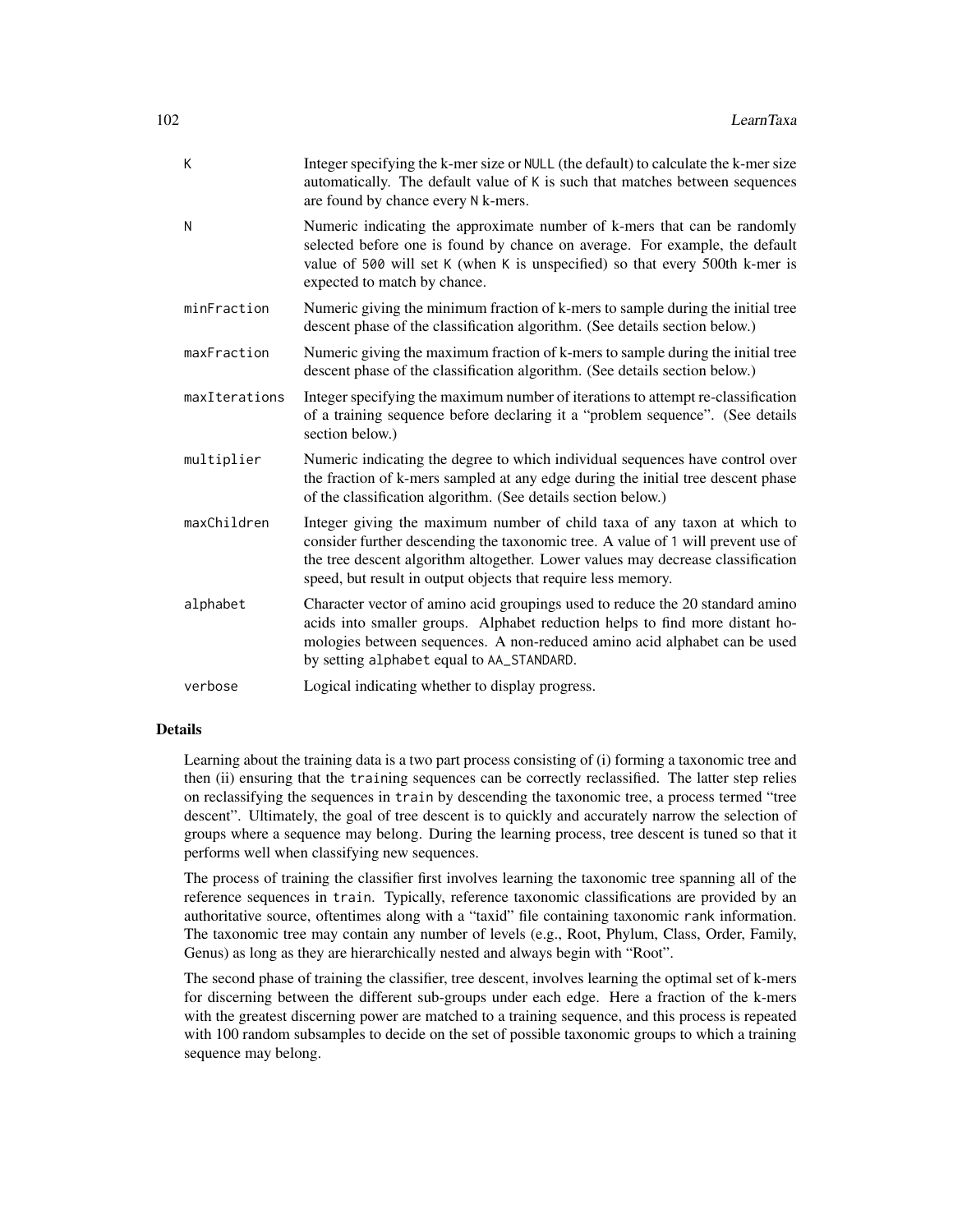| | |
|---|---|
| `K` | Integer specifying the k-mer size or `NULL` (the default) to calculate the k-mer size automatically. The default value of `K` is such that matches between sequences are found by chance every `N` k-mers. |
| `N` | Numeric indicating the approximate number of k-mers that can be randomly selected before one is found by chance on average. For example, the default value of `500` will set `K` (when `K` is unspecified) so that every 500th k-mer is expected to match by chance. |
| `minFraction` | Numeric giving the minimum fraction of k-mers to sample during the initial tree descent phase of the classification algorithm. (See details section below.) |
| `maxFraction` | Numeric giving the maximum fraction of k-mers to sample during the initial tree descent phase of the classification algorithm. (See details section below.) |
| `maxIterations` | Integer specifying the maximum number of iterations to attempt re-classification of a training sequence before declaring it a "problem sequence". (See details section below.) |
| `multiplier` | Numeric indicating the degree to which individual sequences have control over the fraction of k-mers sampled at any edge during the initial tree descent phase of the classification algorithm. (See details section below.) |
| `maxChildren` | Integer giving the maximum number of child taxa of any taxon at which to consider further descending the taxonomic tree. A value of `1` will prevent use of the tree descent algorithm altogether. Lower values may decrease classification speed, but result in output objects that require less memory. |
| `alphabet` | Character vector of amino acid groupings used to reduce the 20 standard amino acids into smaller groups. Alphabet reduction helps to find more distant homologies between sequences. A non-reduced amino acid alphabet can be used by setting `alphabet` equal to `AA_STANDARD`. |
| `verbose` | Logical indicating whether to display progress. |

## Details

Learning about the training data is a two part process consisting of (i) forming a taxonomic tree and then (ii) ensuring that the `training` sequences can be correctly reclassified. The latter step relies on reclassifying the sequences in `train` by descending the taxonomic tree, a process termed "tree descent". Ultimately, the goal of tree descent is to quickly and accurately narrow the selection of groups where a sequence may belong. During the learning process, tree descent is tuned so that it performs well when classifying new sequences.

The process of training the classifier first involves learning the taxonomic tree spanning all of the reference sequences in `train`. Typically, reference taxonomic classifications are provided by an authoritative source, oftentimes along with a "taxid" file containing taxonomic `rank` information. The taxonomic tree may contain any number of levels (e.g., Root, Phylum, Class, Order, Family, Genus) as long as they are hierarchically nested and always begin with "Root".

The second phase of training the classifier, tree descent, involves learning the optimal set of k-mers for discerning between the different sub-groups under each edge. Here a fraction of the k-mers with the greatest discerning power are matched to a training sequence, and this process is repeated with 100 random subsamples to decide on the set of possible taxonomic groups to which a training sequence may belong.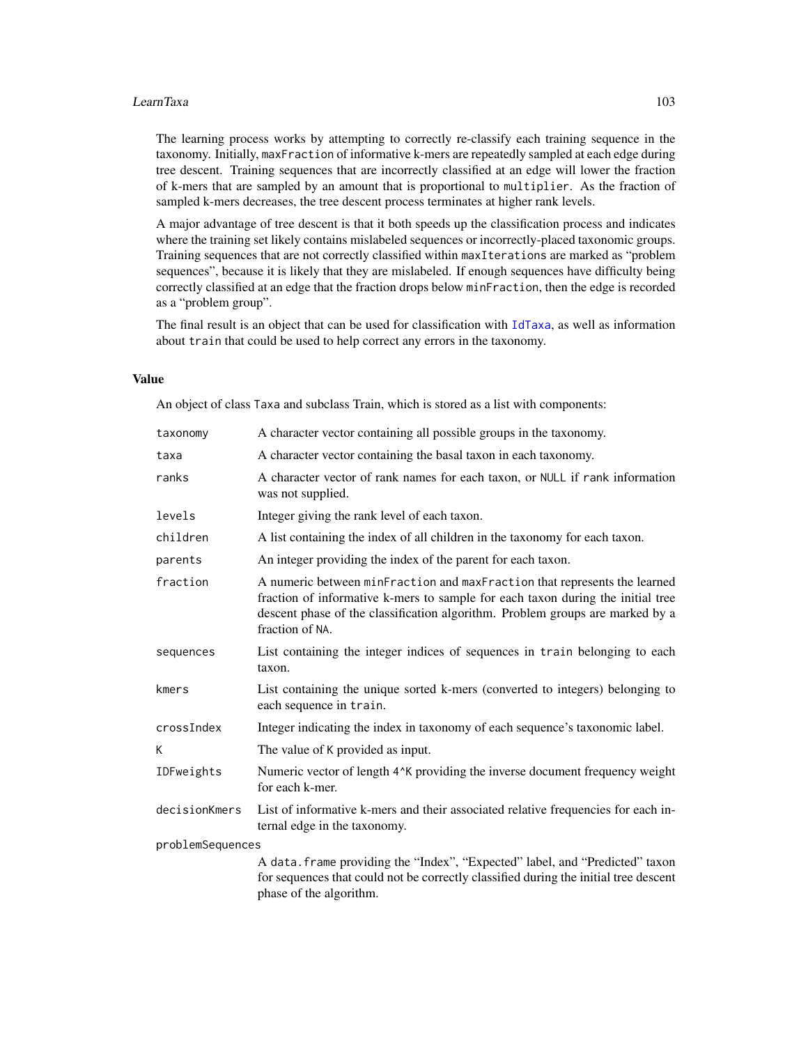The learning process works by attempting to correctly re-classify each training sequence in the taxonomy. Initially, `maxFraction` of informative k-mers are repeatedly sampled at each edge during tree descent. Training sequences that are incorrectly classified at an edge will lower the fraction of k-mers that are sampled by an amount that is proportional to `multiplier`. As the fraction of sampled k-mers decreases, the tree descent process terminates at higher rank levels.

A major advantage of tree descent is that it both speeds up the classification process and indicates where the training set likely contains mislabeled sequences or incorrectly-placed taxonomic groups. Training sequences that are not correctly classified within `maxIterations` are marked as "problem sequences", because it is likely that they are mislabeled. If enough sequences have difficulty being correctly classified at an edge that the fraction drops below `minFraction`, then the edge is recorded as a "problem group".

The final result is an object that can be used for classification with `IdTaxa`, as well as information about `train` that could be used to help correct any errors in the taxonomy.

## Value

An object of class Taxa and subclass Train, which is stored as a list with components:

| | |
|---|---|
| `taxonomy` | A character vector containing all possible groups in the taxonomy. |
| `taxa` | A character vector containing the basal taxon in each taxonomy. |
| `ranks` | A character vector of rank names for each taxon, or `NULL` if `rank` information was not supplied. |
| `levels` | Integer giving the rank level of each taxon. |
| `children` | A list containing the index of all children in the taxonomy for each taxon. |
| `parents` | An integer providing the index of the parent for each taxon. |
| `fraction` | A numeric between `minFraction` and `maxFraction` that represents the learned fraction of informative k-mers to sample for each taxon during the initial tree descent phase of the classification algorithm. Problem groups are marked by a fraction of `NA`. |
| `sequences` | List containing the integer indices of sequences in `train` belonging to each taxon. |
| `kmers` | List containing the unique sorted k-mers (converted to integers) belonging to each sequence in `train`. |
| `crossIndex` | Integer indicating the index in taxonomy of each sequence's taxonomic label. |
| `K` | The value of `K` provided as input. |
| `IDFweights` | Numeric vector of length `4^K` providing the inverse document frequency weight for each k-mer. |
| `decisionKmers` | List of informative k-mers and their associated relative frequencies for each internal edge in the taxonomy. |
| `problemSequences` | A `data.frame` providing the "Index", "Expected" label, and "Predicted" taxon for sequences that could not be correctly classified during the initial tree descent phase of the algorithm. |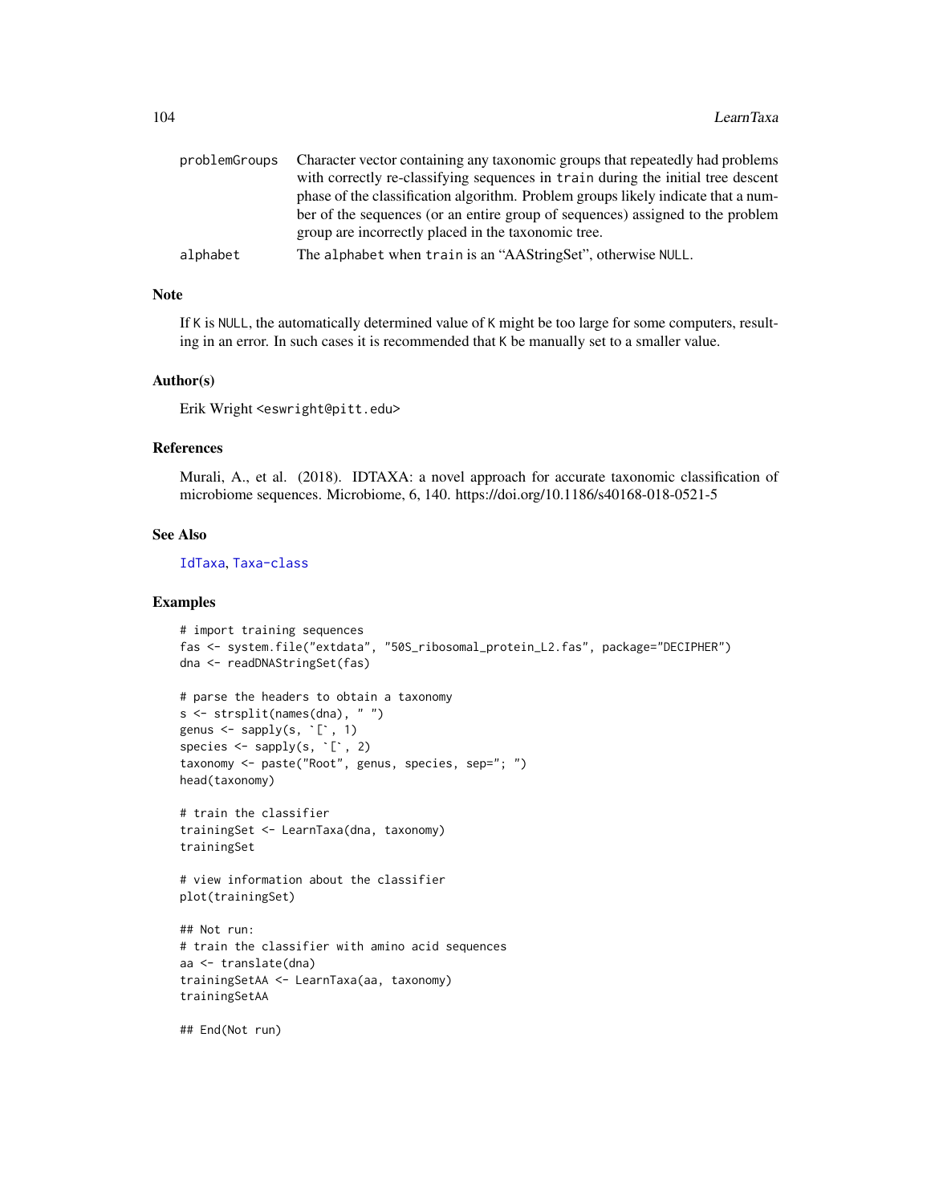| | |
|---|---|
| problemGroups | Character vector containing any taxonomic groups that repeatedly had problems with correctly re-classifying sequences in `train` during the initial tree descent phase of the classification algorithm. Problem groups likely indicate that a number of the sequences (or an entire group of sequences) assigned to the problem group are incorrectly placed in the taxonomic tree. |
| alphabet | The `alphabet` when `train` is an "AAStringSet", otherwise `NULL`. |

### Note

If `K` is `NULL`, the automatically determined value of `K` might be too large for some computers, resulting in an error. In such cases it is recommended that `K` be manually set to a smaller value.

### Author(s)

Erik Wright <eswright@pitt.edu>

### References

Murali, A., et al. (2018). IDTAXA: a novel approach for accurate taxonomic classification of microbiome sequences. Microbiome, 6, 140. https://doi.org/10.1186/s40168-018-0521-5

### See Also

IdTaxa, Taxa-class

### Examples

```
# import training sequences
fas <- system.file("extdata", "50S_ribosomal_protein_L2.fas", package="DECIPHER")
dna <- readDNAStringSet(fas)

# parse the headers to obtain a taxonomy
s <- strsplit(names(dna), " ")
genus <- sapply(s, `[`, 1)
species <- sapply(s, `[`, 2)
taxonomy <- paste("Root", genus, species, sep="; ")
head(taxonomy)

# train the classifier
trainingSet <- LearnTaxa(dna, taxonomy)
trainingSet

# view information about the classifier
plot(trainingSet)

## Not run:
# train the classifier with amino acid sequences
aa <- translate(dna)
trainingSetAA <- LearnTaxa(aa, taxonomy)
trainingSetAA

## End(Not run)
```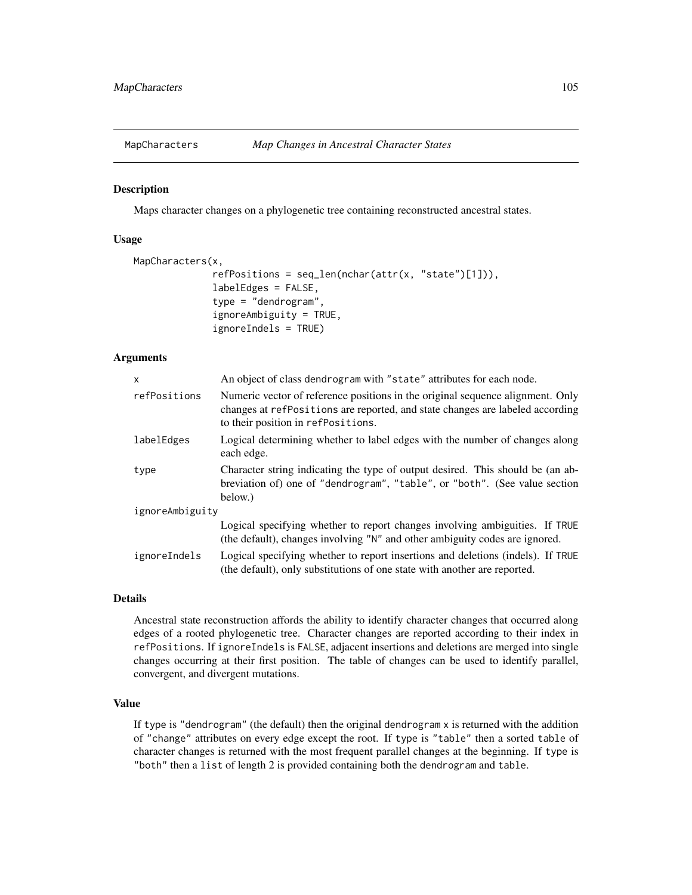# MapCharacters *Map Changes in Ancestral Character States*

## Description

Maps character changes on a phylogenetic tree containing reconstructed ancestral states.

## Usage

```
MapCharacters(x,
              refPositions = seq_len(nchar(attr(x, "state")[1])),
              labelEdges = FALSE,
              type = "dendrogram",
              ignoreAmbiguity = TRUE,
              ignoreIndels = TRUE)
```

## Arguments

| | |
|---|---|
| `x` | An object of class `dendrogram` with `"state"` attributes for each node. |
| `refPositions` | Numeric vector of reference positions in the original sequence alignment. Only changes at `refPositions` are reported, and state changes are labeled according to their position in `refPositions`. |
| `labelEdges` | Logical determining whether to label edges with the number of changes along each edge. |
| `type` | Character string indicating the type of output desired. This should be (an abbreviation of) one of `"dendrogram"`, `"table"`, or `"both"`. (See value section below.) |
| `ignoreAmbiguity` | Logical specifying whether to report changes involving ambiguities. If `TRUE` (the default), changes involving `"N"` and other ambiguity codes are ignored. |
| `ignoreIndels` | Logical specifying whether to report insertions and deletions (indels). If `TRUE` (the default), only substitutions of one state with another are reported. |

## Details

Ancestral state reconstruction affords the ability to identify character changes that occurred along edges of a rooted phylogenetic tree. Character changes are reported according to their index in `refPositions`. If `ignoreIndels` is `FALSE`, adjacent insertions and deletions are merged into single changes occurring at their first position. The table of changes can be used to identify parallel, convergent, and divergent mutations.

## Value

If `type` is `"dendrogram"` (the default) then the original `dendrogram` `x` is returned with the addition of `"change"` attributes on every edge except the root. If `type` is `"table"` then a sorted `table` of character changes is returned with the most frequent parallel changes at the beginning. If `type` is `"both"` then a `list` of length 2 is provided containing both the `dendrogram` and `table`.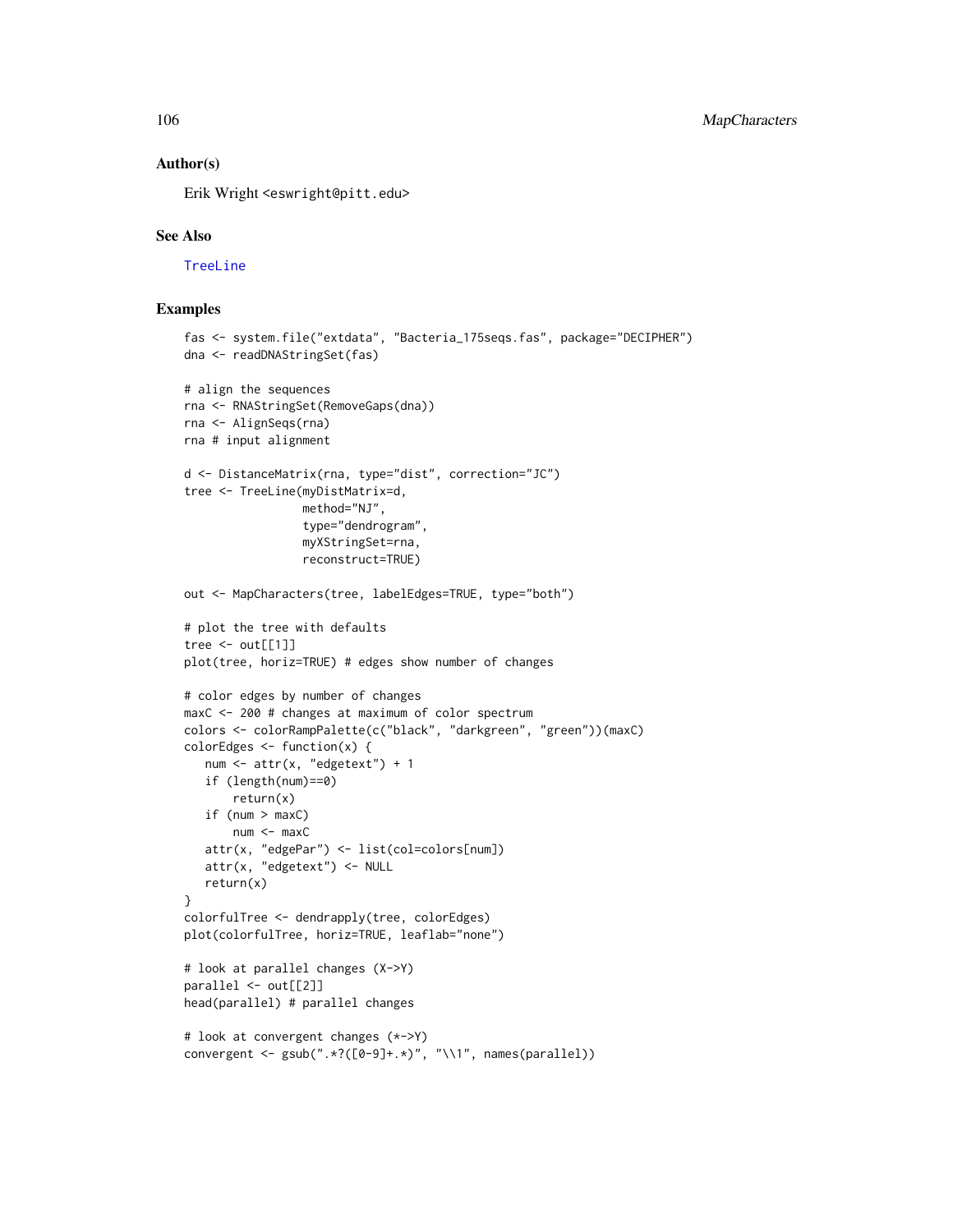## Author(s)

Erik Wright <eswright@pitt.edu>

## See Also

TreeLine

## Examples

```
fas <- system.file("extdata", "Bacteria_175seqs.fas", package="DECIPHER")
dna <- readDNAStringSet(fas)

# align the sequences
rna <- RNAStringSet(RemoveGaps(dna))
rna <- AlignSeqs(rna)
rna # input alignment

d <- DistanceMatrix(rna, type="dist", correction="JC")
tree <- TreeLine(myDistMatrix=d,
                 method="NJ",
                 type="dendrogram",
                 myXStringSet=rna,
                 reconstruct=TRUE)

out <- MapCharacters(tree, labelEdges=TRUE, type="both")

# plot the tree with defaults
tree <- out[[1]]
plot(tree, horiz=TRUE) # edges show number of changes

# color edges by number of changes
maxC <- 200 # changes at maximum of color spectrum
colors <- colorRampPalette(c("black", "darkgreen", "green"))(maxC)
colorEdges <- function(x) {
   num <- attr(x, "edgetext") + 1
   if (length(num)==0)
       return(x)
   if (num > maxC)
       num <- maxC
   attr(x, "edgePar") <- list(col=colors[num])
   attr(x, "edgetext") <- NULL
   return(x)
}
colorfulTree <- dendrapply(tree, colorEdges)
plot(colorfulTree, horiz=TRUE, leaflab="none")

# look at parallel changes (X->Y)
parallel <- out[[2]]
head(parallel) # parallel changes

# look at convergent changes (*->Y)
convergent <- gsub(".*?([0-9]+.*)", "\\1", names(parallel))
```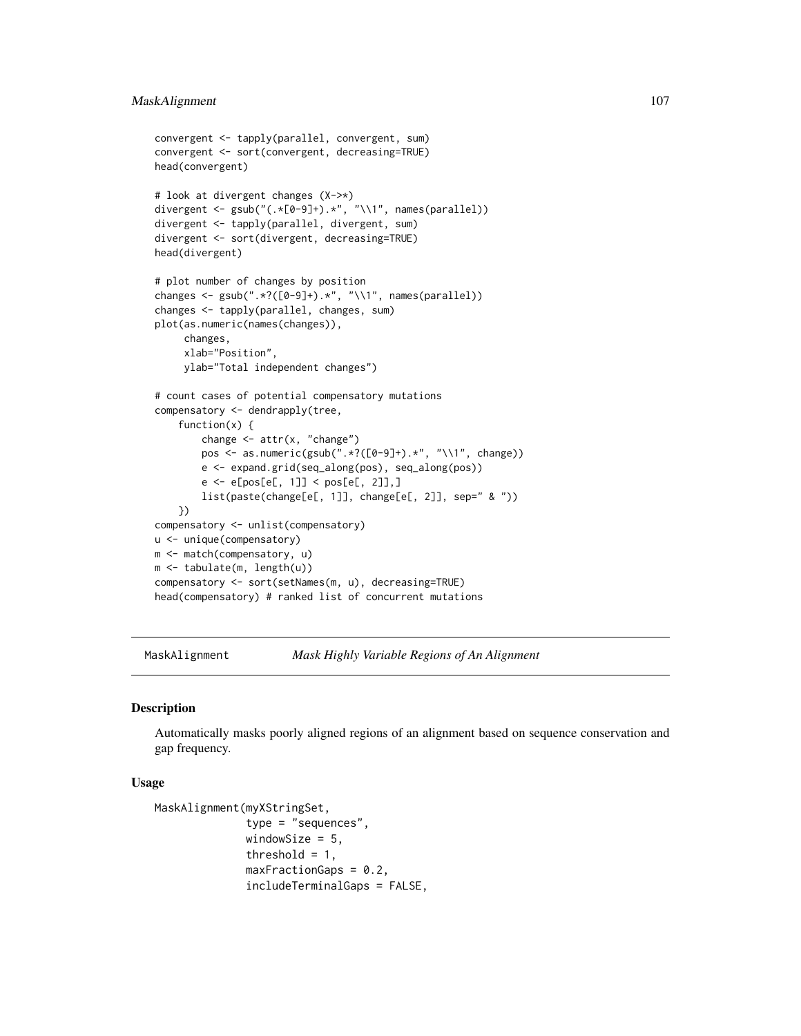```
convergent <- tapply(parallel, convergent, sum)
convergent <- sort(convergent, decreasing=TRUE)
head(convergent)

# look at divergent changes (X->*)
divergent <- gsub("(.*[0-9]+).*", "\\1", names(parallel))
divergent <- tapply(parallel, divergent, sum)
divergent <- sort(divergent, decreasing=TRUE)
head(divergent)

# plot number of changes by position
changes <- gsub(".*?([0-9]+).*", "\\1", names(parallel))
changes <- tapply(parallel, changes, sum)
plot(as.numeric(names(changes)),
     changes,
     xlab="Position",
     ylab="Total independent changes")

# count cases of potential compensatory mutations
compensatory <- dendrapply(tree,
    function(x) {
        change <- attr(x, "change")
        pos <- as.numeric(gsub(".*?([0-9]+).*", "\\1", change))
        e <- expand.grid(seq_along(pos), seq_along(pos))
        e <- e[pos[e[, 1]] < pos[e[, 2]],]
        list(paste(change[e[, 1]], change[e[, 2]], sep=" & "))
    })
compensatory <- unlist(compensatory)
u <- unique(compensatory)
m <- match(compensatory, u)
m <- tabulate(m, length(u))
compensatory <- sort(setNames(m, u), decreasing=TRUE)
head(compensatory) # ranked list of concurrent mutations
```

---

## MaskAlignment — *Mask Highly Variable Regions of An Alignment*

### Description

Automatically masks poorly aligned regions of an alignment based on sequence conservation and gap frequency.

### Usage

```
MaskAlignment(myXStringSet,
              type = "sequences",
              windowSize = 5,
              threshold = 1,
              maxFractionGaps = 0.2,
              includeTerminalGaps = FALSE,
```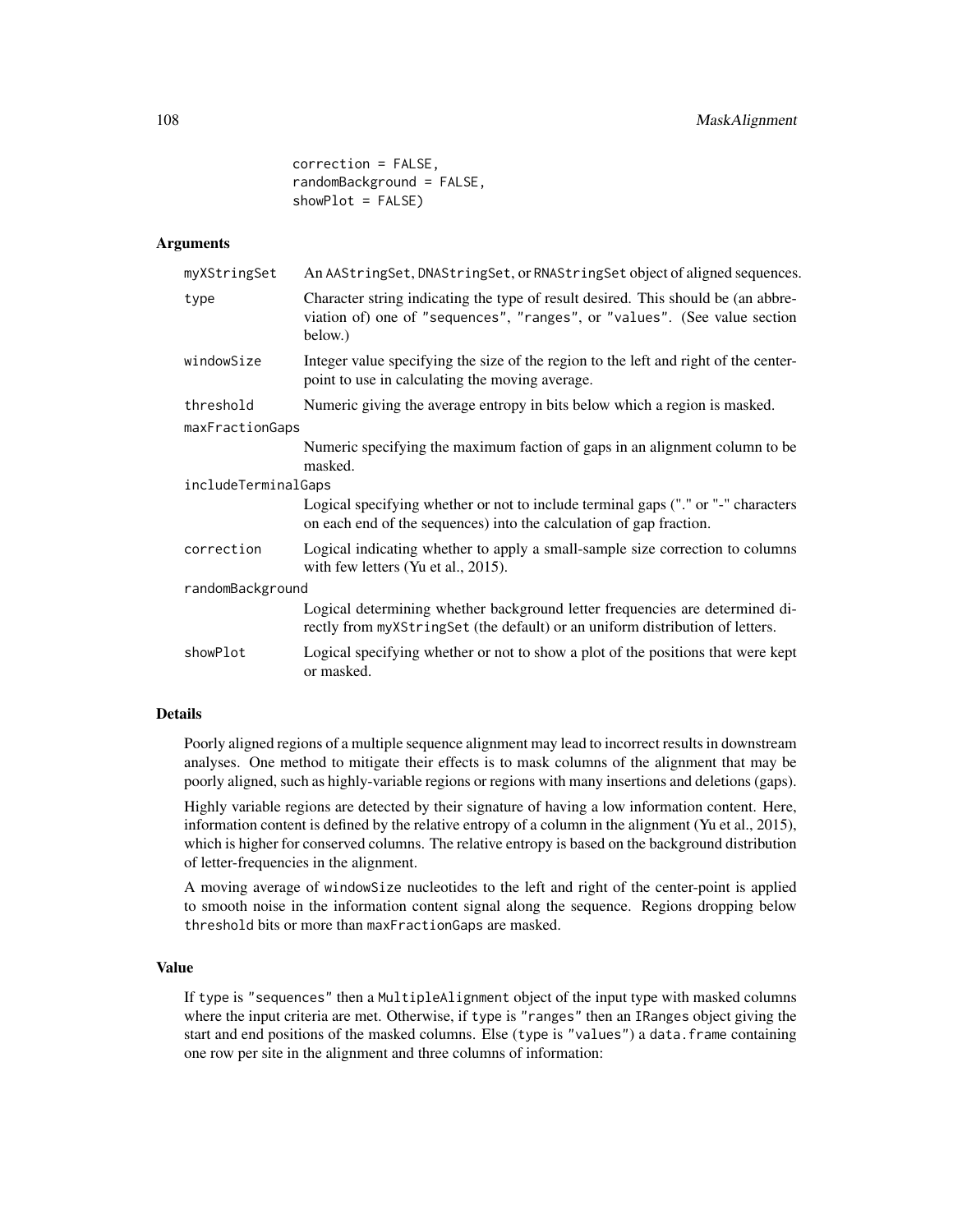```
              correction = FALSE,
              randomBackground = FALSE,
              showPlot = FALSE)
```

## Arguments

| | |
|---|---|
| `myXStringSet` | An `AAStringSet`, `DNAStringSet`, or `RNAStringSet` object of aligned sequences. |
| `type` | Character string indicating the type of result desired. This should be (an abbreviation of) one of `"sequences"`, `"ranges"`, or `"values"`. (See value section below.) |
| `windowSize` | Integer value specifying the size of the region to the left and right of the center-point to use in calculating the moving average. |
| `threshold` | Numeric giving the average entropy in bits below which a region is masked. |
| `maxFractionGaps` | Numeric specifying the maximum faction of gaps in an alignment column to be masked. |
| `includeTerminalGaps` | Logical specifying whether or not to include terminal gaps ("." or "-" characters on each end of the sequences) into the calculation of gap fraction. |
| `correction` | Logical indicating whether to apply a small-sample size correction to columns with few letters (Yu et al., 2015). |
| `randomBackground` | Logical determining whether background letter frequencies are determined directly from `myXStringSet` (the default) or an uniform distribution of letters. |
| `showPlot` | Logical specifying whether or not to show a plot of the positions that were kept or masked. |

## Details

Poorly aligned regions of a multiple sequence alignment may lead to incorrect results in downstream analyses. One method to mitigate their effects is to mask columns of the alignment that may be poorly aligned, such as highly-variable regions or regions with many insertions and deletions (gaps).

Highly variable regions are detected by their signature of having a low information content. Here, information content is defined by the relative entropy of a column in the alignment (Yu et al., 2015), which is higher for conserved columns. The relative entropy is based on the background distribution of letter-frequencies in the alignment.

A moving average of `windowSize` nucleotides to the left and right of the center-point is applied to smooth noise in the information content signal along the sequence. Regions dropping below `threshold` bits or more than `maxFractionGaps` are masked.

## Value

If `type` is `"sequences"` then a `MultipleAlignment` object of the input type with masked columns where the input criteria are met. Otherwise, if `type` is `"ranges"` then an `IRanges` object giving the start and end positions of the masked columns. Else (`type` is `"values"`) a `data.frame` containing one row per site in the alignment and three columns of information: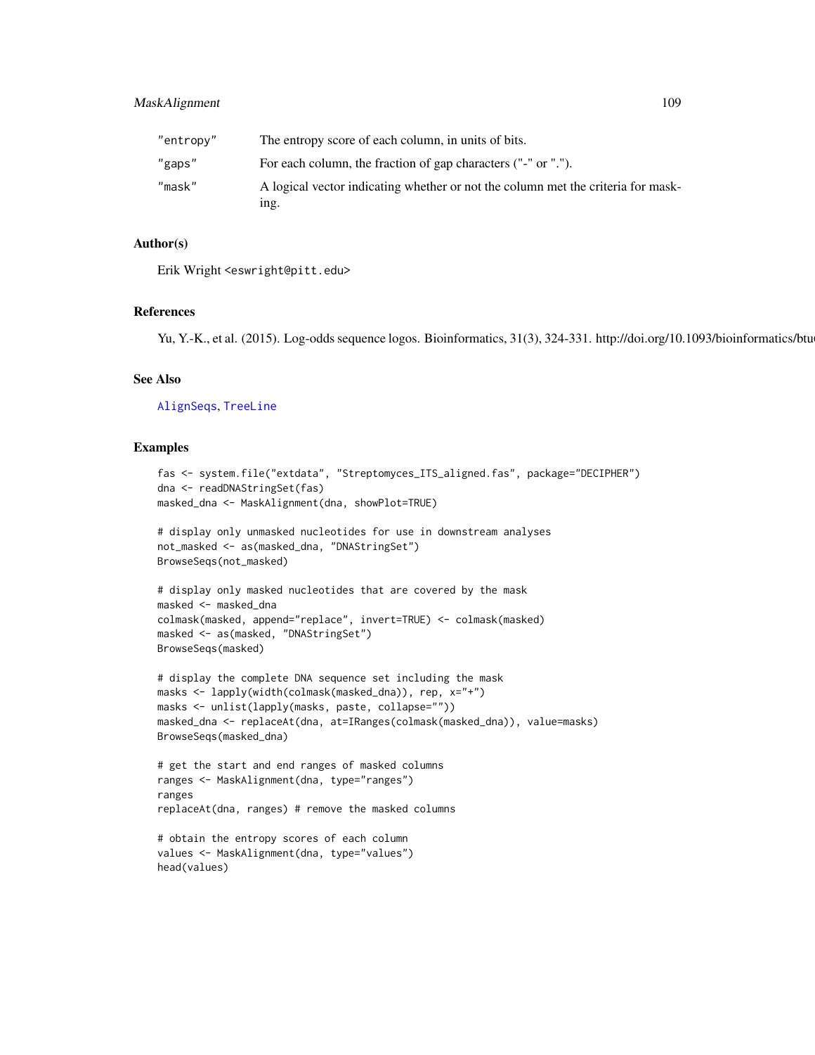| | |
|---|---|
| "entropy" | The entropy score of each column, in units of bits. |
| "gaps" | For each column, the fraction of gap characters ("-" or "."). |
| "mask" | A logical vector indicating whether or not the column met the criteria for masking. |

## Author(s)

Erik Wright <eswright@pitt.edu>

## References

Yu, Y.-K., et al. (2015). Log-odds sequence logos. Bioinformatics, 31(3), 324-331. http://doi.org/10.1093/bioinformatics/btu

## See Also

AlignSeqs, TreeLine

## Examples

```
fas <- system.file("extdata", "Streptomyces_ITS_aligned.fas", package="DECIPHER")
dna <- readDNAStringSet(fas)
masked_dna <- MaskAlignment(dna, showPlot=TRUE)

# display only unmasked nucleotides for use in downstream analyses
not_masked <- as(masked_dna, "DNAStringSet")
BrowseSeqs(not_masked)

# display only masked nucleotides that are covered by the mask
masked <- masked_dna
colmask(masked, append="replace", invert=TRUE) <- colmask(masked)
masked <- as(masked, "DNAStringSet")
BrowseSeqs(masked)

# display the complete DNA sequence set including the mask
masks <- lapply(width(colmask(masked_dna)), rep, x="+")
masks <- unlist(lapply(masks, paste, collapse=""))
masked_dna <- replaceAt(dna, at=IRanges(colmask(masked_dna)), value=masks)
BrowseSeqs(masked_dna)

# get the start and end ranges of masked columns
ranges <- MaskAlignment(dna, type="ranges")
ranges
replaceAt(dna, ranges) # remove the masked columns

# obtain the entropy scores of each column
values <- MaskAlignment(dna, type="values")
head(values)
```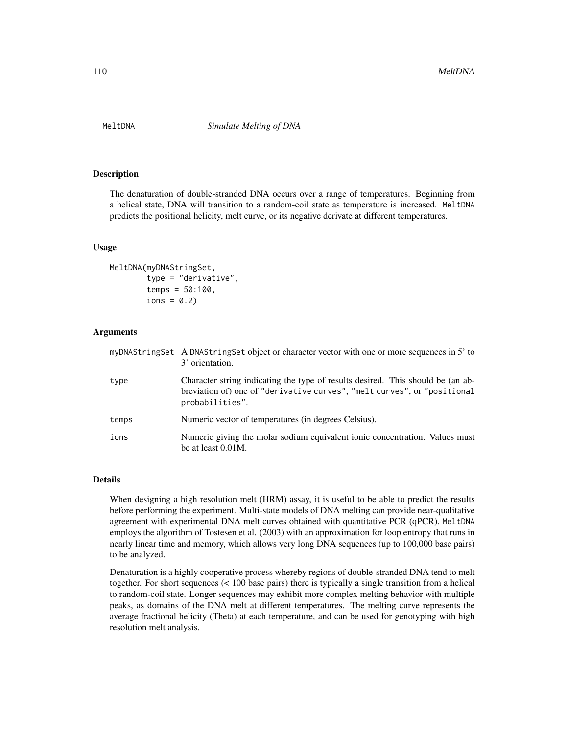# MeltDNA *Simulate Melting of DNA*

## Description

The denaturation of double-stranded DNA occurs over a range of temperatures. Beginning from a helical state, DNA will transition to a random-coil state as temperature is increased. `MeltDNA` predicts the positional helicity, melt curve, or its negative derivate at different temperatures.

## Usage

```
MeltDNA(myDNAStringSet,
        type = "derivative",
        temps = 50:100,
        ions = 0.2)
```

## Arguments

| | |
|---|---|
| `myDNAStringSet` | A `DNAStringSet` object or character vector with one or more sequences in 5' to 3' orientation. |
| `type` | Character string indicating the type of results desired. This should be (an abbreviation of) one of `"derivative curves"`, `"melt curves"`, or `"positional probabilities"`. |
| `temps` | Numeric vector of temperatures (in degrees Celsius). |
| `ions` | Numeric giving the molar sodium equivalent ionic concentration. Values must be at least 0.01M. |

## Details

When designing a high resolution melt (HRM) assay, it is useful to be able to predict the results before performing the experiment. Multi-state models of DNA melting can provide near-qualitative agreement with experimental DNA melt curves obtained with quantitative PCR (qPCR). `MeltDNA` employs the algorithm of Tostesen et al. (2003) with an approximation for loop entropy that runs in nearly linear time and memory, which allows very long DNA sequences (up to 100,000 base pairs) to be analyzed.

Denaturation is a highly cooperative process whereby regions of double-stranded DNA tend to melt together. For short sequences (< 100 base pairs) there is typically a single transition from a helical to random-coil state. Longer sequences may exhibit more complex melting behavior with multiple peaks, as domains of the DNA melt at different temperatures. The melting curve represents the average fractional helicity (Theta) at each temperature, and can be used for genotyping with high resolution melt analysis.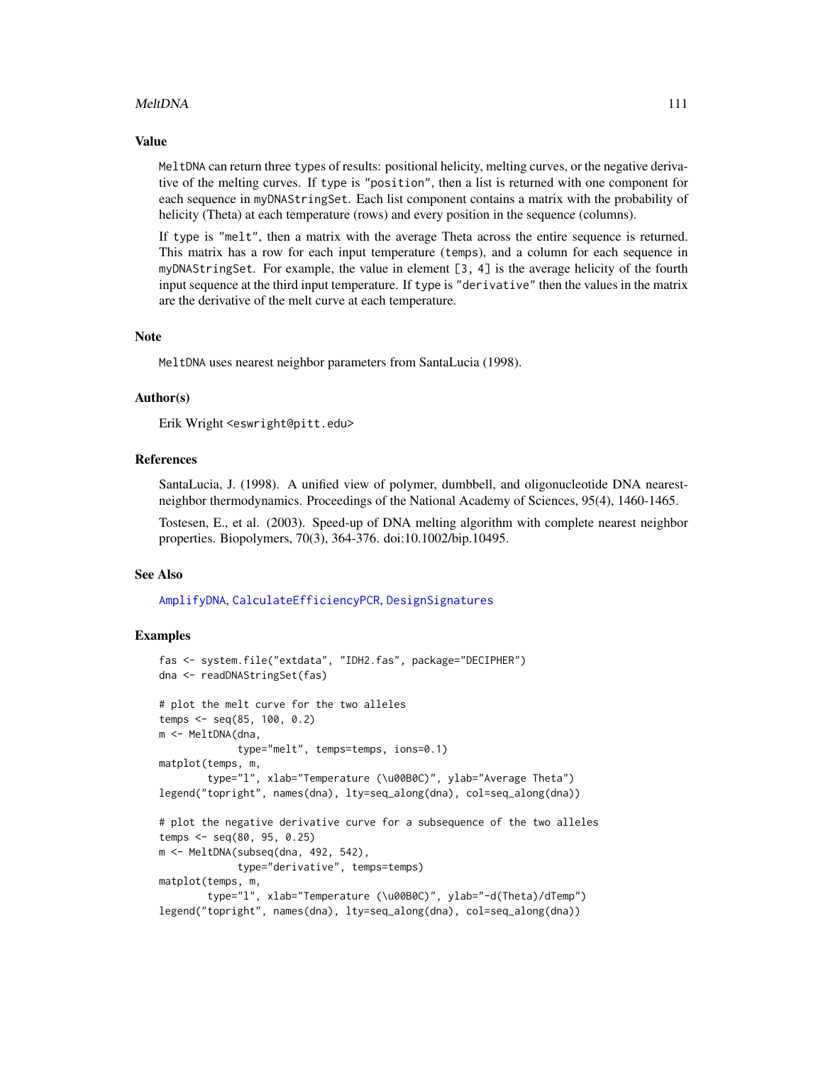## Value

`MeltDNA` can return three `type`s of results: positional helicity, melting curves, or the negative derivative of the melting curves. If `type` is `"position"`, then a list is returned with one component for each sequence in `myDNAStringSet`. Each list component contains a matrix with the probability of helicity (Theta) at each temperature (rows) and every position in the sequence (columns).

If `type` is `"melt"`, then a matrix with the average Theta across the entire sequence is returned. This matrix has a row for each input temperature (`temps`), and a column for each sequence in `myDNAStringSet`. For example, the value in element `[3, 4]` is the average helicity of the fourth input sequence at the third input temperature. If `type` is `"derivative"` then the values in the matrix are the derivative of the melt curve at each temperature.

## Note

`MeltDNA` uses nearest neighbor parameters from SantaLucia (1998).

## Author(s)

Erik Wright <eswright@pitt.edu>

## References

SantaLucia, J. (1998). A unified view of polymer, dumbbell, and oligonucleotide DNA nearest-neighbor thermodynamics. Proceedings of the National Academy of Sciences, 95(4), 1460-1465.

Tostesen, E., et al. (2003). Speed-up of DNA melting algorithm with complete nearest neighbor properties. Biopolymers, 70(3), 364-376. doi:10.1002/bip.10495.

## See Also

`AmplifyDNA`, `CalculateEfficiencyPCR`, `DesignSignatures`

## Examples

```
fas <- system.file("extdata", "IDH2.fas", package="DECIPHER")
dna <- readDNAStringSet(fas)

# plot the melt curve for the two alleles
temps <- seq(85, 100, 0.2)
m <- MeltDNA(dna,
             type="melt", temps=temps, ions=0.1)
matplot(temps, m,
        type="l", xlab="Temperature (\u00B0C)", ylab="Average Theta")
legend("topright", names(dna), lty=seq_along(dna), col=seq_along(dna))

# plot the negative derivative curve for a subsequence of the two alleles
temps <- seq(80, 95, 0.25)
m <- MeltDNA(subseq(dna, 492, 542),
             type="derivative", temps=temps)
matplot(temps, m,
        type="l", xlab="Temperature (\u00B0C)", ylab="-d(Theta)/dTemp")
legend("topright", names(dna), lty=seq_along(dna), col=seq_along(dna))
```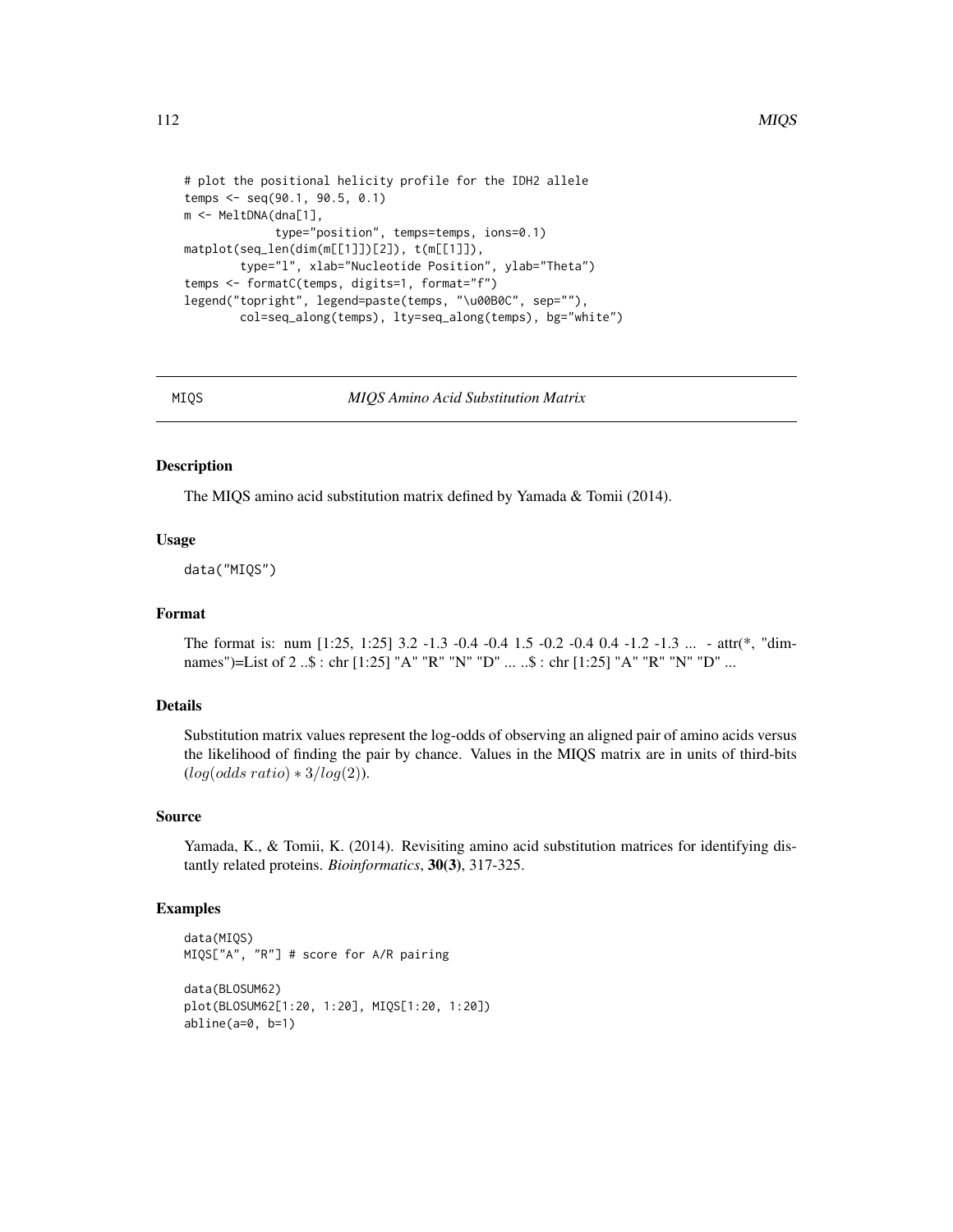```
# plot the positional helicity profile for the IDH2 allele
temps <- seq(90.1, 90.5, 0.1)
m <- MeltDNA(dna[1],
             type="position", temps=temps, ions=0.1)
matplot(seq_len(dim(m[[1]])[2]), t(m[[1]]),
        type="l", xlab="Nucleotide Position", ylab="Theta")
temps <- formatC(temps, digits=1, format="f")
legend("topright", legend=paste(temps, "\u00B0C", sep=""),
        col=seq_along(temps), lty=seq_along(temps), bg="white")
```

---

MIQS *MIQS Amino Acid Substitution Matrix*

---

## Description

The MIQS amino acid substitution matrix defined by Yamada & Tomii (2014).

## Usage

```
data("MIQS")
```

## Format

The format is: num [1:25, 1:25] 3.2 -1.3 -0.4 -0.4 1.5 -0.2 -0.4 0.4 -1.2 -1.3 ... - attr(*, "dimnames")=List of 2 ..$ : chr [1:25] "A" "R" "N" "D" ... ..$ : chr [1:25] "A" "R" "N" "D" ...

## Details

Substitution matrix values represent the log-odds of observing an aligned pair of amino acids versus the likelihood of finding the pair by chance. Values in the MIQS matrix are in units of third-bits ($log(odds\ ratio) * 3/log(2)$).

## Source

Yamada, K., & Tomii, K. (2014). Revisiting amino acid substitution matrices for identifying distantly related proteins. *Bioinformatics*, **30(3)**, 317-325.

## Examples

```
data(MIQS)
MIQS["A", "R"] # score for A/R pairing

data(BLOSUM62)
plot(BLOSUM62[1:20, 1:20], MIQS[1:20, 1:20])
abline(a=0, b=1)
```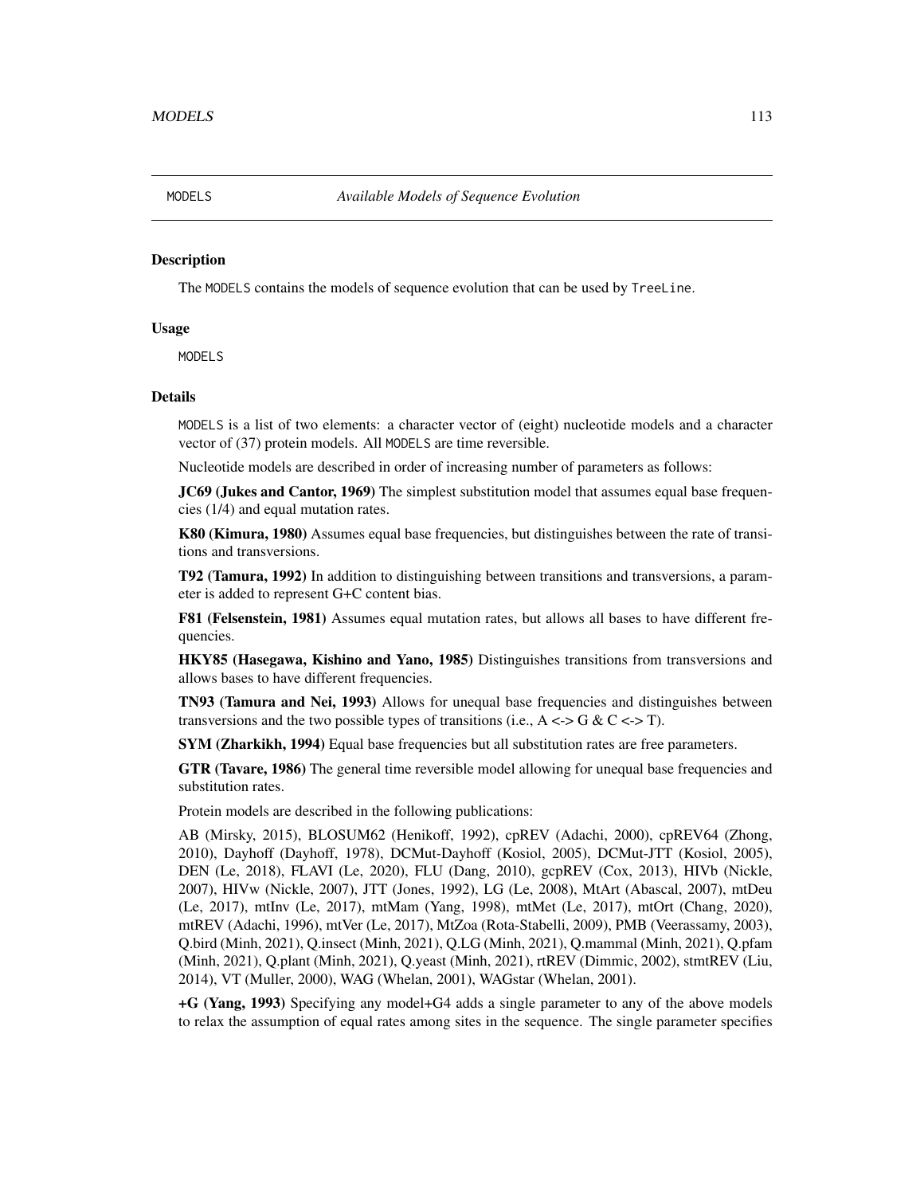MODELS *Available Models of Sequence Evolution*

### Description

The MODELS contains the models of sequence evolution that can be used by TreeLine.

### Usage

```
MODELS
```

### Details

MODELS is a list of two elements: a character vector of (eight) nucleotide models and a character vector of (37) protein models. All MODELS are time reversible.

Nucleotide models are described in order of increasing number of parameters as follows:

**JC69 (Jukes and Cantor, 1969)** The simplest substitution model that assumes equal base frequencies (1/4) and equal mutation rates.

**K80 (Kimura, 1980)** Assumes equal base frequencies, but distinguishes between the rate of transitions and transversions.

**T92 (Tamura, 1992)** In addition to distinguishing between transitions and transversions, a parameter is added to represent G+C content bias.

**F81 (Felsenstein, 1981)** Assumes equal mutation rates, but allows all bases to have different frequencies.

**HKY85 (Hasegawa, Kishino and Yano, 1985)** Distinguishes transitions from transversions and allows bases to have different frequencies.

**TN93 (Tamura and Nei, 1993)** Allows for unequal base frequencies and distinguishes between transversions and the two possible types of transitions (i.e., A <-> G & C <-> T).

**SYM (Zharkikh, 1994)** Equal base frequencies but all substitution rates are free parameters.

**GTR (Tavare, 1986)** The general time reversible model allowing for unequal base frequencies and substitution rates.

Protein models are described in the following publications:

AB (Mirsky, 2015), BLOSUM62 (Henikoff, 1992), cpREV (Adachi, 2000), cpREV64 (Zhong, 2010), Dayhoff (Dayhoff, 1978), DCMut-Dayhoff (Kosiol, 2005), DCMut-JTT (Kosiol, 2005), DEN (Le, 2018), FLAVI (Le, 2020), FLU (Dang, 2010), gcpREV (Cox, 2013), HIVb (Nickle, 2007), HIVw (Nickle, 2007), JTT (Jones, 1992), LG (Le, 2008), MtArt (Abascal, 2007), mtDeu (Le, 2017), mtInv (Le, 2017), mtMam (Yang, 1998), mtMet (Le, 2017), mtOrt (Chang, 2020), mtREV (Adachi, 1996), mtVer (Le, 2017), MtZoa (Rota-Stabelli, 2009), PMB (Veerassamy, 2003), Q.bird (Minh, 2021), Q.insect (Minh, 2021), Q.LG (Minh, 2021), Q.mammal (Minh, 2021), Q.pfam (Minh, 2021), Q.plant (Minh, 2021), Q.yeast (Minh, 2021), rtREV (Dimmic, 2002), stmtREV (Liu, 2014), VT (Muller, 2000), WAG (Whelan, 2001), WAGstar (Whelan, 2001).

**+G (Yang, 1993)** Specifying any model+G4 adds a single parameter to any of the above models to relax the assumption of equal rates among sites in the sequence. The single parameter specifies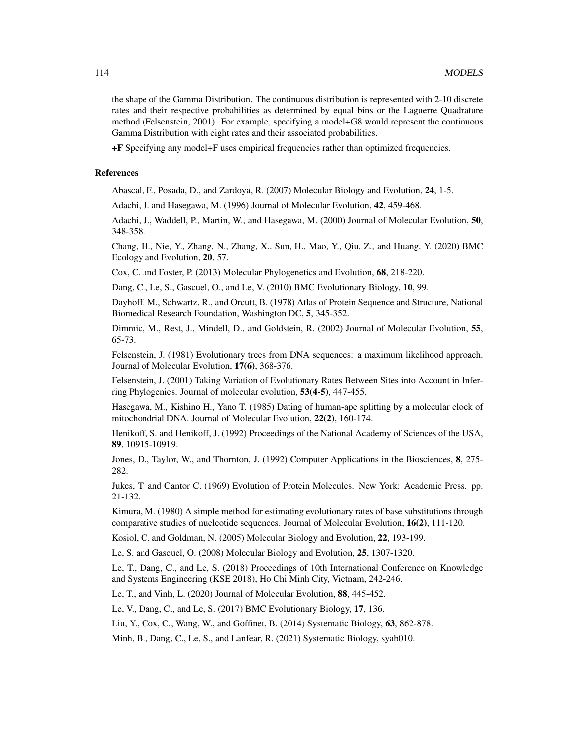the shape of the Gamma Distribution. The continuous distribution is represented with 2-10 discrete rates and their respective probabilities as determined by equal bins or the Laguerre Quadrature method (Felsenstein, 2001). For example, specifying a model+G8 would represent the continuous Gamma Distribution with eight rates and their associated probabilities.

**+F** Specifying any model+F uses empirical frequencies rather than optimized frequencies.

### References

Abascal, F., Posada, D., and Zardoya, R. (2007) Molecular Biology and Evolution, **24**, 1-5.

Adachi, J. and Hasegawa, M. (1996) Journal of Molecular Evolution, **42**, 459-468.

Adachi, J., Waddell, P., Martin, W., and Hasegawa, M. (2000) Journal of Molecular Evolution, **50**, 348-358.

Chang, H., Nie, Y., Zhang, N., Zhang, X., Sun, H., Mao, Y., Qiu, Z., and Huang, Y. (2020) BMC Ecology and Evolution, **20**, 57.

Cox, C. and Foster, P. (2013) Molecular Phylogenetics and Evolution, **68**, 218-220.

Dang, C., Le, S., Gascuel, O., and Le, V. (2010) BMC Evolutionary Biology, **10**, 99.

Dayhoff, M., Schwartz, R., and Orcutt, B. (1978) Atlas of Protein Sequence and Structure, National Biomedical Research Foundation, Washington DC, **5**, 345-352.

Dimmic, M., Rest, J., Mindell, D., and Goldstein, R. (2002) Journal of Molecular Evolution, **55**, 65-73.

Felsenstein, J. (1981) Evolutionary trees from DNA sequences: a maximum likelihood approach. Journal of Molecular Evolution, **17(6)**, 368-376.

Felsenstein, J. (2001) Taking Variation of Evolutionary Rates Between Sites into Account in Inferring Phylogenies. Journal of molecular evolution, **53(4-5)**, 447-455.

Hasegawa, M., Kishino H., Yano T. (1985) Dating of human-ape splitting by a molecular clock of mitochondrial DNA. Journal of Molecular Evolution, **22(2)**, 160-174.

Henikoff, S. and Henikoff, J. (1992) Proceedings of the National Academy of Sciences of the USA, **89**, 10915-10919.

Jones, D., Taylor, W., and Thornton, J. (1992) Computer Applications in the Biosciences, **8**, 275-282.

Jukes, T. and Cantor C. (1969) Evolution of Protein Molecules. New York: Academic Press. pp. 21-132.

Kimura, M. (1980) A simple method for estimating evolutionary rates of base substitutions through comparative studies of nucleotide sequences. Journal of Molecular Evolution, **16(2)**, 111-120.

Kosiol, C. and Goldman, N. (2005) Molecular Biology and Evolution, **22**, 193-199.

Le, S. and Gascuel, O. (2008) Molecular Biology and Evolution, **25**, 1307-1320.

Le, T., Dang, C., and Le, S. (2018) Proceedings of 10th International Conference on Knowledge and Systems Engineering (KSE 2018), Ho Chi Minh City, Vietnam, 242-246.

Le, T., and Vinh, L. (2020) Journal of Molecular Evolution, **88**, 445-452.

Le, V., Dang, C., and Le, S. (2017) BMC Evolutionary Biology, **17**, 136.

Liu, Y., Cox, C., Wang, W., and Goffinet, B. (2014) Systematic Biology, **63**, 862-878.

Minh, B., Dang, C., Le, S., and Lanfear, R. (2021) Systematic Biology, syab010.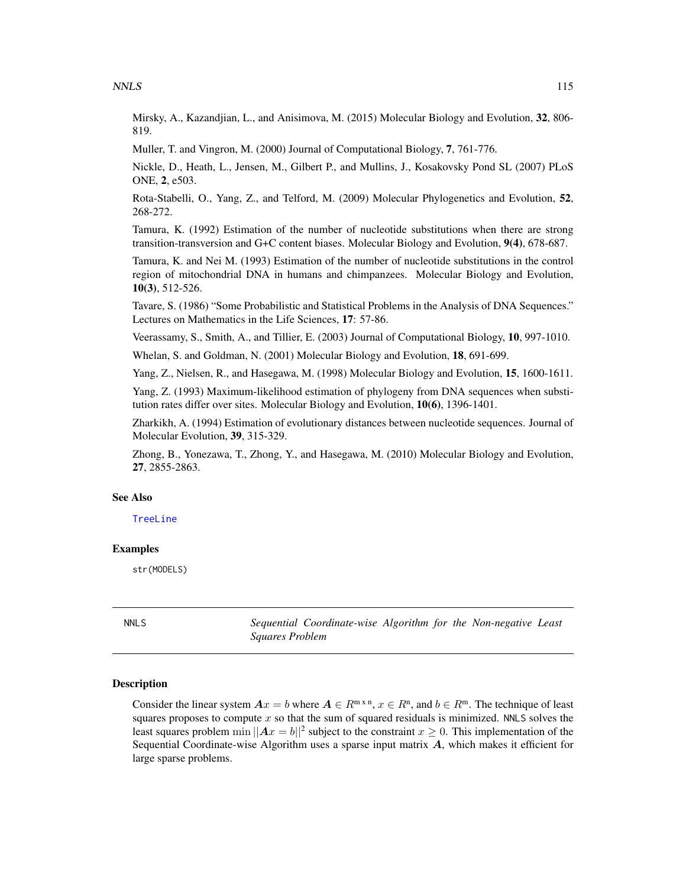Mirsky, A., Kazandjian, L., and Anisimova, M. (2015) Molecular Biology and Evolution, **32**, 806-819.

Muller, T. and Vingron, M. (2000) Journal of Computational Biology, **7**, 761-776.

Nickle, D., Heath, L., Jensen, M., Gilbert P., and Mullins, J., Kosakovsky Pond SL (2007) PLoS ONE, **2**, e503.

Rota-Stabelli, O., Yang, Z., and Telford, M. (2009) Molecular Phylogenetics and Evolution, **52**, 268-272.

Tamura, K. (1992) Estimation of the number of nucleotide substitutions when there are strong transition-transversion and G+C content biases. Molecular Biology and Evolution, **9(4)**, 678-687.

Tamura, K. and Nei M. (1993) Estimation of the number of nucleotide substitutions in the control region of mitochondrial DNA in humans and chimpanzees. Molecular Biology and Evolution, **10(3)**, 512-526.

Tavare, S. (1986) "Some Probabilistic and Statistical Problems in the Analysis of DNA Sequences." Lectures on Mathematics in the Life Sciences, **17**: 57-86.

Veerassamy, S., Smith, A., and Tillier, E. (2003) Journal of Computational Biology, **10**, 997-1010.

Whelan, S. and Goldman, N. (2001) Molecular Biology and Evolution, **18**, 691-699.

Yang, Z., Nielsen, R., and Hasegawa, M. (1998) Molecular Biology and Evolution, **15**, 1600-1611.

Yang, Z. (1993) Maximum-likelihood estimation of phylogeny from DNA sequences when substitution rates differ over sites. Molecular Biology and Evolution, **10(6)**, 1396-1401.

Zharkikh, A. (1994) Estimation of evolutionary distances between nucleotide sequences. Journal of Molecular Evolution, **39**, 315-329.

Zhong, B., Yonezawa, T., Zhong, Y., and Hasegawa, M. (2010) Molecular Biology and Evolution, **27**, 2855-2863.

### See Also

`TreeLine`

### Examples

```
str(MODELS)
```

---

## NNLS — *Sequential Coordinate-wise Algorithm for the Non-negative Least Squares Problem*

---

### Description

Consider the linear system $\boldsymbol{A}x = b$ where $\boldsymbol{A} \in R^{m \times n}$, $x \in R^n$, and $b \in R^m$. The technique of least squares proposes to compute $x$ so that the sum of squared residuals is minimized. `NNLS` solves the least squares problem $\min ||\boldsymbol{A}x = b||^2$ subject to the constraint $x \geq 0$. This implementation of the Sequential Coordinate-wise Algorithm uses a sparse input matrix $\boldsymbol{A}$, which makes it efficient for large sparse problems.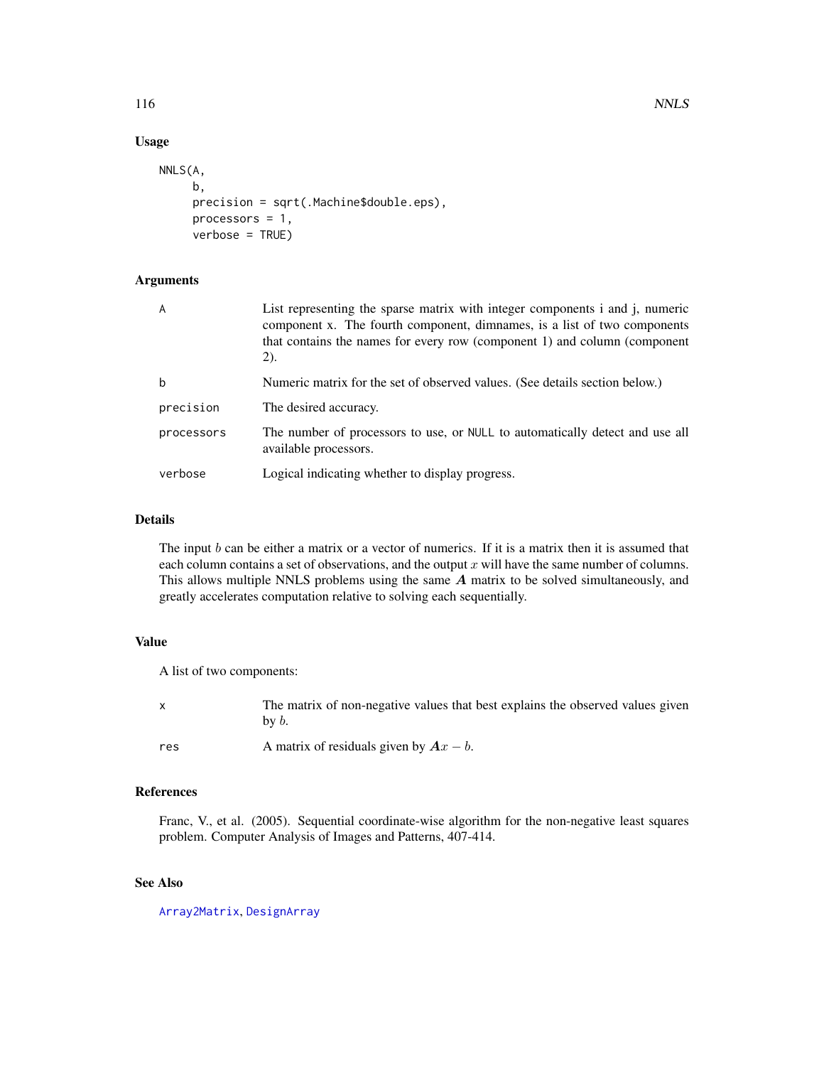## Usage

```
NNLS(A,
     b,
     precision = sqrt(.Machine$double.eps),
     processors = 1,
     verbose = TRUE)
```

## Arguments

| | |
|---|---|
| A | List representing the sparse matrix with integer components i and j, numeric component x. The fourth component, dimnames, is a list of two components that contains the names for every row (component 1) and column (component 2). |
| b | Numeric matrix for the set of observed values. (See details section below.) |
| precision | The desired accuracy. |
| processors | The number of processors to use, or NULL to automatically detect and use all available processors. |
| verbose | Logical indicating whether to display progress. |

## Details

The input $b$ can be either a matrix or a vector of numerics. If it is a matrix then it is assumed that each column contains a set of observations, and the output $x$ will have the same number of columns. This allows multiple NNLS problems using the same $\boldsymbol{A}$ matrix to be solved simultaneously, and greatly accelerates computation relative to solving each sequentially.

## Value

A list of two components:

| | |
|---|---|
| x | The matrix of non-negative values that best explains the observed values given by $b$. |
| res | A matrix of residuals given by $\boldsymbol{A}x - b$. |

## References

Franc, V., et al. (2005). Sequential coordinate-wise algorithm for the non-negative least squares problem. Computer Analysis of Images and Patterns, 407-414.

## See Also

Array2Matrix, DesignArray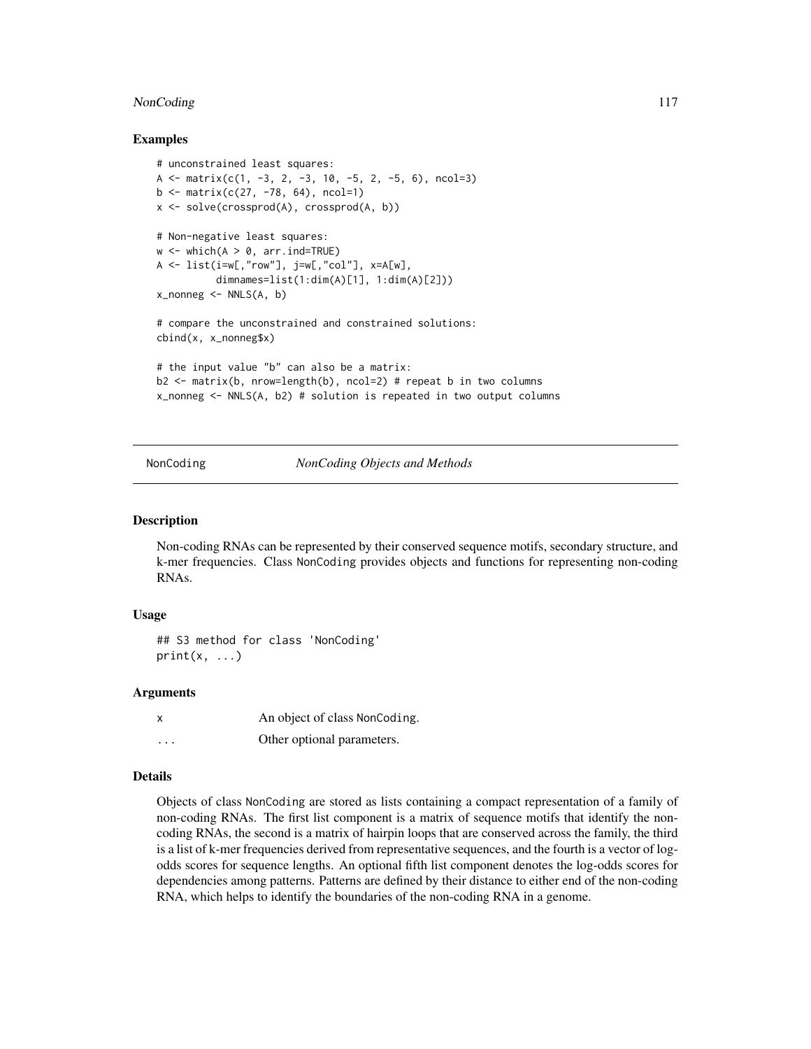## Examples

```
# unconstrained least squares:
A <- matrix(c(1, -3, 2, -3, 10, -5, 2, -5, 6), ncol=3)
b <- matrix(c(27, -78, 64), ncol=1)
x <- solve(crossprod(A), crossprod(A, b))

# Non-negative least squares:
w <- which(A > 0, arr.ind=TRUE)
A <- list(i=w[,"row"], j=w[,"col"], x=A[w],
          dimnames=list(1:dim(A)[1], 1:dim(A)[2]))
x_nonneg <- NNLS(A, b)

# compare the unconstrained and constrained solutions:
cbind(x, x_nonneg$x)

# the input value "b" can also be a matrix:
b2 <- matrix(b, nrow=length(b), ncol=2) # repeat b in two columns
x_nonneg <- NNLS(A, b2) # solution is repeated in two output columns
```

---

# NonCoding — *NonCoding Objects and Methods*

## Description

Non-coding RNAs can be represented by their conserved sequence motifs, secondary structure, and k-mer frequencies. Class NonCoding provides objects and functions for representing non-coding RNAs.

## Usage

```
## S3 method for class 'NonCoding'
print(x, ...)
```

## Arguments

| | |
|---|---|
| x | An object of class NonCoding. |
| ... | Other optional parameters. |

## Details

Objects of class NonCoding are stored as lists containing a compact representation of a family of non-coding RNAs. The first list component is a matrix of sequence motifs that identify the non-coding RNAs, the second is a matrix of hairpin loops that are conserved across the family, the third is a list of k-mer frequencies derived from representative sequences, and the fourth is a vector of log-odds scores for sequence lengths. An optional fifth list component denotes the log-odds scores for dependencies among patterns. Patterns are defined by their distance to either end of the non-coding RNA, which helps to identify the boundaries of the non-coding RNA in a genome.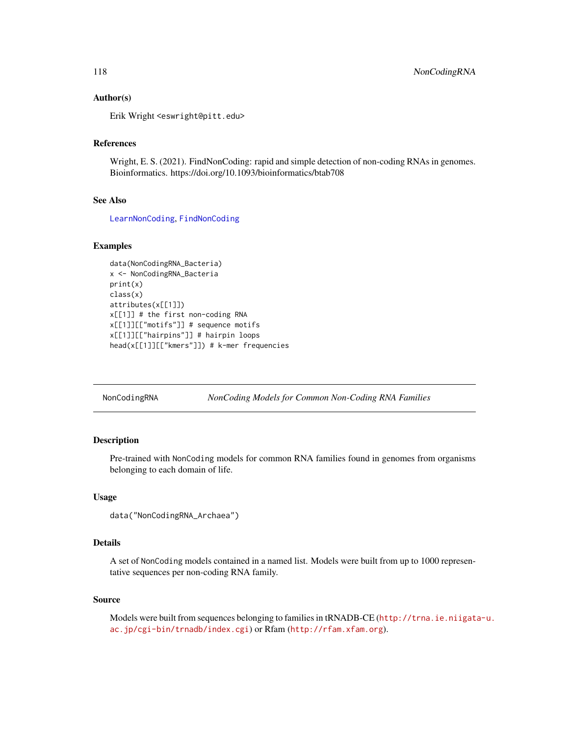### Author(s)

Erik Wright <eswright@pitt.edu>

### References

Wright, E. S. (2021). FindNonCoding: rapid and simple detection of non-coding RNAs in genomes. Bioinformatics. https://doi.org/10.1093/bioinformatics/btab708

### See Also

LearnNonCoding, FindNonCoding

### Examples

```
data(NonCodingRNA_Bacteria)
x <- NonCodingRNA_Bacteria
print(x)
class(x)
attributes(x[[1]])
x[[1]] # the first non-coding RNA
x[[1]][["motifs"]] # sequence motifs
x[[1]][["hairpins"]] # hairpin loops
head(x[[1]][["kmers"]]) # k-mer frequencies
```

---

## NonCodingRNA — *NonCoding Models for Common Non-Coding RNA Families*

### Description

Pre-trained with NonCoding models for common RNA families found in genomes from organisms belonging to each domain of life.

### Usage

```
data("NonCodingRNA_Archaea")
```

### Details

A set of NonCoding models contained in a named list. Models were built from up to 1000 representative sequences per non-coding RNA family.

### Source

Models were built from sequences belonging to families in tRNADB-CE (http://trna.ie.niigata-u.ac.jp/cgi-bin/trnadb/index.cgi) or Rfam (http://rfam.xfam.org).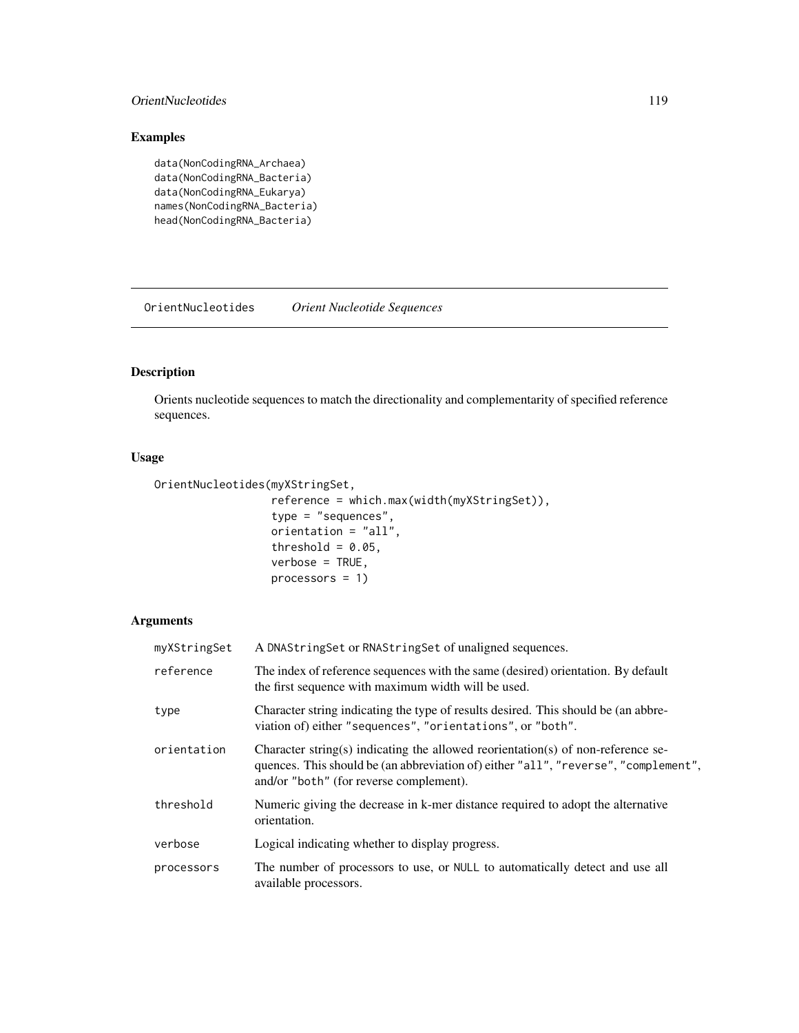## Examples

```
data(NonCodingRNA_Archaea)
data(NonCodingRNA_Bacteria)
data(NonCodingRNA_Eukarya)
names(NonCodingRNA_Bacteria)
head(NonCodingRNA_Bacteria)
```

---

# OrientNucleotides *Orient Nucleotide Sequences*

---

## Description

Orients nucleotide sequences to match the directionality and complementarity of specified reference sequences.

## Usage

```
OrientNucleotides(myXStringSet,
                  reference = which.max(width(myXStringSet)),
                  type = "sequences",
                  orientation = "all",
                  threshold = 0.05,
                  verbose = TRUE,
                  processors = 1)
```

## Arguments

| | |
|---|---|
| myXStringSet | A DNAStringSet or RNAStringSet of unaligned sequences. |
| reference | The index of reference sequences with the same (desired) orientation. By default the first sequence with maximum width will be used. |
| type | Character string indicating the type of results desired. This should be (an abbreviation of) either "sequences", "orientations", or "both". |
| orientation | Character string(s) indicating the allowed reorientation(s) of non-reference sequences. This should be (an abbreviation of) either "all", "reverse", "complement", and/or "both" (for reverse complement). |
| threshold | Numeric giving the decrease in k-mer distance required to adopt the alternative orientation. |
| verbose | Logical indicating whether to display progress. |
| processors | The number of processors to use, or NULL to automatically detect and use all available processors. |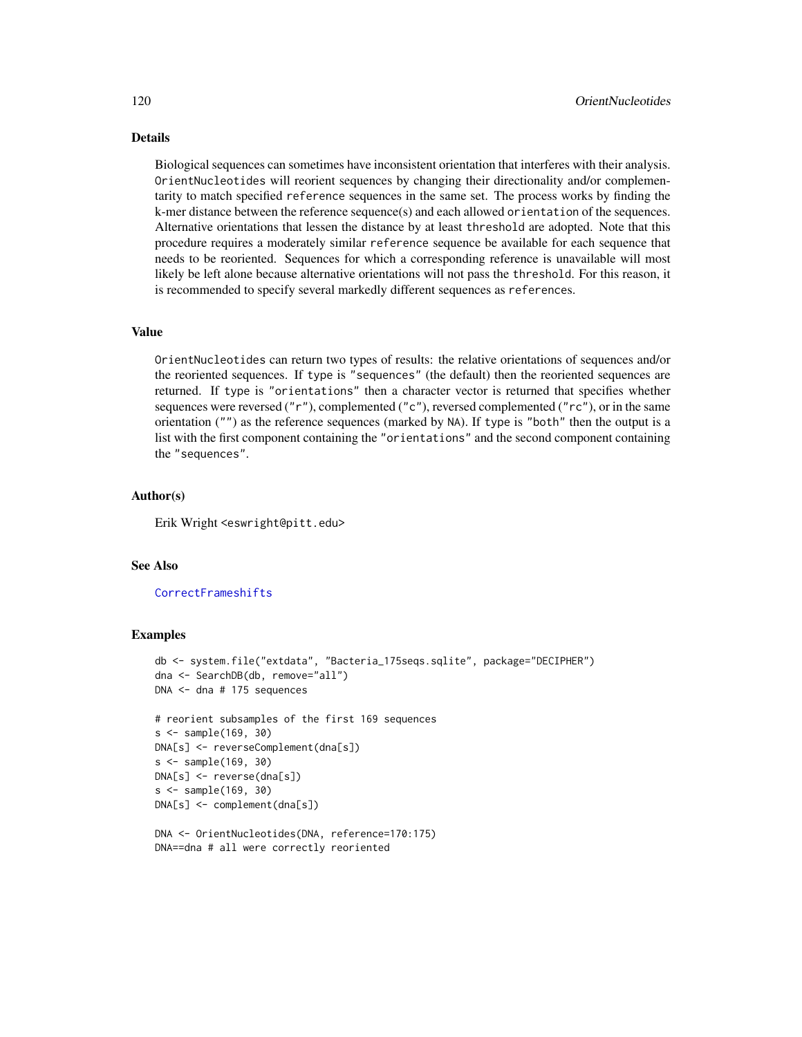## Details

Biological sequences can sometimes have inconsistent orientation that interferes with their analysis. `OrientNucleotides` will reorient sequences by changing their directionality and/or complementarity to match specified `reference` sequences in the same set. The process works by finding the k-mer distance between the reference sequence(s) and each allowed `orientation` of the sequences. Alternative orientations that lessen the distance by at least `threshold` are adopted. Note that this procedure requires a moderately similar `reference` sequence be available for each sequence that needs to be reoriented. Sequences for which a corresponding reference is unavailable will most likely be left alone because alternative orientations will not pass the `threshold`. For this reason, it is recommended to specify several markedly different sequences as `references`.

## Value

`OrientNucleotides` can return two types of results: the relative orientations of sequences and/or the reoriented sequences. If `type` is `"sequences"` (the default) then the reoriented sequences are returned. If `type` is `"orientations"` then a character vector is returned that specifies whether sequences were reversed (`"r"`), complemented (`"c"`), reversed complemented (`"rc"`), or in the same orientation (`""`) as the reference sequences (marked by `NA`). If `type` is `"both"` then the output is a list with the first component containing the `"orientations"` and the second component containing the `"sequences"`.

## Author(s)

Erik Wright <eswright@pitt.edu>

## See Also

`CorrectFrameshifts`

## Examples

```
db <- system.file("extdata", "Bacteria_175seqs.sqlite", package="DECIPHER")
dna <- SearchDB(db, remove="all")
DNA <- dna # 175 sequences

# reorient subsamples of the first 169 sequences
s <- sample(169, 30)
DNA[s] <- reverseComplement(dna[s])
s <- sample(169, 30)
DNA[s] <- reverse(dna[s])
s <- sample(169, 30)
DNA[s] <- complement(dna[s])

DNA <- OrientNucleotides(DNA, reference=170:175)
DNA==dna # all were correctly reoriented
```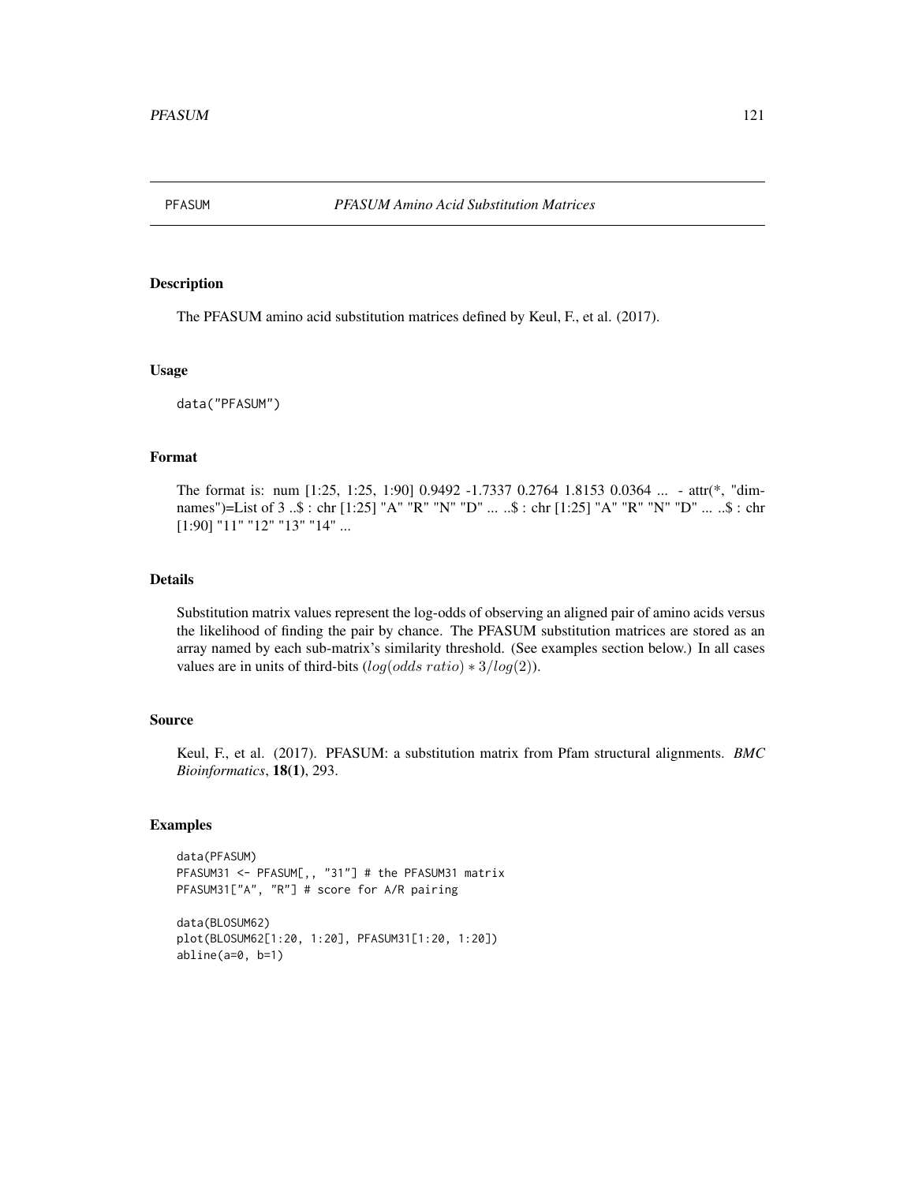# PFASUM — *PFASUM Amino Acid Substitution Matrices*

## Description

The PFASUM amino acid substitution matrices defined by Keul, F., et al. (2017).

## Usage

```
data("PFASUM")
```

## Format

The format is: num [1:25, 1:25, 1:90] 0.9492 -1.7337 0.2764 1.8153 0.0364 ... - attr(*, "dimnames")=List of 3 ..$ : chr [1:25] "A" "R" "N" "D" ... ..$ : chr [1:25] "A" "R" "N" "D" ... ..$ : chr [1:90] "11" "12" "13" "14" ...

## Details

Substitution matrix values represent the log-odds of observing an aligned pair of amino acids versus the likelihood of finding the pair by chance. The PFASUM substitution matrices are stored as an array named by each sub-matrix's similarity threshold. (See examples section below.) In all cases values are in units of third-bits ($log(odds\ ratio) * 3/log(2)$).

## Source

Keul, F., et al. (2017). PFASUM: a substitution matrix from Pfam structural alignments. *BMC Bioinformatics*, **18(1)**, 293.

## Examples

```
data(PFASUM)
PFASUM31 <- PFASUM[,, "31"] # the PFASUM31 matrix
PFASUM31["A", "R"] # score for A/R pairing

data(BLOSUM62)
plot(BLOSUM62[1:20, 1:20], PFASUM31[1:20, 1:20])
abline(a=0, b=1)
```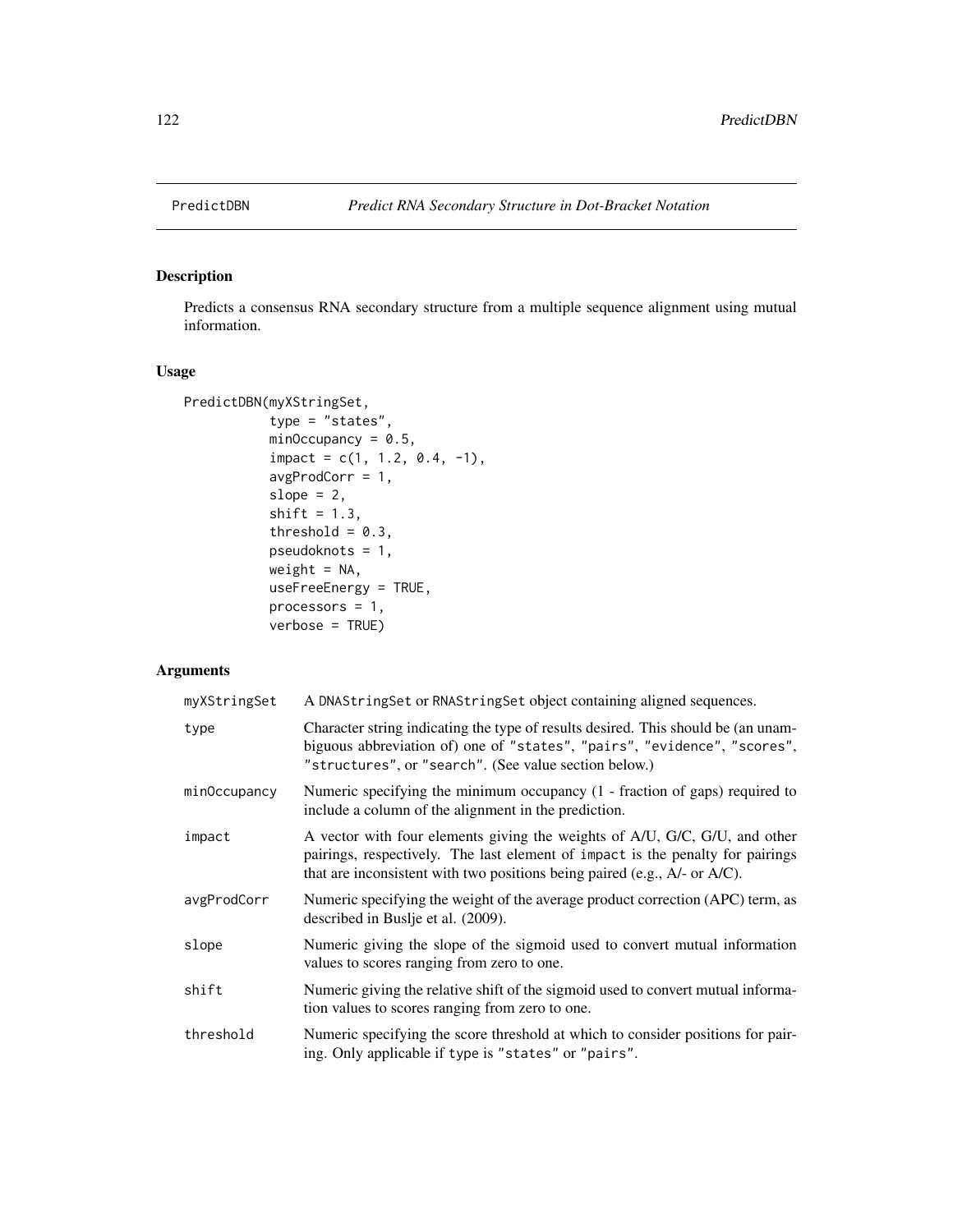PredictDBN *Predict RNA Secondary Structure in Dot-Bracket Notation*

## Description

Predicts a consensus RNA secondary structure from a multiple sequence alignment using mutual information.

## Usage

```
PredictDBN(myXStringSet,
           type = "states",
           minOccupancy = 0.5,
           impact = c(1, 1.2, 0.4, -1),
           avgProdCorr = 1,
           slope = 2,
           shift = 1.3,
           threshold = 0.3,
           pseudoknots = 1,
           weight = NA,
           useFreeEnergy = TRUE,
           processors = 1,
           verbose = TRUE)
```

## Arguments

| | |
|---|---|
| `myXStringSet` | A `DNAStringSet` or `RNAStringSet` object containing aligned sequences. |
| `type` | Character string indicating the type of results desired. This should be (an unambiguous abbreviation of) one of `"states"`, `"pairs"`, `"evidence"`, `"scores"`, `"structures"`, or `"search"`. (See value section below.) |
| `minOccupancy` | Numeric specifying the minimum occupancy (1 - fraction of gaps) required to include a column of the alignment in the prediction. |
| `impact` | A vector with four elements giving the weights of A/U, G/C, G/U, and other pairings, respectively. The last element of `impact` is the penalty for pairings that are inconsistent with two positions being paired (e.g., A/- or A/C). |
| `avgProdCorr` | Numeric specifying the weight of the average product correction (APC) term, as described in Buslje et al. (2009). |
| `slope` | Numeric giving the slope of the sigmoid used to convert mutual information values to scores ranging from zero to one. |
| `shift` | Numeric giving the relative shift of the sigmoid used to convert mutual information values to scores ranging from zero to one. |
| `threshold` | Numeric specifying the score threshold at which to consider positions for pairing. Only applicable if `type` is `"states"` or `"pairs"`. |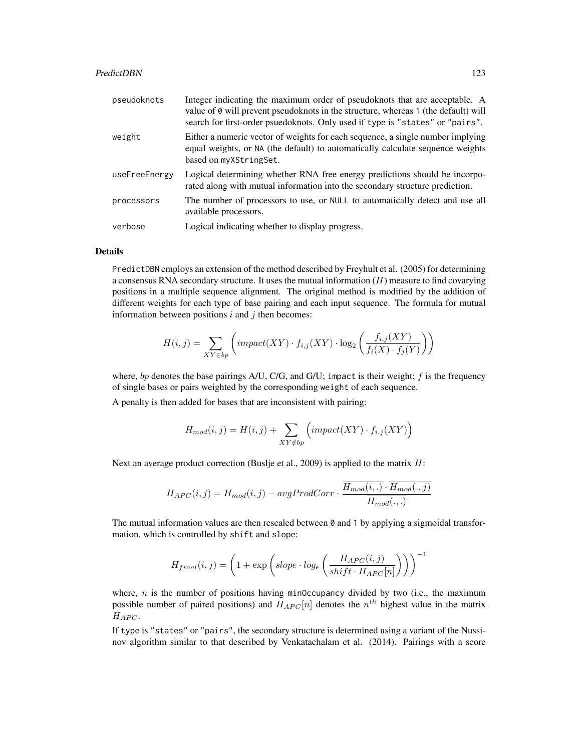| | |
|---|---|
| pseudoknots | Integer indicating the maximum order of pseudoknots that are acceptable. A value of 0 will prevent pseudoknots in the structure, whereas 1 (the default) will search for first-order psuedoknots. Only used if type is "states" or "pairs". |
| weight | Either a numeric vector of weights for each sequence, a single number implying equal weights, or NA (the default) to automatically calculate sequence weights based on myXStringSet. |
| useFreeEnergy | Logical determining whether RNA free energy predictions should be incorporated along with mutual information into the secondary structure prediction. |
| processors | The number of processors to use, or NULL to automatically detect and use all available processors. |
| verbose | Logical indicating whether to display progress. |

## Details

PredictDBN employs an extension of the method described by Freyhult et al. (2005) for determining a consensus RNA secondary structure. It uses the mutual information ($H$) measure to find covarying positions in a multiple sequence alignment. The original method is modified by the addition of different weights for each type of base pairing and each input sequence. The formula for mutual information between positions $i$ and $j$ then becomes:

$$H(i,j) = \sum_{XY \in bp} \left( impact(XY) \cdot f_{i,j}(XY) \cdot \log_2 \left( \frac{f_{i,j}(XY)}{f_i(X) \cdot f_j(Y)} \right) \right)$$

where, $bp$ denotes the base pairings A/U, C/G, and G/U; impact is their weight; $f$ is the frequency of single bases or pairs weighted by the corresponding weight of each sequence.

A penalty is then added for bases that are inconsistent with pairing:

$$H_{mod}(i,j) = H(i,j) + \sum_{XY \notin bp} \Big( impact(XY) \cdot f_{i,j}(XY) \Big)$$

Next an average product correction (Buslje et al., 2009) is applied to the matrix $H$:

$$H_{APC}(i,j) = H_{mod}(i,j) - avgProdCorr \cdot \frac{\overline{H_{mod}(i,.)} \cdot \overline{H_{mod}(.,j)}}{\overline{H_{mod}(.,.)}}$$

The mutual information values are then rescaled between 0 and 1 by applying a sigmoidal transformation, which is controlled by shift and slope:

$$H_{final}(i,j) = \left( 1 + \exp \left( slope \cdot log_e \left( \frac{H_{APC}(i,j)}{shift \cdot H_{APC}[n]} \right) \right) \right)^{-1}$$

where, $n$ is the number of positions having minOccupancy divided by two (i.e., the maximum possible number of paired positions) and $H_{APC}[n]$ denotes the $n^{th}$ highest value in the matrix $H_{APC}$.

If type is "states" or "pairs", the secondary structure is determined using a variant of the Nussinov algorithm similar to that described by Venkatachalam et al. (2014). Pairings with a score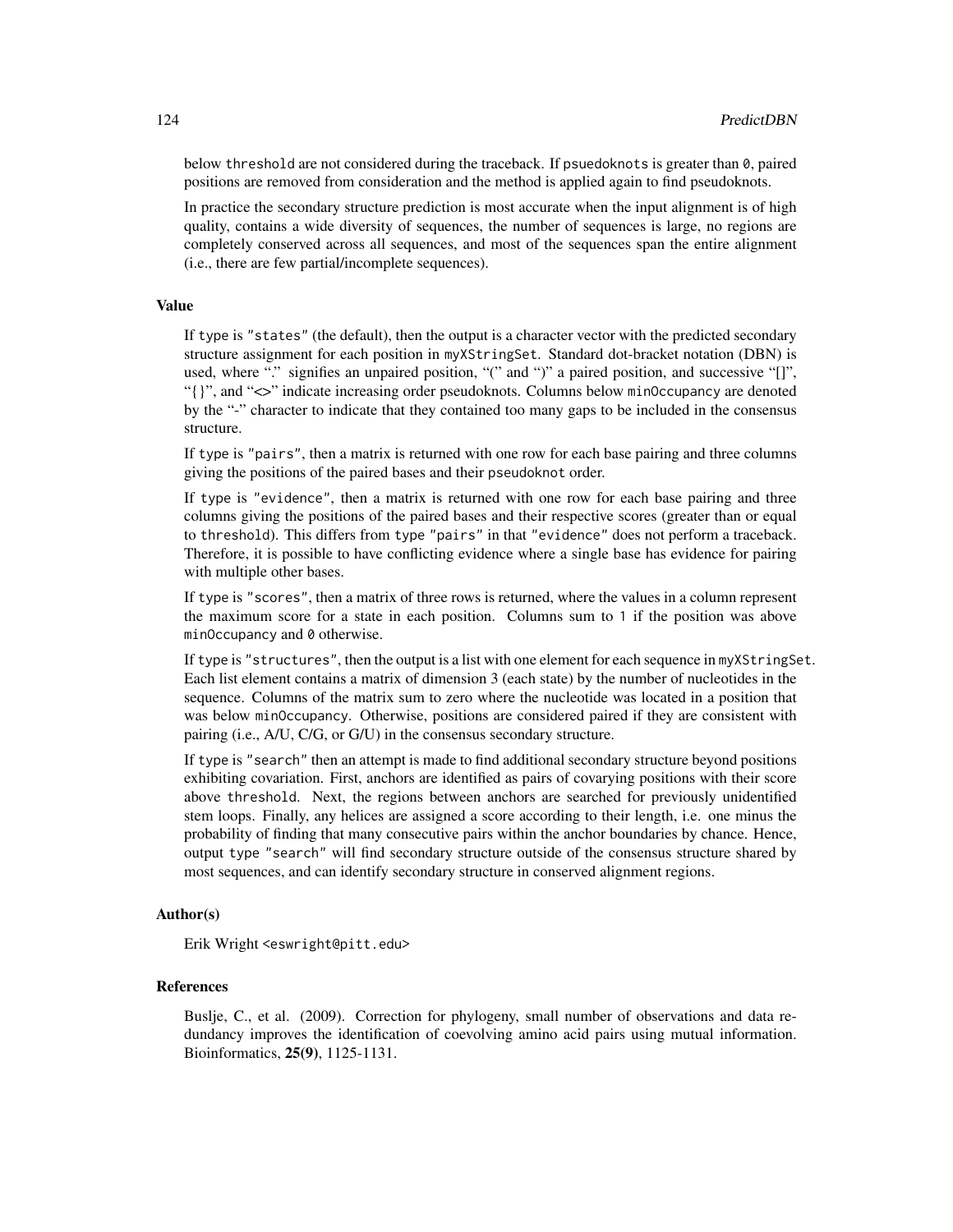below threshold are not considered during the traceback. If psuedoknots is greater than 0, paired positions are removed from consideration and the method is applied again to find pseudoknots.

In practice the secondary structure prediction is most accurate when the input alignment is of high quality, contains a wide diversity of sequences, the number of sequences is large, no regions are completely conserved across all sequences, and most of the sequences span the entire alignment (i.e., there are few partial/incomplete sequences).

### Value

If type is "states" (the default), then the output is a character vector with the predicted secondary structure assignment for each position in myXStringSet. Standard dot-bracket notation (DBN) is used, where "." signifies an unpaired position, "(" and ")" a paired position, and successive "[]", "{}", and "<>" indicate increasing order pseudoknots. Columns below minOccupancy are denoted by the "-" character to indicate that they contained too many gaps to be included in the consensus structure.

If type is "pairs", then a matrix is returned with one row for each base pairing and three columns giving the positions of the paired bases and their pseudoknot order.

If type is "evidence", then a matrix is returned with one row for each base pairing and three columns giving the positions of the paired bases and their respective scores (greater than or equal to threshold). This differs from type "pairs" in that "evidence" does not perform a traceback. Therefore, it is possible to have conflicting evidence where a single base has evidence for pairing with multiple other bases.

If type is "scores", then a matrix of three rows is returned, where the values in a column represent the maximum score for a state in each position. Columns sum to 1 if the position was above minOccupancy and 0 otherwise.

If type is "structures", then the output is a list with one element for each sequence in myXStringSet. Each list element contains a matrix of dimension 3 (each state) by the number of nucleotides in the sequence. Columns of the matrix sum to zero where the nucleotide was located in a position that was below minOccupancy. Otherwise, positions are considered paired if they are consistent with pairing (i.e., A/U, C/G, or G/U) in the consensus secondary structure.

If type is "search" then an attempt is made to find additional secondary structure beyond positions exhibiting covariation. First, anchors are identified as pairs of covarying positions with their score above threshold. Next, the regions between anchors are searched for previously unidentified stem loops. Finally, any helices are assigned a score according to their length, i.e. one minus the probability of finding that many consecutive pairs within the anchor boundaries by chance. Hence, output type "search" will find secondary structure outside of the consensus structure shared by most sequences, and can identify secondary structure in conserved alignment regions.

### Author(s)

Erik Wright <eswright@pitt.edu>

### References

Buslje, C., et al. (2009). Correction for phylogeny, small number of observations and data redundancy improves the identification of coevolving amino acid pairs using mutual information. Bioinformatics, **25(9)**, 1125-1131.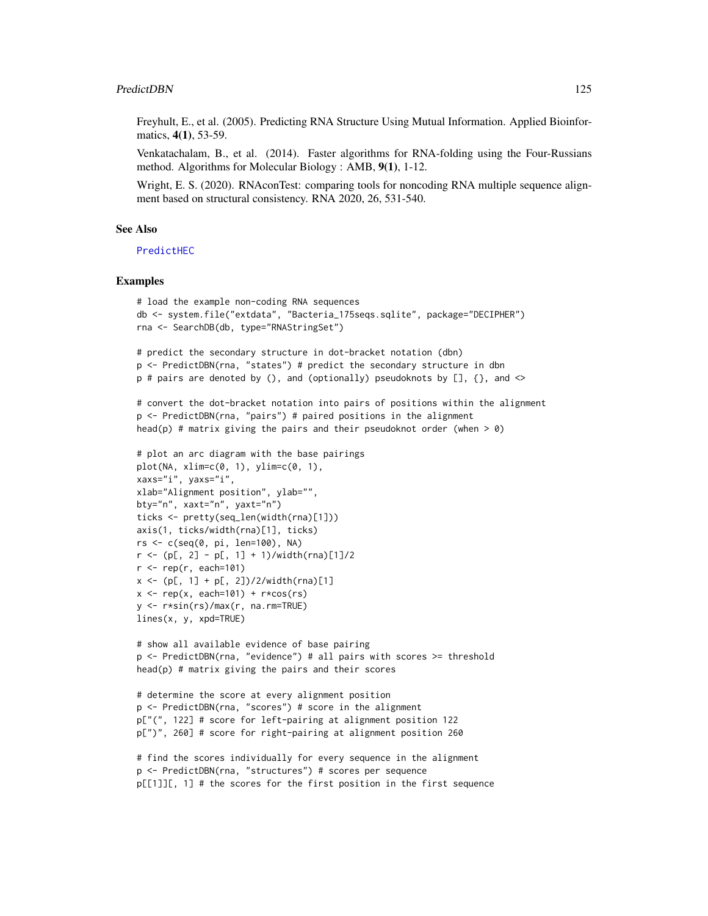Freyhult, E., et al. (2005). Predicting RNA Structure Using Mutual Information. Applied Bioinformatics, **4(1)**, 53-59.

Venkatachalam, B., et al. (2014). Faster algorithms for RNA-folding using the Four-Russians method. Algorithms for Molecular Biology : AMB, **9(1)**, 1-12.

Wright, E. S. (2020). RNAconTest: comparing tools for noncoding RNA multiple sequence alignment based on structural consistency. RNA 2020, 26, 531-540.

## See Also

PredictHEC

## Examples

```
# load the example non-coding RNA sequences
db <- system.file("extdata", "Bacteria_175seqs.sqlite", package="DECIPHER")
rna <- SearchDB(db, type="RNAStringSet")

# predict the secondary structure in dot-bracket notation (dbn)
p <- PredictDBN(rna, "states") # predict the secondary structure in dbn
p # pairs are denoted by (), and (optionally) pseudoknots by [], {}, and <>

# convert the dot-bracket notation into pairs of positions within the alignment
p <- PredictDBN(rna, "pairs") # paired positions in the alignment
head(p) # matrix giving the pairs and their pseudoknot order (when > 0)

# plot an arc diagram with the base pairings
plot(NA, xlim=c(0, 1), ylim=c(0, 1),
xaxs="i", yaxs="i",
xlab="Alignment position", ylab="",
bty="n", xaxt="n", yaxt="n")
ticks <- pretty(seq_len(width(rna)[1]))
axis(1, ticks/width(rna)[1], ticks)
rs <- c(seq(0, pi, len=100), NA)
r <- (p[, 2] - p[, 1] + 1)/width(rna)[1]/2
r <- rep(r, each=101)
x <- (p[, 1] + p[, 2])/2/width(rna)[1]
x <- rep(x, each=101) + r*cos(rs)
y <- r*sin(rs)/max(r, na.rm=TRUE)
lines(x, y, xpd=TRUE)

# show all available evidence of base pairing
p <- PredictDBN(rna, "evidence") # all pairs with scores >= threshold
head(p) # matrix giving the pairs and their scores

# determine the score at every alignment position
p <- PredictDBN(rna, "scores") # score in the alignment
p["(", 122] # score for left-pairing at alignment position 122
p[")", 260] # score for right-pairing at alignment position 260

# find the scores individually for every sequence in the alignment
p <- PredictDBN(rna, "structures") # scores per sequence
p[[1]][, 1] # the scores for the first position in the first sequence
```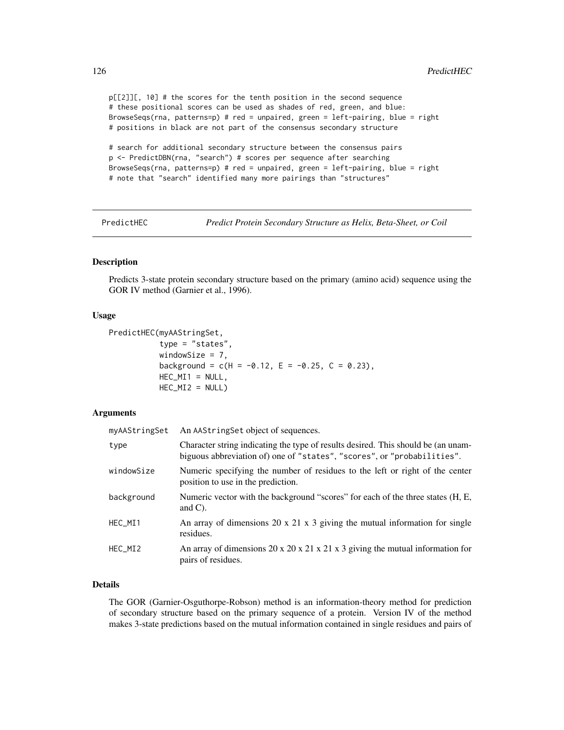```
p[[2]][, 10] # the scores for the tenth position in the second sequence
# these positional scores can be used as shades of red, green, and blue:
BrowseSeqs(rna, patterns=p) # red = unpaired, green = left-pairing, blue = right
# positions in black are not part of the consensus secondary structure

# search for additional secondary structure between the consensus pairs
p <- PredictDBN(rna, "search") # scores per sequence after searching
BrowseSeqs(rna, patterns=p) # red = unpaired, green = left-pairing, blue = right
# note that "search" identified many more pairings than "structures"
```

## PredictHEC — *Predict Protein Secondary Structure as Helix, Beta-Sheet, or Coil*

### Description

Predicts 3-state protein secondary structure based on the primary (amino acid) sequence using the GOR IV method (Garnier et al., 1996).

### Usage

```
PredictHEC(myAAStringSet,
           type = "states",
           windowSize = 7,
           background = c(H = -0.12, E = -0.25, C = 0.23),
           HEC_MI1 = NULL,
           HEC_MI2 = NULL)
```

### Arguments

| | |
|---|---|
| myAAStringSet | An AAStringSet object of sequences. |
| type | Character string indicating the type of results desired. This should be (an unambiguous abbreviation of) one of "states", "scores", or "probabilities". |
| windowSize | Numeric specifying the number of residues to the left or right of the center position to use in the prediction. |
| background | Numeric vector with the background "scores" for each of the three states (H, E, and C). |
| HEC_MI1 | An array of dimensions 20 x 21 x 3 giving the mutual information for single residues. |
| HEC_MI2 | An array of dimensions 20 x 20 x 21 x 21 x 3 giving the mutual information for pairs of residues. |

### Details

The GOR (Garnier-Osguthorpe-Robson) method is an information-theory method for prediction of secondary structure based on the primary sequence of a protein. Version IV of the method makes 3-state predictions based on the mutual information contained in single residues and pairs of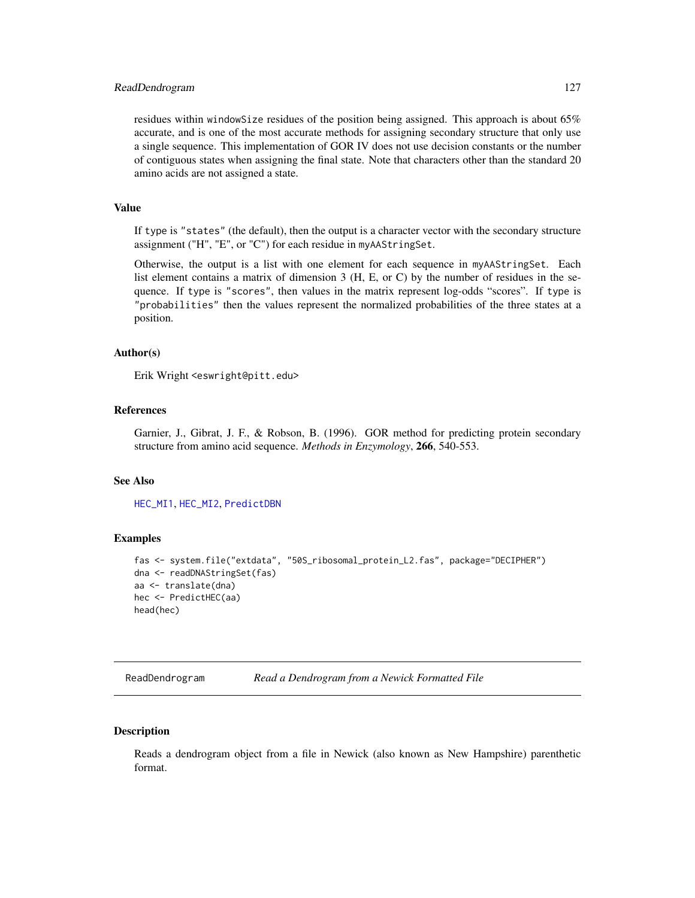residues within `windowSize` residues of the position being assigned. This approach is about 65% accurate, and is one of the most accurate methods for assigning secondary structure that only use a single sequence. This implementation of GOR IV does not use decision constants or the number of contiguous states when assigning the final state. Note that characters other than the standard 20 amino acids are not assigned a state.

### Value

If `type` is `"states"` (the default), then the output is a character vector with the secondary structure assignment ("H", "E", or "C") for each residue in `myAAStringSet`.

Otherwise, the output is a list with one element for each sequence in `myAAStringSet`. Each list element contains a matrix of dimension 3 (H, E, or C) by the number of residues in the sequence. If `type` is `"scores"`, then values in the matrix represent log-odds "scores". If `type` is `"probabilities"` then the values represent the normalized probabilities of the three states at a position.

### Author(s)

Erik Wright <eswright@pitt.edu>

### References

Garnier, J., Gibrat, J. F., & Robson, B. (1996). GOR method for predicting protein secondary structure from amino acid sequence. *Methods in Enzymology*, **266**, 540-553.

### See Also

`HEC_MI1`, `HEC_MI2`, `PredictDBN`

### Examples

```
fas <- system.file("extdata", "50S_ribosomal_protein_L2.fas", package="DECIPHER")
dna <- readDNAStringSet(fas)
aa <- translate(dna)
hec <- PredictHEC(aa)
head(hec)
```

---

## ReadDendrogram &nbsp;&nbsp;&nbsp;&nbsp; *Read a Dendrogram from a Newick Formatted File*

---

### Description

Reads a dendrogram object from a file in Newick (also known as New Hampshire) parenthetic format.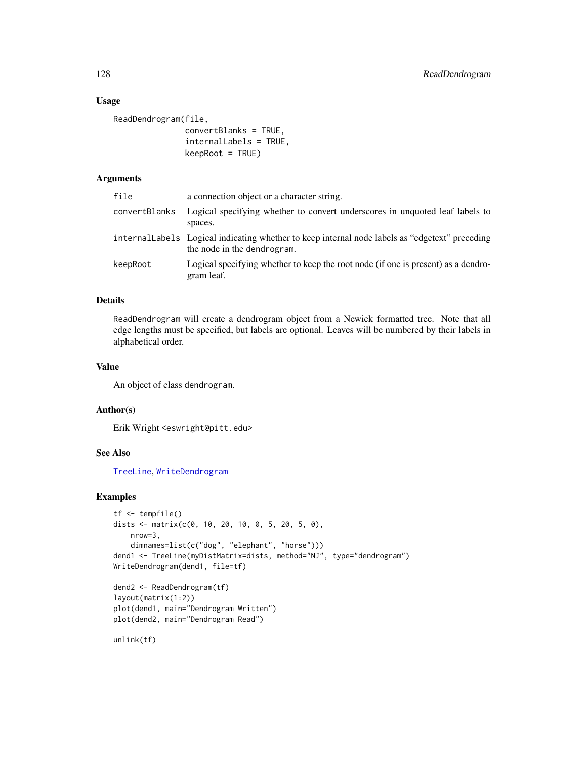## Usage

```
ReadDendrogram(file,
               convertBlanks = TRUE,
               internalLabels = TRUE,
               keepRoot = TRUE)
```

## Arguments

| | |
|---|---|
| `file` | a connection object or a character string. |
| `convertBlanks` | Logical specifying whether to convert underscores in unquoted leaf labels to spaces. |
| `internalLabels` | Logical indicating whether to keep internal node labels as "edgetext" preceding the node in the `dendrogram`. |
| `keepRoot` | Logical specifying whether to keep the root node (if one is present) as a dendrogram leaf. |

## Details

`ReadDendrogram` will create a dendrogram object from a Newick formatted tree. Note that all edge lengths must be specified, but labels are optional. Leaves will be numbered by their labels in alphabetical order.

## Value

An object of class `dendrogram`.

## Author(s)

Erik Wright <eswright@pitt.edu>

## See Also

`TreeLine`, `WriteDendrogram`

## Examples

```
tf <- tempfile()
dists <- matrix(c(0, 10, 20, 10, 0, 5, 20, 5, 0),
    nrow=3,
    dimnames=list(c("dog", "elephant", "horse")))
dend1 <- TreeLine(myDistMatrix=dists, method="NJ", type="dendrogram")
WriteDendrogram(dend1, file=tf)

dend2 <- ReadDendrogram(tf)
layout(matrix(1:2))
plot(dend1, main="Dendrogram Written")
plot(dend2, main="Dendrogram Read")

unlink(tf)
```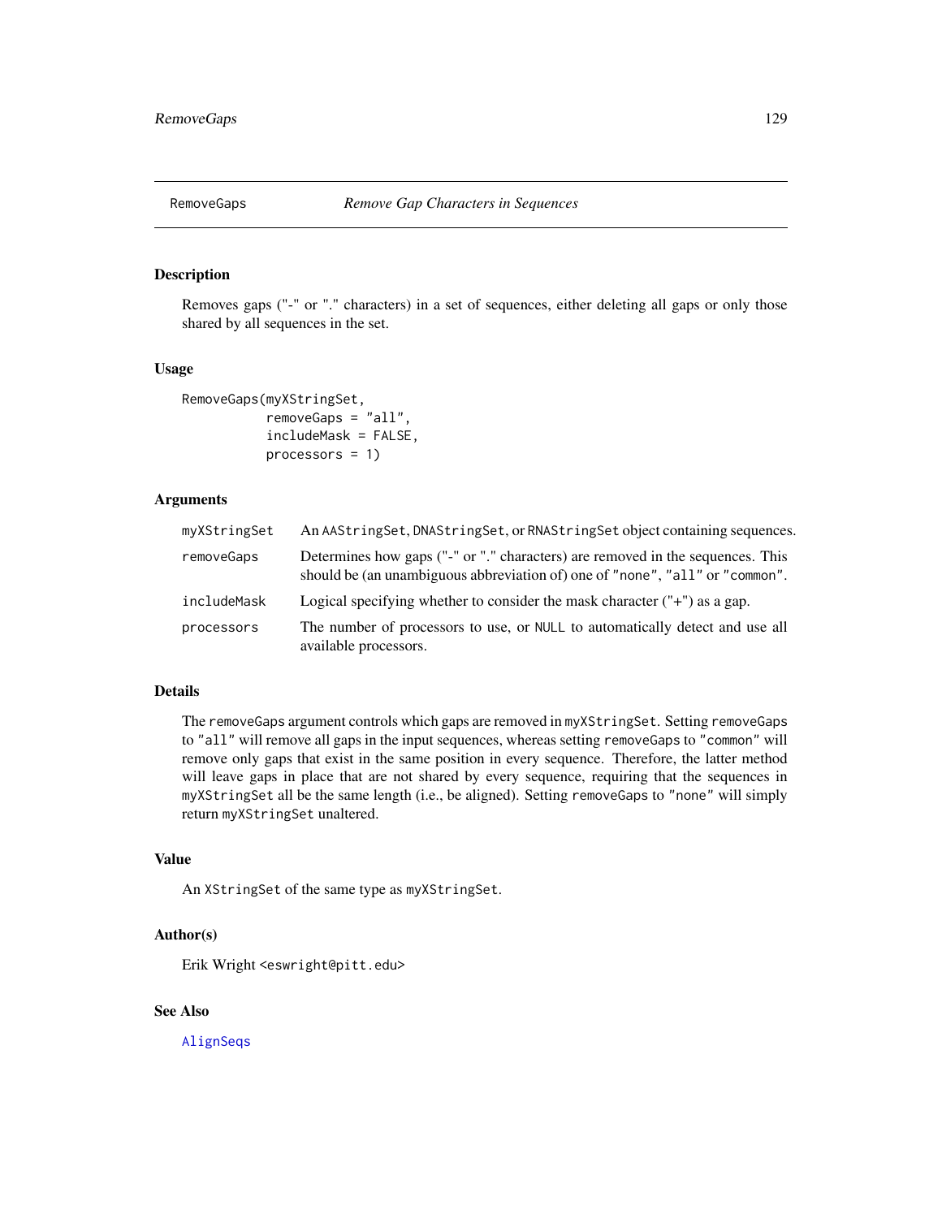# RemoveGaps — *Remove Gap Characters in Sequences*

## Description

Removes gaps ("-" or "." characters) in a set of sequences, either deleting all gaps or only those shared by all sequences in the set.

## Usage

```
RemoveGaps(myXStringSet,
           removeGaps = "all",
           includeMask = FALSE,
           processors = 1)
```

## Arguments

| | |
|---|---|
| `myXStringSet` | An `AAStringSet`, `DNAStringSet`, or `RNAStringSet` object containing sequences. |
| `removeGaps` | Determines how gaps ("-" or "." characters) are removed in the sequences. This should be (an unambiguous abbreviation of) one of `"none"`, `"all"` or `"common"`. |
| `includeMask` | Logical specifying whether to consider the mask character ("+") as a gap. |
| `processors` | The number of processors to use, or `NULL` to automatically detect and use all available processors. |

## Details

The `removeGaps` argument controls which gaps are removed in `myXStringSet`. Setting `removeGaps` to `"all"` will remove all gaps in the input sequences, whereas setting `removeGaps` to `"common"` will remove only gaps that exist in the same position in every sequence. Therefore, the latter method will leave gaps in place that are not shared by every sequence, requiring that the sequences in `myXStringSet` all be the same length (i.e., be aligned). Setting `removeGaps` to `"none"` will simply return `myXStringSet` unaltered.

## Value

An `XStringSet` of the same type as `myXStringSet`.

## Author(s)

Erik Wright <eswright@pitt.edu>

## See Also

`AlignSeqs`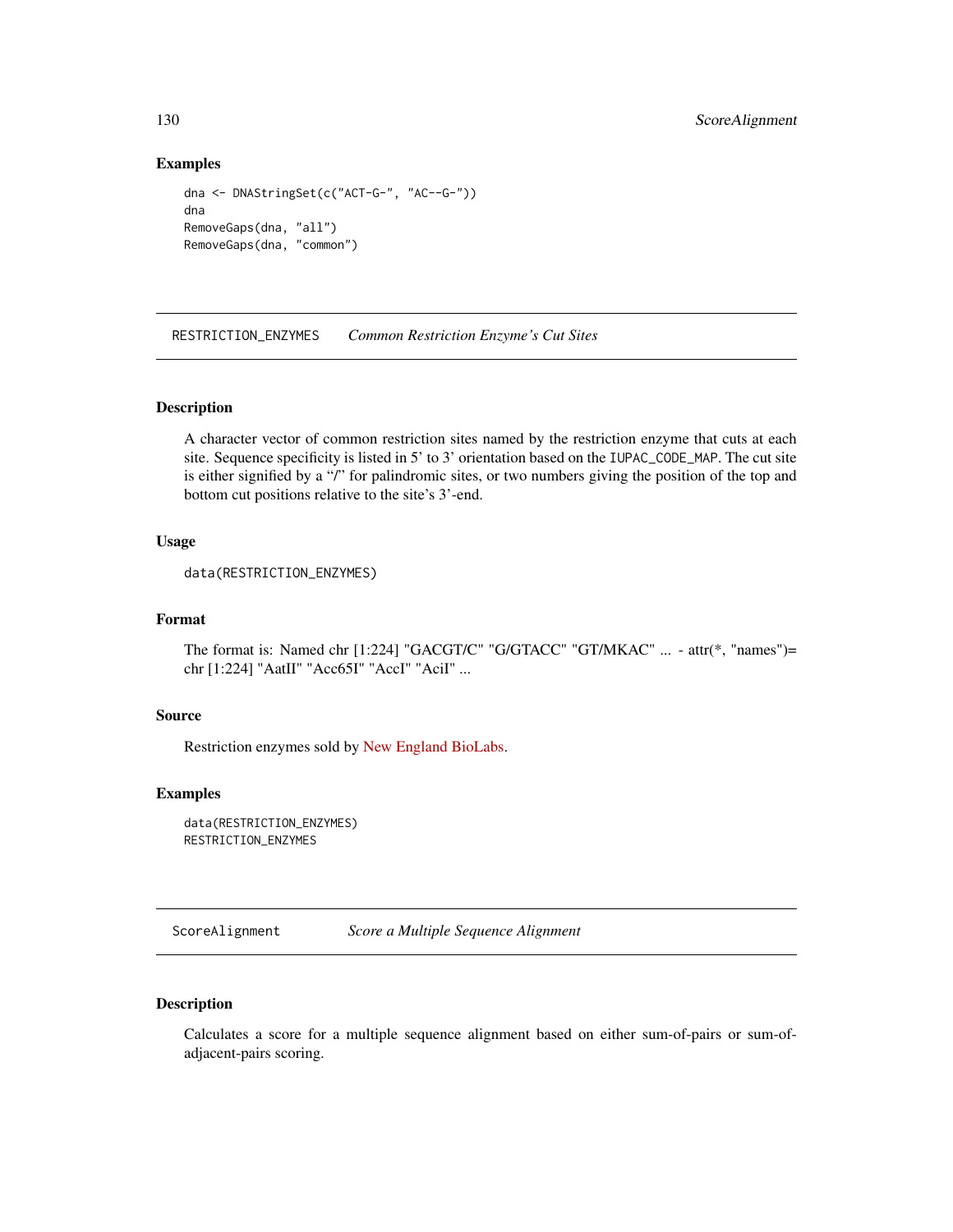## Examples

```
dna <- DNAStringSet(c("ACT-G-", "AC--G-"))
dna
RemoveGaps(dna, "all")
RemoveGaps(dna, "common")
```

---

# RESTRICTION_ENZYMES *Common Restriction Enzyme's Cut Sites*

---

## Description

A character vector of common restriction sites named by the restriction enzyme that cuts at each site. Sequence specificity is listed in 5' to 3' orientation based on the `IUPAC_CODE_MAP`. The cut site is either signified by a "/" for palindromic sites, or two numbers giving the position of the top and bottom cut positions relative to the site's 3'-end.

## Usage

```
data(RESTRICTION_ENZYMES)
```

## Format

The format is: Named chr [1:224] "GACGT/C" "G/GTACC" "GT/MKAC" ... - attr(*, "names")= chr [1:224] "AatII" "Acc65I" "AccI" "AciI" ...

## Source

Restriction enzymes sold by New England BioLabs.

## Examples

```
data(RESTRICTION_ENZYMES)
RESTRICTION_ENZYMES
```

---

# ScoreAlignment *Score a Multiple Sequence Alignment*

---

## Description

Calculates a score for a multiple sequence alignment based on either sum-of-pairs or sum-of-adjacent-pairs scoring.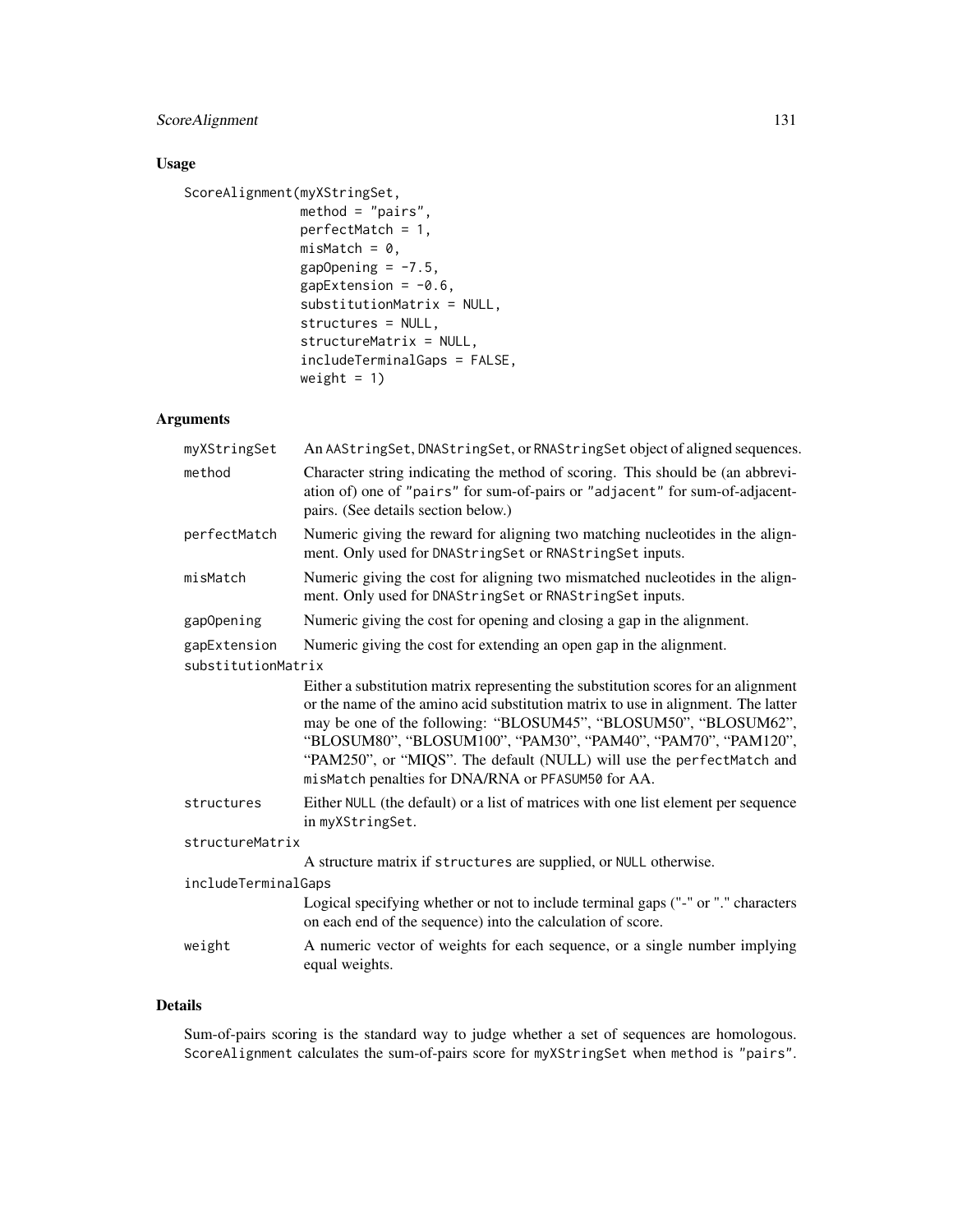## Usage

```
ScoreAlignment(myXStringSet,
               method = "pairs",
               perfectMatch = 1,
               misMatch = 0,
               gapOpening = -7.5,
               gapExtension = -0.6,
               substitutionMatrix = NULL,
               structures = NULL,
               structureMatrix = NULL,
               includeTerminalGaps = FALSE,
               weight = 1)
```

## Arguments

| Argument | Description |
|---|---|
| `myXStringSet` | An `AAStringSet`, `DNAStringSet`, or `RNAStringSet` object of aligned sequences. |
| `method` | Character string indicating the method of scoring. This should be (an abbreviation of) one of `"pairs"` for sum-of-pairs or `"adjacent"` for sum-of-adjacent-pairs. (See details section below.) |
| `perfectMatch` | Numeric giving the reward for aligning two matching nucleotides in the alignment. Only used for `DNAStringSet` or `RNAStringSet` inputs. |
| `misMatch` | Numeric giving the cost for aligning two mismatched nucleotides in the alignment. Only used for `DNAStringSet` or `RNAStringSet` inputs. |
| `gapOpening` | Numeric giving the cost for opening and closing a gap in the alignment. |
| `gapExtension` | Numeric giving the cost for extending an open gap in the alignment. |
| `substitutionMatrix` | Either a substitution matrix representing the substitution scores for an alignment or the name of the amino acid substitution matrix to use in alignment. The latter may be one of the following: "BLOSUM45", "BLOSUM50", "BLOSUM62", "BLOSUM80", "BLOSUM100", "PAM30", "PAM40", "PAM70", "PAM120", "PAM250", or "MIQS". The default (NULL) will use the `perfectMatch` and `misMatch` penalties for DNA/RNA or `PFASUM50` for AA. |
| `structures` | Either `NULL` (the default) or a list of matrices with one list element per sequence in `myXStringSet`. |
| `structureMatrix` | A structure matrix if `structures` are supplied, or `NULL` otherwise. |
| `includeTerminalGaps` | Logical specifying whether or not to include terminal gaps ("-" or "." characters on each end of the sequence) into the calculation of score. |
| `weight` | A numeric vector of weights for each sequence, or a single number implying equal weights. |

## Details

Sum-of-pairs scoring is the standard way to judge whether a set of sequences are homologous. `ScoreAlignment` calculates the sum-of-pairs score for `myXStringSet` when `method` is `"pairs"`.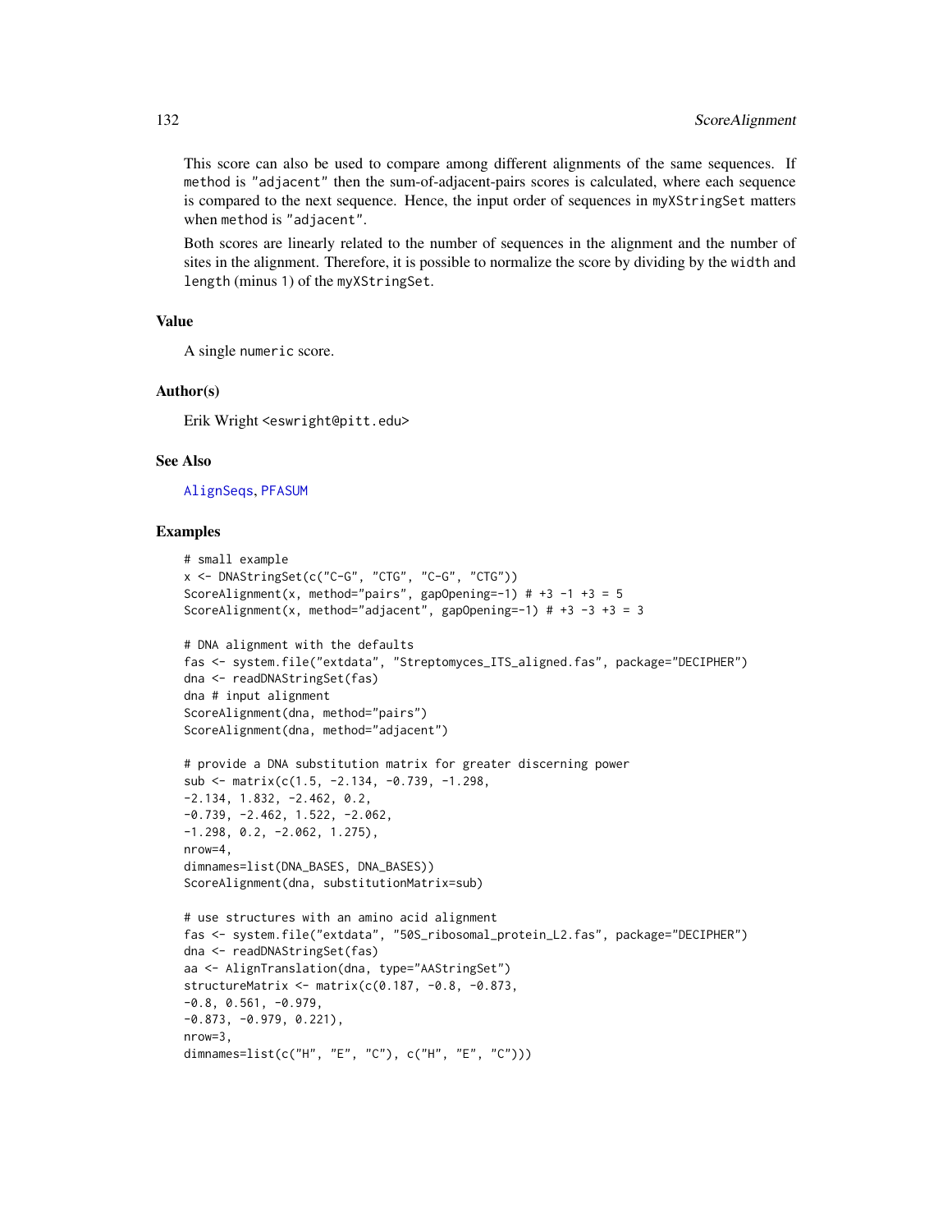This score can also be used to compare among different alignments of the same sequences. If `method` is `"adjacent"` then the sum-of-adjacent-pairs scores is calculated, where each sequence is compared to the next sequence. Hence, the input order of sequences in `myXStringSet` matters when `method` is `"adjacent"`.

Both scores are linearly related to the number of sequences in the alignment and the number of sites in the alignment. Therefore, it is possible to normalize the score by dividing by the `width` and `length` (minus 1) of the `myXStringSet`.

## Value

A single `numeric` score.

## Author(s)

Erik Wright <eswright@pitt.edu>

## See Also

`AlignSeqs`, `PFASUM`

## Examples

```
# small example
x <- DNAStringSet(c("C-G", "CTG", "C-G", "CTG"))
ScoreAlignment(x, method="pairs", gapOpening=-1) # +3 -1 +3 = 5
ScoreAlignment(x, method="adjacent", gapOpening=-1) # +3 -3 +3 = 3

# DNA alignment with the defaults
fas <- system.file("extdata", "Streptomyces_ITS_aligned.fas", package="DECIPHER")
dna <- readDNAStringSet(fas)
dna # input alignment
ScoreAlignment(dna, method="pairs")
ScoreAlignment(dna, method="adjacent")

# provide a DNA substitution matrix for greater discerning power
sub <- matrix(c(1.5, -2.134, -0.739, -1.298,
-2.134, 1.832, -2.462, 0.2,
-0.739, -2.462, 1.522, -2.062,
-1.298, 0.2, -2.062, 1.275),
nrow=4,
dimnames=list(DNA_BASES, DNA_BASES))
ScoreAlignment(dna, substitutionMatrix=sub)

# use structures with an amino acid alignment
fas <- system.file("extdata", "50S_ribosomal_protein_L2.fas", package="DECIPHER")
dna <- readDNAStringSet(fas)
aa <- AlignTranslation(dna, type="AAStringSet")
structureMatrix <- matrix(c(0.187, -0.8, -0.873,
-0.8, 0.561, -0.979,
-0.873, -0.979, 0.221),
nrow=3,
dimnames=list(c("H", "E", "C"), c("H", "E", "C")))
```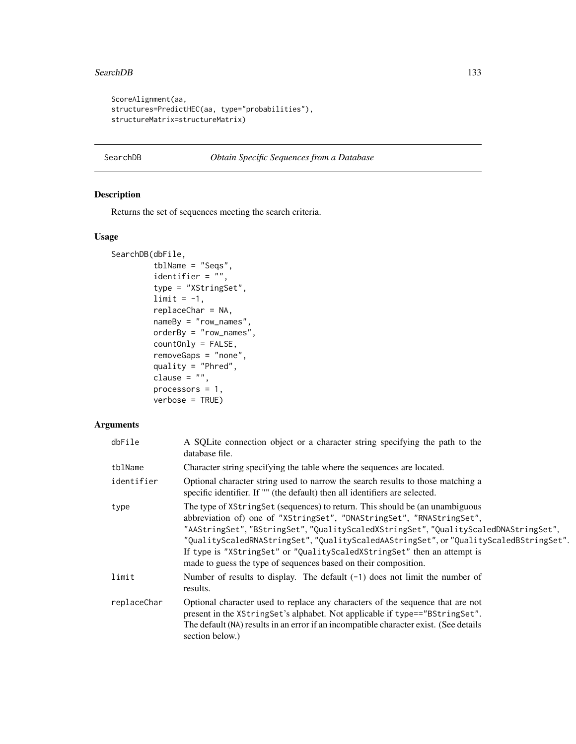```
ScoreAlignment(aa,
structures=PredictHEC(aa, type="probabilities"),
structureMatrix=structureMatrix)
```

---

SearchDB *Obtain Specific Sequences from a Database*

---

## Description

Returns the set of sequences meeting the search criteria.

## Usage

```
SearchDB(dbFile,
         tblName = "Seqs",
         identifier = "",
         type = "XStringSet",
         limit = -1,
         replaceChar = NA,
         nameBy = "row_names",
         orderBy = "row_names",
         countOnly = FALSE,
         removeGaps = "none",
         quality = "Phred",
         clause = "",
         processors = 1,
         verbose = TRUE)
```

## Arguments

| | |
|---|---|
| dbFile | A SQLite connection object or a character string specifying the path to the database file. |
| tblName | Character string specifying the table where the sequences are located. |
| identifier | Optional character string used to narrow the search results to those matching a specific identifier. If "" (the default) then all identifiers are selected. |
| type | The type of XStringSet (sequences) to return. This should be (an unambiguous abbreviation of) one of "XStringSet", "DNAStringSet", "RNAStringSet", "AAStringSet", "BStringSet", "QualityScaledXStringSet", "QualityScaledDNAStringSet", "QualityScaledRNAStringSet", "QualityScaledAAStringSet", or "QualityScaledBStringSet". If type is "XStringSet" or "QualityScaledXStringSet" then an attempt is made to guess the type of sequences based on their composition. |
| limit | Number of results to display. The default (-1) does not limit the number of results. |
| replaceChar | Optional character used to replace any characters of the sequence that are not present in the XStringSet's alphabet. Not applicable if type=="BStringSet". The default (NA) results in an error if an incompatible character exist. (See details section below.) |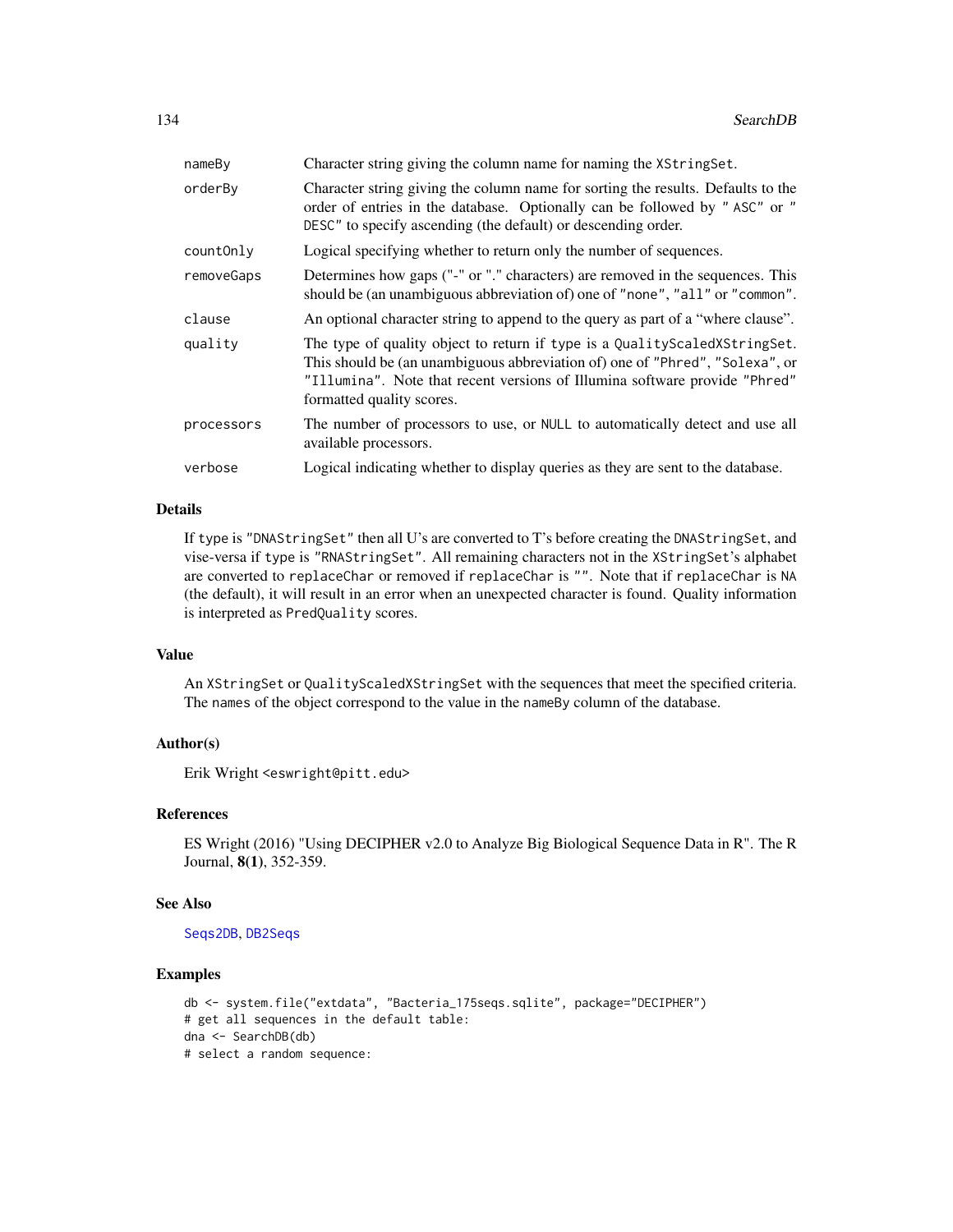| | |
|---|---|
| nameBy | Character string giving the column name for naming the XStringSet. |
| orderBy | Character string giving the column name for sorting the results. Defaults to the order of entries in the database. Optionally can be followed by " ASC" or " DESC" to specify ascending (the default) or descending order. |
| countOnly | Logical specifying whether to return only the number of sequences. |
| removeGaps | Determines how gaps ("-" or "." characters) are removed in the sequences. This should be (an unambiguous abbreviation of) one of "none", "all" or "common". |
| clause | An optional character string to append to the query as part of a "where clause". |
| quality | The type of quality object to return if type is a QualityScaledXStringSet. This should be (an unambiguous abbreviation of) one of "Phred", "Solexa", or "Illumina". Note that recent versions of Illumina software provide "Phred" formatted quality scores. |
| processors | The number of processors to use, or NULL to automatically detect and use all available processors. |
| verbose | Logical indicating whether to display queries as they are sent to the database. |

## Details

If type is "DNAStringSet" then all U's are converted to T's before creating the DNAStringSet, and vise-versa if type is "RNAStringSet". All remaining characters not in the XStringSet's alphabet are converted to replaceChar or removed if replaceChar is "". Note that if replaceChar is NA (the default), it will result in an error when an unexpected character is found. Quality information is interpreted as PredQuality scores.

## Value

An XStringSet or QualityScaledXStringSet with the sequences that meet the specified criteria. The names of the object correspond to the value in the nameBy column of the database.

## Author(s)

Erik Wright <eswright@pitt.edu>

## References

ES Wright (2016) "Using DECIPHER v2.0 to Analyze Big Biological Sequence Data in R". The R Journal, **8(1)**, 352-359.

## See Also

Seqs2DB, DB2Seqs

## Examples

```
db <- system.file("extdata", "Bacteria_175seqs.sqlite", package="DECIPHER")
# get all sequences in the default table:
dna <- SearchDB(db)
# select a random sequence:
```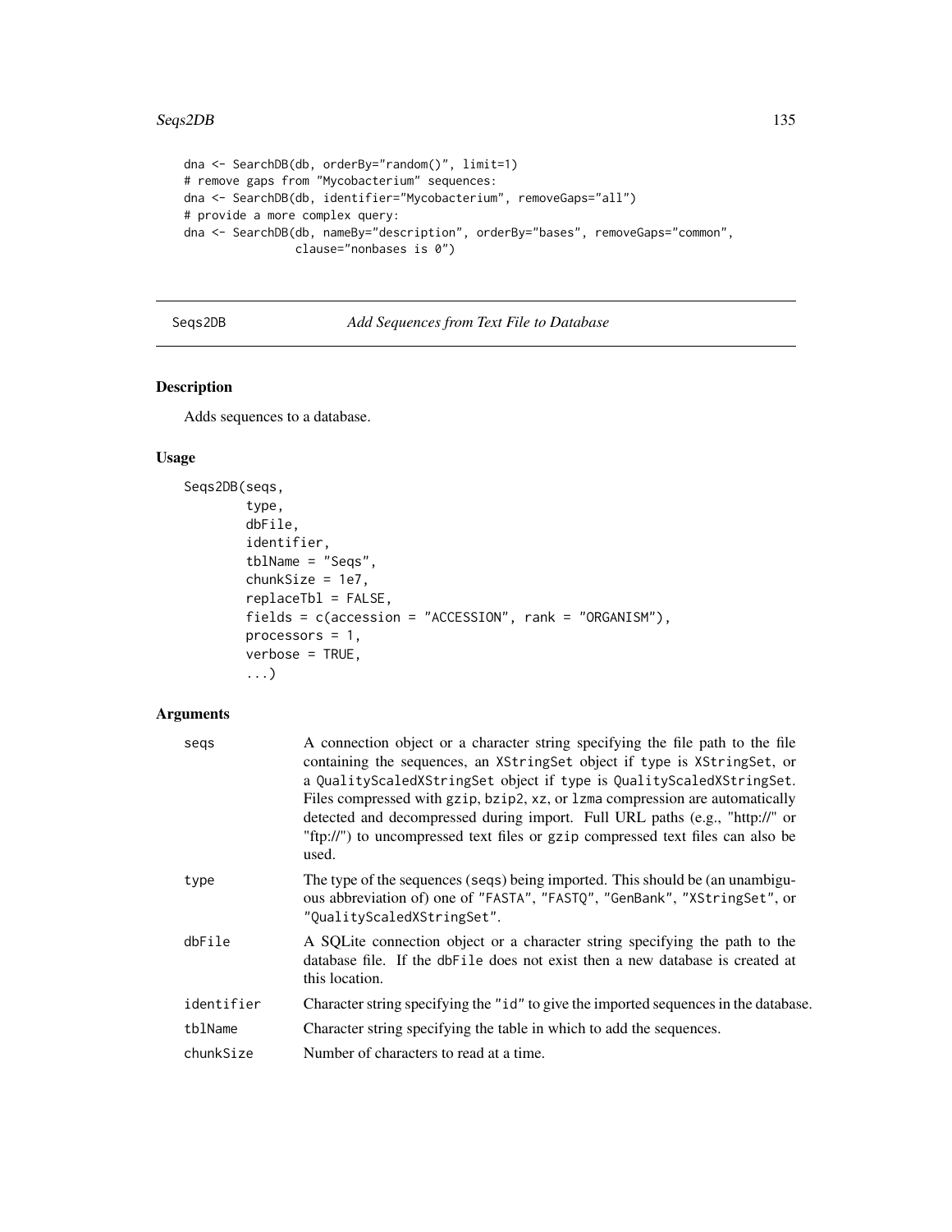```
dna <- SearchDB(db, orderBy="random()", limit=1)
# remove gaps from "Mycobacterium" sequences:
dna <- SearchDB(db, identifier="Mycobacterium", removeGaps="all")
# provide a more complex query:
dna <- SearchDB(db, nameBy="description", orderBy="bases", removeGaps="common",
                clause="nonbases is 0")
```

---

## Seqs2DB — *Add Sequences from Text File to Database*

---

### Description

Adds sequences to a database.

### Usage

```
Seqs2DB(seqs,
        type,
        dbFile,
        identifier,
        tblName = "Seqs",
        chunkSize = 1e7,
        replaceTbl = FALSE,
        fields = c(accession = "ACCESSION", rank = "ORGANISM"),
        processors = 1,
        verbose = TRUE,
        ...)
```

### Arguments

| | |
|---|---|
| `seqs` | A connection object or a character string specifying the file path to the file containing the sequences, an `XStringSet` object if `type` is `XStringSet`, or a `QualityScaledXStringSet` object if `type` is `QualityScaledXStringSet`. Files compressed with `gzip`, `bzip2`, `xz`, or `lzma` compression are automatically detected and decompressed during import. Full URL paths (e.g., "http://" or "ftp://") to uncompressed text files or `gzip` compressed text files can also be used. |
| `type` | The type of the sequences (`seqs`) being imported. This should be (an unambiguous abbreviation of) one of `"FASTA"`, `"FASTQ"`, `"GenBank"`, `"XStringSet"`, or `"QualityScaledXStringSet"`. |
| `dbFile` | A SQLite connection object or a character string specifying the path to the database file. If the `dbFile` does not exist then a new database is created at this location. |
| `identifier` | Character string specifying the `"id"` to give the imported sequences in the database. |
| `tblName` | Character string specifying the table in which to add the sequences. |
| `chunkSize` | Number of characters to read at a time. |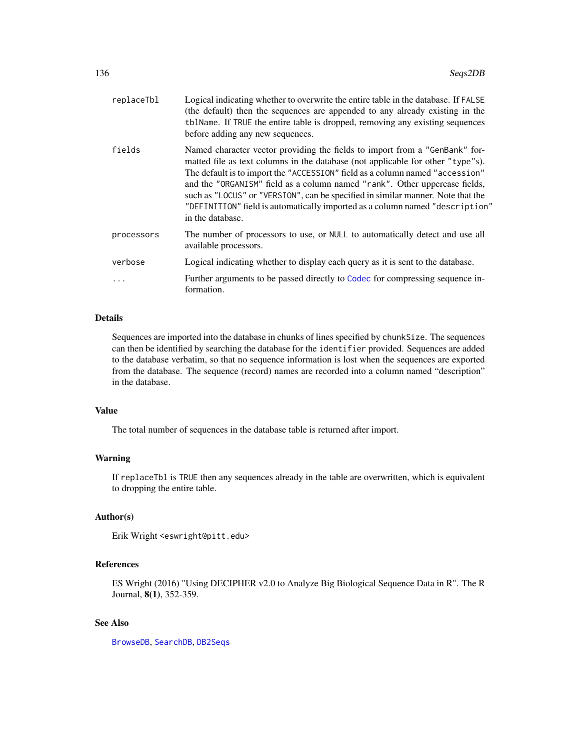| | |
|---|---|
| `replaceTbl` | Logical indicating whether to overwrite the entire table in the database. If `FALSE` (the default) then the sequences are appended to any already existing in the `tblName`. If `TRUE` the entire table is dropped, removing any existing sequences before adding any new sequences. |
| `fields` | Named character vector providing the fields to import from a `"GenBank"` formatted file as text columns in the database (not applicable for other `"type"`s). The default is to import the `"ACCESSION"` field as a column named `"accession"` and the `"ORGANISM"` field as a column named `"rank"`. Other uppercase fields, such as `"LOCUS"` or `"VERSION"`, can be specified in similar manner. Note that the `"DEFINITION"` field is automatically imported as a column named `"description"` in the database. |
| `processors` | The number of processors to use, or `NULL` to automatically detect and use all available processors. |
| `verbose` | Logical indicating whether to display each query as it is sent to the database. |
| `...` | Further arguments to be passed directly to `Codec` for compressing sequence information. |

## Details

Sequences are imported into the database in chunks of lines specified by `chunkSize`. The sequences can then be identified by searching the database for the `identifier` provided. Sequences are added to the database verbatim, so that no sequence information is lost when the sequences are exported from the database. The sequence (record) names are recorded into a column named "description" in the database.

## Value

The total number of sequences in the database table is returned after import.

## Warning

If `replaceTbl` is `TRUE` then any sequences already in the table are overwritten, which is equivalent to dropping the entire table.

## Author(s)

Erik Wright <eswright@pitt.edu>

## References

ES Wright (2016) "Using DECIPHER v2.0 to Analyze Big Biological Sequence Data in R". The R Journal, **8(1)**, 352-359.

## See Also

`BrowseDB`, `SearchDB`, `DB2Seqs`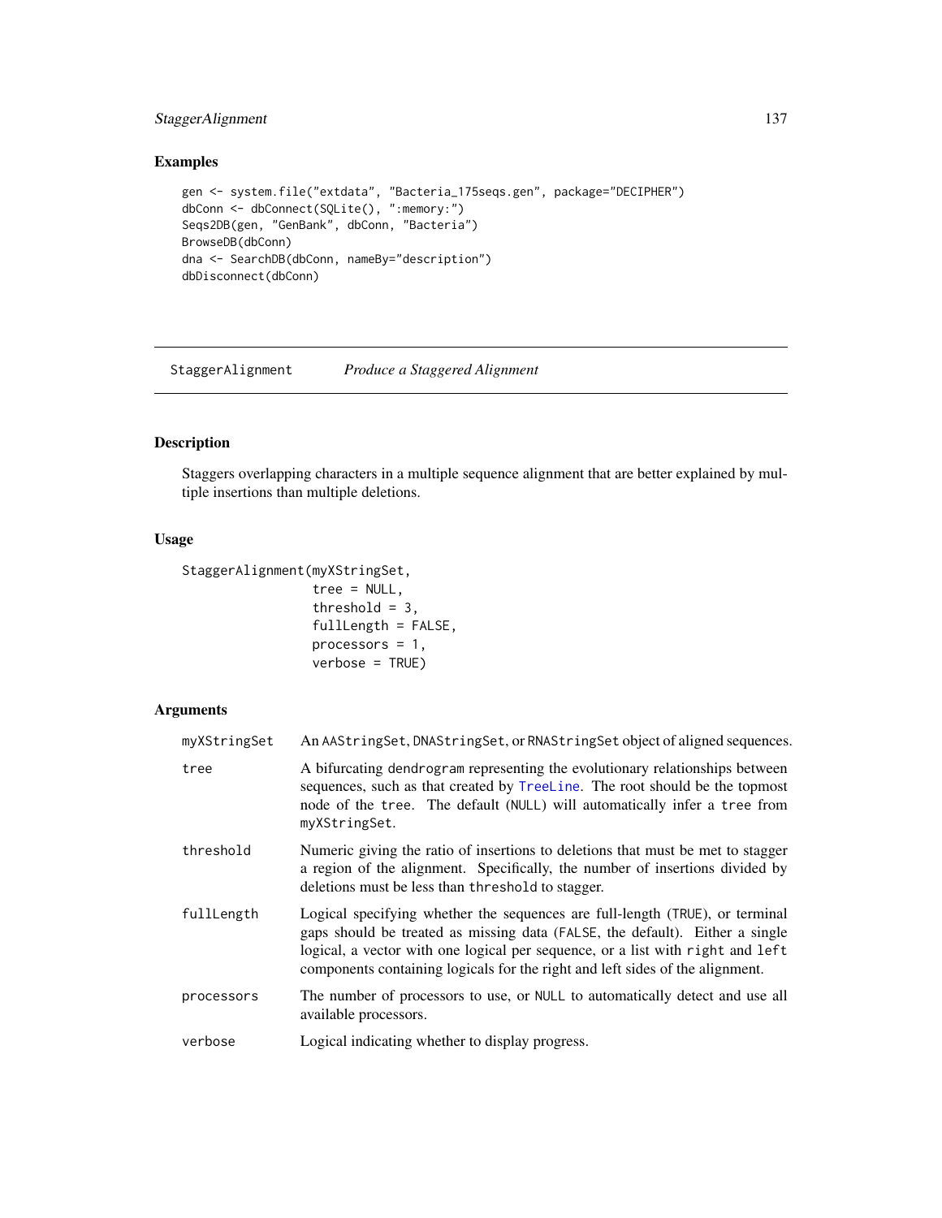## Examples

```
gen <- system.file("extdata", "Bacteria_175seqs.gen", package="DECIPHER")
dbConn <- dbConnect(SQLite(), ":memory:")
Seqs2DB(gen, "GenBank", dbConn, "Bacteria")
BrowseDB(dbConn)
dna <- SearchDB(dbConn, nameBy="description")
dbDisconnect(dbConn)
```

---

# StaggerAlignment *Produce a Staggered Alignment*

---

## Description

Staggers overlapping characters in a multiple sequence alignment that are better explained by multiple insertions than multiple deletions.

## Usage

```
StaggerAlignment(myXStringSet,
                 tree = NULL,
                 threshold = 3,
                 fullLength = FALSE,
                 processors = 1,
                 verbose = TRUE)
```

## Arguments

| | |
|---|---|
| `myXStringSet` | An `AAStringSet`, `DNAStringSet`, or `RNAStringSet` object of aligned sequences. |
| `tree` | A bifurcating `dendrogram` representing the evolutionary relationships between sequences, such as that created by `TreeLine`. The root should be the topmost node of the `tree`. The default (`NULL`) will automatically infer a `tree` from `myXStringSet`. |
| `threshold` | Numeric giving the ratio of insertions to deletions that must be met to stagger a region of the alignment. Specifically, the number of insertions divided by deletions must be less than `threshold` to stagger. |
| `fullLength` | Logical specifying whether the sequences are full-length (`TRUE`), or terminal gaps should be treated as missing data (`FALSE`, the default). Either a single logical, a vector with one logical per sequence, or a list with `right` and `left` components containing logicals for the right and left sides of the alignment. |
| `processors` | The number of processors to use, or `NULL` to automatically detect and use all available processors. |
| `verbose` | Logical indicating whether to display progress. |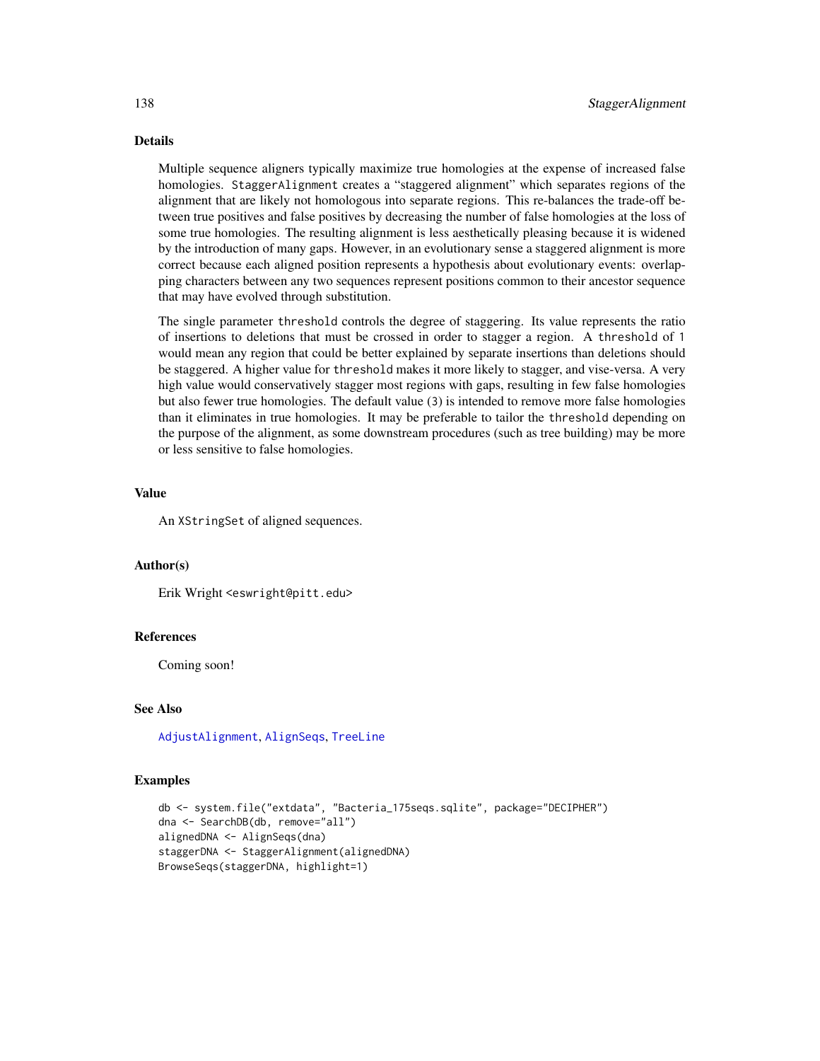## Details

Multiple sequence aligners typically maximize true homologies at the expense of increased false homologies. `StaggerAlignment` creates a "staggered alignment" which separates regions of the alignment that are likely not homologous into separate regions. This re-balances the trade-off between true positives and false positives by decreasing the number of false homologies at the loss of some true homologies. The resulting alignment is less aesthetically pleasing because it is widened by the introduction of many gaps. However, in an evolutionary sense a staggered alignment is more correct because each aligned position represents a hypothesis about evolutionary events: overlapping characters between any two sequences represent positions common to their ancestor sequence that may have evolved through substitution.

The single parameter `threshold` controls the degree of staggering. Its value represents the ratio of insertions to deletions that must be crossed in order to stagger a region. A `threshold` of `1` would mean any region that could be better explained by separate insertions than deletions should be staggered. A higher value for `threshold` makes it more likely to stagger, and vise-versa. A very high value would conservatively stagger most regions with gaps, resulting in few false homologies but also fewer true homologies. The default value (`3`) is intended to remove more false homologies than it eliminates in true homologies. It may be preferable to tailor the `threshold` depending on the purpose of the alignment, as some downstream procedures (such as tree building) may be more or less sensitive to false homologies.

## Value

An `XStringSet` of aligned sequences.

## Author(s)

Erik Wright <eswright@pitt.edu>

## References

Coming soon!

## See Also

`AdjustAlignment`, `AlignSeqs`, `TreeLine`

## Examples

```
db <- system.file("extdata", "Bacteria_175seqs.sqlite", package="DECIPHER")
dna <- SearchDB(db, remove="all")
alignedDNA <- AlignSeqs(dna)
staggerDNA <- StaggerAlignment(alignedDNA)
BrowseSeqs(staggerDNA, highlight=1)
```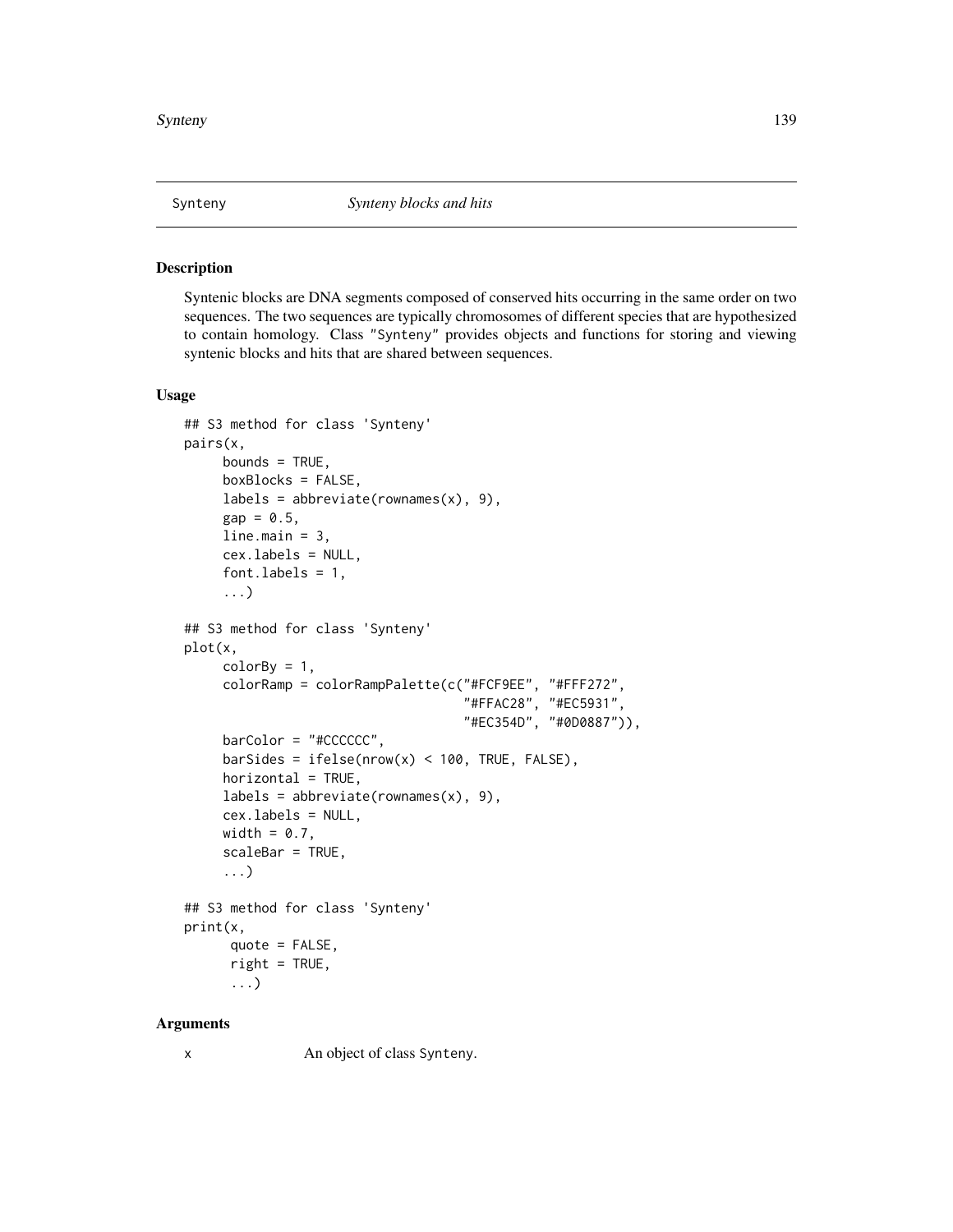# Synteny — *Synteny blocks and hits*

## Description

Syntenic blocks are DNA segments composed of conserved hits occurring in the same order on two sequences. The two sequences are typically chromosomes of different species that are hypothesized to contain homology. Class "Synteny" provides objects and functions for storing and viewing syntenic blocks and hits that are shared between sequences.

## Usage

```
## S3 method for class 'Synteny'
pairs(x,
     bounds = TRUE,
     boxBlocks = FALSE,
     labels = abbreviate(rownames(x), 9),
     gap = 0.5,
     line.main = 3,
     cex.labels = NULL,
     font.labels = 1,
     ...)

## S3 method for class 'Synteny'
plot(x,
     colorBy = 1,
     colorRamp = colorRampPalette(c("#FCF9EE", "#FFF272",
                                    "#FFAC28", "#EC5931",
                                    "#EC354D", "#0D0887")),
     barColor = "#CCCCCC",
     barSides = ifelse(nrow(x) < 100, TRUE, FALSE),
     horizontal = TRUE,
     labels = abbreviate(rownames(x), 9),
     cex.labels = NULL,
     width = 0.7,
     scaleBar = TRUE,
     ...)

## S3 method for class 'Synteny'
print(x,
      quote = FALSE,
      right = TRUE,
      ...)
```

## Arguments

x An object of class Synteny.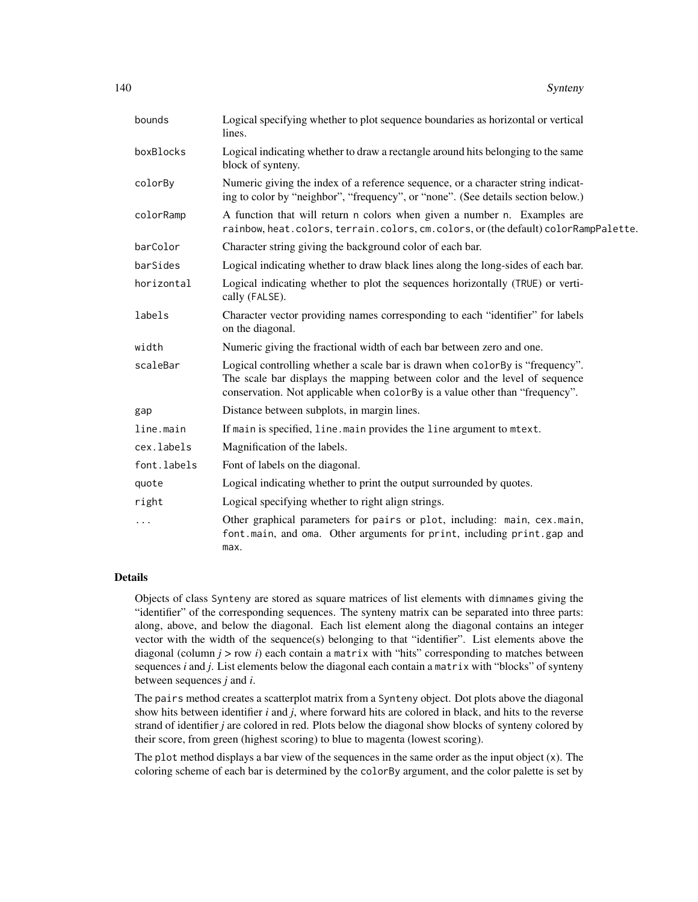| | |
|---|---|
| `bounds` | Logical specifying whether to plot sequence boundaries as horizontal or vertical lines. |
| `boxBlocks` | Logical indicating whether to draw a rectangle around hits belonging to the same block of synteny. |
| `colorBy` | Numeric giving the index of a reference sequence, or a character string indicating to color by "neighbor", "frequency", or "none". (See details section below.) |
| `colorRamp` | A function that will return n colors when given a number n. Examples are `rainbow`, `heat.colors`, `terrain.colors`, `cm.colors`, or (the default) `colorRampPalette`. |
| `barColor` | Character string giving the background color of each bar. |
| `barSides` | Logical indicating whether to draw black lines along the long-sides of each bar. |
| `horizontal` | Logical indicating whether to plot the sequences horizontally (`TRUE`) or vertically (`FALSE`). |
| `labels` | Character vector providing names corresponding to each "identifier" for labels on the diagonal. |
| `width` | Numeric giving the fractional width of each bar between zero and one. |
| `scaleBar` | Logical controlling whether a scale bar is drawn when `colorBy` is "frequency". The scale bar displays the mapping between color and the level of sequence conservation. Not applicable when `colorBy` is a value other than "frequency". |
| `gap` | Distance between subplots, in margin lines. |
| `line.main` | If `main` is specified, `line.main` provides the `line` argument to `mtext`. |
| `cex.labels` | Magnification of the labels. |
| `font.labels` | Font of labels on the diagonal. |
| `quote` | Logical indicating whether to print the output surrounded by quotes. |
| `right` | Logical specifying whether to right align strings. |
| `...` | Other graphical parameters for `pairs` or `plot`, including: `main`, `cex.main`, `font.main`, and `oma`. Other arguments for `print`, including `print.gap` and `max`. |

## Details

Objects of class `Synteny` are stored as square matrices of list elements with `dimnames` giving the "identifier" of the corresponding sequences. The synteny matrix can be separated into three parts: along, above, and below the diagonal. Each list element along the diagonal contains an integer vector with the width of the sequence(s) belonging to that "identifier". List elements above the diagonal (column $j >$ row $i$) each contain a `matrix` with "hits" corresponding to matches between sequences $i$ and $j$. List elements below the diagonal each contain a `matrix` with "blocks" of synteny between sequences $j$ and $i$.

The `pairs` method creates a scatterplot matrix from a `Synteny` object. Dot plots above the diagonal show hits between identifier $i$ and $j$, where forward hits are colored in black, and hits to the reverse strand of identifier $j$ are colored in red. Plots below the diagonal show blocks of synteny colored by their score, from green (highest scoring) to blue to magenta (lowest scoring).

The `plot` method displays a bar view of the sequences in the same order as the input object (`x`). The coloring scheme of each bar is determined by the `colorBy` argument, and the color palette is set by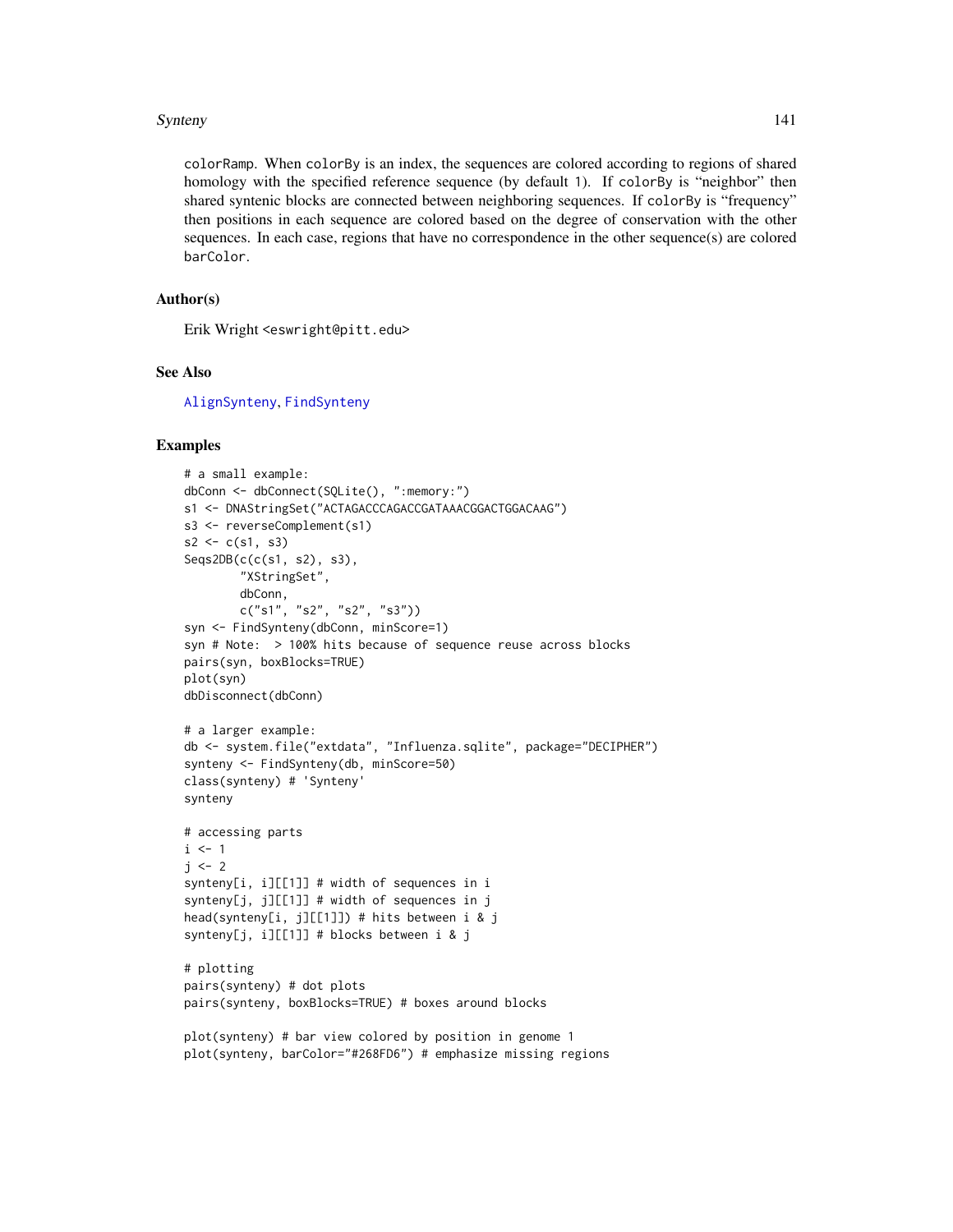colorRamp. When colorBy is an index, the sequences are colored according to regions of shared homology with the specified reference sequence (by default 1). If colorBy is “neighbor” then shared syntenic blocks are connected between neighboring sequences. If colorBy is “frequency” then positions in each sequence are colored based on the degree of conservation with the other sequences. In each case, regions that have no correspondence in the other sequence(s) are colored barColor.

## Author(s)

Erik Wright <eswright@pitt.edu>

## See Also

AlignSynteny, FindSynteny

## Examples

```
# a small example:
dbConn <- dbConnect(SQLite(), ":memory:")
s1 <- DNAStringSet("ACTAGACCCAGACCGATAAACGGACTGGACAAG")
s3 <- reverseComplement(s1)
s2 <- c(s1, s3)
Seqs2DB(c(c(s1, s2), s3),
        "XStringSet",
        dbConn,
        c("s1", "s2", "s2", "s3"))
syn <- FindSynteny(dbConn, minScore=1)
syn # Note:  > 100% hits because of sequence reuse across blocks
pairs(syn, boxBlocks=TRUE)
plot(syn)
dbDisconnect(dbConn)

# a larger example:
db <- system.file("extdata", "Influenza.sqlite", package="DECIPHER")
synteny <- FindSynteny(db, minScore=50)
class(synteny) # 'Synteny'
synteny

# accessing parts
i <- 1
j <- 2
synteny[i, i][[1]] # width of sequences in i
synteny[j, j][[1]] # width of sequences in j
head(synteny[i, j][[1]]) # hits between i & j
synteny[j, i][[1]] # blocks between i & j

# plotting
pairs(synteny) # dot plots
pairs(synteny, boxBlocks=TRUE) # boxes around blocks

plot(synteny) # bar view colored by position in genome 1
plot(synteny, barColor="#268FD6") # emphasize missing regions
```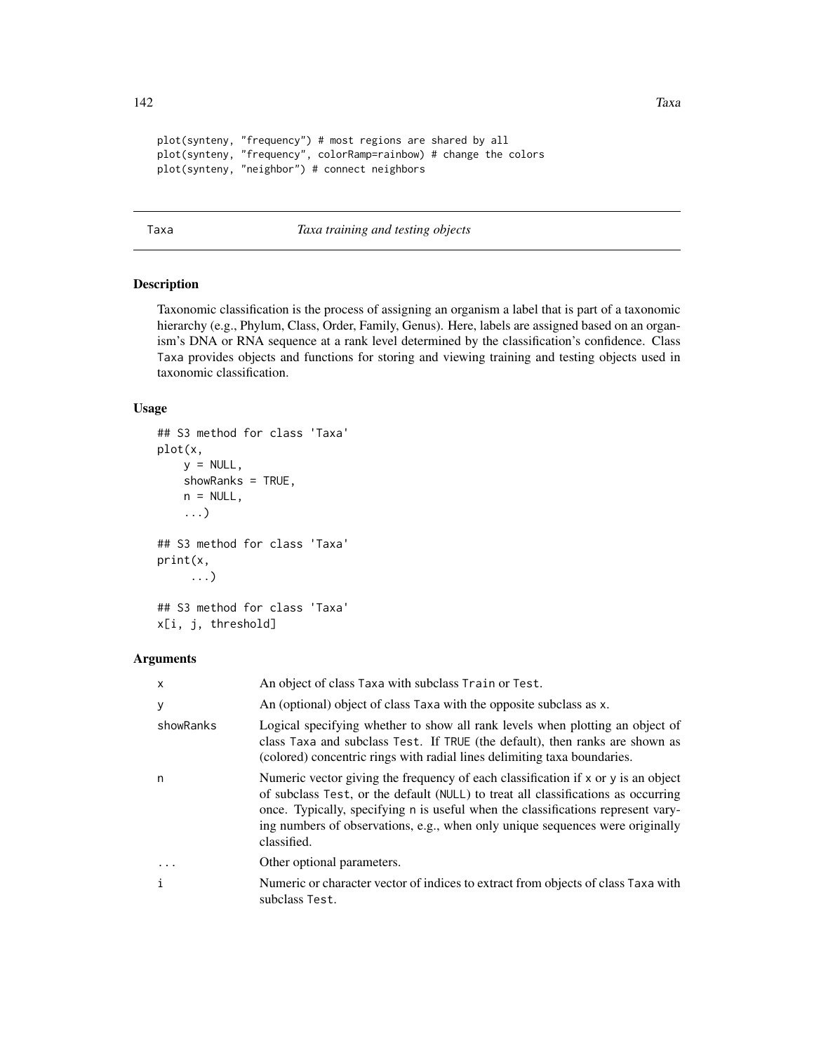```
plot(synteny, "frequency") # most regions are shared by all
plot(synteny, "frequency", colorRamp=rainbow) # change the colors
plot(synteny, "neighbor") # connect neighbors
```

---

Taxa *Taxa training and testing objects*

---

## Description

Taxonomic classification is the process of assigning an organism a label that is part of a taxonomic hierarchy (e.g., Phylum, Class, Order, Family, Genus). Here, labels are assigned based on an organism's DNA or RNA sequence at a rank level determined by the classification's confidence. Class Taxa provides objects and functions for storing and viewing training and testing objects used in taxonomic classification.

## Usage

```
## S3 method for class 'Taxa'
plot(x,
    y = NULL,
    showRanks = TRUE,
    n = NULL,
    ...)

## S3 method for class 'Taxa'
print(x,
     ...)

## S3 method for class 'Taxa'
x[i, j, threshold]
```

## Arguments

| | |
|---|---|
| x | An object of class Taxa with subclass Train or Test. |
| y | An (optional) object of class Taxa with the opposite subclass as x. |
| showRanks | Logical specifying whether to show all rank levels when plotting an object of class Taxa and subclass Test. If TRUE (the default), then ranks are shown as (colored) concentric rings with radial lines delimiting taxa boundaries. |
| n | Numeric vector giving the frequency of each classification if x or y is an object of subclass Test, or the default (NULL) to treat all classifications as occurring once. Typically, specifying n is useful when the classifications represent varying numbers of observations, e.g., when only unique sequences were originally classified. |
| ... | Other optional parameters. |
| i | Numeric or character vector of indices to extract from objects of class Taxa with subclass Test. |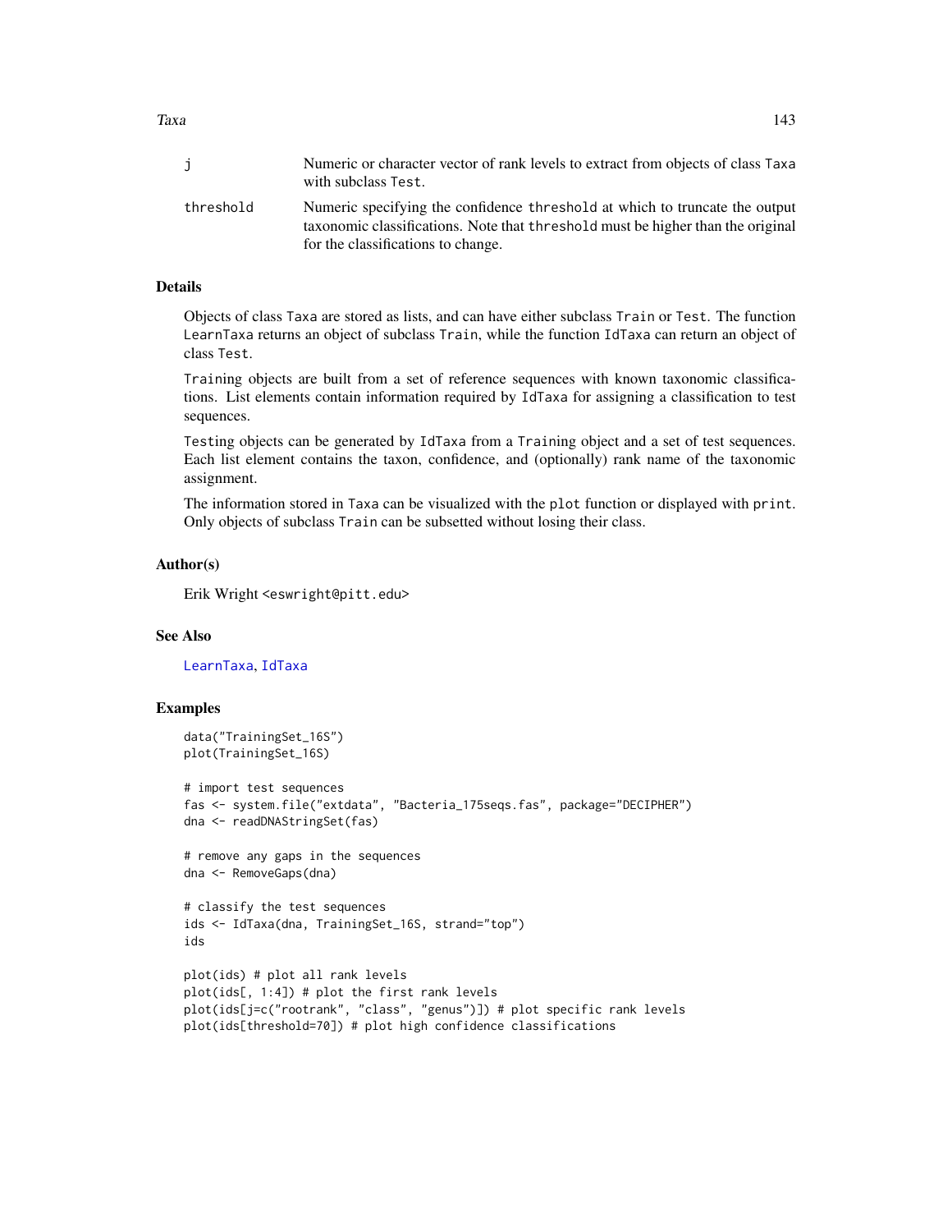| | |
|---|---|
| j | Numeric or character vector of rank levels to extract from objects of class Taxa with subclass Test. |
| threshold | Numeric specifying the confidence threshold at which to truncate the output taxonomic classifications. Note that threshold must be higher than the original for the classifications to change. |

## Details

Objects of class Taxa are stored as lists, and can have either subclass Train or Test. The function LearnTaxa returns an object of subclass Train, while the function IdTaxa can return an object of class Test.

Training objects are built from a set of reference sequences with known taxonomic classifications. List elements contain information required by IdTaxa for assigning a classification to test sequences.

Testing objects can be generated by IdTaxa from a Training object and a set of test sequences. Each list element contains the taxon, confidence, and (optionally) rank name of the taxonomic assignment.

The information stored in Taxa can be visualized with the plot function or displayed with print. Only objects of subclass Train can be subsetted without losing their class.

## Author(s)

Erik Wright <eswright@pitt.edu>

## See Also

LearnTaxa, IdTaxa

## Examples

```
data("TrainingSet_16S")
plot(TrainingSet_16S)

# import test sequences
fas <- system.file("extdata", "Bacteria_175seqs.fas", package="DECIPHER")
dna <- readDNAStringSet(fas)

# remove any gaps in the sequences
dna <- RemoveGaps(dna)

# classify the test sequences
ids <- IdTaxa(dna, TrainingSet_16S, strand="top")
ids

plot(ids) # plot all rank levels
plot(ids[, 1:4]) # plot the first rank levels
plot(ids[j=c("rootrank", "class", "genus")]) # plot specific rank levels
plot(ids[threshold=70]) # plot high confidence classifications
```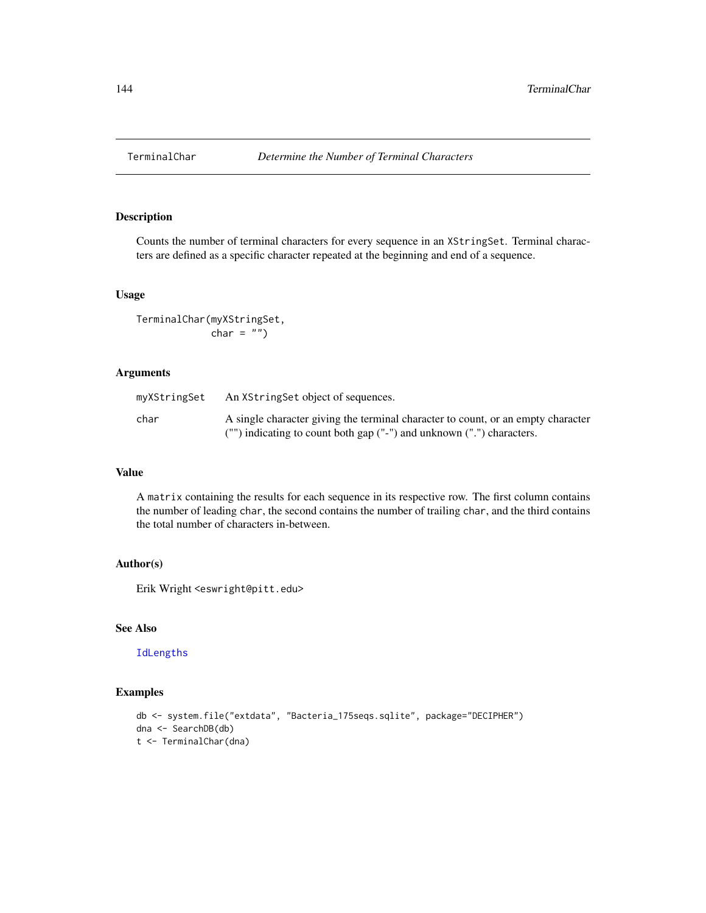## TerminalChar *Determine the Number of Terminal Characters*

### Description

Counts the number of terminal characters for every sequence in an `XStringSet`. Terminal characters are defined as a specific character repeated at the beginning and end of a sequence.

### Usage

```
TerminalChar(myXStringSet,
             char = "")
```

### Arguments

| | |
|---|---|
| `myXStringSet` | An `XStringSet` object of sequences. |
| `char` | A single character giving the terminal character to count, or an empty character ("") indicating to count both gap ("-") and unknown (".") characters. |

### Value

A `matrix` containing the results for each sequence in its respective row. The first column contains the number of leading `char`, the second contains the number of trailing `char`, and the third contains the total number of characters in-between.

### Author(s)

Erik Wright <eswright@pitt.edu>

### See Also

`IdLengths`

### Examples

```
db <- system.file("extdata", "Bacteria_175seqs.sqlite", package="DECIPHER")
dna <- SearchDB(db)
t <- TerminalChar(dna)
```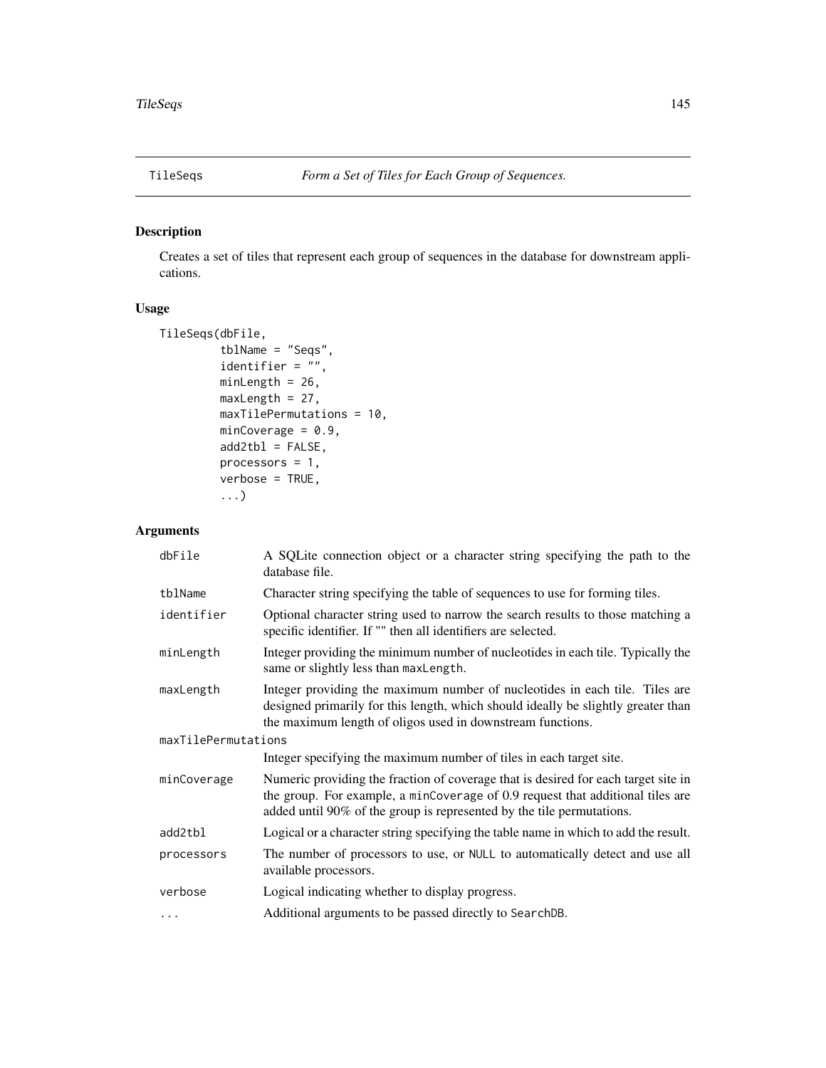## TileSeqs — *Form a Set of Tiles for Each Group of Sequences.*

### Description

Creates a set of tiles that represent each group of sequences in the database for downstream applications.

### Usage

```
TileSeqs(dbFile,
         tblName = "Seqs",
         identifier = "",
         minLength = 26,
         maxLength = 27,
         maxTilePermutations = 10,
         minCoverage = 0.9,
         add2tbl = FALSE,
         processors = 1,
         verbose = TRUE,
         ...)
```

### Arguments

| Argument | Description |
|---|---|
| `dbFile` | A SQLite connection object or a character string specifying the path to the database file. |
| `tblName` | Character string specifying the table of sequences to use for forming tiles. |
| `identifier` | Optional character string used to narrow the search results to those matching a specific identifier. If "" then all identifiers are selected. |
| `minLength` | Integer providing the minimum number of nucleotides in each tile. Typically the same or slightly less than `maxLength`. |
| `maxLength` | Integer providing the maximum number of nucleotides in each tile. Tiles are designed primarily for this length, which should ideally be slightly greater than the maximum length of oligos used in downstream functions. |
| `maxTilePermutations` | Integer specifying the maximum number of tiles in each target site. |
| `minCoverage` | Numeric providing the fraction of coverage that is desired for each target site in the group. For example, a `minCoverage` of 0.9 request that additional tiles are added until 90% of the group is represented by the tile permutations. |
| `add2tbl` | Logical or a character string specifying the table name in which to add the result. |
| `processors` | The number of processors to use, or `NULL` to automatically detect and use all available processors. |
| `verbose` | Logical indicating whether to display progress. |
| `...` | Additional arguments to be passed directly to `SearchDB`. |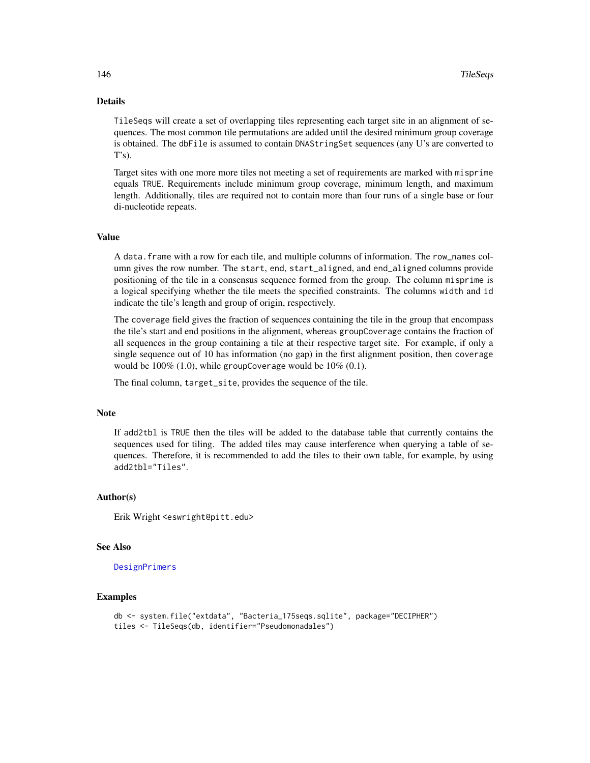## Details

TileSeqs will create a set of overlapping tiles representing each target site in an alignment of sequences. The most common tile permutations are added until the desired minimum group coverage is obtained. The dbFile is assumed to contain DNAStringSet sequences (any U's are converted to T's).

Target sites with one more more tiles not meeting a set of requirements are marked with misprime equals TRUE. Requirements include minimum group coverage, minimum length, and maximum length. Additionally, tiles are required not to contain more than four runs of a single base or four di-nucleotide repeats.

## Value

A data.frame with a row for each tile, and multiple columns of information. The row_names column gives the row number. The start, end, start_aligned, and end_aligned columns provide positioning of the tile in a consensus sequence formed from the group. The column misprime is a logical specifying whether the tile meets the specified constraints. The columns width and id indicate the tile's length and group of origin, respectively.

The coverage field gives the fraction of sequences containing the tile in the group that encompass the tile's start and end positions in the alignment, whereas groupCoverage contains the fraction of all sequences in the group containing a tile at their respective target site. For example, if only a single sequence out of 10 has information (no gap) in the first alignment position, then coverage would be 100% (1.0), while groupCoverage would be 10% (0.1).

The final column, target_site, provides the sequence of the tile.

## Note

If add2tbl is TRUE then the tiles will be added to the database table that currently contains the sequences used for tiling. The added tiles may cause interference when querying a table of sequences. Therefore, it is recommended to add the tiles to their own table, for example, by using add2tbl="Tiles".

## Author(s)

Erik Wright <eswright@pitt.edu>

## See Also

DesignPrimers

## Examples

```
db <- system.file("extdata", "Bacteria_175seqs.sqlite", package="DECIPHER")
tiles <- TileSeqs(db, identifier="Pseudomonadales")
```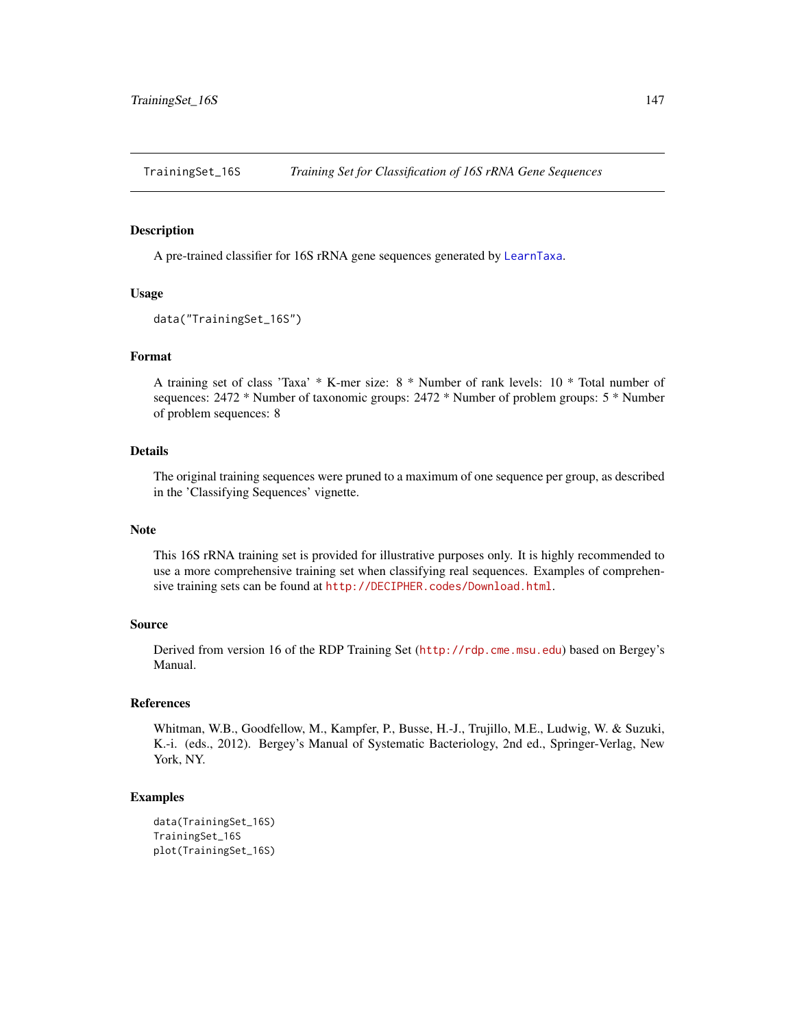TrainingSet_16S    *Training Set for Classification of 16S rRNA Gene Sequences*

## Description

A pre-trained classifier for 16S rRNA gene sequences generated by LearnTaxa.

## Usage

```
data("TrainingSet_16S")
```

## Format

A training set of class 'Taxa' * K-mer size: 8 * Number of rank levels: 10 * Total number of sequences: 2472 * Number of taxonomic groups: 2472 * Number of problem groups: 5 * Number of problem sequences: 8

## Details

The original training sequences were pruned to a maximum of one sequence per group, as described in the 'Classifying Sequences' vignette.

## Note

This 16S rRNA training set is provided for illustrative purposes only. It is highly recommended to use a more comprehensive training set when classifying real sequences. Examples of comprehensive training sets can be found at http://DECIPHER.codes/Download.html.

## Source

Derived from version 16 of the RDP Training Set (http://rdp.cme.msu.edu) based on Bergey's Manual.

## References

Whitman, W.B., Goodfellow, M., Kampfer, P., Busse, H.-J., Trujillo, M.E., Ludwig, W. & Suzuki, K.-i. (eds., 2012). Bergey's Manual of Systematic Bacteriology, 2nd ed., Springer-Verlag, New York, NY.

## Examples

```
data(TrainingSet_16S)
TrainingSet_16S
plot(TrainingSet_16S)
```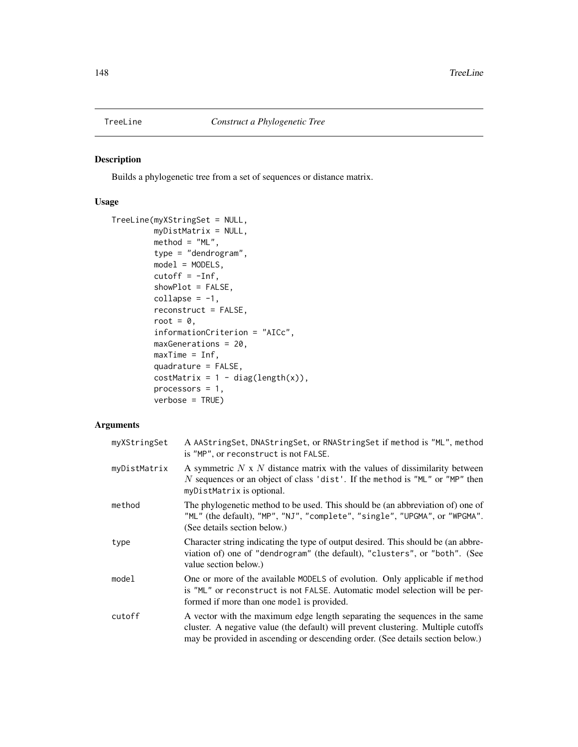# TreeLine — *Construct a Phylogenetic Tree*

## Description

Builds a phylogenetic tree from a set of sequences or distance matrix.

## Usage

```
TreeLine(myXStringSet = NULL,
         myDistMatrix = NULL,
         method = "ML",
         type = "dendrogram",
         model = MODELS,
         cutoff = -Inf,
         showPlot = FALSE,
         collapse = -1,
         reconstruct = FALSE,
         root = 0,
         informationCriterion = "AICc",
         maxGenerations = 20,
         maxTime = Inf,
         quadrature = FALSE,
         costMatrix = 1 - diag(length(x)),
         processors = 1,
         verbose = TRUE)
```

## Arguments

| | |
|---|---|
| `myXStringSet` | A `AAStringSet`, `DNAStringSet`, or `RNAStringSet` if `method` is `"ML"`, `method` is `"MP"`, or `reconstruct` is not `FALSE`. |
| `myDistMatrix` | A symmetric $N$ x $N$ distance matrix with the values of dissimilarity between $N$ sequences or an object of class `'dist'`. If the `method` is `"ML"` or `"MP"` then `myDistMatrix` is optional. |
| `method` | The phylogenetic method to be used. This should be (an abbreviation of) one of `"ML"` (the default), `"MP"`, `"NJ"`, `"complete"`, `"single"`, `"UPGMA"`, or `"WPGMA"`. (See details section below.) |
| `type` | Character string indicating the type of output desired. This should be (an abbreviation of) one of `"dendrogram"` (the default), `"clusters"`, or `"both"`. (See value section below.) |
| `model` | One or more of the available `MODELS` of evolution. Only applicable if `method` is `"ML"` or `reconstruct` is not `FALSE`. Automatic model selection will be performed if more than one `model` is provided. |
| `cutoff` | A vector with the maximum edge length separating the sequences in the same cluster. A negative value (the default) will prevent clustering. Multiple cutoffs may be provided in ascending or descending order. (See details section below.) |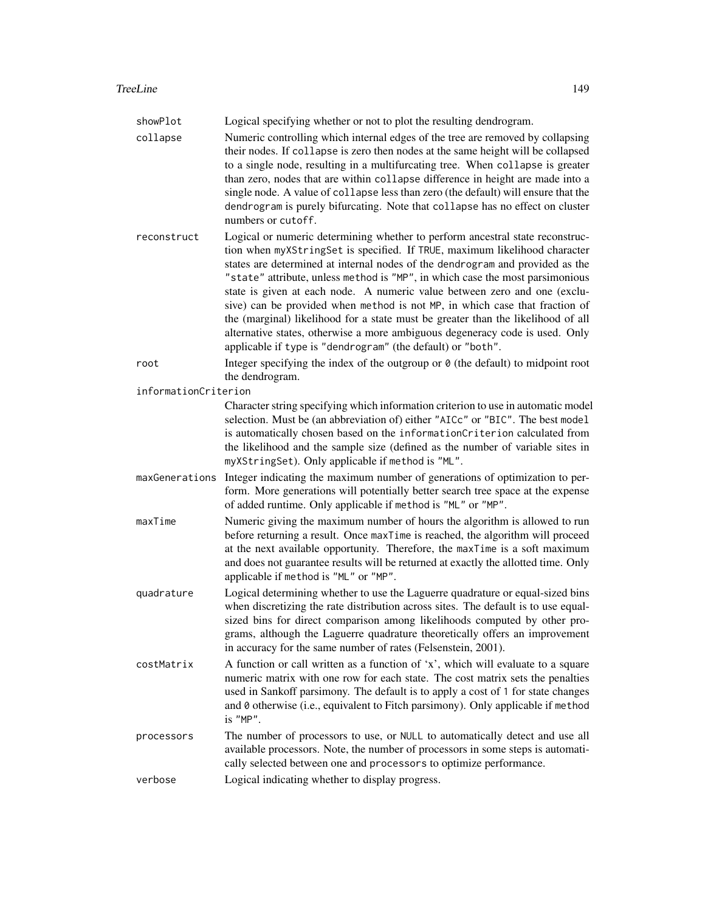showPlot
: Logical specifying whether or not to plot the resulting dendrogram.

collapse
: Numeric controlling which internal edges of the tree are removed by collapsing their nodes. If `collapse` is zero then nodes at the same height will be collapsed to a single node, resulting in a multifurcating tree. When `collapse` is greater than zero, nodes that are within `collapse` difference in height are made into a single node. A value of `collapse` less than zero (the default) will ensure that the `dendrogram` is purely bifurcating. Note that `collapse` has no effect on cluster numbers or `cutoff`.

reconstruct
: Logical or numeric determining whether to perform ancestral state reconstruction when `myXStringSet` is specified. If `TRUE`, maximum likelihood character states are determined at internal nodes of the `dendrogram` and provided as the `"state"` attribute, unless `method` is `"MP"`, in which case the most parsimonious state is given at each node. A numeric value between zero and one (exclusive) can be provided when `method` is not `MP`, in which case that fraction of the (marginal) likelihood for a state must be greater than the likelihood of all alternative states, otherwise a more ambiguous degeneracy code is used. Only applicable if `type` is `"dendrogram"` (the default) or `"both"`.

root
: Integer specifying the index of the outgroup or `0` (the default) to midpoint root the dendrogram.

informationCriterion
: Character string specifying which information criterion to use in automatic model selection. Must be (an abbreviation of) either `"AICc"` or `"BIC"`. The best `model` is automatically chosen based on the `informationCriterion` calculated from the likelihood and the sample size (defined as the number of variable sites in `myXStringSet`). Only applicable if `method` is `"ML"`.

maxGenerations
: Integer indicating the maximum number of generations of optimization to perform. More generations will potentially better search tree space at the expense of added runtime. Only applicable if `method` is `"ML"` or `"MP"`.

maxTime
: Numeric giving the maximum number of hours the algorithm is allowed to run before returning a result. Once `maxTime` is reached, the algorithm will proceed at the next available opportunity. Therefore, the `maxTime` is a soft maximum and does not guarantee results will be returned at exactly the allotted time. Only applicable if `method` is `"ML"` or `"MP"`.

quadrature
: Logical determining whether to use the Laguerre quadrature or equal-sized bins when discretizing the rate distribution across sites. The default is to use equal-sized bins for direct comparison among likelihoods computed by other programs, although the Laguerre quadrature theoretically offers an improvement in accuracy for the same number of rates (Felsenstein, 2001).

costMatrix
: A function or call written as a function of 'x', which will evaluate to a square numeric matrix with one row for each state. The cost matrix sets the penalties used in Sankoff parsimony. The default is to apply a cost of `1` for state changes and `0` otherwise (i.e., equivalent to Fitch parsimony). Only applicable if `method` is `"MP"`.

processors
: The number of processors to use, or `NULL` to automatically detect and use all available processors. Note, the number of processors in some steps is automatically selected between one and `processors` to optimize performance.

verbose
: Logical indicating whether to display progress.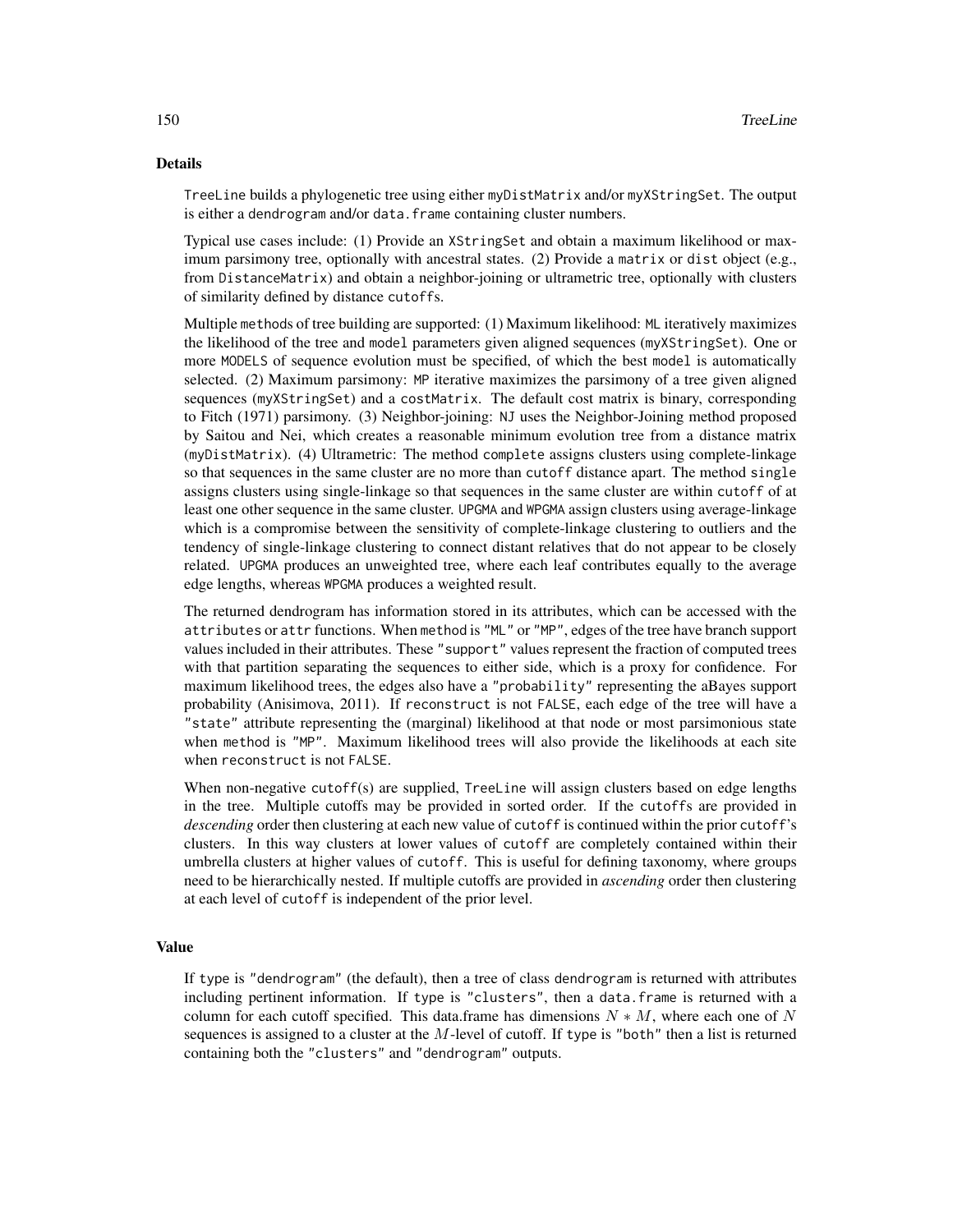## Details

`TreeLine` builds a phylogenetic tree using either `myDistMatrix` and/or `myXStringSet`. The output is either a `dendrogram` and/or `data.frame` containing cluster numbers.

Typical use cases include: (1) Provide an `XStringSet` and obtain a maximum likelihood or maximum parsimony tree, optionally with ancestral states. (2) Provide a `matrix` or `dist` object (e.g., from `DistanceMatrix`) and obtain a neighbor-joining or ultrametric tree, optionally with clusters of similarity defined by distance `cutoff`s.

Multiple `method`s of tree building are supported: (1) Maximum likelihood: `ML` iteratively maximizes the likelihood of the tree and `model` parameters given aligned sequences (`myXStringSet`). One or more `MODELS` of sequence evolution must be specified, of which the best `model` is automatically selected. (2) Maximum parsimony: `MP` iterative maximizes the parsimony of a tree given aligned sequences (`myXStringSet`) and a `costMatrix`. The default cost matrix is binary, corresponding to Fitch (1971) parsimony. (3) Neighbor-joining: `NJ` uses the Neighbor-Joining method proposed by Saitou and Nei, which creates a reasonable minimum evolution tree from a distance matrix (`myDistMatrix`). (4) Ultrametric: The method `complete` assigns clusters using complete-linkage so that sequences in the same cluster are no more than `cutoff` distance apart. The method `single` assigns clusters using single-linkage so that sequences in the same cluster are within `cutoff` of at least one other sequence in the same cluster. `UPGMA` and `WPGMA` assign clusters using average-linkage which is a compromise between the sensitivity of complete-linkage clustering to outliers and the tendency of single-linkage clustering to connect distant relatives that do not appear to be closely related. `UPGMA` produces an unweighted tree, where each leaf contributes equally to the average edge lengths, whereas `WPGMA` produces a weighted result.

The returned dendrogram has information stored in its attributes, which can be accessed with the `attributes` or `attr` functions. When `method` is `"ML"` or `"MP"`, edges of the tree have branch support values included in their attributes. These `"support"` values represent the fraction of computed trees with that partition separating the sequences to either side, which is a proxy for confidence. For maximum likelihood trees, the edges also have a `"probability"` representing the aBayes support probability (Anisimova, 2011). If `reconstruct` is not `FALSE`, each edge of the tree will have a `"state"` attribute representing the (marginal) likelihood at that node or most parsimonious state when `method` is `"MP"`. Maximum likelihood trees will also provide the likelihoods at each site when `reconstruct` is not `FALSE`.

When non-negative `cutoff`(s) are supplied, `TreeLine` will assign clusters based on edge lengths in the tree. Multiple cutoffs may be provided in sorted order. If the `cutoff`s are provided in *descending* order then clustering at each new value of `cutoff` is continued within the prior `cutoff`'s clusters. In this way clusters at lower values of `cutoff` are completely contained within their umbrella clusters at higher values of `cutoff`. This is useful for defining taxonomy, where groups need to be hierarchically nested. If multiple cutoffs are provided in *ascending* order then clustering at each level of `cutoff` is independent of the prior level.

## Value

If `type` is `"dendrogram"` (the default), then a tree of class `dendrogram` is returned with attributes including pertinent information. If `type` is `"clusters"`, then a `data.frame` is returned with a column for each cutoff specified. This data.frame has dimensions $N * M$, where each one of $N$ sequences is assigned to a cluster at the $M$-level of cutoff. If `type` is `"both"` then a list is returned containing both the `"clusters"` and `"dendrogram"` outputs.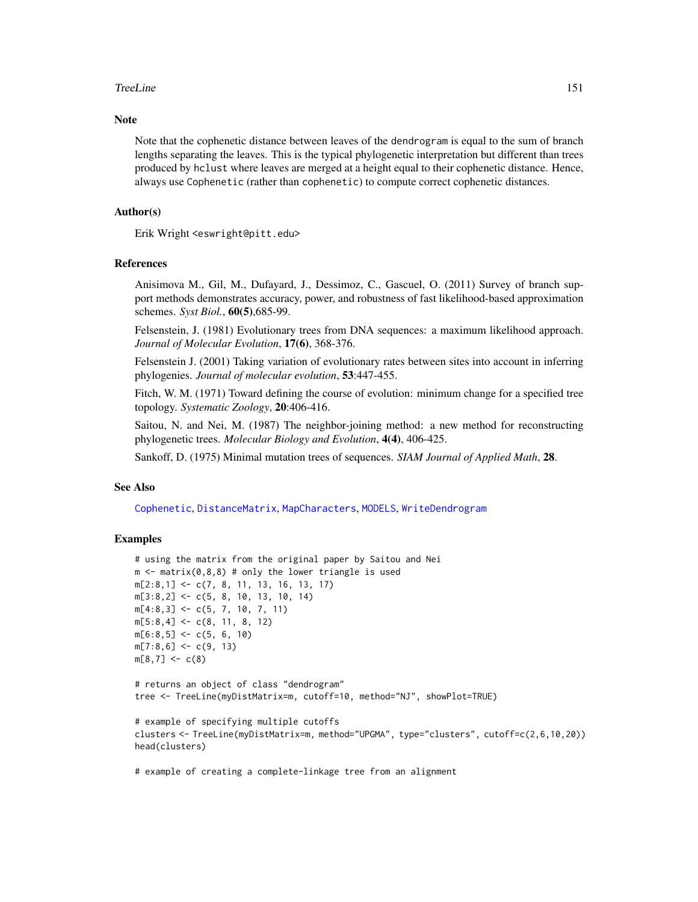## Note

Note that the cophenetic distance between leaves of the `dendrogram` is equal to the sum of branch lengths separating the leaves. This is the typical phylogenetic interpretation but different than trees produced by `hclust` where leaves are merged at a height equal to their cophenetic distance. Hence, always use `Cophenetic` (rather than `cophenetic`) to compute correct cophenetic distances.

## Author(s)

Erik Wright <eswright@pitt.edu>

## References

Anisimova M., Gil, M., Dufayard, J., Dessimoz, C., Gascuel, O. (2011) Survey of branch support methods demonstrates accuracy, power, and robustness of fast likelihood-based approximation schemes. *Syst Biol.*, **60(5)**,685-99.

Felsenstein, J. (1981) Evolutionary trees from DNA sequences: a maximum likelihood approach. *Journal of Molecular Evolution*, **17(6)**, 368-376.

Felsenstein J. (2001) Taking variation of evolutionary rates between sites into account in inferring phylogenies. *Journal of molecular evolution*, **53**:447-455.

Fitch, W. M. (1971) Toward defining the course of evolution: minimum change for a specified tree topology. *Systematic Zoology*, **20**:406-416.

Saitou, N. and Nei, M. (1987) The neighbor-joining method: a new method for reconstructing phylogenetic trees. *Molecular Biology and Evolution*, **4(4)**, 406-425.

Sankoff, D. (1975) Minimal mutation trees of sequences. *SIAM Journal of Applied Math*, **28**.

## See Also

`Cophenetic`, `DistanceMatrix`, `MapCharacters`, `MODELS`, `WriteDendrogram`

## Examples

```
# using the matrix from the original paper by Saitou and Nei
m <- matrix(0,8,8) # only the lower triangle is used
m[2:8,1] <- c(7, 8, 11, 13, 16, 13, 17)
m[3:8,2] <- c(5, 8, 10, 13, 10, 14)
m[4:8,3] <- c(5, 7, 10, 7, 11)
m[5:8,4] <- c(8, 11, 8, 12)
m[6:8,5] <- c(5, 6, 10)
m[7:8,6] <- c(9, 13)
m[8,7] <- c(8)

# returns an object of class "dendrogram"
tree <- TreeLine(myDistMatrix=m, cutoff=10, method="NJ", showPlot=TRUE)

# example of specifying multiple cutoffs
clusters <- TreeLine(myDistMatrix=m, method="UPGMA", type="clusters", cutoff=c(2,6,10,20))
head(clusters)

# example of creating a complete-linkage tree from an alignment
```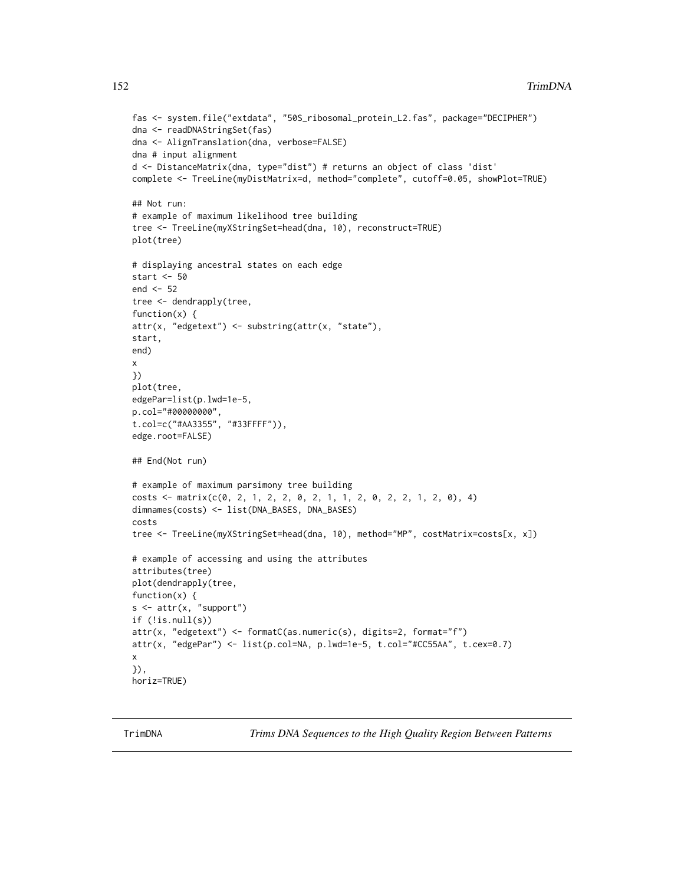```
fas <- system.file("extdata", "50S_ribosomal_protein_L2.fas", package="DECIPHER")
dna <- readDNAStringSet(fas)
dna <- AlignTranslation(dna, verbose=FALSE)
dna # input alignment
d <- DistanceMatrix(dna, type="dist") # returns an object of class 'dist'
complete <- TreeLine(myDistMatrix=d, method="complete", cutoff=0.05, showPlot=TRUE)

## Not run:
# example of maximum likelihood tree building
tree <- TreeLine(myXStringSet=head(dna, 10), reconstruct=TRUE)
plot(tree)

# displaying ancestral states on each edge
start <- 50
end <- 52
tree <- dendrapply(tree,
function(x) {
attr(x, "edgetext") <- substring(attr(x, "state"),
start,
end)
x
})
plot(tree,
edgePar=list(p.lwd=1e-5,
p.col="#00000000",
t.col=c("#AA3355", "#33FFFF")),
edge.root=FALSE)

## End(Not run)

# example of maximum parsimony tree building
costs <- matrix(c(0, 2, 1, 2, 2, 0, 2, 1, 1, 2, 0, 2, 2, 1, 2, 0), 4)
dimnames(costs) <- list(DNA_BASES, DNA_BASES)
costs
tree <- TreeLine(myXStringSet=head(dna, 10), method="MP", costMatrix=costs[x, x])

# example of accessing and using the attributes
attributes(tree)
plot(dendrapply(tree,
function(x) {
s <- attr(x, "support")
if (!is.null(s))
attr(x, "edgetext") <- formatC(as.numeric(s), digits=2, format="f")
attr(x, "edgePar") <- list(p.col=NA, p.lwd=1e-5, t.col="#CC55AA", t.cex=0.7)
x
}),
horiz=TRUE)
```

## TrimDNA *Trims DNA Sequences to the High Quality Region Between Patterns*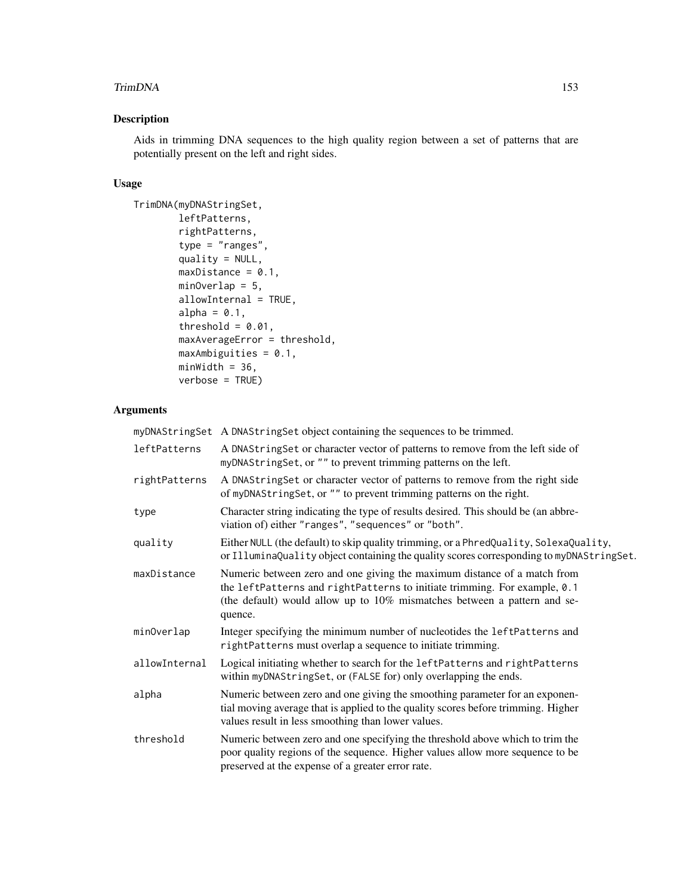## Description

Aids in trimming DNA sequences to the high quality region between a set of patterns that are potentially present on the left and right sides.

## Usage

```
TrimDNA(myDNAStringSet,
        leftPatterns,
        rightPatterns,
        type = "ranges",
        quality = NULL,
        maxDistance = 0.1,
        minOverlap = 5,
        allowInternal = TRUE,
        alpha = 0.1,
        threshold = 0.01,
        maxAverageError = threshold,
        maxAmbiguities = 0.1,
        minWidth = 36,
        verbose = TRUE)
```

## Arguments

| | |
|---|---|
| `myDNAStringSet` | A `DNAStringSet` object containing the sequences to be trimmed. |
| `leftPatterns` | A `DNAStringSet` or character vector of patterns to remove from the left side of `myDNAStringSet`, or `""` to prevent trimming patterns on the left. |
| `rightPatterns` | A `DNAStringSet` or character vector of patterns to remove from the right side of `myDNAStringSet`, or `""` to prevent trimming patterns on the right. |
| `type` | Character string indicating the type of results desired. This should be (an abbreviation of) either `"ranges"`, `"sequences"` or `"both"`. |
| `quality` | Either `NULL` (the default) to skip quality trimming, or a `PhredQuality`, `SolexaQuality`, or `IlluminaQuality` object containing the quality scores corresponding to `myDNAStringSet`. |
| `maxDistance` | Numeric between zero and one giving the maximum distance of a match from the `leftPatterns` and `rightPatterns` to initiate trimming. For example, `0.1` (the default) would allow up to 10% mismatches between a pattern and sequence. |
| `minOverlap` | Integer specifying the minimum number of nucleotides the `leftPatterns` and `rightPatterns` must overlap a sequence to initiate trimming. |
| `allowInternal` | Logical initiating whether to search for the `leftPatterns` and `rightPatterns` within `myDNAStringSet`, or (`FALSE` for) only overlapping the ends. |
| `alpha` | Numeric between zero and one giving the smoothing parameter for an exponential moving average that is applied to the quality scores before trimming. Higher values result in less smoothing than lower values. |
| `threshold` | Numeric between zero and one specifying the threshold above which to trim the poor quality regions of the sequence. Higher values allow more sequence to be preserved at the expense of a greater error rate. |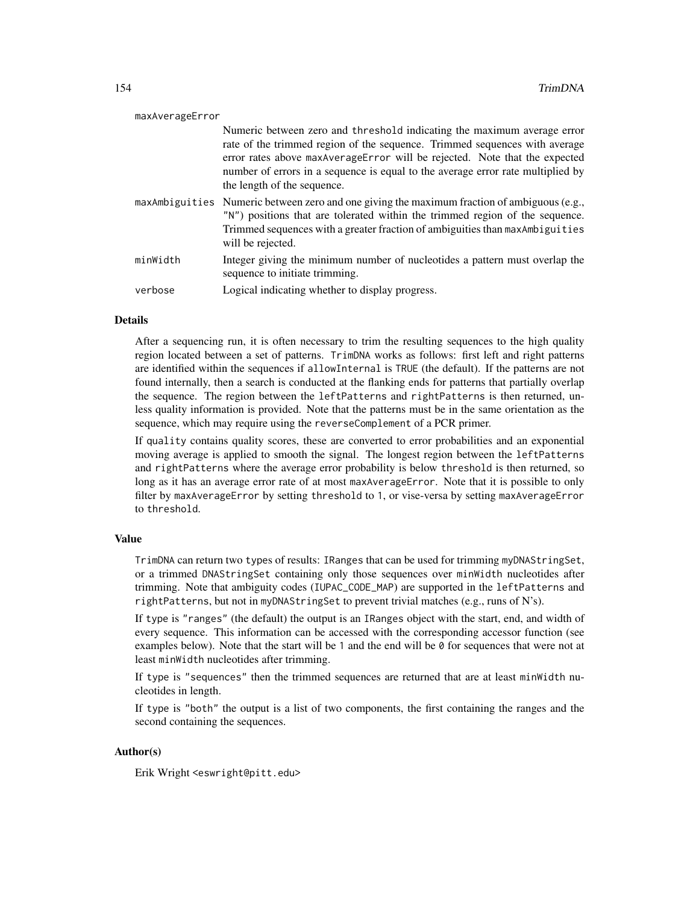maxAverageError
: Numeric between zero and threshold indicating the maximum average error rate of the trimmed region of the sequence. Trimmed sequences with average error rates above maxAverageError will be rejected. Note that the expected number of errors in a sequence is equal to the average error rate multiplied by the length of the sequence.

maxAmbiguities
: Numeric between zero and one giving the maximum fraction of ambiguous (e.g., "N") positions that are tolerated within the trimmed region of the sequence. Trimmed sequences with a greater fraction of ambiguities than maxAmbiguities will be rejected.

minWidth
: Integer giving the minimum number of nucleotides a pattern must overlap the sequence to initiate trimming.

verbose
: Logical indicating whether to display progress.

## Details

After a sequencing run, it is often necessary to trim the resulting sequences to the high quality region located between a set of patterns. TrimDNA works as follows: first left and right patterns are identified within the sequences if allowInternal is TRUE (the default). If the patterns are not found internally, then a search is conducted at the flanking ends for patterns that partially overlap the sequence. The region between the leftPatterns and rightPatterns is then returned, unless quality information is provided. Note that the patterns must be in the same orientation as the sequence, which may require using the reverseComplement of a PCR primer.

If quality contains quality scores, these are converted to error probabilities and an exponential moving average is applied to smooth the signal. The longest region between the leftPatterns and rightPatterns where the average error probability is below threshold is then returned, so long as it has an average error rate of at most maxAverageError. Note that it is possible to only filter by maxAverageError by setting threshold to 1, or vise-versa by setting maxAverageError to threshold.

## Value

TrimDNA can return two types of results: IRanges that can be used for trimming myDNAStringSet, or a trimmed DNAStringSet containing only those sequences over minWidth nucleotides after trimming. Note that ambiguity codes (IUPAC_CODE_MAP) are supported in the leftPatterns and rightPatterns, but not in myDNAStringSet to prevent trivial matches (e.g., runs of N's).

If type is "ranges" (the default) the output is an IRanges object with the start, end, and width of every sequence. This information can be accessed with the corresponding accessor function (see examples below). Note that the start will be 1 and the end will be 0 for sequences that were not at least minWidth nucleotides after trimming.

If type is "sequences" then the trimmed sequences are returned that are at least minWidth nucleotides in length.

If type is "both" the output is a list of two components, the first containing the ranges and the second containing the sequences.

## Author(s)

Erik Wright <eswright@pitt.edu>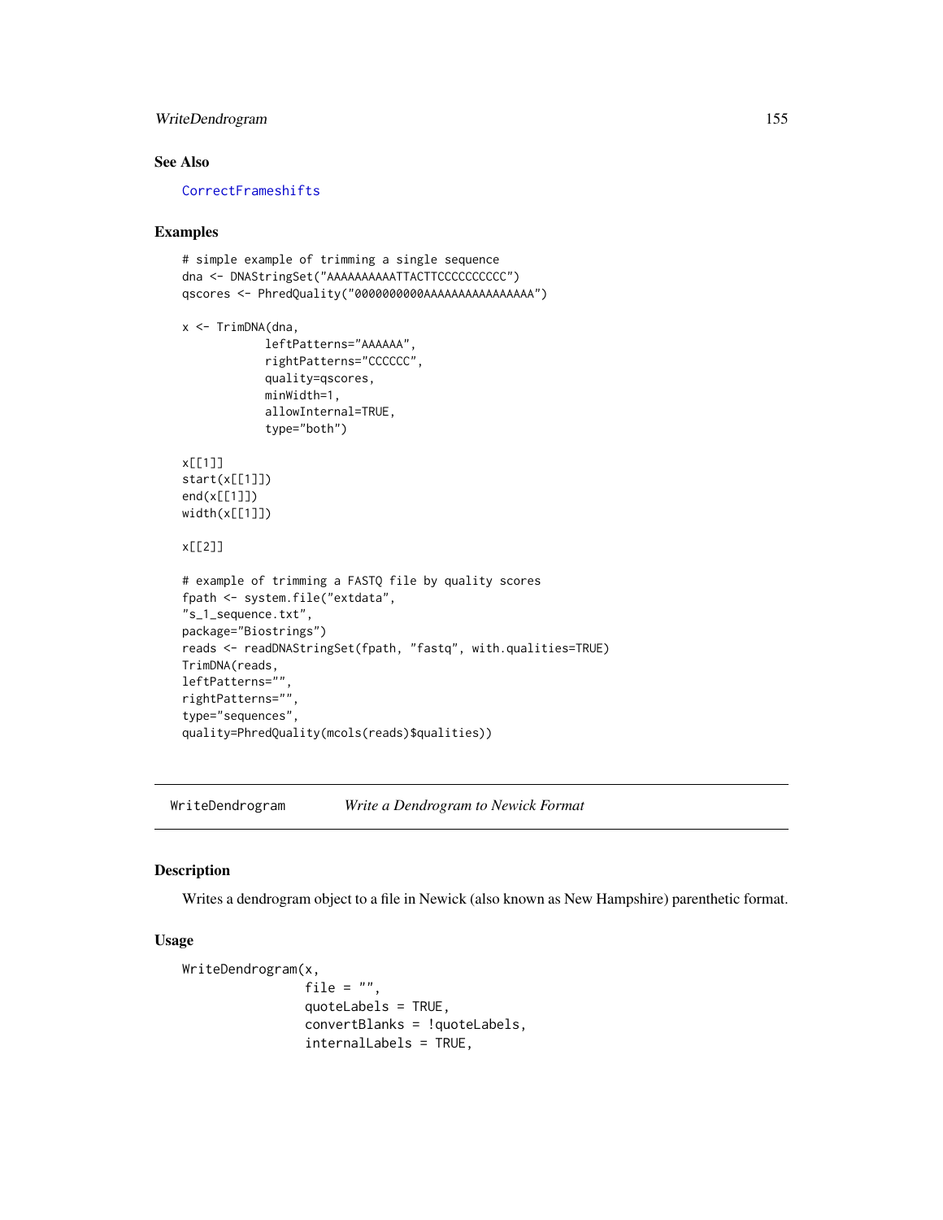## See Also

CorrectFrameshifts

## Examples

```
# simple example of trimming a single sequence
dna <- DNAStringSet("AAAAAAAAAATTACTTCCCCCCCCCC")
qscores <- PhredQuality("0000000000AAAAAAAAAAAAAAAA")

x <- TrimDNA(dna,
            leftPatterns="AAAAAA",
            rightPatterns="CCCCCC",
            quality=qscores,
            minWidth=1,
            allowInternal=TRUE,
            type="both")

x[[1]]
start(x[[1]])
end(x[[1]])
width(x[[1]])

x[[2]]

# example of trimming a FASTQ file by quality scores
fpath <- system.file("extdata",
"s_1_sequence.txt",
package="Biostrings")
reads <- readDNAStringSet(fpath, "fastq", with.qualities=TRUE)
TrimDNA(reads,
leftPatterns="",
rightPatterns="",
type="sequences",
quality=PhredQuality(mcols(reads)$qualities))
```

---

# WriteDendrogram *Write a Dendrogram to Newick Format*

## Description

Writes a dendrogram object to a file in Newick (also known as New Hampshire) parenthetic format.

## Usage

```
WriteDendrogram(x,
                file = "",
                quoteLabels = TRUE,
                convertBlanks = !quoteLabels,
                internalLabels = TRUE,
```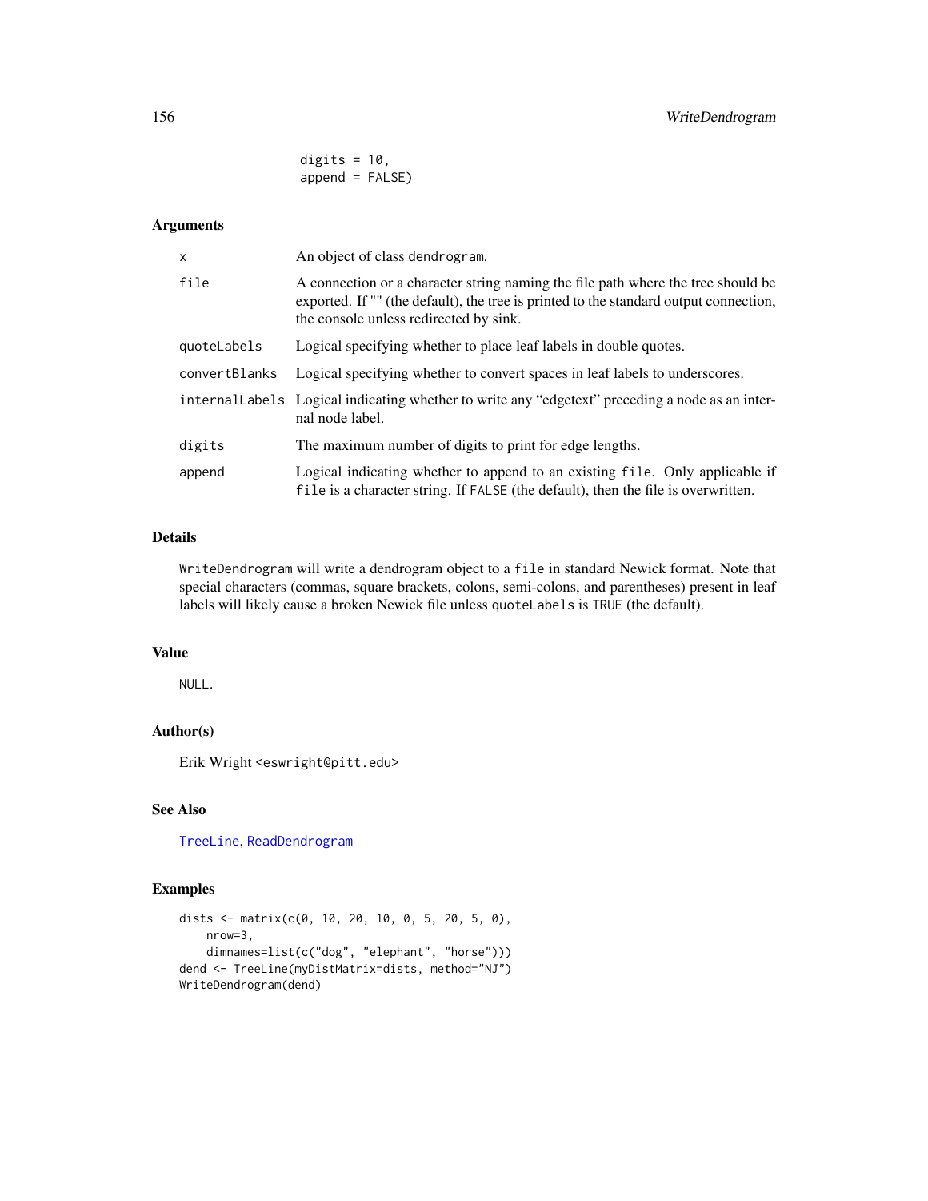```
                 digits = 10,
                 append = FALSE)
```

### Arguments

| | |
|---|---|
| x | An object of class dendrogram. |
| file | A connection or a character string naming the file path where the tree should be exported. If "" (the default), the tree is printed to the standard output connection, the console unless redirected by sink. |
| quoteLabels | Logical specifying whether to place leaf labels in double quotes. |
| convertBlanks | Logical specifying whether to convert spaces in leaf labels to underscores. |
| internalLabels | Logical indicating whether to write any "edgetext" preceding a node as an internal node label. |
| digits | The maximum number of digits to print for edge lengths. |
| append | Logical indicating whether to append to an existing file. Only applicable if file is a character string. If FALSE (the default), then the file is overwritten. |

### Details

WriteDendrogram will write a dendrogram object to a file in standard Newick format. Note that special characters (commas, square brackets, colons, semi-colons, and parentheses) present in leaf labels will likely cause a broken Newick file unless quoteLabels is TRUE (the default).

### Value

NULL.

### Author(s)

Erik Wright <eswright@pitt.edu>

### See Also

TreeLine, ReadDendrogram

### Examples

```
dists <- matrix(c(0, 10, 20, 10, 0, 5, 20, 5, 0),
    nrow=3,
    dimnames=list(c("dog", "elephant", "horse")))
dend <- TreeLine(myDistMatrix=dists, method="NJ")
WriteDendrogram(dend)
```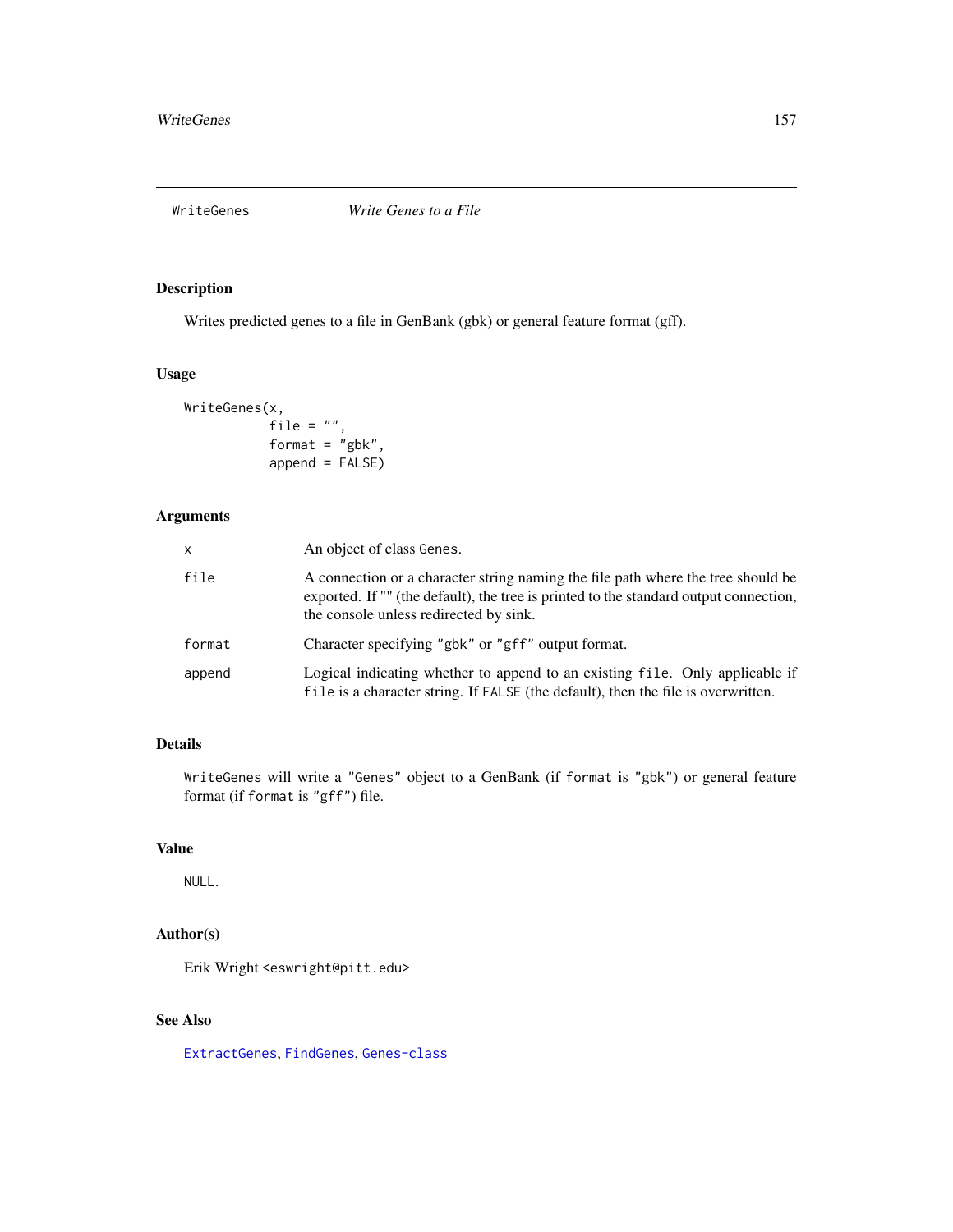# WriteGenes — *Write Genes to a File*

## Description

Writes predicted genes to a file in GenBank (gbk) or general feature format (gff).

## Usage

```
WriteGenes(x,
           file = "",
           format = "gbk",
           append = FALSE)
```

## Arguments

| Argument | Description |
| --- | --- |
| `x` | An object of class `Genes`. |
| `file` | A connection or a character string naming the file path where the tree should be exported. If "" (the default), the tree is printed to the standard output connection, the console unless redirected by sink. |
| `format` | Character specifying `"gbk"` or `"gff"` output format. |
| `append` | Logical indicating whether to append to an existing `file`. Only applicable if `file` is a character string. If `FALSE` (the default), then the file is overwritten. |

## Details

`WriteGenes` will write a `"Genes"` object to a GenBank (if `format` is `"gbk"`) or general feature format (if `format` is `"gff"`) file.

## Value

`NULL`.

## Author(s)

Erik Wright <`eswright@pitt.edu`>

## See Also

`ExtractGenes`, `FindGenes`, `Genes-class`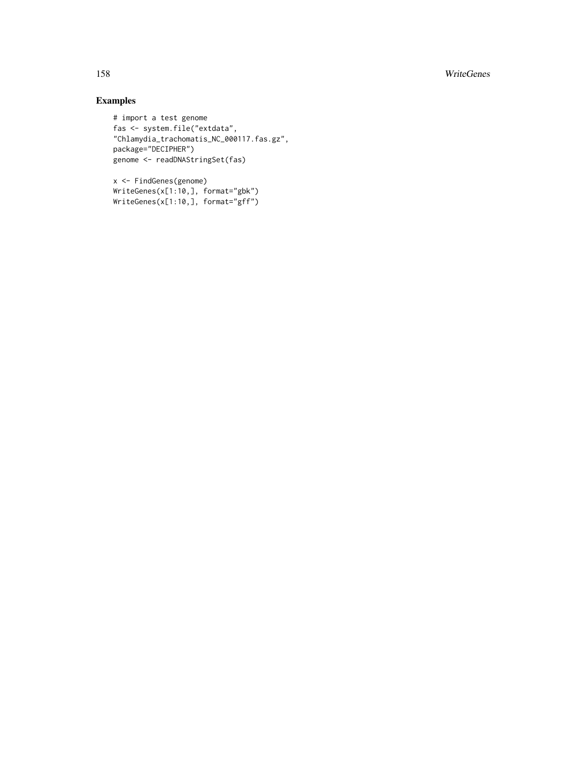## Examples

```
# import a test genome
fas <- system.file("extdata",
"Chlamydia_trachomatis_NC_000117.fas.gz",
package="DECIPHER")
genome <- readDNAStringSet(fas)

x <- FindGenes(genome)
WriteGenes(x[1:10,], format="gbk")
WriteGenes(x[1:10,], format="gff")
```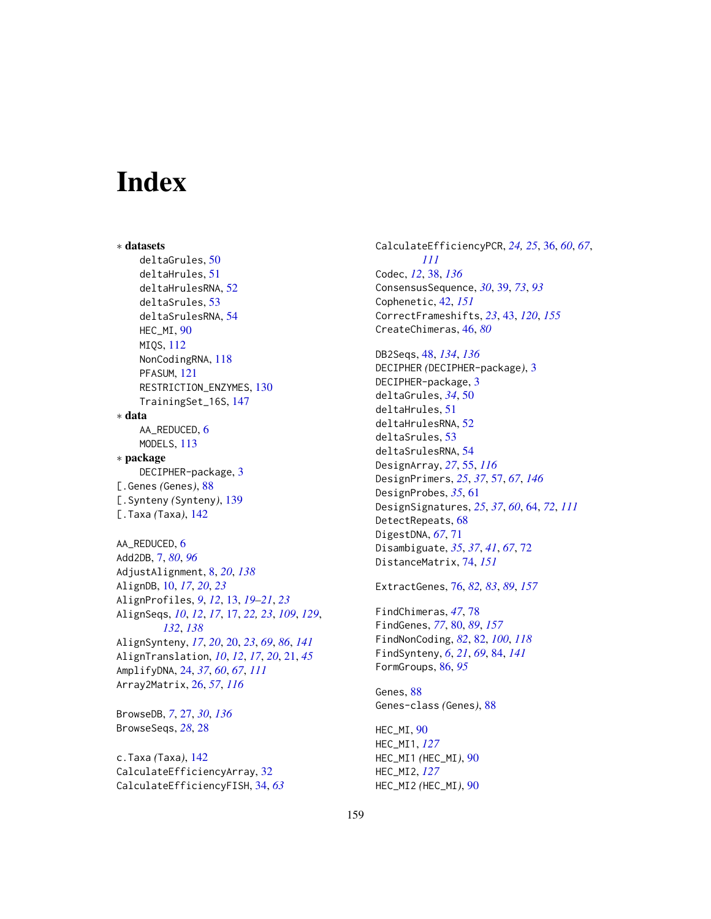# Index

* **datasets**
  - deltaGrules, 50
  - deltaHrules, 51
  - deltaHrulesRNA, 52
  - deltaSrules, 53
  - deltaSrulesRNA, 54
  - HEC_MI, 90
  - MIQS, 112
  - NonCodingRNA, 118
  - PFASUM, 121
  - RESTRICTION_ENZYMES, 130
  - TrainingSet_16S, 147
* **data**
  - AA_REDUCED, 6
  - MODELS, 113
* **package**
  - DECIPHER-package, 3

[.Genes *(Genes)*, 88
[.Synteny *(Synteny)*, 139
[.Taxa *(Taxa)*, 142

AA_REDUCED, 6
Add2DB, 7, *80*, *96*
AdjustAlignment, 8, *20*, *138*
AlignDB, 10, *17*, *20*, *23*
AlignProfiles, *9*, *12*, 13, *19–21*, *23*
AlignSeqs, *10*, *12*, *17*, 17, *22, 23*, *109*, *129*, *132*, *138*
AlignSynteny, *17*, *20*, 20, *23*, *69*, *86*, *141*
AlignTranslation, *10*, *12*, *17*, *20*, 21, *45*
AmplifyDNA, 24, *37*, *60*, *67*, *111*
Array2Matrix, 26, *57*, *116*

BrowseDB, *7*, 27, *30*, *136*
BrowseSeqs, *28*, 28

c.Taxa *(Taxa)*, 142
CalculateEfficiencyArray, 32
CalculateEfficiencyFISH, 34, *63*
CalculateEfficiencyPCR, *24, 25*, 36, *60*, *67*, *111*
Codec, *12*, 38, *136*
ConsensusSequence, *30*, 39, *73*, *93*
Cophenetic, 42, *151*
CorrectFrameshifts, *23*, 43, *120*, *155*
CreateChimeras, 46, *80*

DB2Seqs, 48, *134*, *136*
DECIPHER *(DECIPHER-package)*, 3
DECIPHER-package, 3
deltaGrules, *34*, 50
deltaHrules, 51
deltaHrulesRNA, 52
deltaSrules, 53
deltaSrulesRNA, 54
DesignArray, *27*, 55, *116*
DesignPrimers, *25*, *37*, 57, *67*, *146*
DesignProbes, *35*, 61
DesignSignatures, *25*, *37*, *60*, 64, *72*, *111*
DetectRepeats, 68
DigestDNA, *67*, 71
Disambiguate, *35*, *37*, *41*, *67*, 72
DistanceMatrix, 74, *151*

ExtractGenes, 76, *82, 83*, *89*, *157*

FindChimeras, *47*, 78
FindGenes, *77*, 80, *89*, *157*
FindNonCoding, *82*, 82, *100*, *118*
FindSynteny, *6*, *21*, *69*, 84, *141*
FormGroups, 86, *95*

Genes, 88
Genes-class *(Genes)*, 88

HEC_MI, 90
HEC_MI1, *127*
HEC_MI1 *(HEC_MI)*, 90
HEC_MI2, *127*
HEC_MI2 *(HEC_MI)*, 90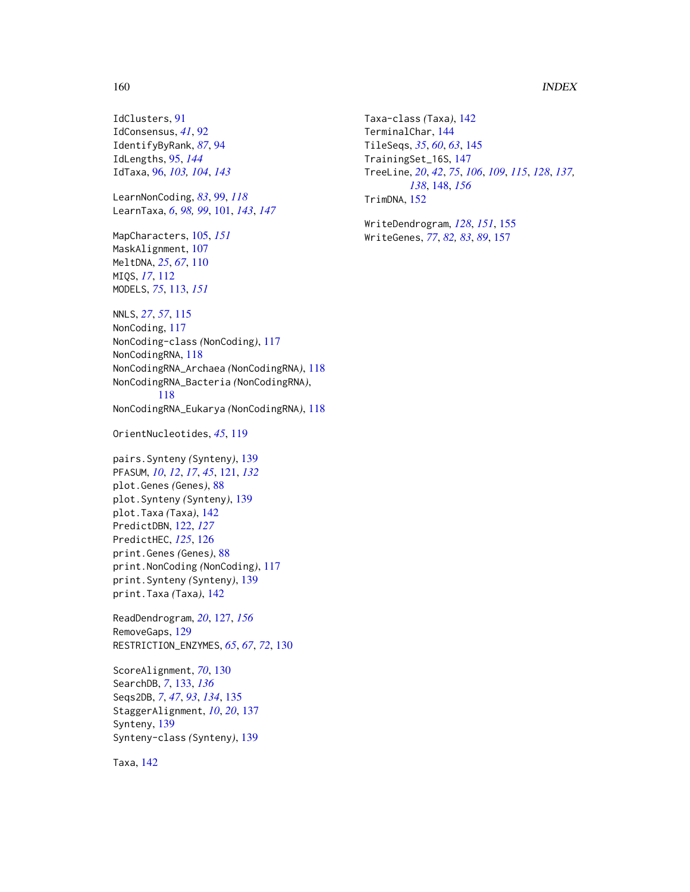IdClusters, 91
IdConsensus, *41*, 92
IdentifyByRank, *87*, 94
IdLengths, 95, *144*
IdTaxa, 96, *103, 104*, *143*

LearnNonCoding, *83*, 99, *118*
LearnTaxa, *6*, *98, 99*, 101, *143*, *147*

MapCharacters, 105, *151*
MaskAlignment, 107
MeltDNA, *25*, *67*, 110
MIQS, *17*, 112
MODELS, *75*, 113, *151*

NNLS, *27*, *57*, 115
NonCoding, 117
NonCoding-class *(*NonCoding*)*, 117
NonCodingRNA, 118
NonCodingRNA_Archaea *(*NonCodingRNA*)*, 118
NonCodingRNA_Bacteria *(*NonCodingRNA*)*, 118
NonCodingRNA_Eukarya *(*NonCodingRNA*)*, 118

OrientNucleotides, *45*, 119

pairs.Synteny *(*Synteny*)*, 139
PFASUM, *10*, *12*, *17*, *45*, 121, *132*
plot.Genes *(*Genes*)*, 88
plot.Synteny *(*Synteny*)*, 139
plot.Taxa *(*Taxa*)*, 142
PredictDBN, 122, *127*
PredictHEC, *125*, 126
print.Genes *(*Genes*)*, 88
print.NonCoding *(*NonCoding*)*, 117
print.Synteny *(*Synteny*)*, 139
print.Taxa *(*Taxa*)*, 142

ReadDendrogram, *20*, 127, *156*
RemoveGaps, 129
RESTRICTION_ENZYMES, *65*, *67*, *72*, 130

ScoreAlignment, *70*, 130
SearchDB, *7*, 133, *136*
Seqs2DB, *7*, *47*, *93*, *134*, 135
StaggerAlignment, *10*, *20*, 137
Synteny, 139
Synteny-class *(*Synteny*)*, 139

Taxa, 142
Taxa-class *(*Taxa*)*, 142
TerminalChar, 144
TileSeqs, *35*, *60*, *63*, 145
TrainingSet_16S, 147
TreeLine, *20*, *42*, *75*, *106*, *109*, *115*, *128*, *137, 138*, 148, *156*
TrimDNA, 152

WriteDendrogram, *128*, *151*, 155
WriteGenes, *77*, *82, 83*, *89*, 157